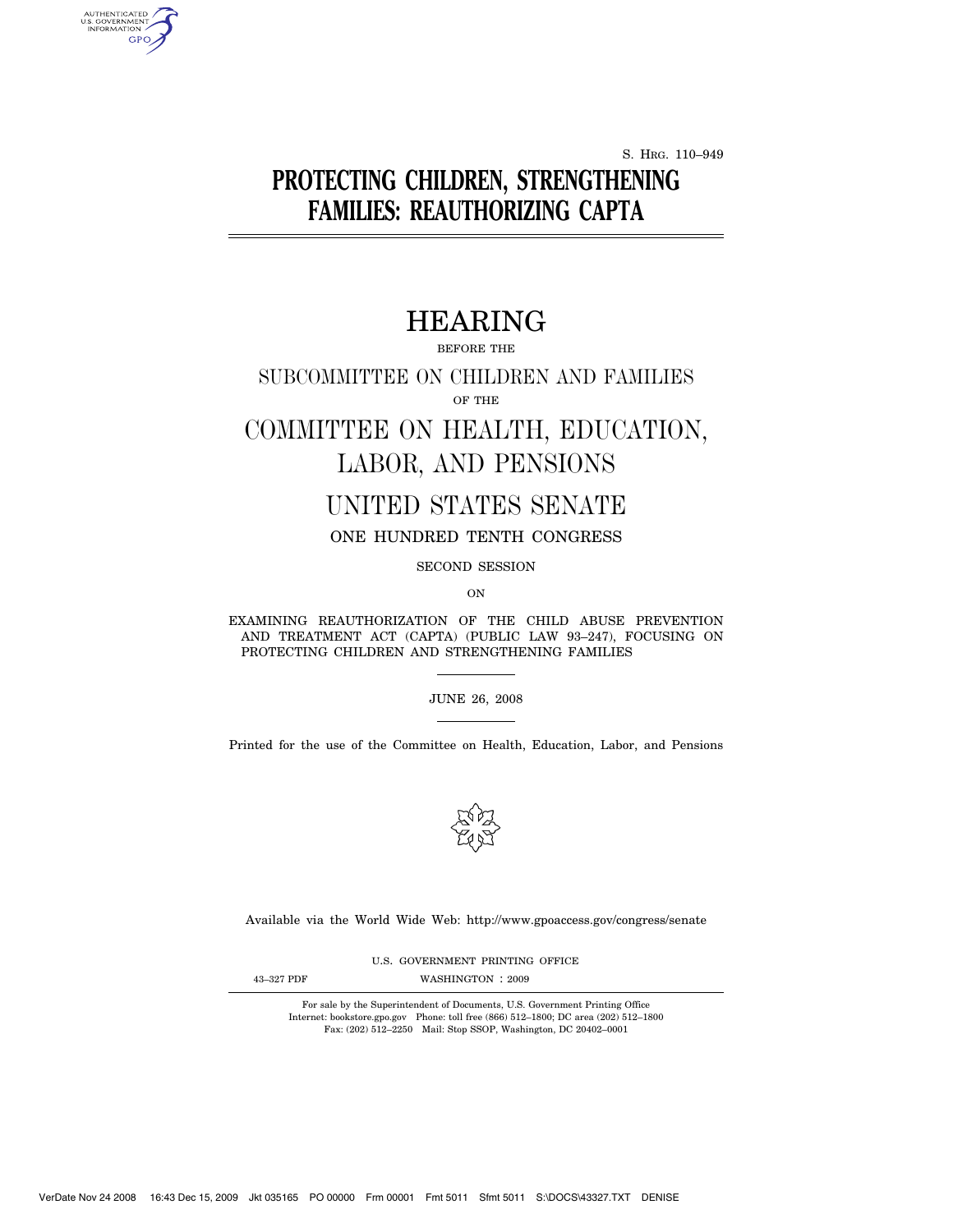S. HRG. 110–949

# PROTECTING CHILDREN, STRENGTHENING FAMILIES: REAUTHORIZING CAPTA

## HEARING

BEFORE THE

SUBCOMMITTEE ON CHILDREN AND FAMILIES

OF THE

COMMITTEE ON HEALTH, EDUCATION, LABOR, AND PENSIONS

UNITED STATES SENATE

ONE HUNDRED TENTH CONGRESS

SECOND SESSION

ON

EXAMINING REAUTHORIZATION OF THE CHILD ABUSE PREVENTION AND TREATMENT ACT (CAPTA) (PUBLIC LAW 93–247), FOCUSING ON PROTECTING CHILDREN AND STRENGTHENING FAMILIES

JUNE 26, 2008

Printed for the use of the Committee on Health, Education, Labor, and Pensions

Available via the World Wide Web: http://www.gpoaccess.gov/congress/senate

U.S. GOVERNMENT PRINTING OFFICE

43–327 PDF WASHINGTON : 2009

For sale by the Superintendent of Documents, U.S. Government Printing Office
Internet: bookstore.gpo.gov Phone: toll free (866) 512–1800; DC area (202) 512–1800
Fax: (202) 512–2250 Mail: Stop SSOP, Washington, DC 20402–0001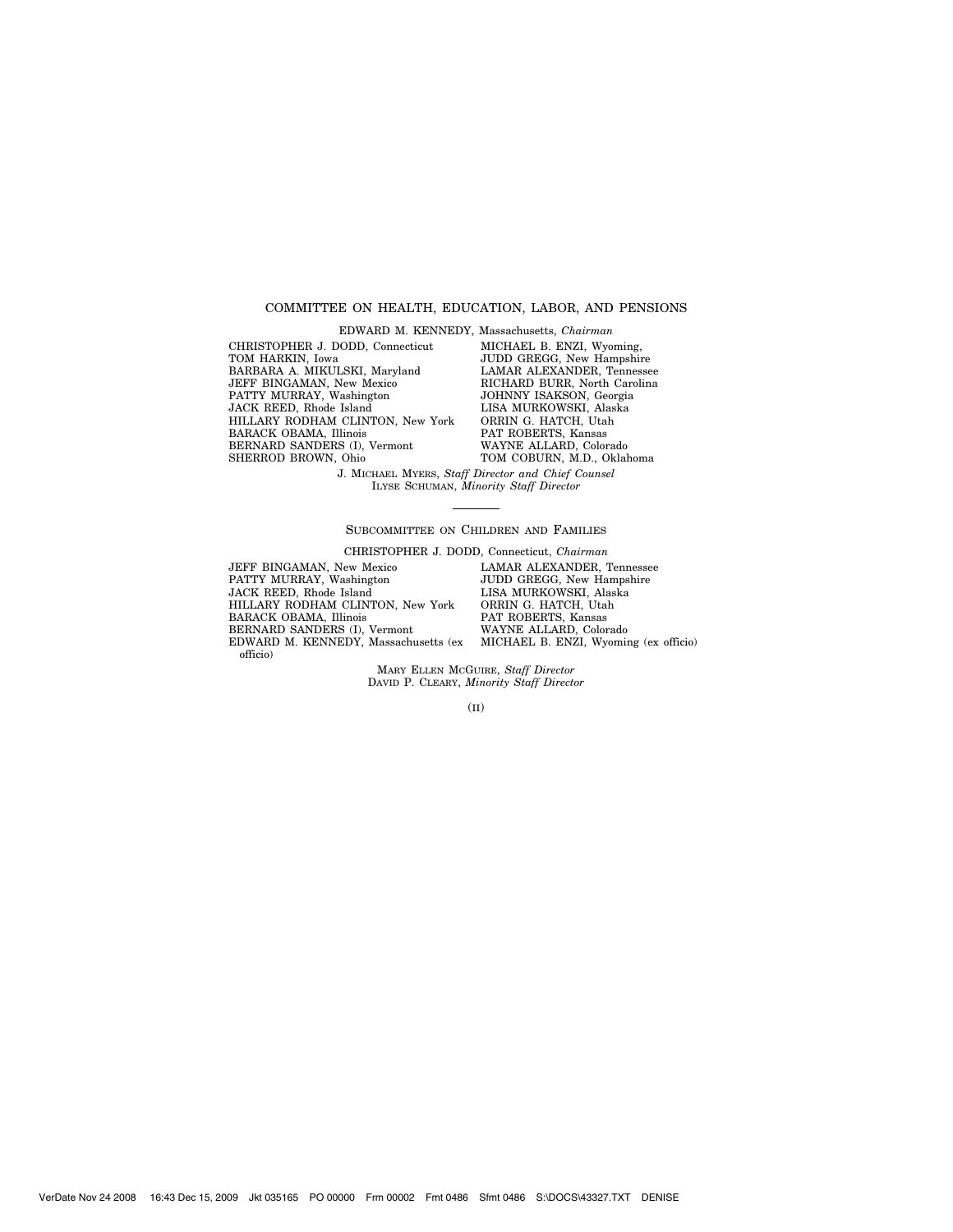## COMMITTEE ON HEALTH, EDUCATION, LABOR, AND PENSIONS

EDWARD M. KENNEDY, Massachusetts, *Chairman*

CHRISTOPHER J. DODD, Connecticut
TOM HARKIN, Iowa
BARBARA A. MIKULSKI, Maryland
JEFF BINGAMAN, New Mexico
PATTY MURRAY, Washington
JACK REED, Rhode Island
HILLARY RODHAM CLINTON, New York
BARACK OBAMA, Illinois
BERNARD SANDERS (I), Vermont
SHERROD BROWN, Ohio

MICHAEL B. ENZI, Wyoming,
JUDD GREGG, New Hampshire
LAMAR ALEXANDER, Tennessee
RICHARD BURR, North Carolina
JOHNNY ISAKSON, Georgia
LISA MURKOWSKI, Alaska
ORRIN G. HATCH, Utah
PAT ROBERTS, Kansas
WAYNE ALLARD, Colorado
TOM COBURN, M.D., Oklahoma

J. MICHAEL MYERS, *Staff Director and Chief Counsel*
ILYSE SCHUMAN, *Minority Staff Director*

---

### SUBCOMMITTEE ON CHILDREN AND FAMILIES

CHRISTOPHER J. DODD, Connecticut, *Chairman*

JEFF BINGAMAN, New Mexico
PATTY MURRAY, Washington
JACK REED, Rhode Island
HILLARY RODHAM CLINTON, New York
BARACK OBAMA, Illinois
BERNARD SANDERS (I), Vermont
EDWARD M. KENNEDY, Massachusetts (ex officio)

LAMAR ALEXANDER, Tennessee
JUDD GREGG, New Hampshire
LISA MURKOWSKI, Alaska
ORRIN G. HATCH, Utah
PAT ROBERTS, Kansas
WAYNE ALLARD, Colorado
MICHAEL B. ENZI, Wyoming (ex officio)

MARY ELLEN MCGUIRE, *Staff Director*
DAVID P. CLEARY, *Minority Staff Director*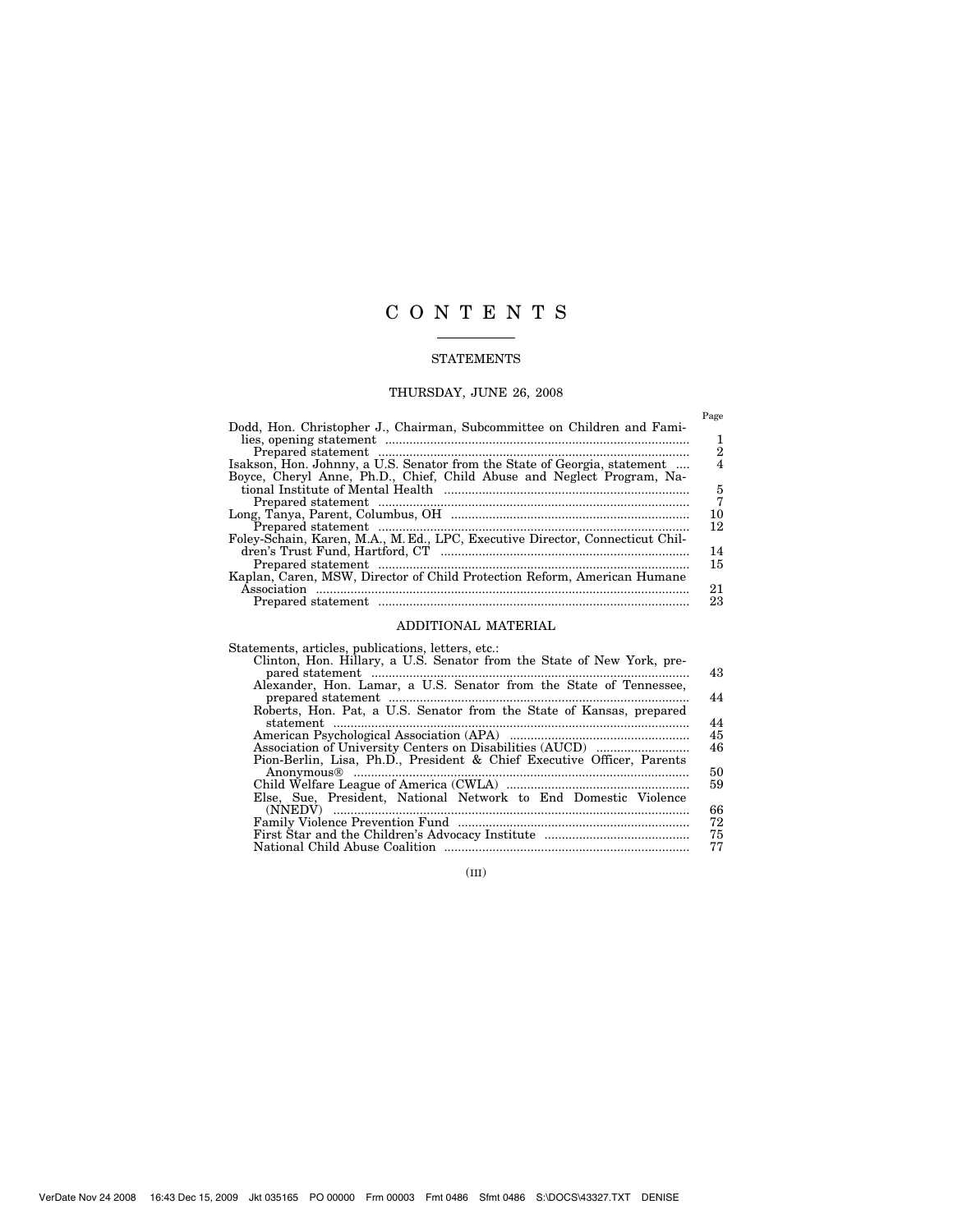# C O N T E N T S

## STATEMENTS

### THURSDAY, JUNE 26, 2008

| | Page |
|---|---|
| Dodd, Hon. Christopher J., Chairman, Subcommittee on Children and Families, opening statement | 1 |
| Prepared statement | 2 |
| Isakson, Hon. Johnny, a U.S. Senator from the State of Georgia, statement | 4 |
| Boyce, Cheryl Anne, Ph.D., Chief, Child Abuse and Neglect Program, National Institute of Mental Health | 5 |
| Prepared statement | 7 |
| Long, Tanya, Parent, Columbus, OH | 10 |
| Prepared statement | 12 |
| Foley-Schain, Karen, M.A., M. Ed., LPC, Executive Director, Connecticut Children's Trust Fund, Hartford, CT | 14 |
| Prepared statement | 15 |
| Kaplan, Caren, MSW, Director of Child Protection Reform, American Humane Association | 21 |
| Prepared statement | 23 |

## ADDITIONAL MATERIAL

Statements, articles, publications, letters, etc.:

| | |
|---|---|
| Clinton, Hon. Hillary, a U.S. Senator from the State of New York, prepared statement | 43 |
| Alexander, Hon. Lamar, a U.S. Senator from the State of Tennessee, prepared statement | 44 |
| Roberts, Hon. Pat, a U.S. Senator from the State of Kansas, prepared statement | 44 |
| American Psychological Association (APA) | 45 |
| Association of University Centers on Disabilities (AUCD) | 46 |
| Pion-Berlin, Lisa, Ph.D., President & Chief Executive Officer, Parents Anonymous® | 50 |
| Child Welfare League of America (CWLA) | 59 |
| Else, Sue, President, National Network to End Domestic Violence (NNEDV) | 66 |
| Family Violence Prevention Fund | 72 |
| First Star and the Children's Advocacy Institute | 75 |
| National Child Abuse Coalition | 77 |

(III)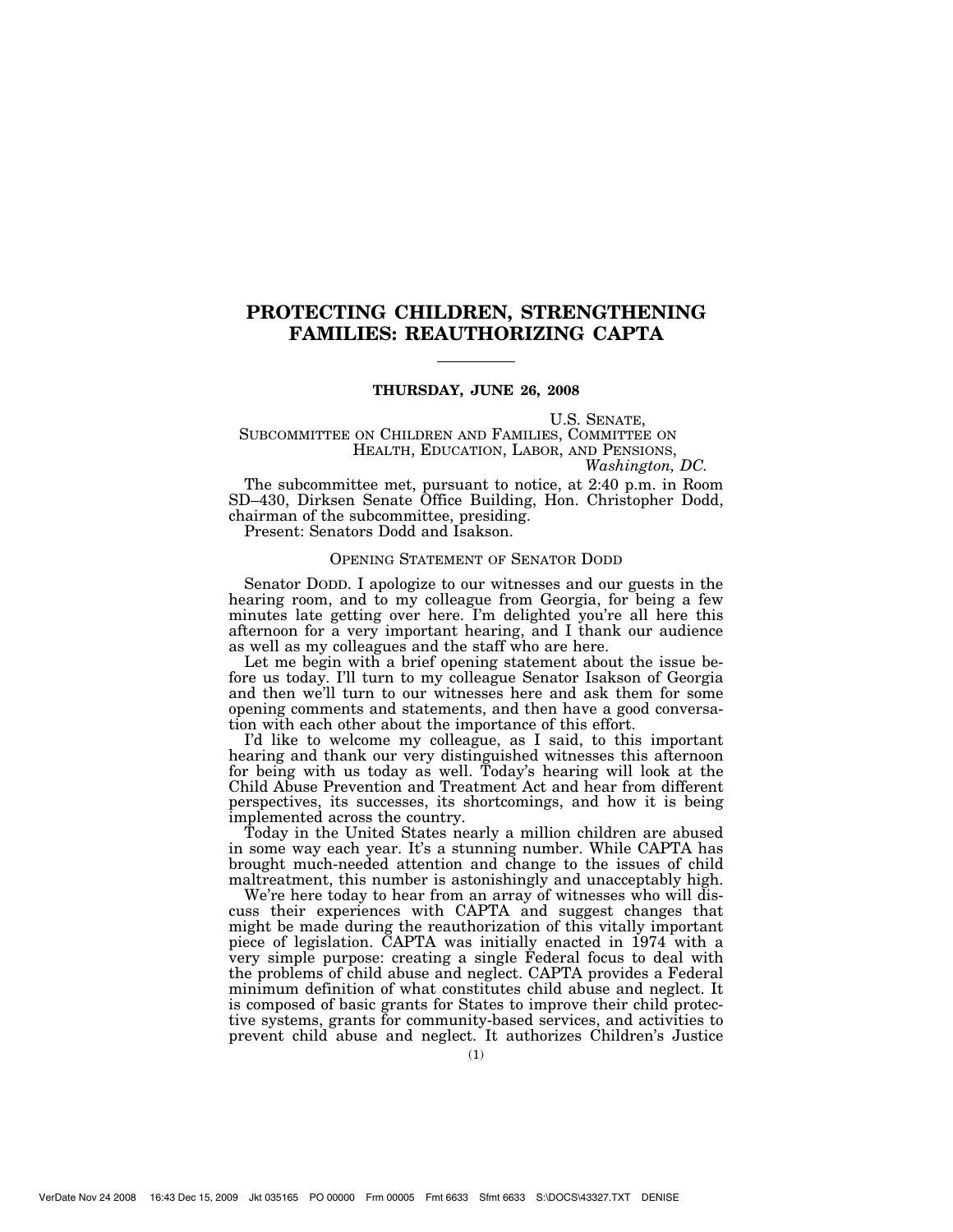# PROTECTING CHILDREN, STRENGTHENING FAMILIES: REAUTHORIZING CAPTA

**THURSDAY, JUNE 26, 2008**

U.S. SENATE,
SUBCOMMITTEE ON CHILDREN AND FAMILIES, COMMITTEE ON HEALTH, EDUCATION, LABOR, AND PENSIONS,
*Washington, DC.*

The subcommittee met, pursuant to notice, at 2:40 p.m. in Room SD–430, Dirksen Senate Office Building, Hon. Christopher Dodd, chairman of the subcommittee, presiding.

Present: Senators Dodd and Isakson.

## OPENING STATEMENT OF SENATOR DODD

Senator DODD. I apologize to our witnesses and our guests in the hearing room, and to my colleague from Georgia, for being a few minutes late getting over here. I'm delighted you're all here this afternoon for a very important hearing, and I thank our audience as well as my colleagues and the staff who are here.

Let me begin with a brief opening statement about the issue before us today. I'll turn to my colleague Senator Isakson of Georgia and then we'll turn to our witnesses here and ask them for some opening comments and statements, and then have a good conversation with each other about the importance of this effort.

I'd like to welcome my colleague, as I said, to this important hearing and thank our very distinguished witnesses this afternoon for being with us today as well. Today's hearing will look at the Child Abuse Prevention and Treatment Act and hear from different perspectives, its successes, its shortcomings, and how it is being implemented across the country.

Today in the United States nearly a million children are abused in some way each year. It's a stunning number. While CAPTA has brought much-needed attention and change to the issues of child maltreatment, this number is astonishingly and unacceptably high.

We're here today to hear from an array of witnesses who will discuss their experiences with CAPTA and suggest changes that might be made during the reauthorization of this vitally important piece of legislation. CAPTA was initially enacted in 1974 with a very simple purpose: creating a single Federal focus to deal with the problems of child abuse and neglect. CAPTA provides a Federal minimum definition of what constitutes child abuse and neglect. It is composed of basic grants for States to improve their child protective systems, grants for community-based services, and activities to prevent child abuse and neglect. It authorizes Children's Justice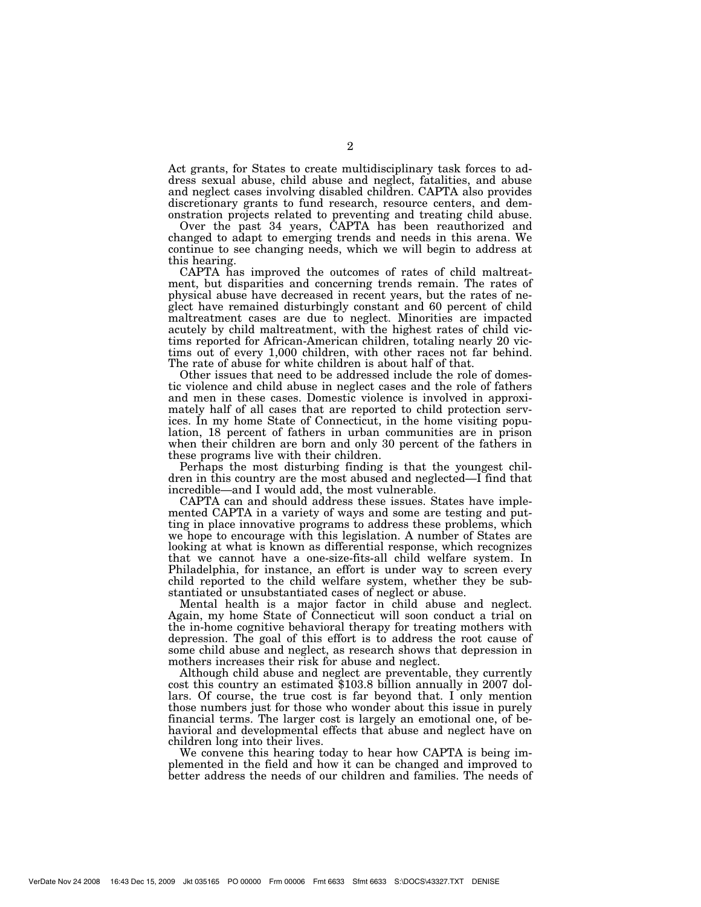Act grants, for States to create multidisciplinary task forces to address sexual abuse, child abuse and neglect, fatalities, and abuse and neglect cases involving disabled children. CAPTA also provides discretionary grants to fund research, resource centers, and demonstration projects related to preventing and treating child abuse.

Over the past 34 years, CAPTA has been reauthorized and changed to adapt to emerging trends and needs in this arena. We continue to see changing needs, which we will begin to address at this hearing.

CAPTA has improved the outcomes of rates of child maltreatment, but disparities and concerning trends remain. The rates of physical abuse have decreased in recent years, but the rates of neglect have remained disturbingly constant and 60 percent of child maltreatment cases are due to neglect. Minorities are impacted acutely by child maltreatment, with the highest rates of child victims reported for African-American children, totaling nearly 20 victims out of every 1,000 children, with other races not far behind. The rate of abuse for white children is about half of that.

Other issues that need to be addressed include the role of domestic violence and child abuse in neglect cases and the role of fathers and men in these cases. Domestic violence is involved in approximately half of all cases that are reported to child protection services. In my home State of Connecticut, in the home visiting population, 18 percent of fathers in urban communities are in prison when their children are born and only 30 percent of the fathers in these programs live with their children.

Perhaps the most disturbing finding is that the youngest children in this country are the most abused and neglected—I find that incredible—and I would add, the most vulnerable.

CAPTA can and should address these issues. States have implemented CAPTA in a variety of ways and some are testing and putting in place innovative programs to address these problems, which we hope to encourage with this legislation. A number of States are looking at what is known as differential response, which recognizes that we cannot have a one-size-fits-all child welfare system. In Philadelphia, for instance, an effort is under way to screen every child reported to the child welfare system, whether they be substantiated or unsubstantiated cases of neglect or abuse.

Mental health is a major factor in child abuse and neglect. Again, my home State of Connecticut will soon conduct a trial on the in-home cognitive behavioral therapy for treating mothers with depression. The goal of this effort is to address the root cause of some child abuse and neglect, as research shows that depression in mothers increases their risk for abuse and neglect.

Although child abuse and neglect are preventable, they currently cost this country an estimated $103.8 billion annually in 2007 dollars. Of course, the true cost is far beyond that. I only mention those numbers just for those who wonder about this issue in purely financial terms. The larger cost is largely an emotional one, of behavioral and developmental effects that abuse and neglect have on children long into their lives.

We convene this hearing today to hear how CAPTA is being implemented in the field and how it can be changed and improved to better address the needs of our children and families. The needs of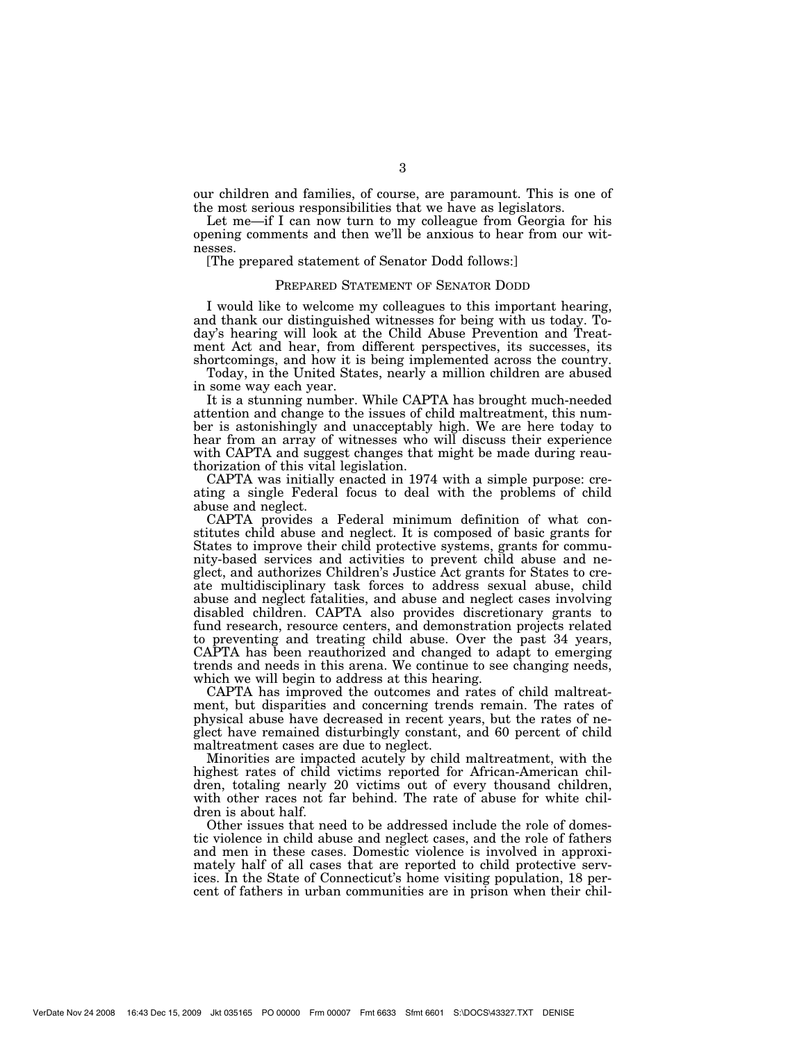our children and families, of course, are paramount. This is one of the most serious responsibilities that we have as legislators.

Let me—if I can now turn to my colleague from Georgia for his opening comments and then we'll be anxious to hear from our witnesses.

[The prepared statement of Senator Dodd follows:]

## PREPARED STATEMENT OF SENATOR DODD

I would like to welcome my colleagues to this important hearing, and thank our distinguished witnesses for being with us today. Today's hearing will look at the Child Abuse Prevention and Treatment Act and hear, from different perspectives, its successes, its shortcomings, and how it is being implemented across the country.

Today, in the United States, nearly a million children are abused in some way each year.

It is a stunning number. While CAPTA has brought much-needed attention and change to the issues of child maltreatment, this number is astonishingly and unacceptably high. We are here today to hear from an array of witnesses who will discuss their experience with CAPTA and suggest changes that might be made during reauthorization of this vital legislation.

CAPTA was initially enacted in 1974 with a simple purpose: creating a single Federal focus to deal with the problems of child abuse and neglect.

CAPTA provides a Federal minimum definition of what constitutes child abuse and neglect. It is composed of basic grants for States to improve their child protective systems, grants for community-based services and activities to prevent child abuse and neglect, and authorizes Children's Justice Act grants for States to create multidisciplinary task forces to address sexual abuse, child abuse and neglect fatalities, and abuse and neglect cases involving disabled children. CAPTA also provides discretionary grants to fund research, resource centers, and demonstration projects related to preventing and treating child abuse. Over the past 34 years, CAPTA has been reauthorized and changed to adapt to emerging trends and needs in this arena. We continue to see changing needs, which we will begin to address at this hearing.

CAPTA has improved the outcomes and rates of child maltreatment, but disparities and concerning trends remain. The rates of physical abuse have decreased in recent years, but the rates of neglect have remained disturbingly constant, and 60 percent of child maltreatment cases are due to neglect.

Minorities are impacted acutely by child maltreatment, with the highest rates of child victims reported for African-American children, totaling nearly 20 victims out of every thousand children, with other races not far behind. The rate of abuse for white children is about half.

Other issues that need to be addressed include the role of domestic violence in child abuse and neglect cases, and the role of fathers and men in these cases. Domestic violence is involved in approximately half of all cases that are reported to child protective services. In the State of Connecticut's home visiting population, 18 percent of fathers in urban communities are in prison when their chil-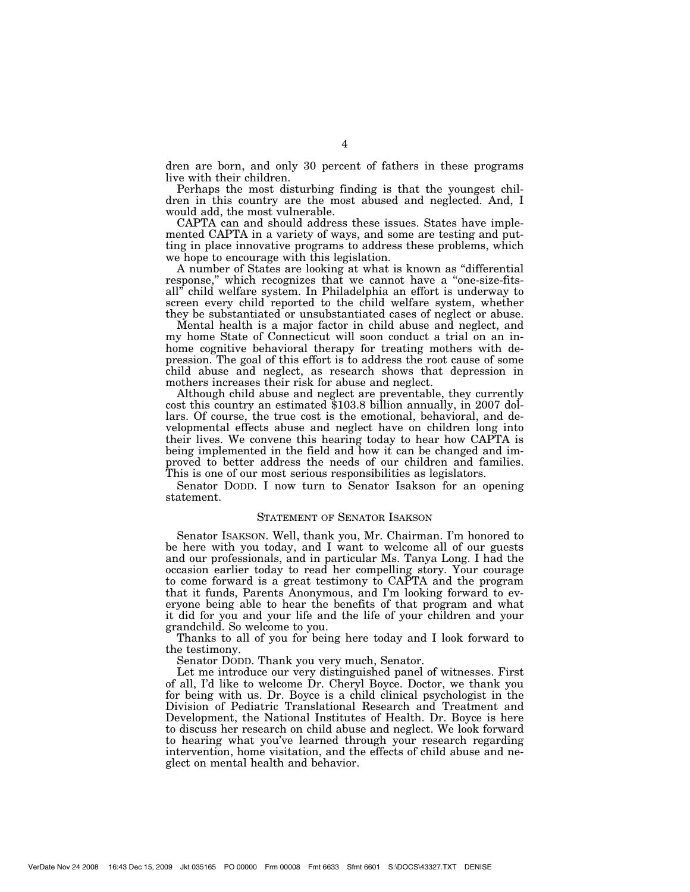dren are born, and only 30 percent of fathers in these programs live with their children.

Perhaps the most disturbing finding is that the youngest children in this country are the most abused and neglected. And, I would add, the most vulnerable.

CAPTA can and should address these issues. States have implemented CAPTA in a variety of ways, and some are testing and putting in place innovative programs to address these problems, which we hope to encourage with this legislation.

A number of States are looking at what is known as "differential response," which recognizes that we cannot have a "one-size-fits-all" child welfare system. In Philadelphia an effort is underway to screen every child reported to the child welfare system, whether they be substantiated or unsubstantiated cases of neglect or abuse.

Mental health is a major factor in child abuse and neglect, and my home State of Connecticut will soon conduct a trial on an in-home cognitive behavioral therapy for treating mothers with depression. The goal of this effort is to address the root cause of some child abuse and neglect, as research shows that depression in mothers increases their risk for abuse and neglect.

Although child abuse and neglect are preventable, they currently cost this country an estimated $103.8 billion annually, in 2007 dollars. Of course, the true cost is the emotional, behavioral, and developmental effects abuse and neglect have on children long into their lives. We convene this hearing today to hear how CAPTA is being implemented in the field and how it can be changed and improved to better address the needs of our children and families. This is one of our most serious responsibilities as legislators.

Senator DODD. I now turn to Senator Isakson for an opening statement.

## STATEMENT OF SENATOR ISAKSON

Senator ISAKSON. Well, thank you, Mr. Chairman. I'm honored to be here with you today, and I want to welcome all of our guests and our professionals, and in particular Ms. Tanya Long. I had the occasion earlier today to read her compelling story. Your courage to come forward is a great testimony to CAPTA and the program that it funds, Parents Anonymous, and I'm looking forward to everyone being able to hear the benefits of that program and what it did for you and your life and the life of your children and your grandchild. So welcome to you.

Thanks to all of you for being here today and I look forward to the testimony.

Senator DODD. Thank you very much, Senator.

Let me introduce our very distinguished panel of witnesses. First of all, I'd like to welcome Dr. Cheryl Boyce. Doctor, we thank you for being with us. Dr. Boyce is a child clinical psychologist in the Division of Pediatric Translational Research and Treatment and Development, the National Institutes of Health. Dr. Boyce is here to discuss her research on child abuse and neglect. We look forward to hearing what you've learned through your research regarding intervention, home visitation, and the effects of child abuse and neglect on mental health and behavior.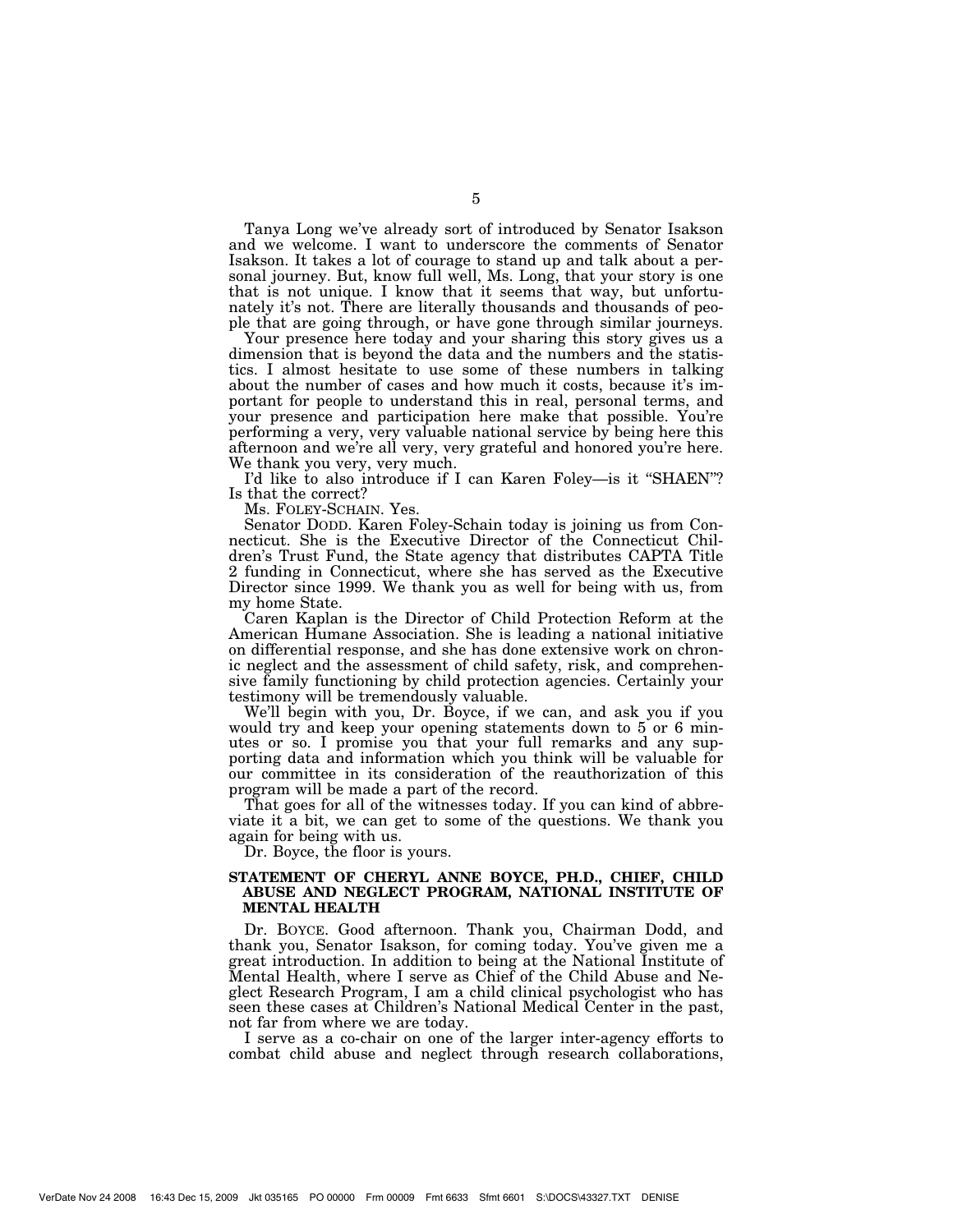Tanya Long we've already sort of introduced by Senator Isakson and we welcome. I want to underscore the comments of Senator Isakson. It takes a lot of courage to stand up and talk about a personal journey. But, know full well, Ms. Long, that your story is one that is not unique. I know that it seems that way, but unfortunately it's not. There are literally thousands and thousands of people that are going through, or have gone through similar journeys.

Your presence here today and your sharing this story gives us a dimension that is beyond the data and the numbers and the statistics. I almost hesitate to use some of these numbers in talking about the number of cases and how much it costs, because it's important for people to understand this in real, personal terms, and your presence and participation here make that possible. You're performing a very, very valuable national service by being here this afternoon and we're all very, very grateful and honored you're here. We thank you very, very much.

I'd like to also introduce if I can Karen Foley—is it "SHAEN"? Is that the correct?

Ms. FOLEY-SCHAIN. Yes.

Senator DODD. Karen Foley-Schain today is joining us from Connecticut. She is the Executive Director of the Connecticut Children's Trust Fund, the State agency that distributes CAPTA Title 2 funding in Connecticut, where she has served as the Executive Director since 1999. We thank you as well for being with us, from my home State.

Caren Kaplan is the Director of Child Protection Reform at the American Humane Association. She is leading a national initiative on differential response, and she has done extensive work on chronic neglect and the assessment of child safety, risk, and comprehensive family functioning by child protection agencies. Certainly your testimony will be tremendously valuable.

We'll begin with you, Dr. Boyce, if we can, and ask you if you would try and keep your opening statements down to 5 or 6 minutes or so. I promise you that your full remarks and any supporting data and information which you think will be valuable for our committee in its consideration of the reauthorization of this program will be made a part of the record.

That goes for all of the witnesses today. If you can kind of abbreviate it a bit, we can get to some of the questions. We thank you again for being with us.

Dr. Boyce, the floor is yours.

## STATEMENT OF CHERYL ANNE BOYCE, PH.D., CHIEF, CHILD ABUSE AND NEGLECT PROGRAM, NATIONAL INSTITUTE OF MENTAL HEALTH

Dr. BOYCE. Good afternoon. Thank you, Chairman Dodd, and thank you, Senator Isakson, for coming today. You've given me a great introduction. In addition to being at the National Institute of Mental Health, where I serve as Chief of the Child Abuse and Neglect Research Program, I am a child clinical psychologist who has seen these cases at Children's National Medical Center in the past, not far from where we are today.

I serve as a co-chair on one of the larger inter-agency efforts to combat child abuse and neglect through research collaborations,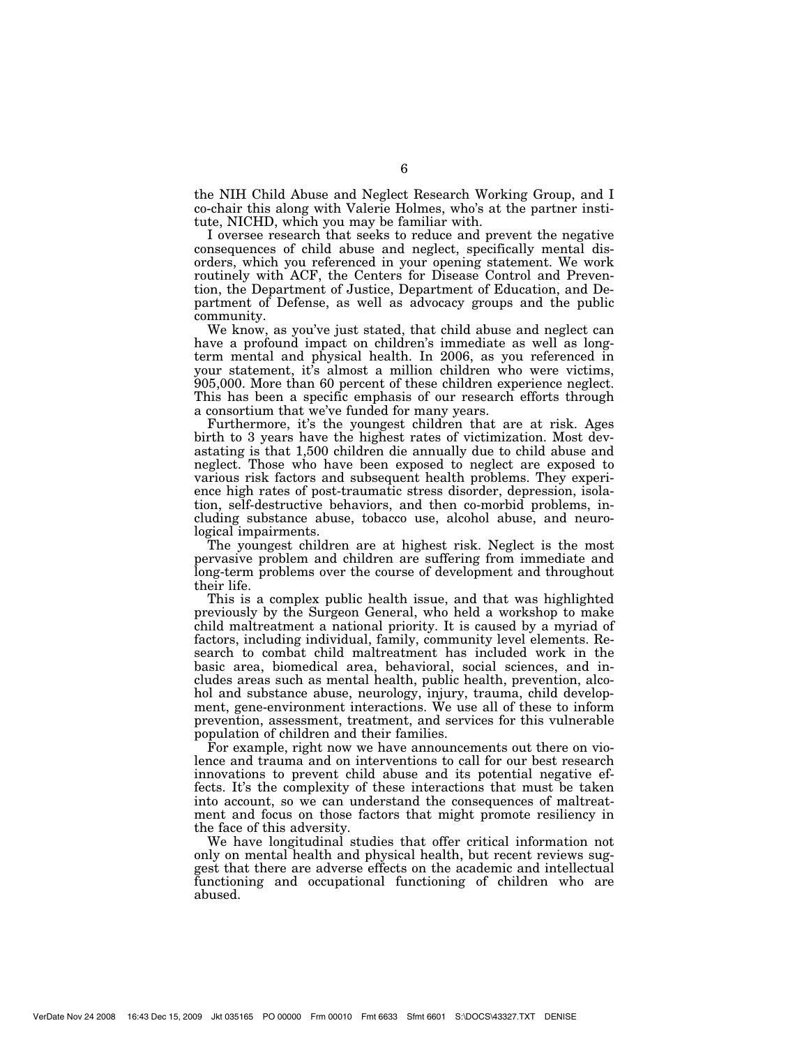the NIH Child Abuse and Neglect Research Working Group, and I co-chair this along with Valerie Holmes, who's at the partner institute, NICHD, which you may be familiar with.

I oversee research that seeks to reduce and prevent the negative consequences of child abuse and neglect, specifically mental disorders, which you referenced in your opening statement. We work routinely with ACF, the Centers for Disease Control and Prevention, the Department of Justice, Department of Education, and Department of Defense, as well as advocacy groups and the public community.

We know, as you've just stated, that child abuse and neglect can have a profound impact on children's immediate as well as long-term mental and physical health. In 2006, as you referenced in your statement, it's almost a million children who were victims, 905,000. More than 60 percent of these children experience neglect. This has been a specific emphasis of our research efforts through a consortium that we've funded for many years.

Furthermore, it's the youngest children that are at risk. Ages birth to 3 years have the highest rates of victimization. Most devastating is that 1,500 children die annually due to child abuse and neglect. Those who have been exposed to neglect are exposed to various risk factors and subsequent health problems. They experience high rates of post-traumatic stress disorder, depression, isolation, self-destructive behaviors, and then co-morbid problems, including substance abuse, tobacco use, alcohol abuse, and neurological impairments.

The youngest children are at highest risk. Neglect is the most pervasive problem and children are suffering from immediate and long-term problems over the course of development and throughout their life.

This is a complex public health issue, and that was highlighted previously by the Surgeon General, who held a workshop to make child maltreatment a national priority. It is caused by a myriad of factors, including individual, family, community level elements. Research to combat child maltreatment has included work in the basic area, biomedical area, behavioral, social sciences, and includes areas such as mental health, public health, prevention, alcohol and substance abuse, neurology, injury, trauma, child development, gene-environment interactions. We use all of these to inform prevention, assessment, treatment, and services for this vulnerable population of children and their families.

For example, right now we have announcements out there on violence and trauma and on interventions to call for our best research innovations to prevent child abuse and its potential negative effects. It's the complexity of these interactions that must be taken into account, so we can understand the consequences of maltreatment and focus on those factors that might promote resiliency in the face of this adversity.

We have longitudinal studies that offer critical information not only on mental health and physical health, but recent reviews suggest that there are adverse effects on the academic and intellectual functioning and occupational functioning of children who are abused.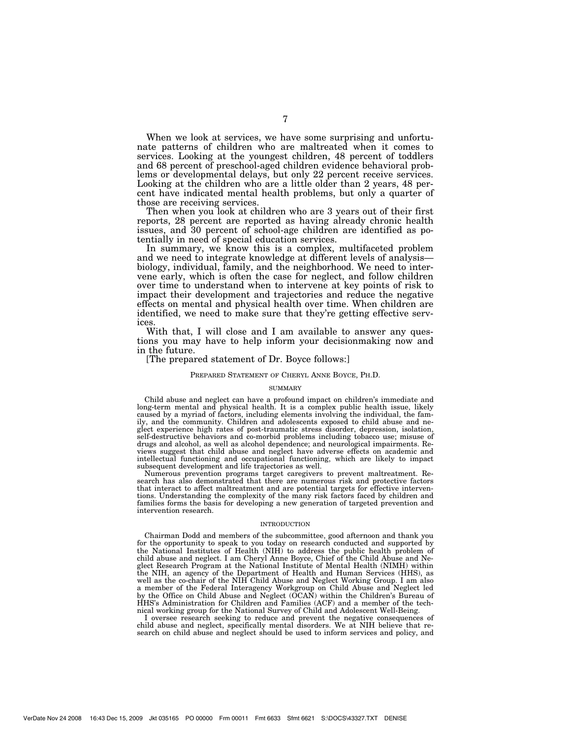When we look at services, we have some surprising and unfortunate patterns of children who are maltreated when it comes to services. Looking at the youngest children, 48 percent of toddlers and 68 percent of preschool-aged children evidence behavioral problems or developmental delays, but only 22 percent receive services. Looking at the children who are a little older than 2 years, 48 percent have indicated mental health problems, but only a quarter of those are receiving services.

Then when you look at children who are 3 years out of their first reports, 28 percent are reported as having already chronic health issues, and 30 percent of school-age children are identified as potentially in need of special education services.

In summary, we know this is a complex, multifaceted problem and we need to integrate knowledge at different levels of analysis—biology, individual, family, and the neighborhood. We need to intervene early, which is often the case for neglect, and follow children over time to understand when to intervene at key points of risk to impact their development and trajectories and reduce the negative effects on mental and physical health over time. When children are identified, we need to make sure that they're getting effective services.

With that, I will close and I am available to answer any questions you may have to help inform your decisionmaking now and in the future.

[The prepared statement of Dr. Boyce follows:]

## Prepared Statement of Cheryl Anne Boyce, Ph.D.

### Summary

Child abuse and neglect can have a profound impact on children's immediate and long-term mental and physical health. It is a complex public health issue, likely caused by a myriad of factors, including elements involving the individual, the family, and the community. Children and adolescents exposed to child abuse and neglect experience high rates of post-traumatic stress disorder, depression, isolation, self-destructive behaviors and co-morbid problems including tobacco use; misuse of drugs and alcohol, as well as alcohol dependence; and neurological impairments. Reviews suggest that child abuse and neglect have adverse effects on academic and intellectual functioning and occupational functioning, which are likely to impact subsequent development and life trajectories as well.

Numerous prevention programs target caregivers to prevent maltreatment. Research has also demonstrated that there are numerous risk and protective factors that interact to affect maltreatment and are potential targets for effective interventions. Understanding the complexity of the many risk factors faced by children and families forms the basis for developing a new generation of targeted prevention and intervention research.

### Introduction

Chairman Dodd and members of the subcommittee, good afternoon and thank you for the opportunity to speak to you today on research conducted and supported by the National Institutes of Health (NIH) to address the public health problem of child abuse and neglect. I am Cheryl Anne Boyce, Chief of the Child Abuse and Neglect Research Program at the National Institute of Mental Health (NIMH) within the NIH, an agency of the Department of Health and Human Services (HHS), as well as the co-chair of the NIH Child Abuse and Neglect Working Group. I am also a member of the Federal Interagency Workgroup on Child Abuse and Neglect led by the Office on Child Abuse and Neglect (OCAN) within the Children's Bureau of HHS's Administration for Children and Families (ACF) and a member of the technical working group for the National Survey of Child and Adolescent Well-Being.

I oversee research seeking to reduce and prevent the negative consequences of child abuse and neglect, specifically mental disorders. We at NIH believe that research on child abuse and neglect should be used to inform services and policy, and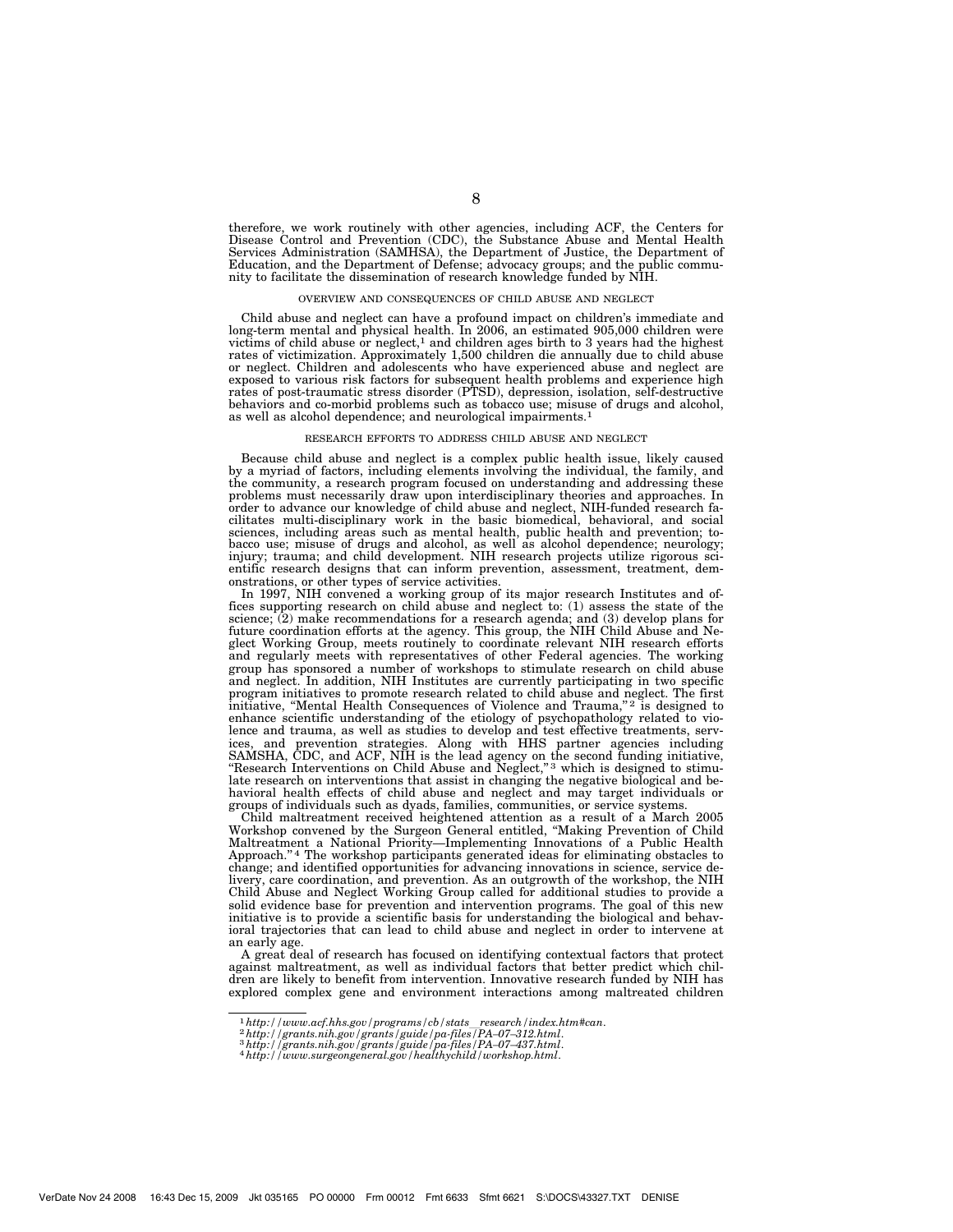therefore, we work routinely with other agencies, including ACF, the Centers for Disease Control and Prevention (CDC), the Substance Abuse and Mental Health Services Administration (SAMHSA), the Department of Justice, the Department of Education, and the Department of Defense; advocacy groups; and the public community to facilitate the dissemination of research knowledge funded by NIH.

## OVERVIEW AND CONSEQUENCES OF CHILD ABUSE AND NEGLECT

Child abuse and neglect can have a profound impact on children's immediate and long-term mental and physical health. In 2006, an estimated 905,000 children were victims of child abuse or neglect,[1] and children ages birth to 3 years had the highest rates of victimization. Approximately 1,500 children die annually due to child abuse or neglect. Children and adolescents who have experienced abuse and neglect are exposed to various risk factors for subsequent health problems and experience high rates of post-traumatic stress disorder (PTSD), depression, isolation, self-destructive behaviors and co-morbid problems such as tobacco use; misuse of drugs and alcohol, as well as alcohol dependence; and neurological impairments.[1]

## RESEARCH EFFORTS TO ADDRESS CHILD ABUSE AND NEGLECT

Because child abuse and neglect is a complex public health issue, likely caused by a myriad of factors, including elements involving the individual, the family, and the community, a research program focused on understanding and addressing these problems must necessarily draw upon interdisciplinary theories and approaches. In order to advance our knowledge of child abuse and neglect, NIH-funded research facilitates multi-disciplinary work in the basic biomedical, behavioral, and social sciences, including areas such as mental health, public health and prevention; tobacco use; misuse of drugs and alcohol, as well as alcohol dependence; neurology; injury; trauma; and child development. NIH research projects utilize rigorous scientific research designs that can inform prevention, assessment, treatment, demonstrations, or other types of service activities.

In 1997, NIH convened a working group of its major research Institutes and offices supporting research on child abuse and neglect to: (1) assess the state of the science; (2) make recommendations for a research agenda; and (3) develop plans for future coordination efforts at the agency. This group, the NIH Child Abuse and Neglect Working Group, meets routinely to coordinate relevant NIH research efforts and regularly meets with representatives of other Federal agencies. The working group has sponsored a number of workshops to stimulate research on child abuse and neglect. In addition, NIH Institutes are currently participating in two specific program initiatives to promote research related to child abuse and neglect. The first initiative, "Mental Health Consequences of Violence and Trauma,"[2] is designed to enhance scientific understanding of the etiology of psychopathology related to violence and trauma, as well as studies to develop and test effective treatments, services, and prevention strategies. Along with HHS partner agencies including SAMSHA, CDC, and ACF, NIH is the lead agency on the second funding initiative, "Research Interventions on Child Abuse and Neglect,"[3] which is designed to stimulate research on interventions that assist in changing the negative biological and behavioral health effects of child abuse and neglect and may target individuals or groups of individuals such as dyads, families, communities, or service systems.

Child maltreatment received heightened attention as a result of a March 2005 Workshop convened by the Surgeon General entitled, "Making Prevention of Child Maltreatment a National Priority—Implementing Innovations of a Public Health Approach."[4] The workshop participants generated ideas for eliminating obstacles to change; and identified opportunities for advancing innovations in science, service delivery, care coordination, and prevention. As an outgrowth of the workshop, the NIH Child Abuse and Neglect Working Group called for additional studies to provide a solid evidence base for prevention and intervention programs. The goal of this new initiative is to provide a scientific basis for understanding the biological and behavioral trajectories that can lead to child abuse and neglect in order to intervene at an early age.

A great deal of research has focused on identifying contextual factors that protect against maltreatment, as well as individual factors that better predict which children are likely to benefit from intervention. Innovative research funded by NIH has explored complex gene and environment interactions among maltreated children

---

[1] *http://www.acf.hhs.gov/programs/cb/stats_research/index.htm#can.*

[2] *http://grants.nih.gov/grants/guide/pa-files/PA-07-312.html.*

[3] *http://grants.nih.gov/grants/guide/pa-files/PA-07-437.html.*

[4] *http://www.surgeongeneral.gov/healthychild/workshop.html.*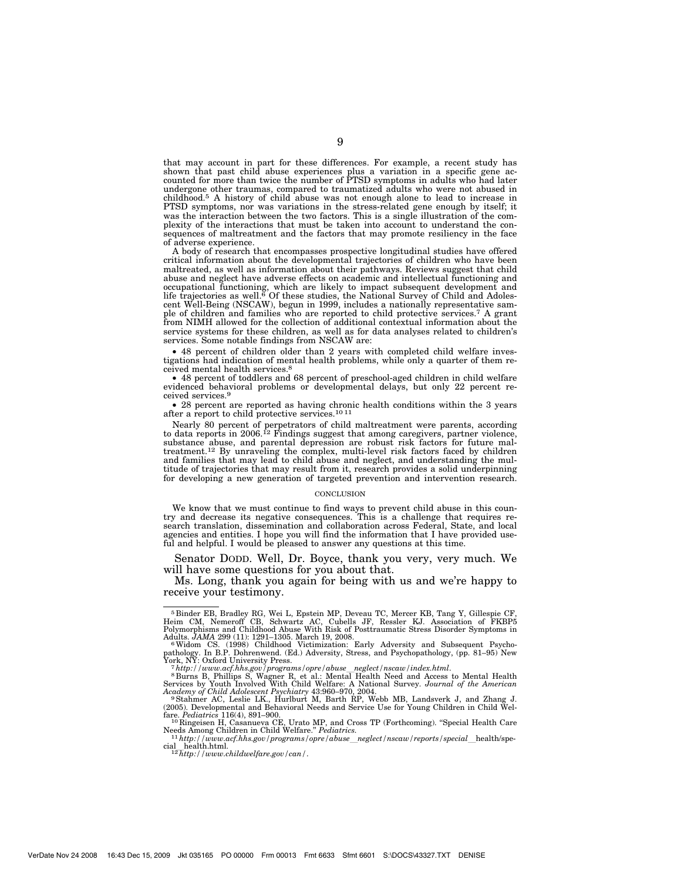that may account in part for these differences. For example, a recent study has shown that past child abuse experiences plus a variation in a specific gene accounted for more than twice the number of PTSD symptoms in adults who had later undergone other traumas, compared to traumatized adults who were not abused in childhood.[5] A history of child abuse was not enough alone to lead to increase in PTSD symptoms, nor was variations in the stress-related gene enough by itself; it was the interaction between the two factors. This is a single illustration of the complexity of the interactions that must be taken into account to understand the consequences of maltreatment and the factors that may promote resiliency in the face of adverse experience.

A body of research that encompasses prospective longitudinal studies have offered critical information about the developmental trajectories of children who have been maltreated, as well as information about their pathways. Reviews suggest that child abuse and neglect have adverse effects on academic and intellectual functioning and occupational functioning, which are likely to impact subsequent development and life trajectories as well.[6] Of these studies, the National Survey of Child and Adolescent Well-Being (NSCAW), begun in 1999, includes a nationally representative sample of children and families who are reported to child protective services.[7] A grant from NIMH allowed for the collection of additional contextual information about the service systems for these children, as well as for data analyses related to children's services. Some notable findings from NSCAW are:

- 48 percent of children older than 2 years with completed child welfare investigations had indication of mental health problems, while only a quarter of them received mental health services.[8]
- 48 percent of toddlers and 68 percent of preschool-aged children in child welfare evidenced behavioral problems or developmental delays, but only 22 percent received services.[9]
- 28 percent are reported as having chronic health conditions within the 3 years after a report to child protective services.[10,11]

Nearly 80 percent of perpetrators of child maltreatment were parents, according to data reports in 2006.[12] Findings suggest that among caregivers, partner violence, substance abuse, and parental depression are robust risk factors for future maltreatment.[12] By unraveling the complex, multi-level risk factors faced by children and families that may lead to child abuse and neglect, and understanding the multitude of trajectories that may result from it, research provides a solid underpinning for developing a new generation of targeted prevention and intervention research.

## CONCLUSION

We know that we must continue to find ways to prevent child abuse in this country and decrease its negative consequences. This is a challenge that requires research translation, dissemination and collaboration across Federal, State, and local agencies and entities. I hope you will find the information that I have provided useful and helpful. I would be pleased to answer any questions at this time.

Senator DODD. Well, Dr. Boyce, thank you very, very much. We will have some questions for you about that.

Ms. Long, thank you again for being with us and we're happy to receive your testimony.

---

[5] Binder EB, Bradley RG, Wei L, Epstein MP, Deveau TC, Mercer KB, Tang Y, Gillespie CF, Heim CM, Nemeroff CB, Schwartz AC, Cubells JF, Ressler KJ. Association of FKBP5 Polymorphisms and Childhood Abuse With Risk of Posttraumatic Stress Disorder Symptoms in Adults. *JAMA* 299 (11): 1291–1305. March 19, 2008.

[6] Widom CS. (1998) Childhood Victimization: Early Adversity and Subsequent Psychopathology. In B.P. Dohrenwend. (Ed.) Adversity, Stress, and Psychopathology, (pp. 81–95) New York, NY: Oxford University Press.

[7] *http://www.acf.hhs.gov/programs/opre/abuse_neglect/nscaw/index.html.*

[8] Burns B, Phillips S, Wagner R, et al.: Mental Health Need and Access to Mental Health Services by Youth Involved With Child Welfare: A National Survey. *Journal of the American Academy of Child Adolescent Psychiatry* 43:960–970, 2004.

[9] Stahmer AC, Leslie LK., Hurlburt M, Barth RP, Webb MB, Landsverk J, and Zhang J. (2005). Developmental and Behavioral Needs and Service Use for Young Children in Child Welfare. *Pediatrics* 116(4), 891–900.

[10] Ringeisen H, Casanueva CE, Urato MP, and Cross TP (Forthcoming). "Special Health Care Needs Among Children in Child Welfare." *Pediatrics.*

[11] *http://www.acf.hhs.gov/programs/opre/abuse_neglect/nscaw/reports/special_*health/special_health.html.

[12] *http://www.childwelfare.gov/can/.*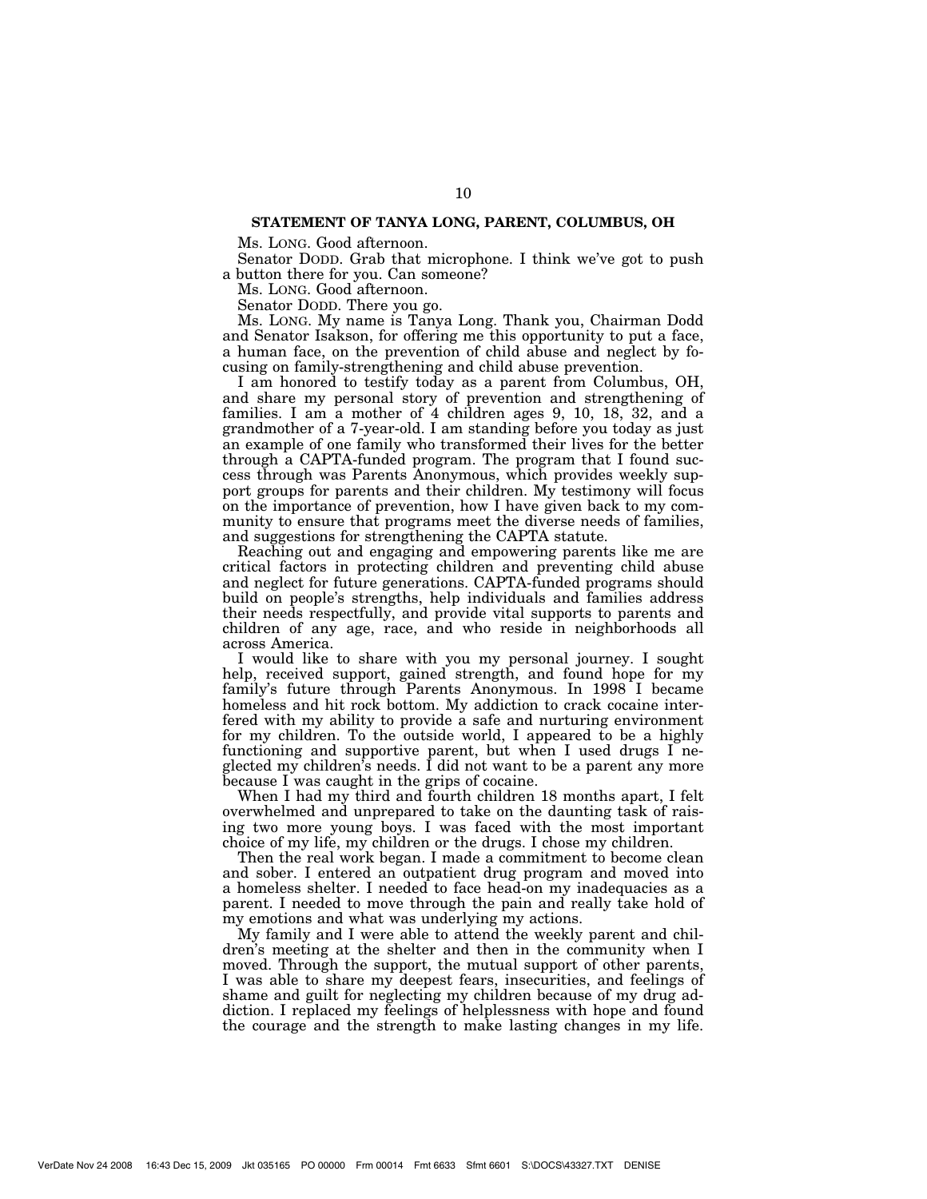## STATEMENT OF TANYA LONG, PARENT, COLUMBUS, OH

Ms. LONG. Good afternoon.

Senator DODD. Grab that microphone. I think we've got to push a button there for you. Can someone?

Ms. LONG. Good afternoon.

Senator DODD. There you go.

Ms. LONG. My name is Tanya Long. Thank you, Chairman Dodd and Senator Isakson, for offering me this opportunity to put a face, a human face, on the prevention of child abuse and neglect by focusing on family-strengthening and child abuse prevention.

I am honored to testify today as a parent from Columbus, OH, and share my personal story of prevention and strengthening of families. I am a mother of 4 children ages 9, 10, 18, 32, and a grandmother of a 7-year-old. I am standing before you today as just an example of one family who transformed their lives for the better through a CAPTA-funded program. The program that I found success through was Parents Anonymous, which provides weekly support groups for parents and their children. My testimony will focus on the importance of prevention, how I have given back to my community to ensure that programs meet the diverse needs of families, and suggestions for strengthening the CAPTA statute.

Reaching out and engaging and empowering parents like me are critical factors in protecting children and preventing child abuse and neglect for future generations. CAPTA-funded programs should build on people's strengths, help individuals and families address their needs respectfully, and provide vital supports to parents and children of any age, race, and who reside in neighborhoods all across America.

I would like to share with you my personal journey. I sought help, received support, gained strength, and found hope for my family's future through Parents Anonymous. In 1998 I became homeless and hit rock bottom. My addiction to crack cocaine interfered with my ability to provide a safe and nurturing environment for my children. To the outside world, I appeared to be a highly functioning and supportive parent, but when I used drugs I neglected my children's needs. I did not want to be a parent any more because I was caught in the grips of cocaine.

When I had my third and fourth children 18 months apart, I felt overwhelmed and unprepared to take on the daunting task of raising two more young boys. I was faced with the most important choice of my life, my children or the drugs. I chose my children.

Then the real work began. I made a commitment to become clean and sober. I entered an outpatient drug program and moved into a homeless shelter. I needed to face head-on my inadequacies as a parent. I needed to move through the pain and really take hold of my emotions and what was underlying my actions.

My family and I were able to attend the weekly parent and children's meeting at the shelter and then in the community when I moved. Through the support, the mutual support of other parents, I was able to share my deepest fears, insecurities, and feelings of shame and guilt for neglecting my children because of my drug addiction. I replaced my feelings of helplessness with hope and found the courage and the strength to make lasting changes in my life.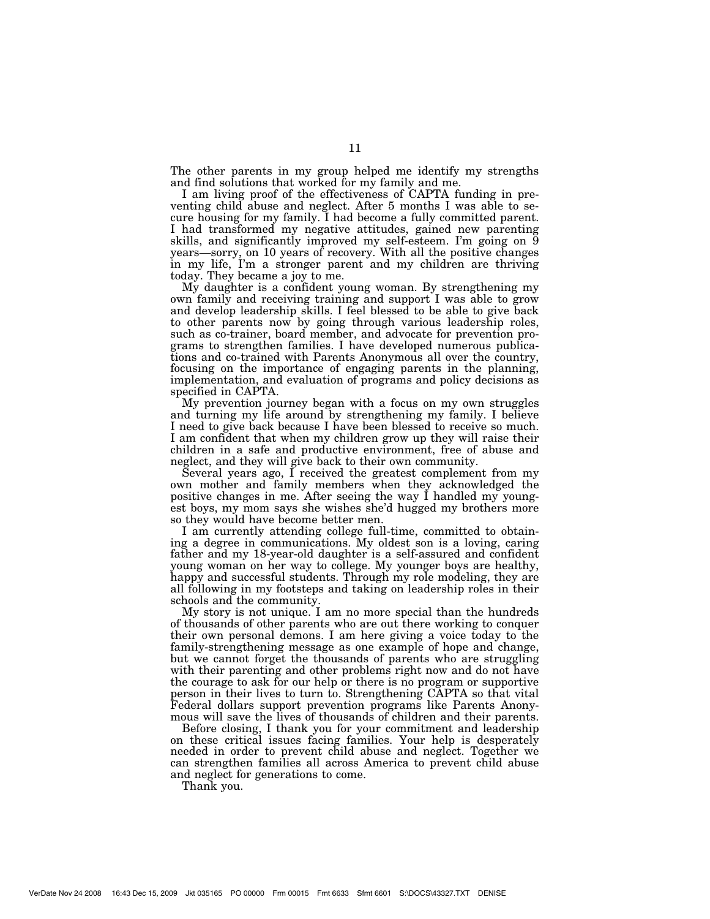The other parents in my group helped me identify my strengths and find solutions that worked for my family and me.

I am living proof of the effectiveness of CAPTA funding in preventing child abuse and neglect. After 5 months I was able to secure housing for my family. I had become a fully committed parent. I had transformed my negative attitudes, gained new parenting skills, and significantly improved my self-esteem. I'm going on 9 years—sorry, on 10 years of recovery. With all the positive changes in my life, I'm a stronger parent and my children are thriving today. They became a joy to me.

My daughter is a confident young woman. By strengthening my own family and receiving training and support I was able to grow and develop leadership skills. I feel blessed to be able to give back to other parents now by going through various leadership roles, such as co-trainer, board member, and advocate for prevention programs to strengthen families. I have developed numerous publications and co-trained with Parents Anonymous all over the country, focusing on the importance of engaging parents in the planning, implementation, and evaluation of programs and policy decisions as specified in CAPTA.

My prevention journey began with a focus on my own struggles and turning my life around by strengthening my family. I believe I need to give back because I have been blessed to receive so much. I am confident that when my children grow up they will raise their children in a safe and productive environment, free of abuse and neglect, and they will give back to their own community.

Several years ago, I received the greatest complement from my own mother and family members when they acknowledged the positive changes in me. After seeing the way I handled my youngest boys, my mom says she wishes she'd hugged my brothers more so they would have become better men.

I am currently attending college full-time, committed to obtaining a degree in communications. My oldest son is a loving, caring father and my 18-year-old daughter is a self-assured and confident young woman on her way to college. My younger boys are healthy, happy and successful students. Through my role modeling, they are all following in my footsteps and taking on leadership roles in their schools and the community.

My story is not unique. I am no more special than the hundreds of thousands of other parents who are out there working to conquer their own personal demons. I am here giving a voice today to the family-strengthening message as one example of hope and change, but we cannot forget the thousands of parents who are struggling with their parenting and other problems right now and do not have the courage to ask for our help or there is no program or supportive person in their lives to turn to. Strengthening CAPTA so that vital Federal dollars support prevention programs like Parents Anonymous will save the lives of thousands of children and their parents.

Before closing, I thank you for your commitment and leadership on these critical issues facing families. Your help is desperately needed in order to prevent child abuse and neglect. Together we can strengthen families all across America to prevent child abuse and neglect for generations to come.

Thank you.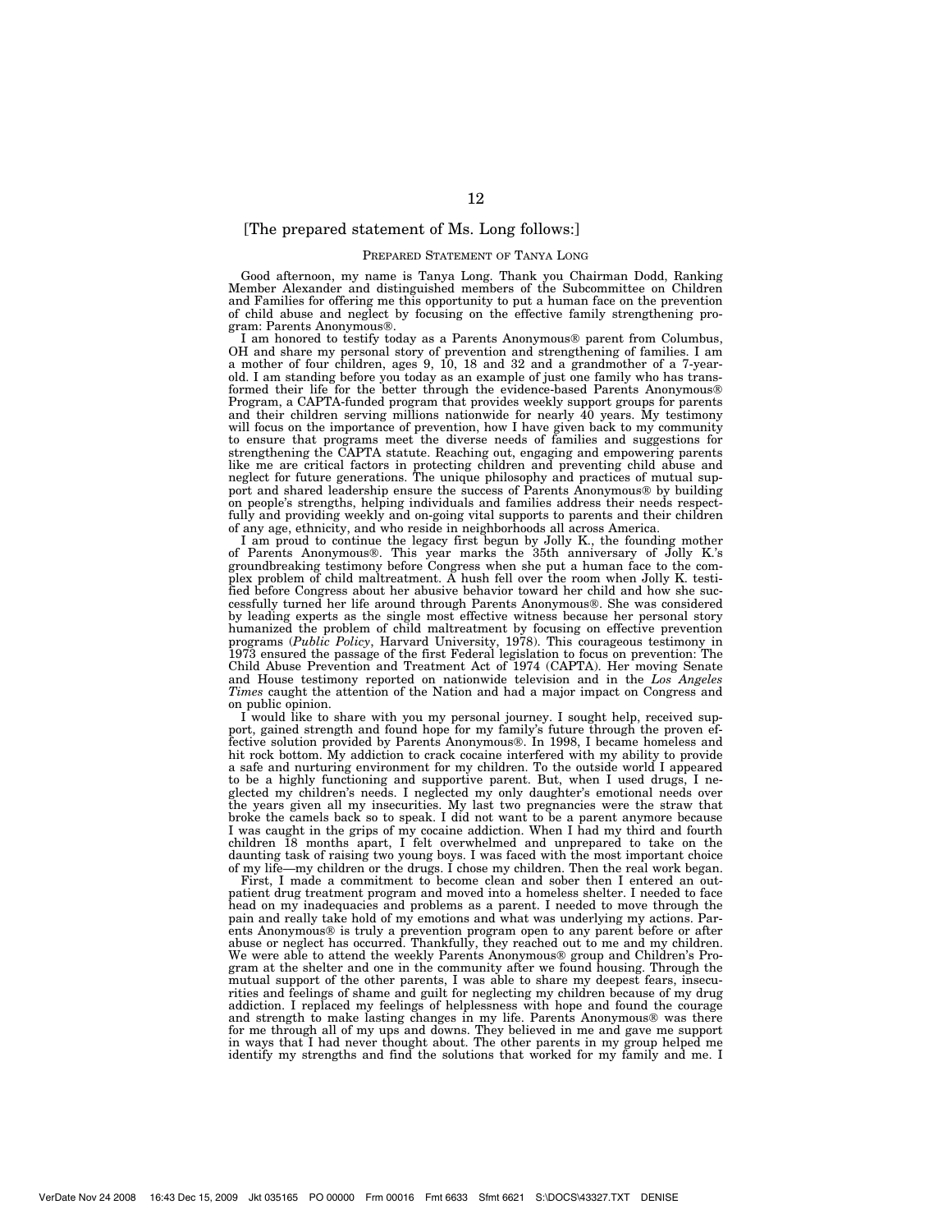[The prepared statement of Ms. Long follows:]

## PREPARED STATEMENT OF TANYA LONG

Good afternoon, my name is Tanya Long. Thank you Chairman Dodd, Ranking Member Alexander and distinguished members of the Subcommittee on Children and Families for offering me this opportunity to put a human face on the prevention of child abuse and neglect by focusing on the effective family strengthening program: Parents Anonymous®.

I am honored to testify today as a Parents Anonymous® parent from Columbus, OH and share my personal story of prevention and strengthening of families. I am a mother of four children, ages 9, 10, 18 and 32 and a grandmother of a 7-year-old. I am standing before you today as an example of just one family who has transformed their life for the better through the evidence-based Parents Anonymous® Program, a CAPTA-funded program that provides weekly support groups for parents and their children serving millions nationwide for nearly 40 years. My testimony will focus on the importance of prevention, how I have given back to my community to ensure that programs meet the diverse needs of families and suggestions for strengthening the CAPTA statute. Reaching out, engaging and empowering parents like me are critical factors in protecting children and preventing child abuse and neglect for future generations. The unique philosophy and practices of mutual support and shared leadership ensure the success of Parents Anonymous® by building on people's strengths, helping individuals and families address their needs respectfully and providing weekly and on-going vital supports to parents and their children of any age, ethnicity, and who reside in neighborhoods all across America.

I am proud to continue the legacy first begun by Jolly K., the founding mother of Parents Anonymous®. This year marks the 35th anniversary of Jolly K.'s groundbreaking testimony before Congress when she put a human face to the complex problem of child maltreatment. A hush fell over the room when Jolly K. testified before Congress about her abusive behavior toward her child and how she successfully turned her life around through Parents Anonymous®. She was considered by leading experts as the single most effective witness because her personal story humanized the problem of child maltreatment by focusing on effective prevention programs (*Public Policy*, Harvard University, 1978). This courageous testimony in 1973 ensured the passage of the first Federal legislation to focus on prevention: The Child Abuse Prevention and Treatment Act of 1974 (CAPTA). Her moving Senate and House testimony reported on nationwide television and in the *Los Angeles Times* caught the attention of the Nation and had a major impact on Congress and on public opinion.

I would like to share with you my personal journey. I sought help, received support, gained strength and found hope for my family's future through the proven effective solution provided by Parents Anonymous®. In 1998, I became homeless and hit rock bottom. My addiction to crack cocaine interfered with my ability to provide a safe and nurturing environment for my children. To the outside world I appeared to be a highly functioning and supportive parent. But, when I used drugs, I neglected my children's needs. I neglected my only daughter's emotional needs over the years given all my insecurities. My last two pregnancies were the straw that broke the camels back so to speak. I did not want to be a parent anymore because I was caught in the grips of my cocaine addiction. When I had my third and fourth children 18 months apart, I felt overwhelmed and unprepared to take on the daunting task of raising two young boys. I was faced with the most important choice of my life—my children or the drugs. I chose my children. Then the real work began.

First, I made a commitment to become clean and sober then I entered an outpatient drug treatment program and moved into a homeless shelter. I needed to face head on my inadequacies and problems as a parent. I needed to move through the pain and really take hold of my emotions and what was underlying my actions. Parents Anonymous® is truly a prevention program open to any parent before or after abuse or neglect has occurred. Thankfully, they reached out to me and my children. We were able to attend the weekly Parents Anonymous® group and Children's Program at the shelter and one in the community after we found housing. Through the mutual support of the other parents, I was able to share my deepest fears, insecurities and feelings of shame and guilt for neglecting my children because of my drug addiction. I replaced my feelings of helplessness with hope and found the courage and strength to make lasting changes in my life. Parents Anonymous® was there for me through all of my ups and downs. They believed in me and gave me support in ways that I had never thought about. The other parents in my group helped me identify my strengths and find the solutions that worked for my family and me. I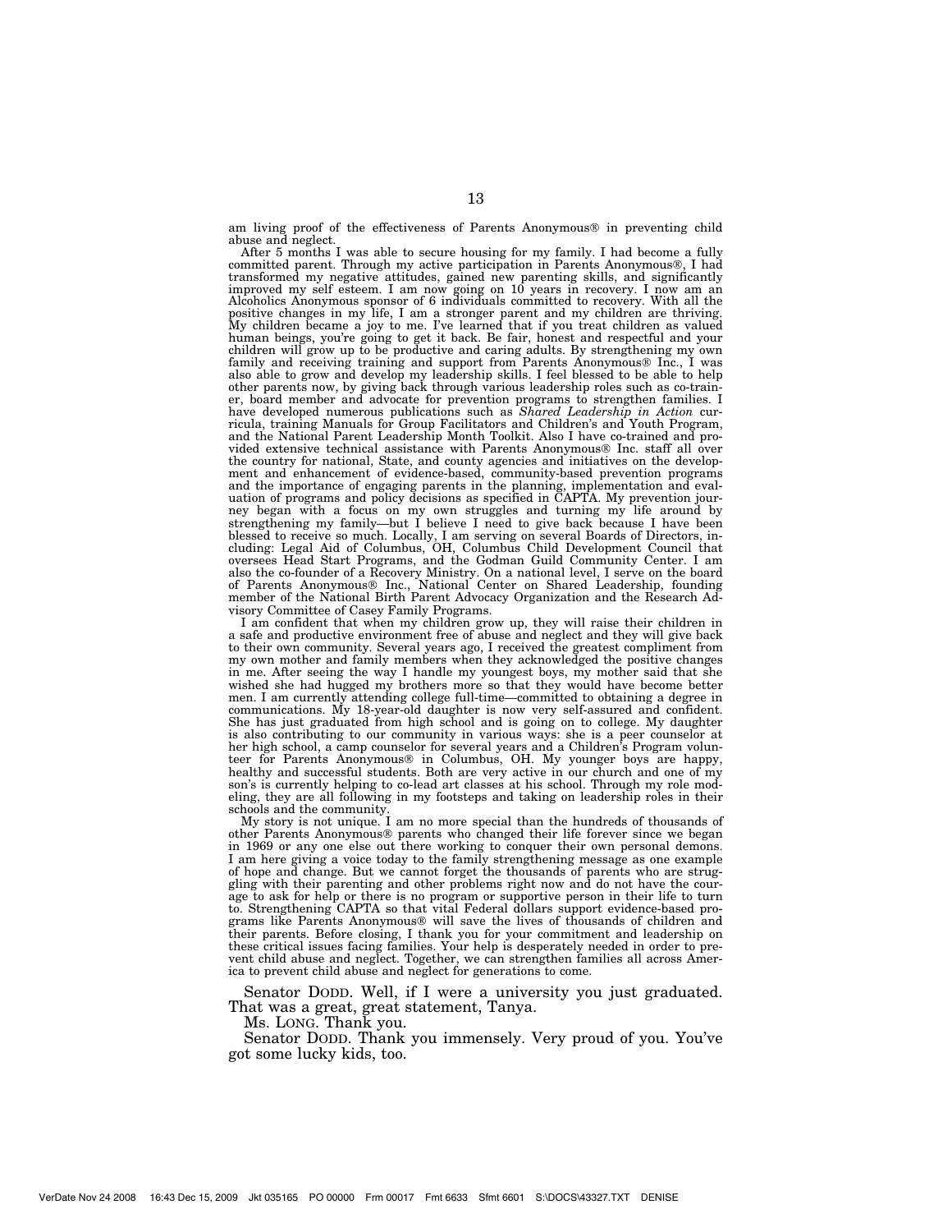am living proof of the effectiveness of Parents Anonymous® in preventing child abuse and neglect.

After 5 months I was able to secure housing for my family. I had become a fully committed parent. Through my active participation in Parents Anonymous®, I had transformed my negative attitudes, gained new parenting skills, and significantly improved my self esteem. I am now going on 10 years in recovery. I now am an Alcoholics Anonymous sponsor of 6 individuals committed to recovery. With all the positive changes in my life, I am a stronger parent and my children are thriving. My children became a joy to me. I've learned that if you treat children as valued human beings, you're going to get it back. Be fair, honest and respectful and your children will grow up to be productive and caring adults. By strengthening my own family and receiving training and support from Parents Anonymous® Inc., I was also able to grow and develop my leadership skills. I feel blessed to be able to help other parents now, by giving back through various leadership roles such as co-trainer, board member and advocate for prevention programs to strengthen families. I have developed numerous publications such as *Shared Leadership in Action* curricula, training Manuals for Group Facilitators and Children's and Youth Program, and the National Parent Leadership Month Toolkit. Also I have co-trained and provided extensive technical assistance with Parents Anonymous® Inc. staff all over the country for national, State, and county agencies and initiatives on the development and enhancement of evidence-based, community-based prevention programs and the importance of engaging parents in the planning, implementation and evaluation of programs and policy decisions as specified in CAPTA. My prevention journey began with a focus on my own struggles and turning my life around by strengthening my family—but I believe I need to give back because I have been blessed to receive so much. Locally, I am serving on several Boards of Directors, including: Legal Aid of Columbus, OH, Columbus Child Development Council that oversees Head Start Programs, and the Godman Guild Community Center. I am also the co-founder of a Recovery Ministry. On a national level, I serve on the board of Parents Anonymous® Inc., National Center on Shared Leadership, founding member of the National Birth Parent Advocacy Organization and the Research Advisory Committee of Casey Family Programs.

I am confident that when my children grow up, they will raise their children in a safe and productive environment free of abuse and neglect and they will give back to their own community. Several years ago, I received the greatest compliment from my own mother and family members when they acknowledged the positive changes in me. After seeing the way I handle my youngest boys, my mother said that she wished she had hugged my brothers more so that they would have become better men. I am currently attending college full-time—committed to obtaining a degree in communications. My 18-year-old daughter is now very self-assured and confident. She has just graduated from high school and is going on to college. My daughter is also contributing to our community in various ways: she is a peer counselor at her high school, a camp counselor for several years and a Children's Program volunteer for Parents Anonymous® in Columbus, OH. My younger boys are happy, healthy and successful students. Both are very active in our church and one of my son's is currently helping to co-lead art classes at his school. Through my role modeling, they are all following in my footsteps and taking on leadership roles in their schools and the community.

My story is not unique. I am no more special than the hundreds of thousands of other Parents Anonymous® parents who changed their life forever since we began in 1969 or any one else out there working to conquer their own personal demons. I am here giving a voice today to the family strengthening message as one example of hope and change. But we cannot forget the thousands of parents who are struggling with their parenting and other problems right now and do not have the courage to ask for help or there is no program or supportive person in their life to turn to. Strengthening CAPTA so that vital Federal dollars support evidence-based programs like Parents Anonymous® will save the lives of thousands of children and their parents. Before closing, I thank you for your commitment and leadership on these critical issues facing families. Your help is desperately needed in order to prevent child abuse and neglect. Together, we can strengthen families all across America to prevent child abuse and neglect for generations to come.

Senator DODD. Well, if I were a university you just graduated. That was a great, great statement, Tanya.

Ms. LONG. Thank you.

Senator DODD. Thank you immensely. Very proud of you. You've got some lucky kids, too.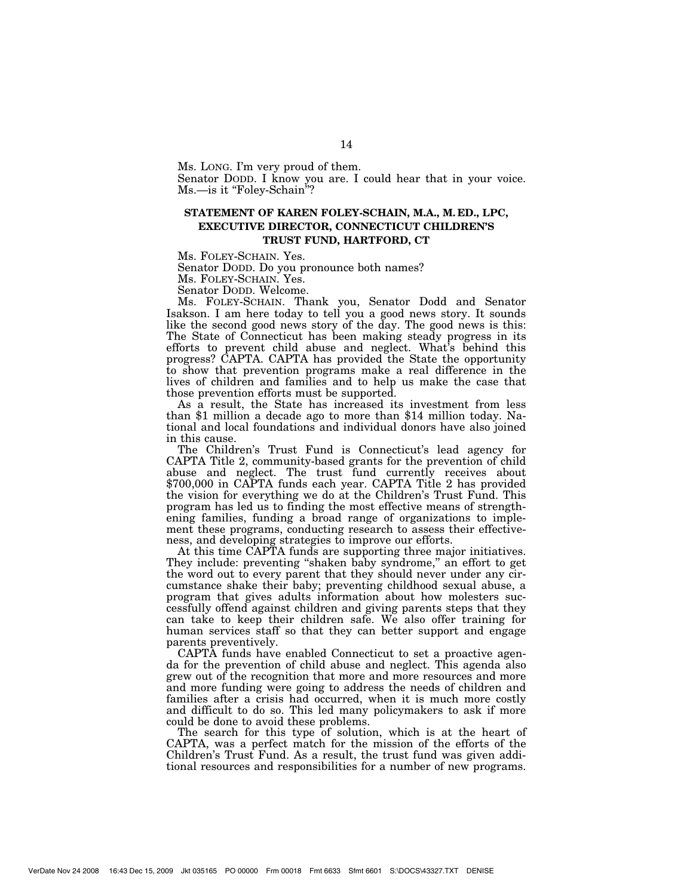Ms. LONG. I'm very proud of them.

Senator DODD. I know you are. I could hear that in your voice. Ms.—is it "Foley-Schain"?

## STATEMENT OF KAREN FOLEY-SCHAIN, M.A., M. ED., LPC, EXECUTIVE DIRECTOR, CONNECTICUT CHILDREN'S TRUST FUND, HARTFORD, CT

Ms. FOLEY-SCHAIN. Yes.

Senator DODD. Do you pronounce both names?

Ms. FOLEY-SCHAIN. Yes.

Senator DODD. Welcome.

Ms. FOLEY-SCHAIN. Thank you, Senator Dodd and Senator Isakson. I am here today to tell you a good news story. It sounds like the second good news story of the day. The good news is this: The State of Connecticut has been making steady progress in its efforts to prevent child abuse and neglect. What's behind this progress? CAPTA. CAPTA has provided the State the opportunity to show that prevention programs make a real difference in the lives of children and families and to help us make the case that those prevention efforts must be supported.

As a result, the State has increased its investment from less than $1 million a decade ago to more than $14 million today. National and local foundations and individual donors have also joined in this cause.

The Children's Trust Fund is Connecticut's lead agency for CAPTA Title 2, community-based grants for the prevention of child abuse and neglect. The trust fund currently receives about $700,000 in CAPTA funds each year. CAPTA Title 2 has provided the vision for everything we do at the Children's Trust Fund. This program has led us to finding the most effective means of strengthening families, funding a broad range of organizations to implement these programs, conducting research to assess their effectiveness, and developing strategies to improve our efforts.

At this time CAPTA funds are supporting three major initiatives. They include: preventing "shaken baby syndrome," an effort to get the word out to every parent that they should never under any circumstance shake their baby; preventing childhood sexual abuse, a program that gives adults information about how molesters successfully offend against children and giving parents steps that they can take to keep their children safe. We also offer training for human services staff so that they can better support and engage parents preventively.

CAPTA funds have enabled Connecticut to set a proactive agenda for the prevention of child abuse and neglect. This agenda also grew out of the recognition that more and more resources and more and more funding were going to address the needs of children and families after a crisis had occurred, when it is much more costly and difficult to do so. This led many policymakers to ask if more could be done to avoid these problems.

The search for this type of solution, which is at the heart of CAPTA, was a perfect match for the mission of the efforts of the Children's Trust Fund. As a result, the trust fund was given additional resources and responsibilities for a number of new programs.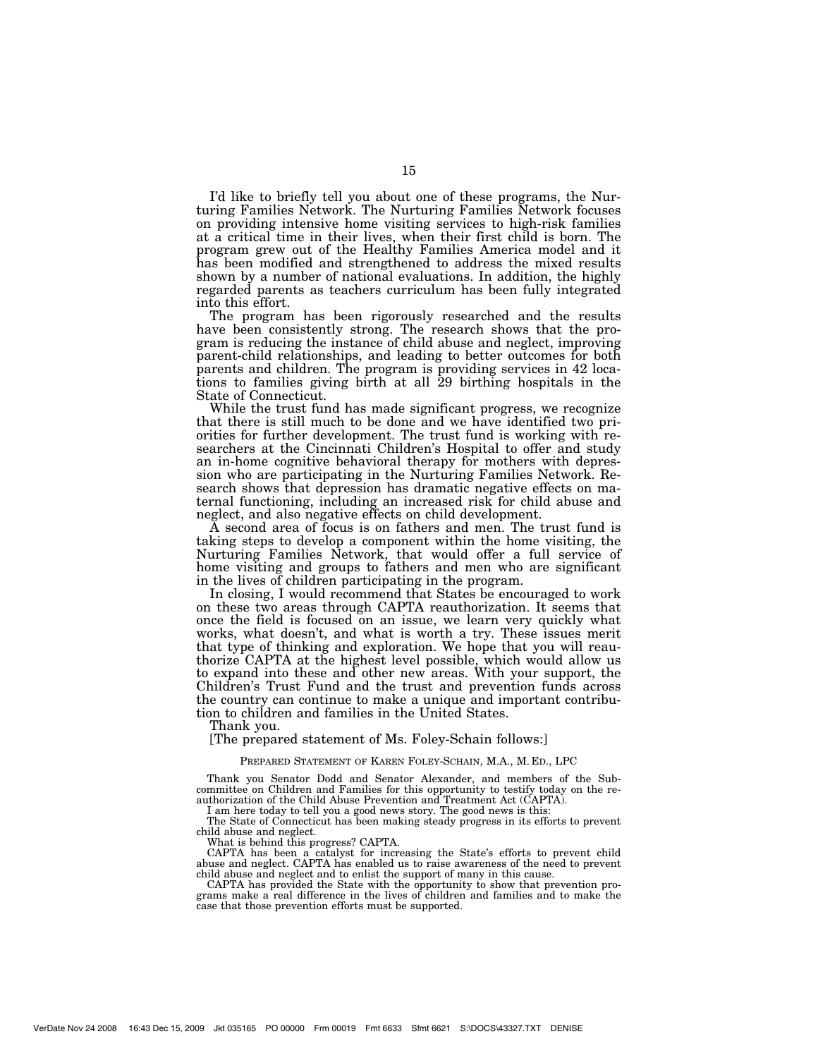I'd like to briefly tell you about one of these programs, the Nurturing Families Network. The Nurturing Families Network focuses on providing intensive home visiting services to high-risk families at a critical time in their lives, when their first child is born. The program grew out of the Healthy Families America model and it has been modified and strengthened to address the mixed results shown by a number of national evaluations. In addition, the highly regarded parents as teachers curriculum has been fully integrated into this effort.

The program has been rigorously researched and the results have been consistently strong. The research shows that the program is reducing the instance of child abuse and neglect, improving parent-child relationships, and leading to better outcomes for both parents and children. The program is providing services in 42 locations to families giving birth at all 29 birthing hospitals in the State of Connecticut.

While the trust fund has made significant progress, we recognize that there is still much to be done and we have identified two priorities for further development. The trust fund is working with researchers at the Cincinnati Children's Hospital to offer and study an in-home cognitive behavioral therapy for mothers with depression who are participating in the Nurturing Families Network. Research shows that depression has dramatic negative effects on maternal functioning, including an increased risk for child abuse and neglect, and also negative effects on child development.

A second area of focus is on fathers and men. The trust fund is taking steps to develop a component within the home visiting, the Nurturing Families Network, that would offer a full service of home visiting and groups to fathers and men who are significant in the lives of children participating in the program.

In closing, I would recommend that States be encouraged to work on these two areas through CAPTA reauthorization. It seems that once the field is focused on an issue, we learn very quickly what works, what doesn't, and what is worth a try. These issues merit that type of thinking and exploration. We hope that you will reauthorize CAPTA at the highest level possible, which would allow us to expand into these and other new areas. With your support, the Children's Trust Fund and the trust and prevention funds across the country can continue to make a unique and important contribution to children and families in the United States.

Thank you.

[The prepared statement of Ms. Foley-Schain follows:]

PREPARED STATEMENT OF KAREN FOLEY-SCHAIN, M.A., M. ED., LPC

Thank you Senator Dodd and Senator Alexander, and members of the Subcommittee on Children and Families for this opportunity to testify today on the reauthorization of the Child Abuse Prevention and Treatment Act (CAPTA).

I am here today to tell you a good news story. The good news is this:

The State of Connecticut has been making steady progress in its efforts to prevent child abuse and neglect.

What is behind this progress? CAPTA.

CAPTA has been a catalyst for increasing the State's efforts to prevent child abuse and neglect. CAPTA has enabled us to raise awareness of the need to prevent child abuse and neglect and to enlist the support of many in this cause.

CAPTA has provided the State with the opportunity to show that prevention programs make a real difference in the lives of children and families and to make the case that those prevention efforts must be supported.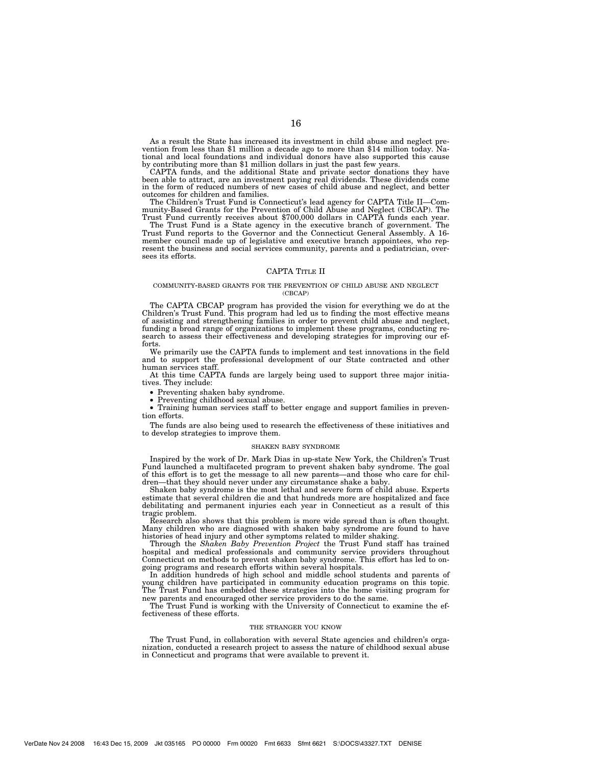As a result the State has increased its investment in child abuse and neglect prevention from less than $1 million a decade ago to more than $14 million today. National and local foundations and individual donors have also supported this cause by contributing more than $1 million dollars in just the past few years.

CAPTA funds, and the additional State and private sector donations they have been able to attract, are an investment paying real dividends. These dividends come in the form of reduced numbers of new cases of child abuse and neglect, and better outcomes for children and families.

The Children's Trust Fund is Connecticut's lead agency for CAPTA Title II—Community-Based Grants for the Prevention of Child Abuse and Neglect (CBCAP). The Trust Fund currently receives about $700,000 dollars in CAPTA funds each year.

The Trust Fund is a State agency in the executive branch of government. The Trust Fund reports to the Governor and the Connecticut General Assembly. A 16-member council made up of legislative and executive branch appointees, who represent the business and social services community, parents and a pediatrician, oversees its efforts.

## CAPTA TITLE II

### COMMUNITY-BASED GRANTS FOR THE PREVENTION OF CHILD ABUSE AND NEGLECT (CBCAP)

The CAPTA CBCAP program has provided the vision for everything we do at the Children's Trust Fund. This program had led us to finding the most effective means of assisting and strengthening families in order to prevent child abuse and neglect, funding a broad range of organizations to implement these programs, conducting research to assess their effectiveness and developing strategies for improving our efforts.

We primarily use the CAPTA funds to implement and test innovations in the field and to support the professional development of our State contracted and other human services staff.

At this time CAPTA funds are largely being used to support three major initiatives. They include:

- Preventing shaken baby syndrome.
- Preventing childhood sexual abuse.
- Training human services staff to better engage and support families in prevention efforts.

The funds are also being used to research the effectiveness of these initiatives and to develop strategies to improve them.

### SHAKEN BABY SYNDROME

Inspired by the work of Dr. Mark Dias in up-state New York, the Children's Trust Fund launched a multifaceted program to prevent shaken baby syndrome. The goal of this effort is to get the message to all new parents—and those who care for children—that they should never under any circumstance shake a baby.

Shaken baby syndrome is the most lethal and severe form of child abuse. Experts estimate that several children die and that hundreds more are hospitalized and face debilitating and permanent injuries each year in Connecticut as a result of this tragic problem.

Research also shows that this problem is more wide spread than is often thought. Many children who are diagnosed with shaken baby syndrome are found to have histories of head injury and other symptoms related to milder shaking.

Through the *Shaken Baby Prevention Project* the Trust Fund staff has trained hospital and medical professionals and community service providers throughout Connecticut on methods to prevent shaken baby syndrome. This effort has led to ongoing programs and research efforts within several hospitals.

In addition hundreds of high school and middle school students and parents of young children have participated in community education programs on this topic. The Trust Fund has embedded these strategies into the home visiting program for new parents and encouraged other service providers to do the same.

The Trust Fund is working with the University of Connecticut to examine the effectiveness of these efforts.

### THE STRANGER YOU KNOW

The Trust Fund, in collaboration with several State agencies and children's organization, conducted a research project to assess the nature of childhood sexual abuse in Connecticut and programs that were available to prevent it.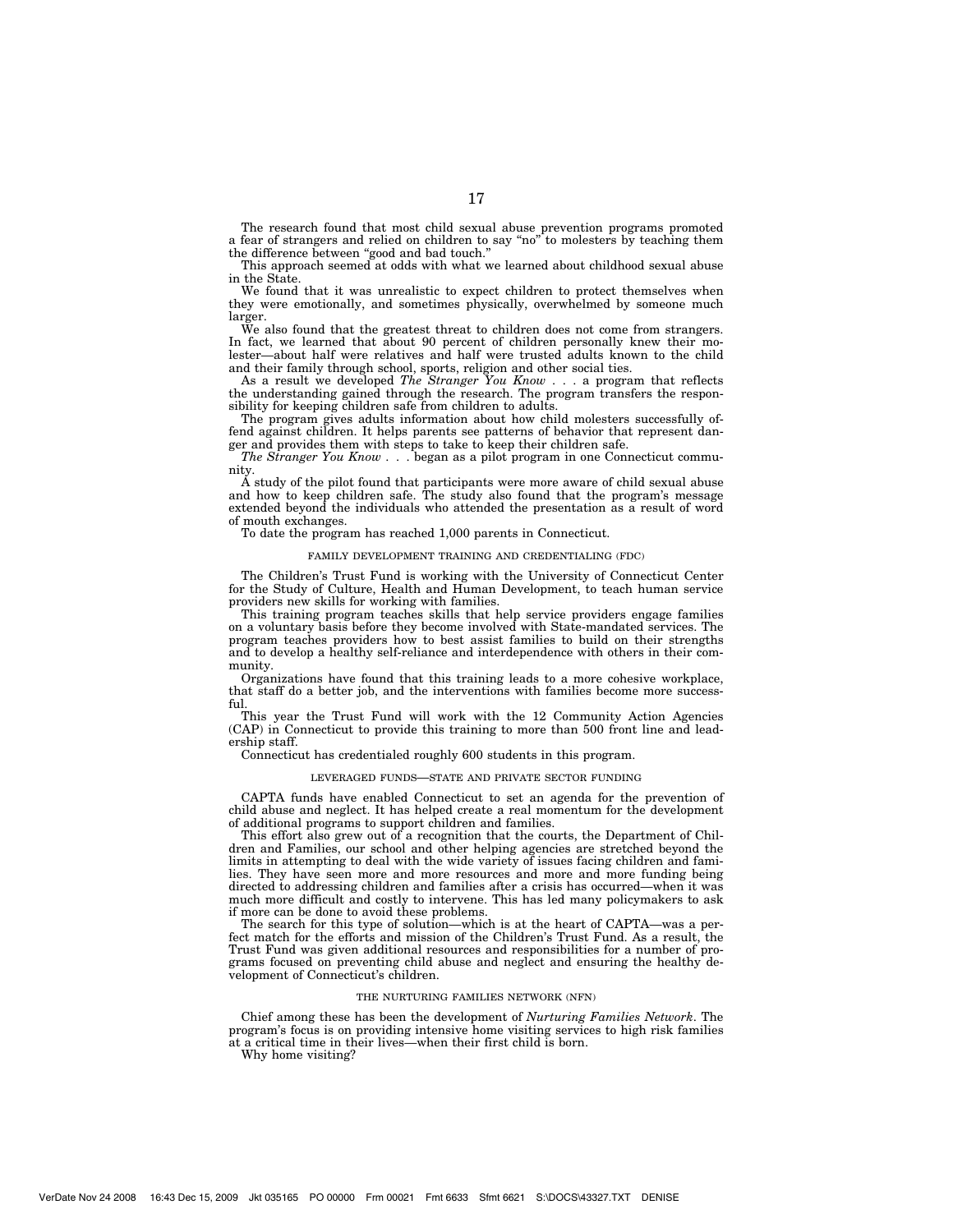The research found that most child sexual abuse prevention programs promoted a fear of strangers and relied on children to say "no" to molesters by teaching them the difference between "good and bad touch."

This approach seemed at odds with what we learned about childhood sexual abuse in the State.

We found that it was unrealistic to expect children to protect themselves when they were emotionally, and sometimes physically, overwhelmed by someone much larger.

We also found that the greatest threat to children does not come from strangers. In fact, we learned that about 90 percent of children personally knew their molester—about half were relatives and half were trusted adults known to the child and their family through school, sports, religion and other social ties.

As a result we developed *The Stranger You Know . . .* a program that reflects the understanding gained through the research. The program transfers the responsibility for keeping children safe from children to adults.

The program gives adults information about how child molesters successfully offend against children. It helps parents see patterns of behavior that represent danger and provides them with steps to take to keep their children safe.

*The Stranger You Know . . .* began as a pilot program in one Connecticut community.

A study of the pilot found that participants were more aware of child sexual abuse and how to keep children safe. The study also found that the program's message extended beyond the individuals who attended the presentation as a result of word of mouth exchanges.

To date the program has reached 1,000 parents in Connecticut.

## FAMILY DEVELOPMENT TRAINING AND CREDENTIALING (FDC)

The Children's Trust Fund is working with the University of Connecticut Center for the Study of Culture, Health and Human Development, to teach human service providers new skills for working with families.

This training program teaches skills that help service providers engage families on a voluntary basis before they become involved with State-mandated services. The program teaches providers how to best assist families to build on their strengths and to develop a healthy self-reliance and interdependence with others in their community.

Organizations have found that this training leads to a more cohesive workplace, that staff do a better job, and the interventions with families become more successful.

This year the Trust Fund will work with the 12 Community Action Agencies (CAP) in Connecticut to provide this training to more than 500 front line and leadership staff.

Connecticut has credentialed roughly 600 students in this program.

## LEVERAGED FUNDS—STATE AND PRIVATE SECTOR FUNDING

CAPTA funds have enabled Connecticut to set an agenda for the prevention of child abuse and neglect. It has helped create a real momentum for the development of additional programs to support children and families.

This effort also grew out of a recognition that the courts, the Department of Children and Families, our school and other helping agencies are stretched beyond the limits in attempting to deal with the wide variety of issues facing children and families. They have seen more and more resources and more and more funding being directed to addressing children and families after a crisis has occurred—when it was much more difficult and costly to intervene. This has led many policymakers to ask if more can be done to avoid these problems.

The search for this type of solution—which is at the heart of CAPTA—was a perfect match for the efforts and mission of the Children's Trust Fund. As a result, the Trust Fund was given additional resources and responsibilities for a number of programs focused on preventing child abuse and neglect and ensuring the healthy development of Connecticut's children.

## THE NURTURING FAMILIES NETWORK (NFN)

Chief among these has been the development of *Nurturing Families Network*. The program's focus is on providing intensive home visiting services to high risk families at a critical time in their lives—when their first child is born.

Why home visiting?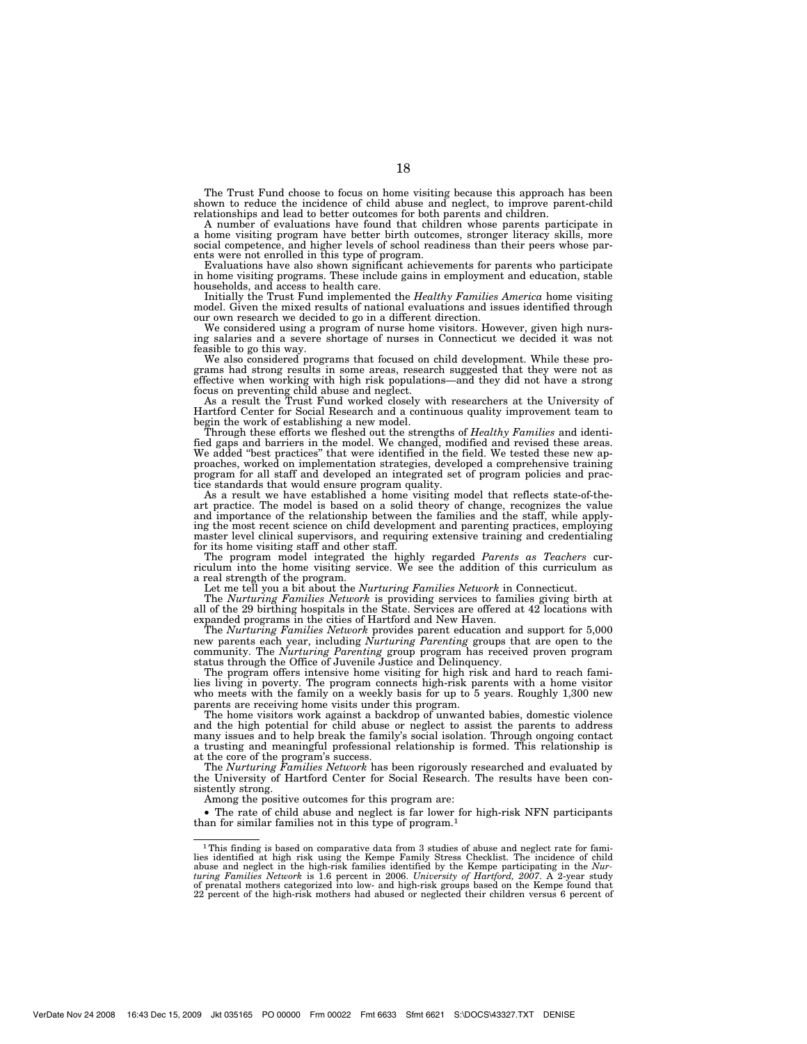The Trust Fund choose to focus on home visiting because this approach has been shown to reduce the incidence of child abuse and neglect, to improve parent-child relationships and lead to better outcomes for both parents and children.

A number of evaluations have found that children whose parents participate in a home visiting program have better birth outcomes, stronger literacy skills, more social competence, and higher levels of school readiness than their peers whose parents were not enrolled in this type of program.

Evaluations have also shown significant achievements for parents who participate in home visiting programs. These include gains in employment and education, stable households, and access to health care.

Initially the Trust Fund implemented the *Healthy Families America* home visiting model. Given the mixed results of national evaluations and issues identified through our own research we decided to go in a different direction.

We considered using a program of nurse home visitors. However, given high nursing salaries and a severe shortage of nurses in Connecticut we decided it was not feasible to go this way.

We also considered programs that focused on child development. While these programs had strong results in some areas, research suggested that they were not as effective when working with high risk populations—and they did not have a strong focus on preventing child abuse and neglect.

As a result the Trust Fund worked closely with researchers at the University of Hartford Center for Social Research and a continuous quality improvement team to begin the work of establishing a new model.

Through these efforts we fleshed out the strengths of *Healthy Families* and identified gaps and barriers in the model. We changed, modified and revised these areas. We added "best practices" that were identified in the field. We tested these new approaches, worked on implementation strategies, developed a comprehensive training program for all staff and developed an integrated set of program policies and practice standards that would ensure program quality.

As a result we have established a home visiting model that reflects state-of-the-art practice. The model is based on a solid theory of change, recognizes the value and importance of the relationship between the families and the staff, while applying the most recent science on child development and parenting practices, employing master level clinical supervisors, and requiring extensive training and credentialing for its home visiting staff and other staff.

The program model integrated the highly regarded *Parents as Teachers* curriculum into the home visiting service. We see the addition of this curriculum as a real strength of the program.

Let me tell you a bit about the *Nurturing Families Network* in Connecticut.

The *Nurturing Families Network* is providing services to families giving birth at all of the 29 birthing hospitals in the State. Services are offered at 42 locations with expanded programs in the cities of Hartford and New Haven.

The *Nurturing Families Network* provides parent education and support for 5,000 new parents each year, including *Nurturing Parenting* groups that are open to the community. The *Nurturing Parenting* group program has received proven program status through the Office of Juvenile Justice and Delinquency.

The program offers intensive home visiting for high risk and hard to reach families living in poverty. The program connects high-risk parents with a home visitor who meets with the family on a weekly basis for up to 5 years. Roughly 1,300 new parents are receiving home visits under this program.

The home visitors work against a backdrop of unwanted babies, domestic violence and the high potential for child abuse or neglect to assist the parents to address many issues and to help break the family's social isolation. Through ongoing contact a trusting and meaningful professional relationship is formed. This relationship is at the core of the program's success.

The *Nurturing Families Network* has been rigorously researched and evaluated by the University of Hartford Center for Social Research. The results have been consistently strong.

Among the positive outcomes for this program are:

- The rate of child abuse and neglect is far lower for high-risk NFN participants than for similar families not in this type of program.[1]

---

[1] This finding is based on comparative data from 3 studies of abuse and neglect rate for families identified at high risk using the Kempe Family Stress Checklist. The incidence of child abuse and neglect in the high-risk families identified by the Kempe participating in the *Nurturing Families Network* is 1.6 percent in 2006. *University of Hartford, 2007*. A 2-year study of prenatal mothers categorized into low- and high-risk groups based on the Kempe found that 22 percent of the high-risk mothers had abused or neglected their children versus 6 percent of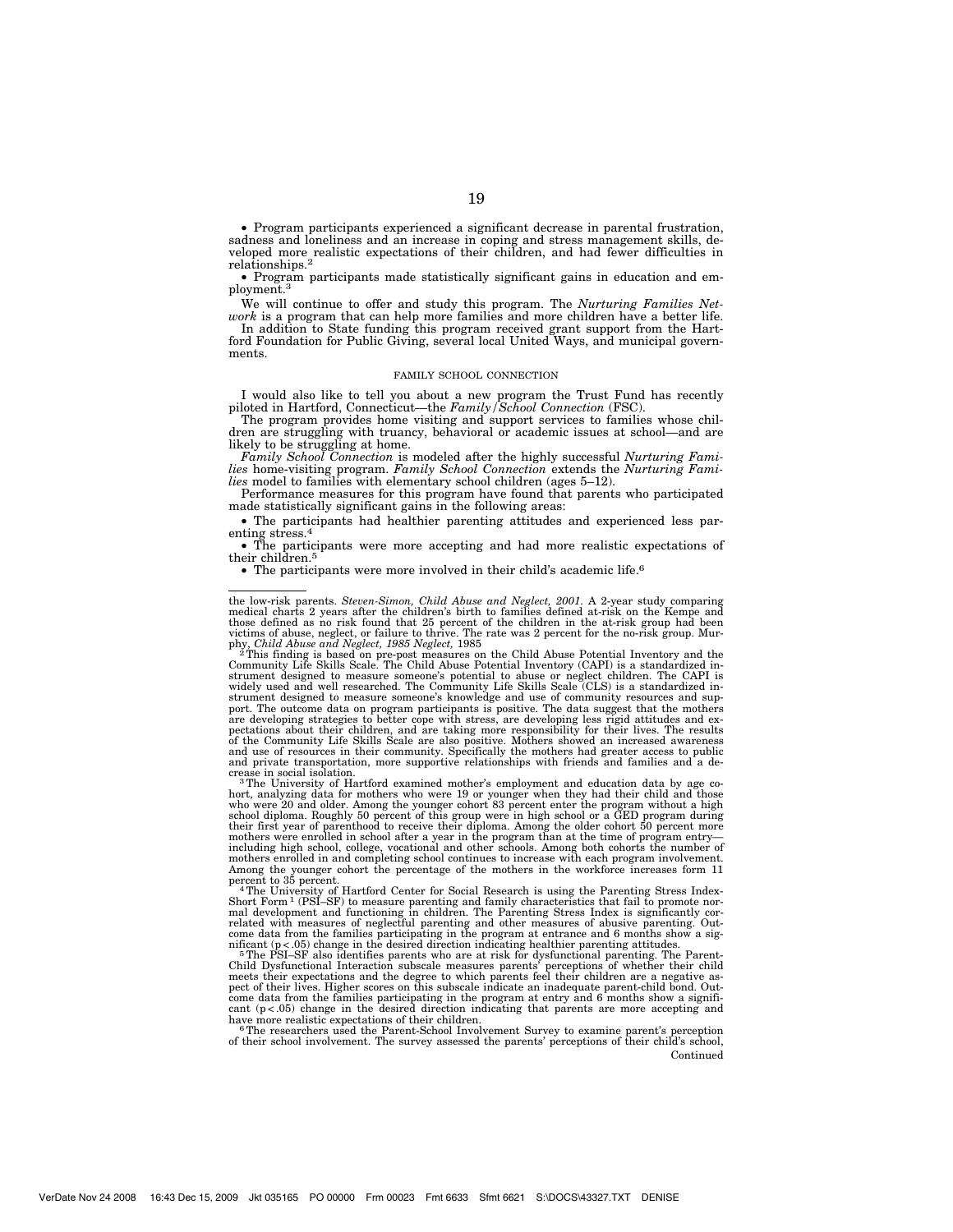• Program participants experienced a significant decrease in parental frustration, sadness and loneliness and an increase in coping and stress management skills, developed more realistic expectations of their children, and had fewer difficulties in relationships.[2]

• Program participants made statistically significant gains in education and employment.[3]

We will continue to offer and study this program. The *Nurturing Families Network* is a program that can help more families and more children have a better life.

In addition to State funding this program received grant support from the Hartford Foundation for Public Giving, several local United Ways, and municipal governments.

FAMILY SCHOOL CONNECTION

I would also like to tell you about a new program the Trust Fund has recently piloted in Hartford, Connecticut—the *Family/School Connection* (FSC).

The program provides home visiting and support services to families whose children are struggling with truancy, behavioral or academic issues at school—and are likely to be struggling at home.

*Family School Connection* is modeled after the highly successful *Nurturing Families* home-visiting program. *Family School Connection* extends the *Nurturing Families* model to families with elementary school children (ages 5–12).

Performance measures for this program have found that parents who participated made statistically significant gains in the following areas:

• The participants had healthier parenting attitudes and experienced less parenting stress.[4]

• The participants were more accepting and had more realistic expectations of their children.[5]

• The participants were more involved in their child's academic life.[6]

---

the low-risk parents. *Steven-Simon, Child Abuse and Neglect, 2001*. A 2-year study comparing medical charts 2 years after the children's birth to families defined at-risk on the Kempe and those defined as no risk found that 25 percent of the children in the at-risk group had been victims of abuse, neglect, or failure to thrive. The rate was 2 percent for the no-risk group. Murphy, *Child Abuse and Neglect, 1985 Neglect,* 1985

[2] This finding is based on pre-post measures on the Child Abuse Potential Inventory and the Community Life Skills Scale. The Child Abuse Potential Inventory (CAPI) is a standardized instrument designed to measure someone's potential to abuse or neglect children. The CAPI is widely used and well researched. The Community Life Skills Scale (CLS) is a standardized instrument designed to measure someone's knowledge and use of community resources and support. The outcome data on program participants is positive. The data suggest that the mothers are developing strategies to better cope with stress, are developing less rigid attitudes and expectations about their children, and are taking more responsibility for their lives. The results of the Community Life Skills Scale are also positive. Mothers showed an increased awareness and use of resources in their community. Specifically the mothers had greater access to public and private transportation, more supportive relationships with friends and families and a decrease in social isolation.

[3] The University of Hartford examined mother's employment and education data by age cohort, analyzing data for mothers who were 19 or younger when they had their child and those who were 20 and older. Among the younger cohort 83 percent enter the program without a high school diploma. Roughly 50 percent of this group were in high school or a GED program during their first year of parenthood to receive their diploma. Among the older cohort 50 percent more mothers were enrolled in school after a year in the program than at the time of program entry—including high school, college, vocational and other schools. Among both cohorts the number of mothers enrolled in and completing school continues to increase with each program involvement. Among the younger cohort the percentage of the mothers in the workforce increases form 11 percent to 35 percent.

[4] The University of Hartford Center for Social Research is using the Parenting Stress Index-Short Form[1] (PSI–SF) to measure parenting and family characteristics that fail to promote normal development and functioning in children. The Parenting Stress Index is significantly correlated with measures of neglectful parenting and other measures of abusive parenting. Outcome data from the families participating in the program at entrance and 6 months show a significant ($p<.05$) change in the desired direction indicating healthier parenting attitudes.

[5] The PSI–SF also identifies parents who are at risk for dysfunctional parenting. The Parent-Child Dysfunctional Interaction subscale measures parents' perceptions of whether their child meets their expectations and the degree to which parents feel their children are a negative aspect of their lives. Higher scores on this subscale indicate an inadequate parent-child bond. Outcome data from the families participating in the program at entry and 6 months show a significant ($p<.05$) change in the desired direction indicating that parents are more accepting and have more realistic expectations of their children.

[6] The researchers used the Parent-School Involvement Survey to examine parent's perception of their school involvement. The survey assessed the parents' perceptions of their child's school,

Continued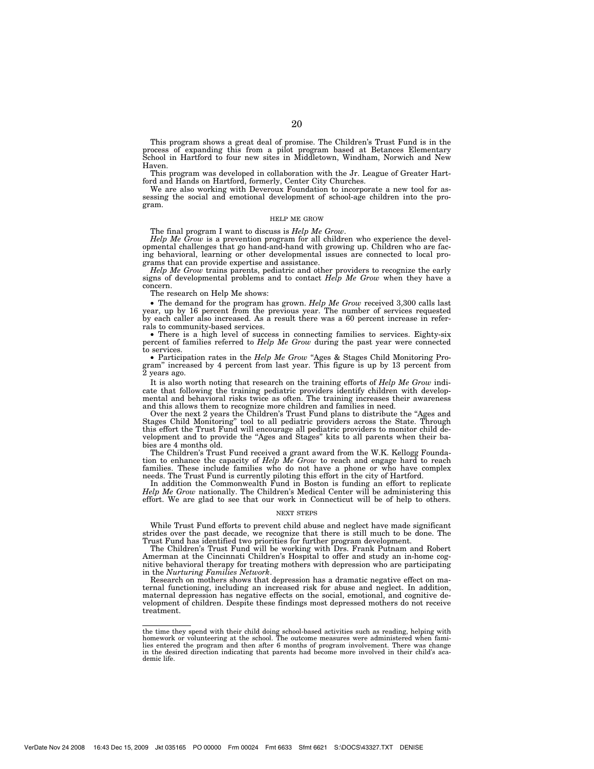This program shows a great deal of promise. The Children's Trust Fund is in the process of expanding this from a pilot program based at Betances Elementary School in Hartford to four new sites in Middletown, Windham, Norwich and New Haven.

This program was developed in collaboration with the Jr. League of Greater Hartford and Hands on Hartford, formerly, Center City Churches.

We are also working with Deveroux Foundation to incorporate a new tool for assessing the social and emotional development of school-age children into the program.

## HELP ME GROW

The final program I want to discuss is *Help Me Grow*.

*Help Me Grow* is a prevention program for all children who experience the developmental challenges that go hand-and-hand with growing up. Children who are facing behavioral, learning or other developmental issues are connected to local programs that can provide expertise and assistance.

*Help Me Grow* trains parents, pediatric and other providers to recognize the early signs of developmental problems and to contact *Help Me Grow* when they have a concern.

The research on Help Me shows:

- The demand for the program has grown. *Help Me Grow* received 3,300 calls last year, up by 16 percent from the previous year. The number of services requested by each caller also increased. As a result there was a 60 percent increase in referrals to community-based services.
- There is a high level of success in connecting families to services. Eighty-six percent of families referred to *Help Me Grow* during the past year were connected to services.
- Participation rates in the *Help Me Grow* "Ages & Stages Child Monitoring Program" increased by 4 percent from last year. This figure is up by 13 percent from 2 years ago.

It is also worth noting that research on the training efforts of *Help Me Grow* indicate that following the training pediatric providers identify children with developmental and behavioral risks twice as often. The training increases their awareness and this allows them to recognize more children and families in need.

Over the next 2 years the Children's Trust Fund plans to distribute the "Ages and Stages Child Monitoring" tool to all pediatric providers across the State. Through this effort the Trust Fund will encourage all pediatric providers to monitor child development and to provide the "Ages and Stages" kits to all parents when their babies are 4 months old.

The Children's Trust Fund received a grant award from the W.K. Kellogg Foundation to enhance the capacity of *Help Me Grow* to reach and engage hard to reach families. These include families who do not have a phone or who have complex needs. The Trust Fund is currently piloting this effort in the city of Hartford.

In addition the Commonwealth Fund in Boston is funding an effort to replicate *Help Me Grow* nationally. The Children's Medical Center will be administering this effort. We are glad to see that our work in Connecticut will be of help to others.

## NEXT STEPS

While Trust Fund efforts to prevent child abuse and neglect have made significant strides over the past decade, we recognize that there is still much to be done. The Trust Fund has identified two priorities for further program development.

The Children's Trust Fund will be working with Drs. Frank Putnam and Robert Amerman at the Cincinnati Children's Hospital to offer and study an in-home cognitive behavioral therapy for treating mothers with depression who are participating in the *Nurturing Families Network*.

Research on mothers shows that depression has a dramatic negative effect on maternal functioning, including an increased risk for abuse and neglect. In addition, maternal depression has negative effects on the social, emotional, and cognitive development of children. Despite these findings most depressed mothers do not receive treatment.

---

the time they spend with their child doing school-based activities such as reading, helping with homework or volunteering at the school. The outcome measures were administered when families entered the program and then after 6 months of program involvement. There was change in the desired direction indicating that parents had become more involved in their child's academic life.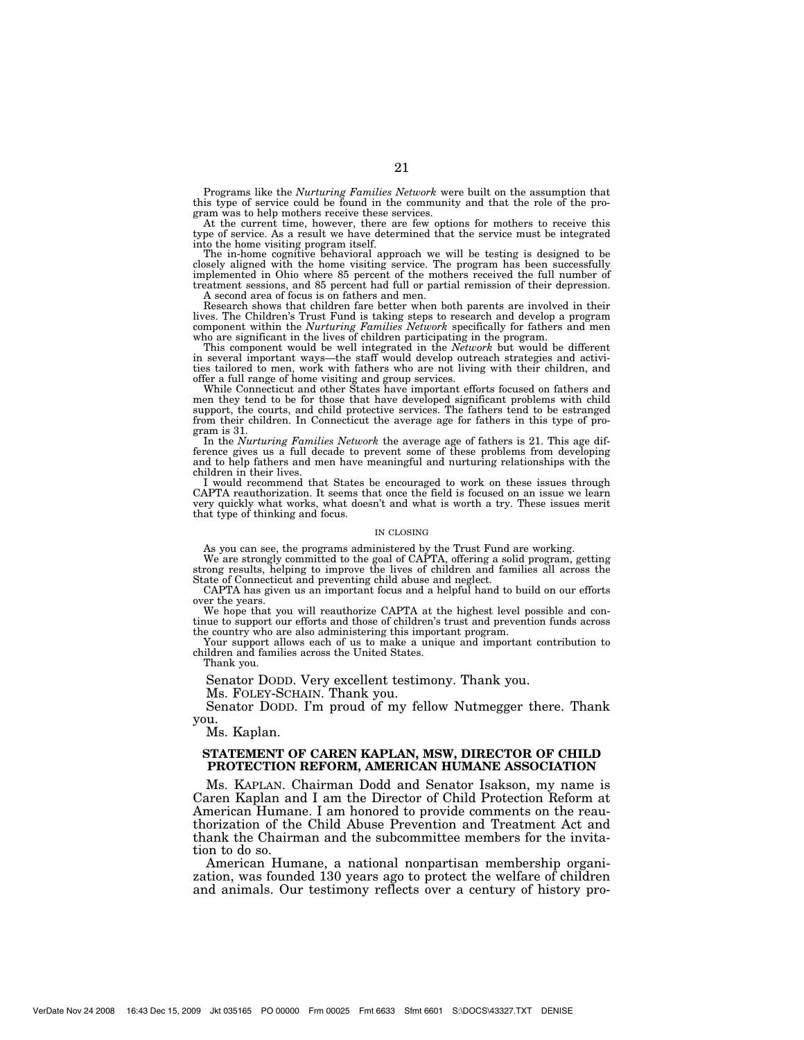Programs like the *Nurturing Families Network* were built on the assumption that this type of service could be found in the community and that the role of the program was to help mothers receive these services.

At the current time, however, there are few options for mothers to receive this type of service. As a result we have determined that the service must be integrated into the home visiting program itself.

The in-home cognitive behavioral approach we will be testing is designed to be closely aligned with the home visiting service. The program has been successfully implemented in Ohio where 85 percent of the mothers received the full number of treatment sessions, and 85 percent had full or partial remission of their depression.

A second area of focus is on fathers and men.

Research shows that children fare better when both parents are involved in their lives. The Children's Trust Fund is taking steps to research and develop a program component within the *Nurturing Families Network* specifically for fathers and men who are significant in the lives of children participating in the program.

This component would be well integrated in the *Network* but would be different in several important ways—the staff would develop outreach strategies and activities tailored to men, work with fathers who are not living with their children, and offer a full range of home visiting and group services.

While Connecticut and other States have important efforts focused on fathers and men they tend to be for those that have developed significant problems with child support, the courts, and child protective services. The fathers tend to be estranged from their children. In Connecticut the average age for fathers in this type of program is 31.

In the *Nurturing Families Network* the average age of fathers is 21. This age difference gives us a full decade to prevent some of these problems from developing and to help fathers and men have meaningful and nurturing relationships with the children in their lives.

I would recommend that States be encouraged to work on these issues through CAPTA reauthorization. It seems that once the field is focused on an issue we learn very quickly what works, what doesn't and what is worth a try. These issues merit that type of thinking and focus.

IN CLOSING

As you can see, the programs administered by the Trust Fund are working.

We are strongly committed to the goal of CAPTA, offering a solid program, getting strong results, helping to improve the lives of children and families all across the State of Connecticut and preventing child abuse and neglect.

CAPTA has given us an important focus and a helpful hand to build on our efforts over the years.

We hope that you will reauthorize CAPTA at the highest level possible and continue to support our efforts and those of children's trust and prevention funds across the country who are also administering this important program.

Your support allows each of us to make a unique and important contribution to children and families across the United States.

Thank you.

Senator DODD. Very excellent testimony. Thank you.

Ms. FOLEY-SCHAIN. Thank you.

Senator DODD. I'm proud of my fellow Nutmegger there. Thank you.

Ms. Kaplan.

**STATEMENT OF CAREN KAPLAN, MSW, DIRECTOR OF CHILD PROTECTION REFORM, AMERICAN HUMANE ASSOCIATION**

Ms. KAPLAN. Chairman Dodd and Senator Isakson, my name is Caren Kaplan and I am the Director of Child Protection Reform at American Humane. I am honored to provide comments on the reauthorization of the Child Abuse Prevention and Treatment Act and thank the Chairman and the subcommittee members for the invitation to do so.

American Humane, a national nonpartisan membership organization, was founded 130 years ago to protect the welfare of children and animals. Our testimony reflects over a century of history pro-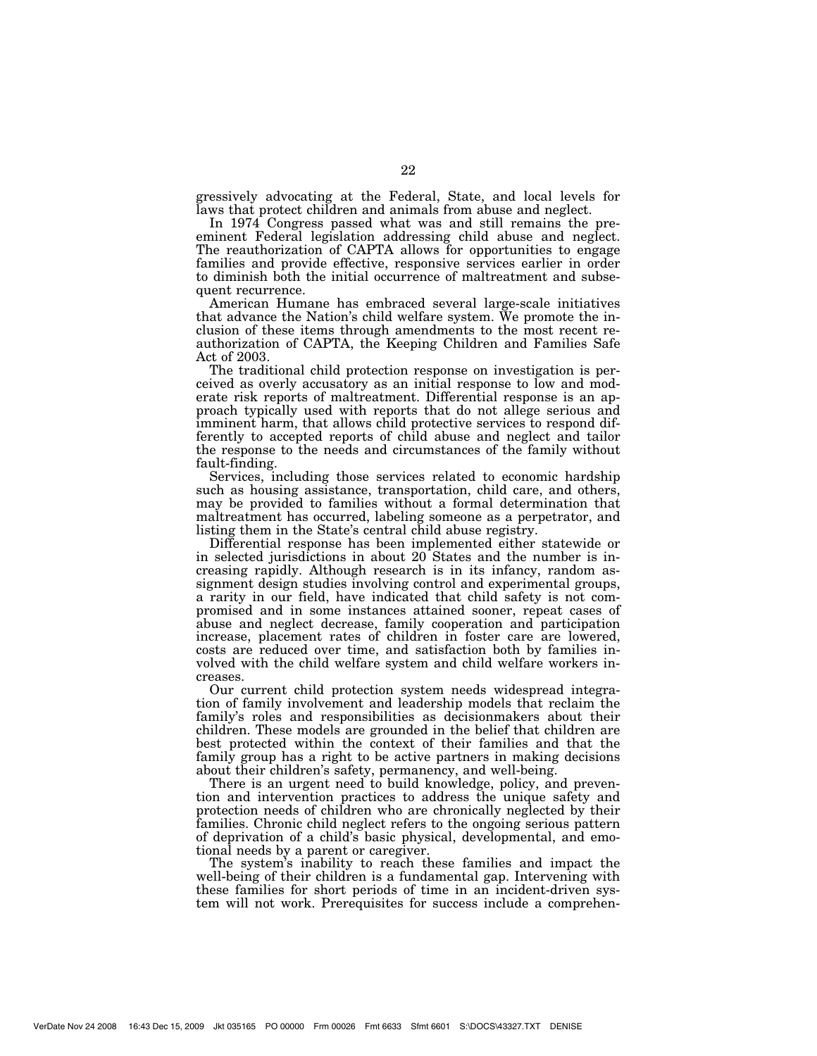gressively advocating at the Federal, State, and local levels for laws that protect children and animals from abuse and neglect.

In 1974 Congress passed what was and still remains the preeminent Federal legislation addressing child abuse and neglect. The reauthorization of CAPTA allows for opportunities to engage families and provide effective, responsive services earlier in order to diminish both the initial occurrence of maltreatment and subsequent recurrence.

American Humane has embraced several large-scale initiatives that advance the Nation's child welfare system. We promote the inclusion of these items through amendments to the most recent reauthorization of CAPTA, the Keeping Children and Families Safe Act of 2003.

The traditional child protection response on investigation is perceived as overly accusatory as an initial response to low and moderate risk reports of maltreatment. Differential response is an approach typically used with reports that do not allege serious and imminent harm, that allows child protective services to respond differently to accepted reports of child abuse and neglect and tailor the response to the needs and circumstances of the family without fault-finding.

Services, including those services related to economic hardship such as housing assistance, transportation, child care, and others, may be provided to families without a formal determination that maltreatment has occurred, labeling someone as a perpetrator, and listing them in the State's central child abuse registry.

Differential response has been implemented either statewide or in selected jurisdictions in about 20 States and the number is increasing rapidly. Although research is in its infancy, random assignment design studies involving control and experimental groups, a rarity in our field, have indicated that child safety is not compromised and in some instances attained sooner, repeat cases of abuse and neglect decrease, family cooperation and participation increase, placement rates of children in foster care are lowered, costs are reduced over time, and satisfaction both by families involved with the child welfare system and child welfare workers increases.

Our current child protection system needs widespread integration of family involvement and leadership models that reclaim the family's roles and responsibilities as decisionmakers about their children. These models are grounded in the belief that children are best protected within the context of their families and that the family group has a right to be active partners in making decisions about their children's safety, permanency, and well-being.

There is an urgent need to build knowledge, policy, and prevention and intervention practices to address the unique safety and protection needs of children who are chronically neglected by their families. Chronic child neglect refers to the ongoing serious pattern of deprivation of a child's basic physical, developmental, and emotional needs by a parent or caregiver.

The system's inability to reach these families and impact the well-being of their children is a fundamental gap. Intervening with these families for short periods of time in an incident-driven system will not work. Prerequisites for success include a comprehen-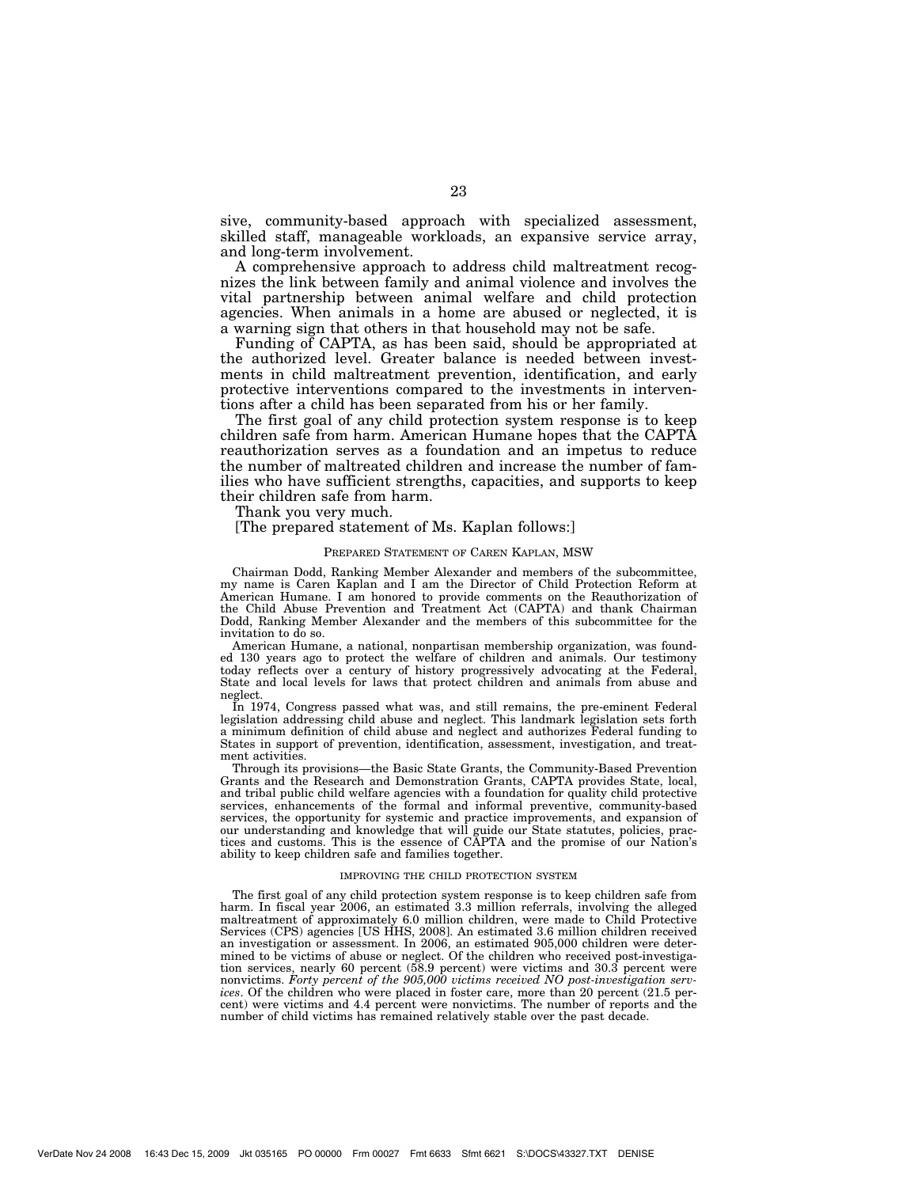sive, community-based approach with specialized assessment, skilled staff, manageable workloads, an expansive service array, and long-term involvement.

A comprehensive approach to address child maltreatment recognizes the link between family and animal violence and involves the vital partnership between animal welfare and child protection agencies. When animals in a home are abused or neglected, it is a warning sign that others in that household may not be safe.

Funding of CAPTA, as has been said, should be appropriated at the authorized level. Greater balance is needed between investments in child maltreatment prevention, identification, and early protective interventions compared to the investments in interventions after a child has been separated from his or her family.

The first goal of any child protection system response is to keep children safe from harm. American Humane hopes that the CAPTA reauthorization serves as a foundation and an impetus to reduce the number of maltreated children and increase the number of families who have sufficient strengths, capacities, and supports to keep their children safe from harm.

Thank you very much.

[The prepared statement of Ms. Kaplan follows:]

PREPARED STATEMENT OF CAREN KAPLAN, MSW

Chairman Dodd, Ranking Member Alexander and members of the subcommittee, my name is Caren Kaplan and I am the Director of Child Protection Reform at American Humane. I am honored to provide comments on the Reauthorization of the Child Abuse Prevention and Treatment Act (CAPTA) and thank Chairman Dodd, Ranking Member Alexander and the members of this subcommittee for the invitation to do so.

American Humane, a national, nonpartisan membership organization, was founded 130 years ago to protect the welfare of children and animals. Our testimony today reflects over a century of history progressively advocating at the Federal, State and local levels for laws that protect children and animals from abuse and neglect.

In 1974, Congress passed what was, and still remains, the pre-eminent Federal legislation addressing child abuse and neglect. This landmark legislation sets forth a minimum definition of child abuse and neglect and authorizes Federal funding to States in support of prevention, identification, assessment, investigation, and treatment activities.

Through its provisions—the Basic State Grants, the Community-Based Prevention Grants and the Research and Demonstration Grants, CAPTA provides State, local, and tribal public child welfare agencies with a foundation for quality child protective services, enhancements of the formal and informal preventive, community-based services, the opportunity for systemic and practice improvements, and expansion of our understanding and knowledge that will guide our State statutes, policies, practices and customs. This is the essence of CAPTA and the promise of our Nation's ability to keep children safe and families together.

IMPROVING THE CHILD PROTECTION SYSTEM

The first goal of any child protection system response is to keep children safe from harm. In fiscal year 2006, an estimated 3.3 million referrals, involving the alleged maltreatment of approximately 6.0 million children, were made to Child Protective Services (CPS) agencies [US HHS, 2008]. An estimated 3.6 million children received an investigation or assessment. In 2006, an estimated 905,000 children were determined to be victims of abuse or neglect. Of the children who received post-investigation services, nearly 60 percent (58.9 percent) were victims and 30.3 percent were nonvictims. *Forty percent of the 905,000 victims received NO post-investigation services*. Of the children who were placed in foster care, more than 20 percent (21.5 percent) were victims and 4.4 percent were nonvictims. The number of reports and the number of child victims has remained relatively stable over the past decade.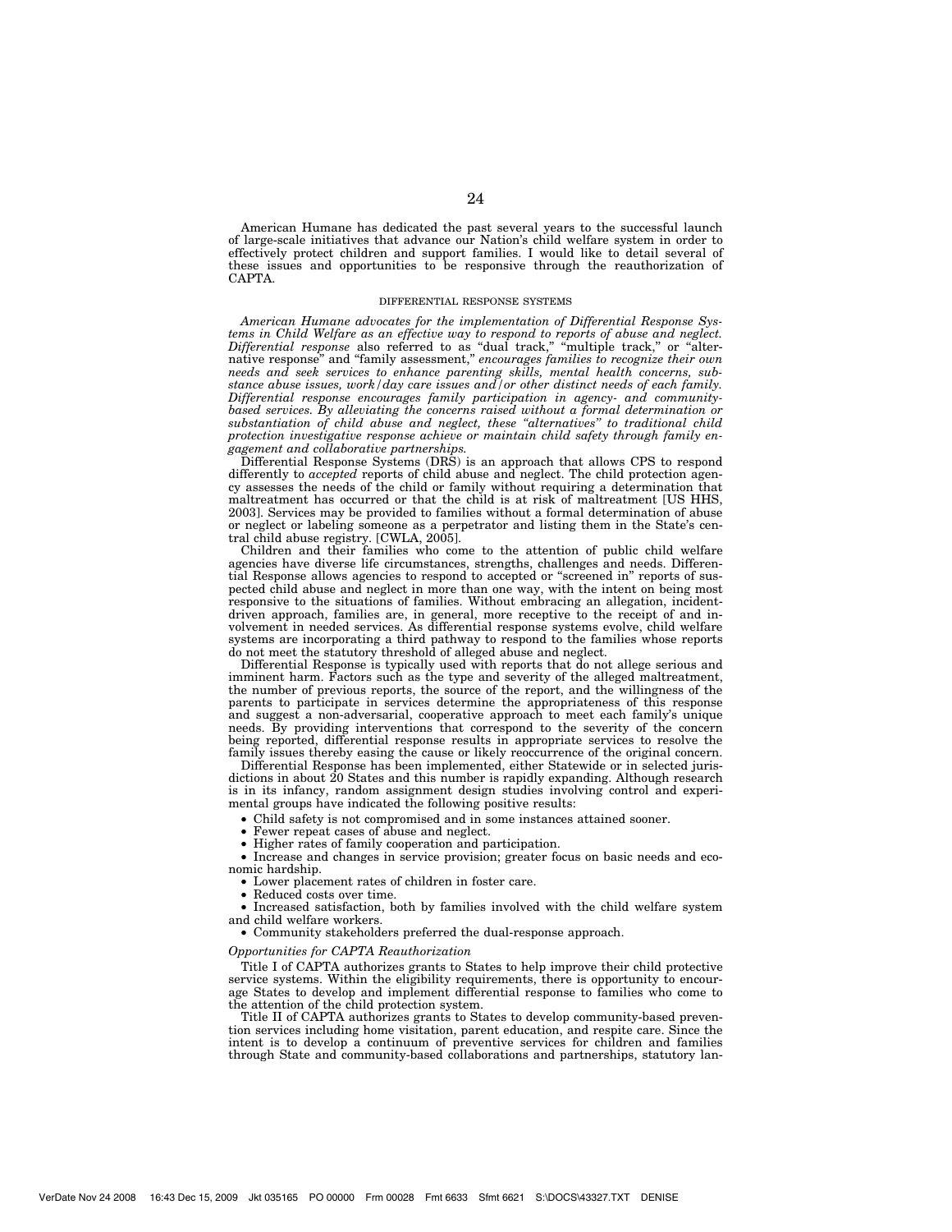American Humane has dedicated the past several years to the successful launch of large-scale initiatives that advance our Nation's child welfare system in order to effectively protect children and support families. I would like to detail several of these issues and opportunities to be responsive through the reauthorization of CAPTA.

### DIFFERENTIAL RESPONSE SYSTEMS

*American Humane advocates for the implementation of Differential Response Systems in Child Welfare as an effective way to respond to reports of abuse and neglect. Differential response* also referred to as "dual track," "multiple track," or "alternative response" and "family assessment," *encourages families to recognize their own needs and seek services to enhance parenting skills, mental health concerns, substance abuse issues, work/day care issues and/or other distinct needs of each family. Differential response encourages family participation in agency- and community-based services. By alleviating the concerns raised without a formal determination or substantiation of child abuse and neglect, these "alternatives" to traditional child protection investigative response achieve or maintain child safety through family engagement and collaborative partnerships.*

Differential Response Systems (DRS) is an approach that allows CPS to respond differently to *accepted* reports of child abuse and neglect. The child protection agency assesses the needs of the child or family without requiring a determination that maltreatment has occurred or that the child is at risk of maltreatment [US HHS, 2003]. Services may be provided to families without a formal determination of abuse or neglect or labeling someone as a perpetrator and listing them in the State's central child abuse registry. [CWLA, 2005].

Children and their families who come to the attention of public child welfare agencies have diverse life circumstances, strengths, challenges and needs. Differential Response allows agencies to respond to accepted or "screened in" reports of suspected child abuse and neglect in more than one way, with the intent on being most responsive to the situations of families. Without embracing an allegation, incident-driven approach, families are, in general, more receptive to the receipt of and involvement in needed services. As differential response systems evolve, child welfare systems are incorporating a third pathway to respond to the families whose reports do not meet the statutory threshold of alleged abuse and neglect.

Differential Response is typically used with reports that do not allege serious and imminent harm. Factors such as the type and severity of the alleged maltreatment, the number of previous reports, the source of the report, and the willingness of the parents to participate in services determine the appropriateness of this response and suggest a non-adversarial, cooperative approach to meet each family's unique needs. By providing interventions that correspond to the severity of the concern being reported, differential response results in appropriate services to resolve the family issues thereby easing the cause or likely reoccurrence of the original concern.

Differential Response has been implemented, either Statewide or in selected jurisdictions in about 20 States and this number is rapidly expanding. Although research is in its infancy, random assignment design studies involving control and experimental groups have indicated the following positive results:

- Child safety is not compromised and in some instances attained sooner.
- Fewer repeat cases of abuse and neglect.
- Higher rates of family cooperation and participation.
- Increase and changes in service provision; greater focus on basic needs and economic hardship.
- Lower placement rates of children in foster care.
- Reduced costs over time.
- Increased satisfaction, both by families involved with the child welfare system and child welfare workers.
- Community stakeholders preferred the dual-response approach.

*Opportunities for CAPTA Reauthorization*

Title I of CAPTA authorizes grants to States to help improve their child protective service systems. Within the eligibility requirements, there is opportunity to encourage States to develop and implement differential response to families who come to the attention of the child protection system.

Title II of CAPTA authorizes grants to States to develop community-based prevention services including home visitation, parent education, and respite care. Since the intent is to develop a continuum of preventive services for children and families through State and community-based collaborations and partnerships, statutory lan-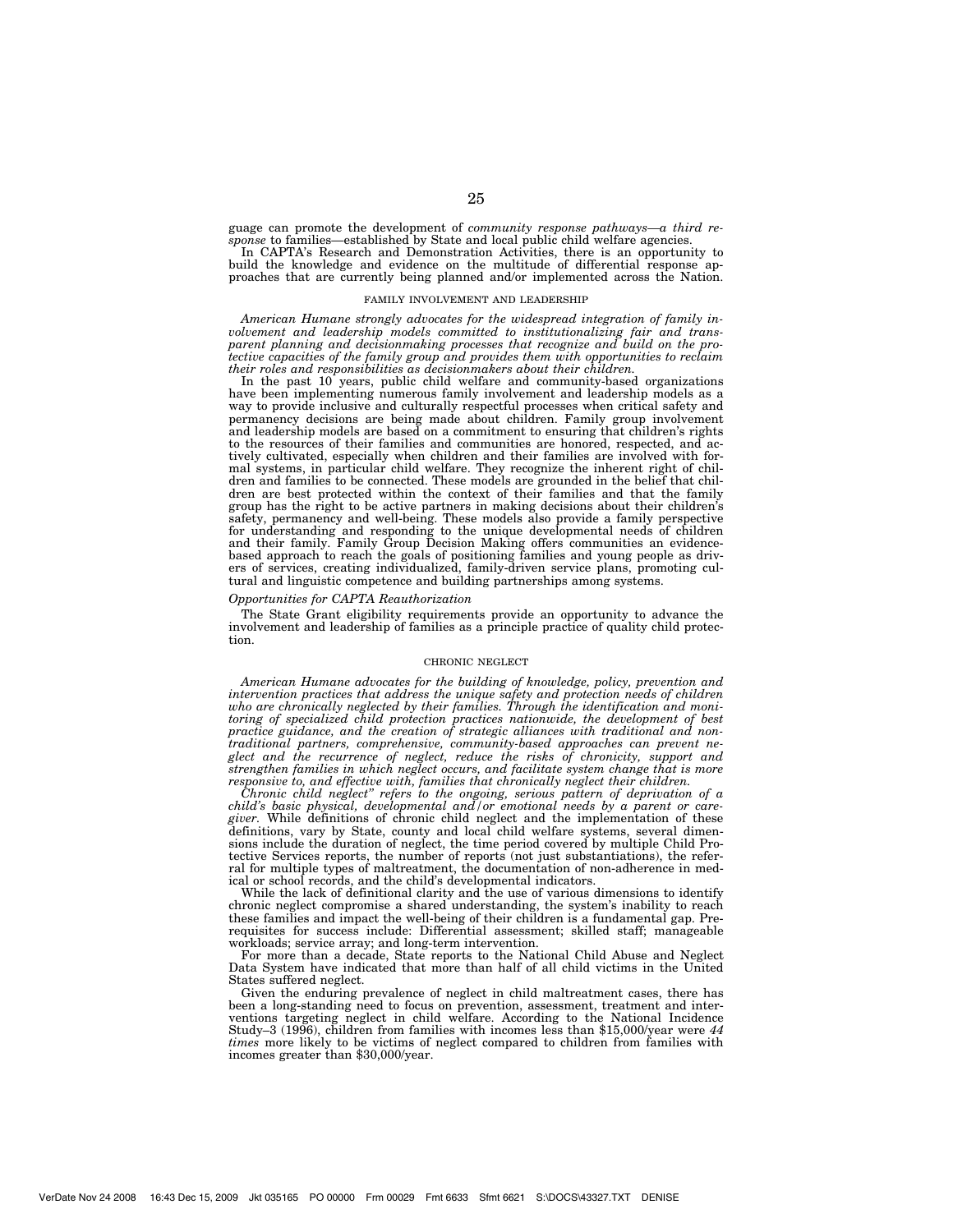guage can promote the development of *community response pathways—a third response* to families—established by State and local public child welfare agencies.

In CAPTA's Research and Demonstration Activities, there is an opportunity to build the knowledge and evidence on the multitude of differential response approaches that are currently being planned and/or implemented across the Nation.

## FAMILY INVOLVEMENT AND LEADERSHIP

*American Humane strongly advocates for the widespread integration of family involvement and leadership models committed to institutionalizing fair and transparent planning and decisionmaking processes that recognize and build on the protective capacities of the family group and provides them with opportunities to reclaim their roles and responsibilities as decisionmakers about their children.*

In the past 10 years, public child welfare and community-based organizations have been implementing numerous family involvement and leadership models as a way to provide inclusive and culturally respectful processes when critical safety and permanency decisions are being made about children. Family group involvement and leadership models are based on a commitment to ensuring that children's rights to the resources of their families and communities are honored, respected, and actively cultivated, especially when children and their families are involved with formal systems, in particular child welfare. They recognize the inherent right of children and families to be connected. These models are grounded in the belief that children are best protected within the context of their families and that the family group has the right to be active partners in making decisions about their children's safety, permanency and well-being. These models also provide a family perspective for understanding and responding to the unique developmental needs of children and their family. Family Group Decision Making offers communities an evidence-based approach to reach the goals of positioning families and young people as drivers of services, creating individualized, family-driven service plans, promoting cultural and linguistic competence and building partnerships among systems.

### *Opportunities for CAPTA Reauthorization*

The State Grant eligibility requirements provide an opportunity to advance the involvement and leadership of families as a principle practice of quality child protection.

## CHRONIC NEGLECT

*American Humane advocates for the building of knowledge, policy, prevention and intervention practices that address the unique safety and protection needs of children who are chronically neglected by their families. Through the identification and monitoring of specialized child protection practices nationwide, the development of best practice guidance, and the creation of strategic alliances with traditional and non-traditional partners, comprehensive, community-based approaches can prevent neglect and the recurrence of neglect, reduce the risks of chronicity, support and strengthen families in which neglect occurs, and facilitate system change that is more responsive to, and effective with, families that chronically neglect their children.*

*Chronic child neglect" refers to the ongoing, serious pattern of deprivation of a child's basic physical, developmental and/or emotional needs by a parent or caregiver.* While definitions of chronic child neglect and the implementation of these definitions, vary by State, county and local child welfare systems, several dimensions include the duration of neglect, the time period covered by multiple Child Protective Services reports, the number of reports (not just substantiations), the referral for multiple types of maltreatment, the documentation of non-adherence in medical or school records, and the child's developmental indicators.

While the lack of definitional clarity and the use of various dimensions to identify chronic neglect compromise a shared understanding, the system's inability to reach these families and impact the well-being of their children is a fundamental gap. Prerequisites for success include: Differential assessment; skilled staff; manageable workloads; service array; and long-term intervention.

For more than a decade, State reports to the National Child Abuse and Neglect Data System have indicated that more than half of all child victims in the United States suffered neglect.

Given the enduring prevalence of neglect in child maltreatment cases, there has been a long-standing need to focus on prevention, assessment, treatment and interventions targeting neglect in child welfare. According to the National Incidence Study–3 (1996), children from families with incomes less than $15,000/year were *44 times* more likely to be victims of neglect compared to children from families with incomes greater than $30,000/year.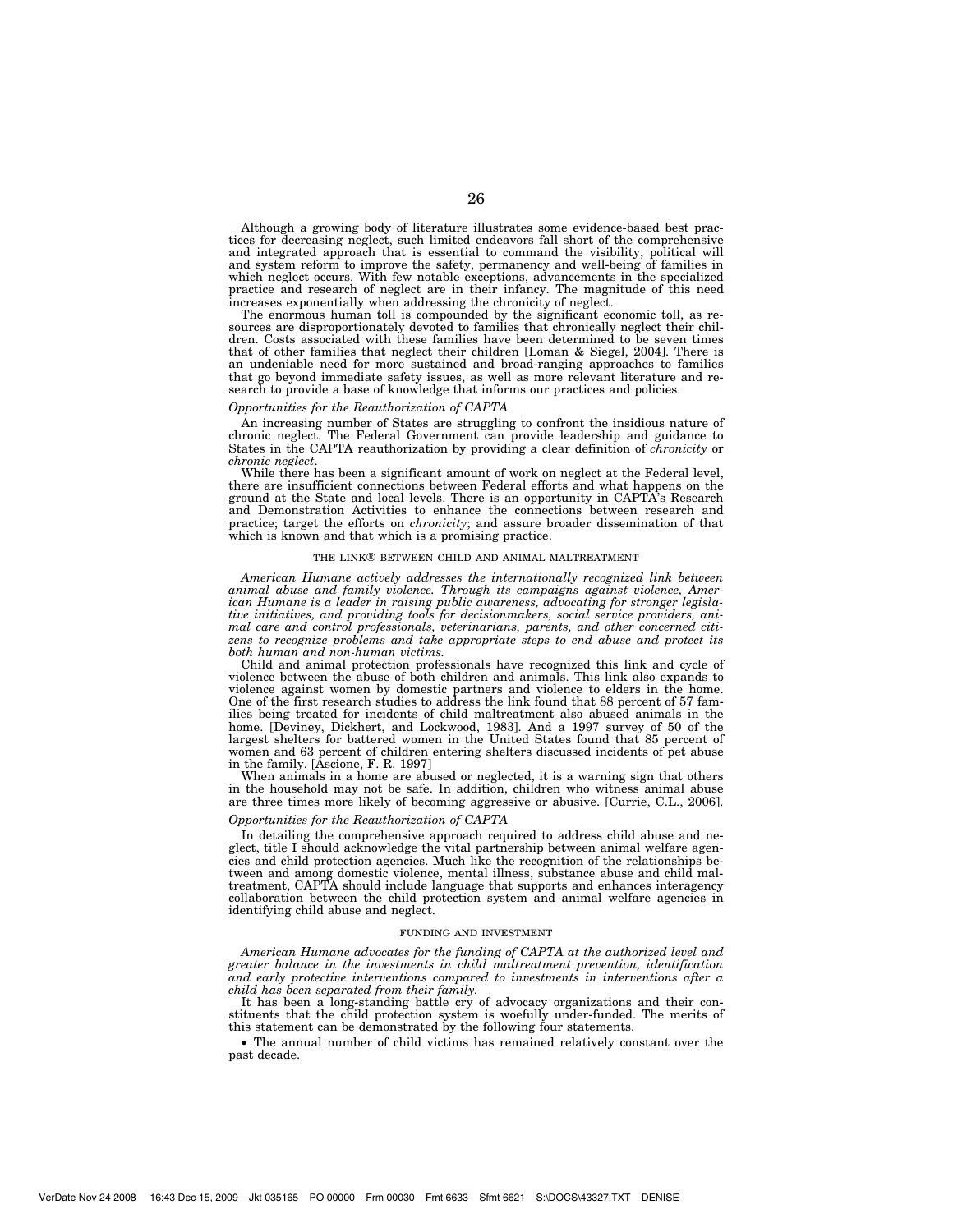Although a growing body of literature illustrates some evidence-based best practices for decreasing neglect, such limited endeavors fall short of the comprehensive and integrated approach that is essential to command the visibility, political will and system reform to improve the safety, permanency and well-being of families in which neglect occurs. With few notable exceptions, advancements in the specialized practice and research of neglect are in their infancy. The magnitude of this need increases exponentially when addressing the chronicity of neglect.

The enormous human toll is compounded by the significant economic toll, as resources are disproportionately devoted to families that chronically neglect their children. Costs associated with these families have been determined to be seven times that of other families that neglect their children [Loman & Siegel, 2004]. There is an undeniable need for more sustained and broad-ranging approaches to families that go beyond immediate safety issues, as well as more relevant literature and research to provide a base of knowledge that informs our practices and policies.

*Opportunities for the Reauthorization of CAPTA*

An increasing number of States are struggling to confront the insidious nature of chronic neglect. The Federal Government can provide leadership and guidance to States in the CAPTA reauthorization by providing a clear definition of *chronicity* or *chronic neglect*.

While there has been a significant amount of work on neglect at the Federal level, there are insufficient connections between Federal efforts and what happens on the ground at the State and local levels. There is an opportunity in CAPTA's Research and Demonstration Activities to enhance the connections between research and practice; target the efforts on *chronicity*; and assure broader dissemination of that which is known and that which is a promising practice.

THE LINK® BETWEEN CHILD AND ANIMAL MALTREATMENT

*American Humane actively addresses the internationally recognized link between animal abuse and family violence. Through its campaigns against violence, American Humane is a leader in raising public awareness, advocating for stronger legislative initiatives, and providing tools for decisionmakers, social service providers, animal care and control professionals, veterinarians, parents, and other concerned citizens to recognize problems and take appropriate steps to end abuse and protect its both human and non-human victims.*

Child and animal protection professionals have recognized this link and cycle of violence between the abuse of both children and animals. This link also expands to violence against women by domestic partners and violence to elders in the home. One of the first research studies to address the link found that 88 percent of 57 families being treated for incidents of child maltreatment also abused animals in the home. [Deviney, Dickhert, and Lockwood, 1983]. And a 1997 survey of 50 of the largest shelters for battered women in the United States found that 85 percent of women and 63 percent of children entering shelters discussed incidents of pet abuse in the family. [Ascione, F. R. 1997]

When animals in a home are abused or neglected, it is a warning sign that others in the household may not be safe. In addition, children who witness animal abuse are three times more likely of becoming aggressive or abusive. [Currie, C.L., 2006].

*Opportunities for the Reauthorization of CAPTA*

In detailing the comprehensive approach required to address child abuse and neglect, title I should acknowledge the vital partnership between animal welfare agencies and child protection agencies. Much like the recognition of the relationships between and among domestic violence, mental illness, substance abuse and child maltreatment, CAPTA should include language that supports and enhances interagency collaboration between the child protection system and animal welfare agencies in identifying child abuse and neglect.

FUNDING AND INVESTMENT

*American Humane advocates for the funding of CAPTA at the authorized level and greater balance in the investments in child maltreatment prevention, identification and early protective interventions compared to investments in interventions after a child has been separated from their family.*

It has been a long-standing battle cry of advocacy organizations and their constituents that the child protection system is woefully under-funded. The merits of this statement can be demonstrated by the following four statements.

- The annual number of child victims has remained relatively constant over the past decade.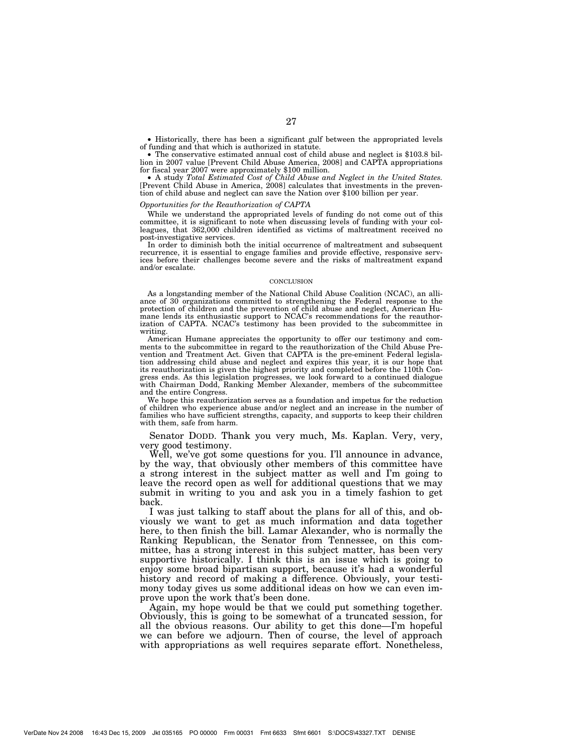- Historically, there has been a significant gulf between the appropriated levels of funding and that which is authorized in statute.
- The conservative estimated annual cost of child abuse and neglect is $103.8 billion in 2007 value [Prevent Child Abuse America, 2008] and CAPTA appropriations for fiscal year 2007 were approximately $100 million.
- A study *Total Estimated Cost of Child Abuse and Neglect in the United States.* [Prevent Child Abuse in America, 2008] calculates that investments in the prevention of child abuse and neglect can save the Nation over $100 billion per year.

*Opportunities for the Reauthorization of CAPTA*

While we understand the appropriated levels of funding do not come out of this committee, it is significant to note when discussing levels of funding with your colleagues, that 362,000 children identified as victims of maltreatment received no post-investigative services.

In order to diminish both the initial occurrence of maltreatment and subsequent recurrence, it is essential to engage families and provide effective, responsive services before their challenges become severe and the risks of maltreatment expand and/or escalate.

CONCLUSION

As a longstanding member of the National Child Abuse Coalition (NCAC), an alliance of 30 organizations committed to strengthening the Federal response to the protection of children and the prevention of child abuse and neglect, American Humane lends its enthusiastic support to NCAC's recommendations for the reauthorization of CAPTA. NCAC's testimony has been provided to the subcommittee in writing.

American Humane appreciates the opportunity to offer our testimony and comments to the subcommittee in regard to the reauthorization of the Child Abuse Prevention and Treatment Act. Given that CAPTA is the pre-eminent Federal legislation addressing child abuse and neglect and expires this year, it is our hope that its reauthorization is given the highest priority and completed before the 110th Congress ends. As this legislation progresses, we look forward to a continued dialogue with Chairman Dodd, Ranking Member Alexander, members of the subcommittee and the entire Congress.

We hope this reauthorization serves as a foundation and impetus for the reduction of children who experience abuse and/or neglect and an increase in the number of families who have sufficient strengths, capacity, and supports to keep their children with them, safe from harm.

Senator DODD. Thank you very much, Ms. Kaplan. Very, very, very good testimony.

Well, we've got some questions for you. I'll announce in advance, by the way, that obviously other members of this committee have a strong interest in the subject matter as well and I'm going to leave the record open as well for additional questions that we may submit in writing to you and ask you in a timely fashion to get back.

I was just talking to staff about the plans for all of this, and obviously we want to get as much information and data together here, to then finish the bill. Lamar Alexander, who is normally the Ranking Republican, the Senator from Tennessee, on this committee, has a strong interest in this subject matter, has been very supportive historically. I think this is an issue which is going to enjoy some broad bipartisan support, because it's had a wonderful history and record of making a difference. Obviously, your testimony today gives us some additional ideas on how we can even improve upon the work that's been done.

Again, my hope would be that we could put something together. Obviously, this is going to be somewhat of a truncated session, for all the obvious reasons. Our ability to get this done—I'm hopeful we can before we adjourn. Then of course, the level of approach with appropriations as well requires separate effort. Nonetheless,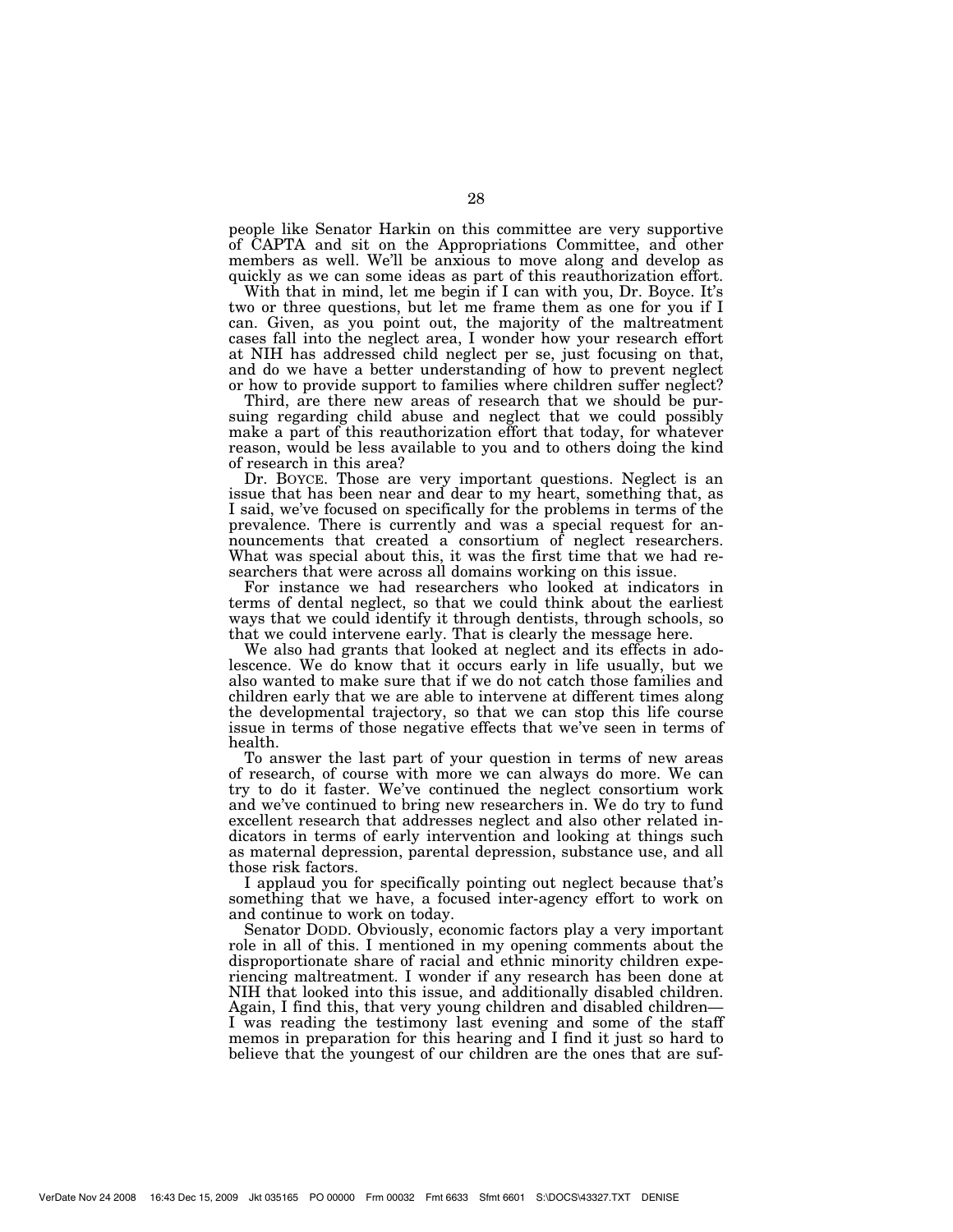people like Senator Harkin on this committee are very supportive of CAPTA and sit on the Appropriations Committee, and other members as well. We'll be anxious to move along and develop as quickly as we can some ideas as part of this reauthorization effort.

With that in mind, let me begin if I can with you, Dr. Boyce. It's two or three questions, but let me frame them as one for you if I can. Given, as you point out, the majority of the maltreatment cases fall into the neglect area, I wonder how your research effort at NIH has addressed child neglect per se, just focusing on that, and do we have a better understanding of how to prevent neglect or how to provide support to families where children suffer neglect?

Third, are there new areas of research that we should be pursuing regarding child abuse and neglect that we could possibly make a part of this reauthorization effort that today, for whatever reason, would be less available to you and to others doing the kind of research in this area?

Dr. BOYCE. Those are very important questions. Neglect is an issue that has been near and dear to my heart, something that, as I said, we've focused on specifically for the problems in terms of the prevalence. There is currently and was a special request for announcements that created a consortium of neglect researchers. What was special about this, it was the first time that we had researchers that were across all domains working on this issue.

For instance we had researchers who looked at indicators in terms of dental neglect, so that we could think about the earliest ways that we could identify it through dentists, through schools, so that we could intervene early. That is clearly the message here.

We also had grants that looked at neglect and its effects in adolescence. We do know that it occurs early in life usually, but we also wanted to make sure that if we do not catch those families and children early that we are able to intervene at different times along the developmental trajectory, so that we can stop this life course issue in terms of those negative effects that we've seen in terms of health.

To answer the last part of your question in terms of new areas of research, of course with more we can always do more. We can try to do it faster. We've continued the neglect consortium work and we've continued to bring new researchers in. We do try to fund excellent research that addresses neglect and also other related indicators in terms of early intervention and looking at things such as maternal depression, parental depression, substance use, and all those risk factors.

I applaud you for specifically pointing out neglect because that's something that we have, a focused inter-agency effort to work on and continue to work on today.

Senator DODD. Obviously, economic factors play a very important role in all of this. I mentioned in my opening comments about the disproportionate share of racial and ethnic minority children experiencing maltreatment. I wonder if any research has been done at NIH that looked into this issue, and additionally disabled children. Again, I find this, that very young children and disabled children—I was reading the testimony last evening and some of the staff memos in preparation for this hearing and I find it just so hard to believe that the youngest of our children are the ones that are suf-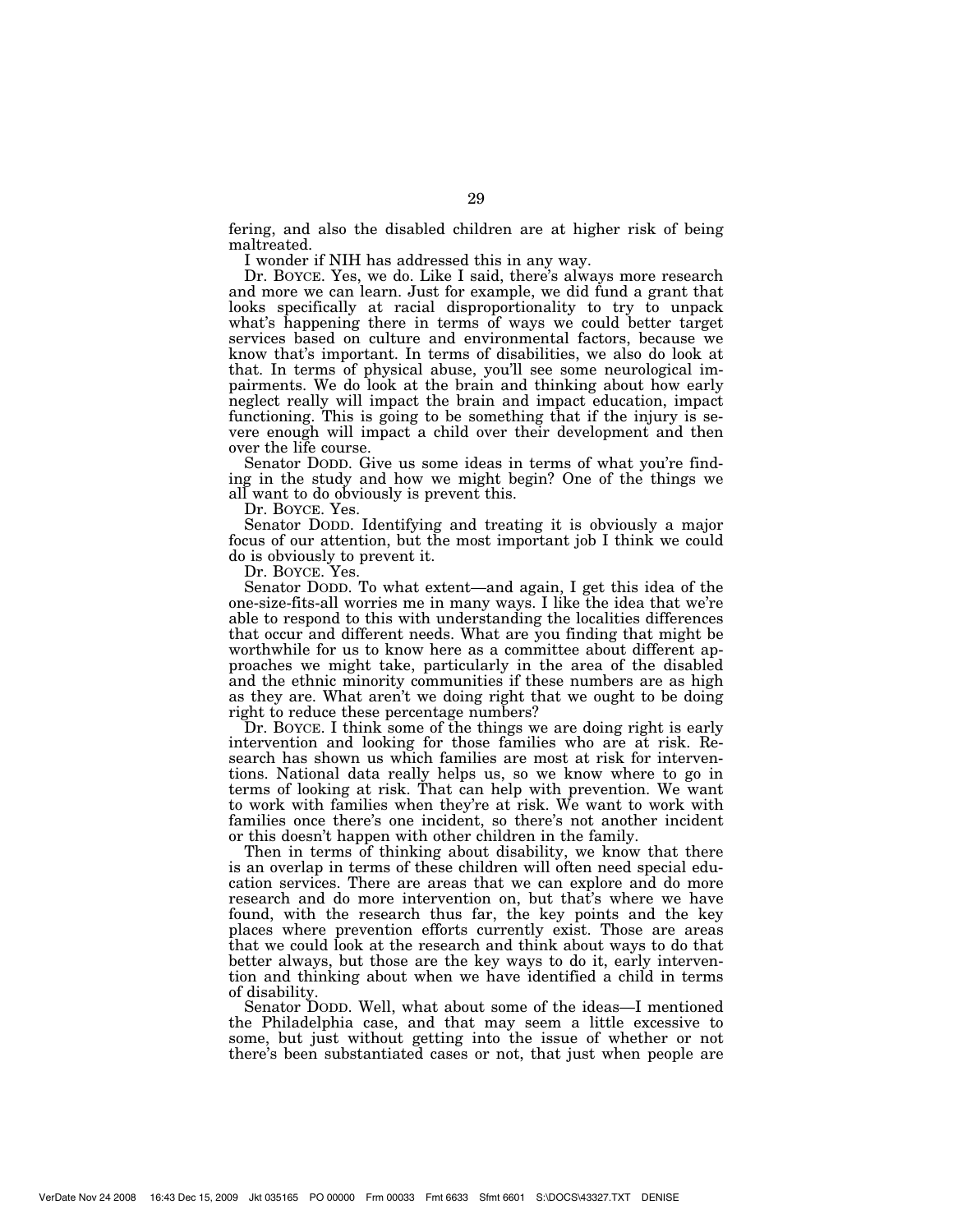fering, and also the disabled children are at higher risk of being maltreated.

I wonder if NIH has addressed this in any way.

Dr. BOYCE. Yes, we do. Like I said, there's always more research and more we can learn. Just for example, we did fund a grant that looks specifically at racial disproportionality to try to unpack what's happening there in terms of ways we could better target services based on culture and environmental factors, because we know that's important. In terms of disabilities, we also do look at that. In terms of physical abuse, you'll see some neurological impairments. We do look at the brain and thinking about how early neglect really will impact the brain and impact education, impact functioning. This is going to be something that if the injury is severe enough will impact a child over their development and then over the life course.

Senator DODD. Give us some ideas in terms of what you're finding in the study and how we might begin? One of the things we all want to do obviously is prevent this.

Dr. BOYCE. Yes.

Senator DODD. Identifying and treating it is obviously a major focus of our attention, but the most important job I think we could do is obviously to prevent it.

Dr. BOYCE. Yes.

Senator DODD. To what extent—and again, I get this idea of the one-size-fits-all worries me in many ways. I like the idea that we're able to respond to this with understanding the localities differences that occur and different needs. What are you finding that might be worthwhile for us to know here as a committee about different approaches we might take, particularly in the area of the disabled and the ethnic minority communities if these numbers are as high as they are. What aren't we doing right that we ought to be doing right to reduce these percentage numbers?

Dr. BOYCE. I think some of the things we are doing right is early intervention and looking for those families who are at risk. Research has shown us which families are most at risk for interventions. National data really helps us, so we know where to go in terms of looking at risk. That can help with prevention. We want to work with families when they're at risk. We want to work with families once there's one incident, so there's not another incident or this doesn't happen with other children in the family.

Then in terms of thinking about disability, we know that there is an overlap in terms of these children will often need special education services. There are areas that we can explore and do more research and do more intervention on, but that's where we have found, with the research thus far, the key points and the key places where prevention efforts currently exist. Those are areas that we could look at the research and think about ways to do that better always, but those are the key ways to do it, early intervention and thinking about when we have identified a child in terms of disability.

Senator DODD. Well, what about some of the ideas—I mentioned the Philadelphia case, and that may seem a little excessive to some, but just without getting into the issue of whether or not there's been substantiated cases or not, that just when people are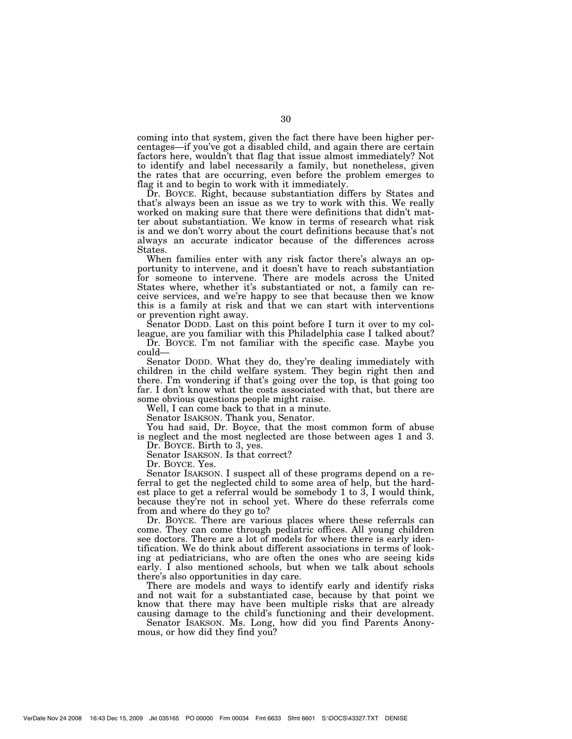coming into that system, given the fact there have been higher percentages—if you've got a disabled child, and again there are certain factors here, wouldn't that flag that issue almost immediately? Not to identify and label necessarily a family, but nonetheless, given the rates that are occurring, even before the problem emerges to flag it and to begin to work with it immediately.

Dr. BOYCE. Right, because substantiation differs by States and that's always been an issue as we try to work with this. We really worked on making sure that there were definitions that didn't matter about substantiation. We know in terms of research what risk is and we don't worry about the court definitions because that's not always an accurate indicator because of the differences across States.

When families enter with any risk factor there's always an opportunity to intervene, and it doesn't have to reach substantiation for someone to intervene. There are models across the United States where, whether it's substantiated or not, a family can receive services, and we're happy to see that because then we know this is a family at risk and that we can start with interventions or prevention right away.

Senator DODD. Last on this point before I turn it over to my colleague, are you familiar with this Philadelphia case I talked about?

Dr. BOYCE. I'm not familiar with the specific case. Maybe you could—

Senator DODD. What they do, they're dealing immediately with children in the child welfare system. They begin right then and there. I'm wondering if that's going over the top, is that going too far. I don't know what the costs associated with that, but there are some obvious questions people might raise.

Well, I can come back to that in a minute.

Senator ISAKSON. Thank you, Senator.

You had said, Dr. Boyce, that the most common form of abuse is neglect and the most neglected are those between ages 1 and 3.

Dr. BOYCE. Birth to 3, yes.

Senator ISAKSON. Is that correct?

Dr. BOYCE. Yes.

Senator ISAKSON. I suspect all of these programs depend on a referral to get the neglected child to some area of help, but the hardest place to get a referral would be somebody 1 to 3, I would think, because they're not in school yet. Where do these referrals come from and where do they go to?

Dr. BOYCE. There are various places where these referrals can come. They can come through pediatric offices. All young children see doctors. There are a lot of models for where there is early identification. We do think about different associations in terms of looking at pediatricians, who are often the ones who are seeing kids early. I also mentioned schools, but when we talk about schools there's also opportunities in day care.

There are models and ways to identify early and identify risks and not wait for a substantiated case, because by that point we know that there may have been multiple risks that are already causing damage to the child's functioning and their development.

Senator ISAKSON. Ms. Long, how did you find Parents Anonymous, or how did they find you?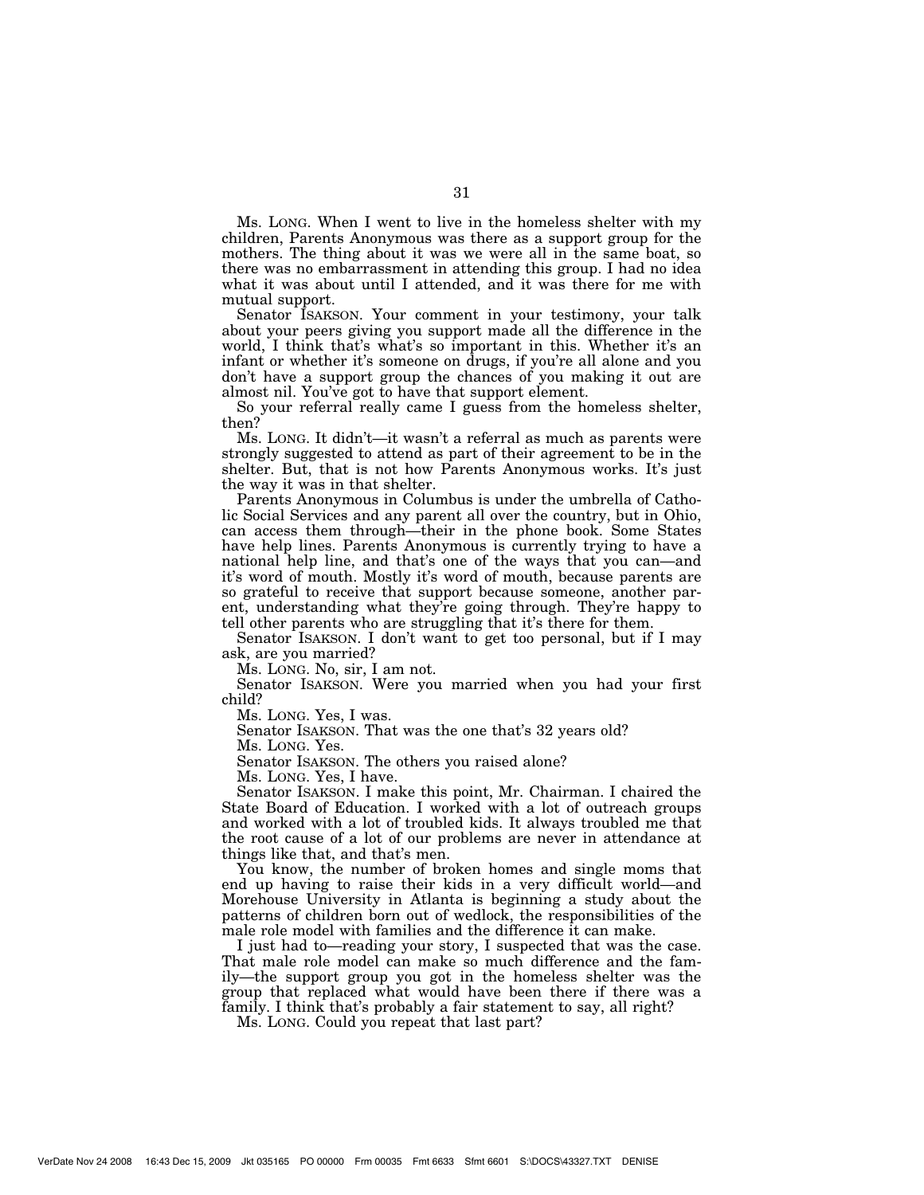Ms. LONG. When I went to live in the homeless shelter with my children, Parents Anonymous was there as a support group for the mothers. The thing about it was we were all in the same boat, so there was no embarrassment in attending this group. I had no idea what it was about until I attended, and it was there for me with mutual support.

Senator ISAKSON. Your comment in your testimony, your talk about your peers giving you support made all the difference in the world, I think that's what's so important in this. Whether it's an infant or whether it's someone on drugs, if you're all alone and you don't have a support group the chances of you making it out are almost nil. You've got to have that support element.

So your referral really came I guess from the homeless shelter, then?

Ms. LONG. It didn't—it wasn't a referral as much as parents were strongly suggested to attend as part of their agreement to be in the shelter. But, that is not how Parents Anonymous works. It's just the way it was in that shelter.

Parents Anonymous in Columbus is under the umbrella of Catholic Social Services and any parent all over the country, but in Ohio, can access them through—their in the phone book. Some States have help lines. Parents Anonymous is currently trying to have a national help line, and that's one of the ways that you can—and it's word of mouth. Mostly it's word of mouth, because parents are so grateful to receive that support because someone, another parent, understanding what they're going through. They're happy to tell other parents who are struggling that it's there for them.

Senator ISAKSON. I don't want to get too personal, but if I may ask, are you married?

Ms. LONG. No, sir, I am not.

Senator ISAKSON. Were you married when you had your first child?

Ms. LONG. Yes, I was.

Senator ISAKSON. That was the one that's 32 years old?

Ms. LONG. Yes.

Senator ISAKSON. The others you raised alone?

Ms. LONG. Yes, I have.

Senator ISAKSON. I make this point, Mr. Chairman. I chaired the State Board of Education. I worked with a lot of outreach groups and worked with a lot of troubled kids. It always troubled me that the root cause of a lot of our problems are never in attendance at things like that, and that's men.

You know, the number of broken homes and single moms that end up having to raise their kids in a very difficult world—and Morehouse University in Atlanta is beginning a study about the patterns of children born out of wedlock, the responsibilities of the male role model with families and the difference it can make.

I just had to—reading your story, I suspected that was the case. That male role model can make so much difference and the family—the support group you got in the homeless shelter was the group that replaced what would have been there if there was a family. I think that's probably a fair statement to say, all right?

Ms. LONG. Could you repeat that last part?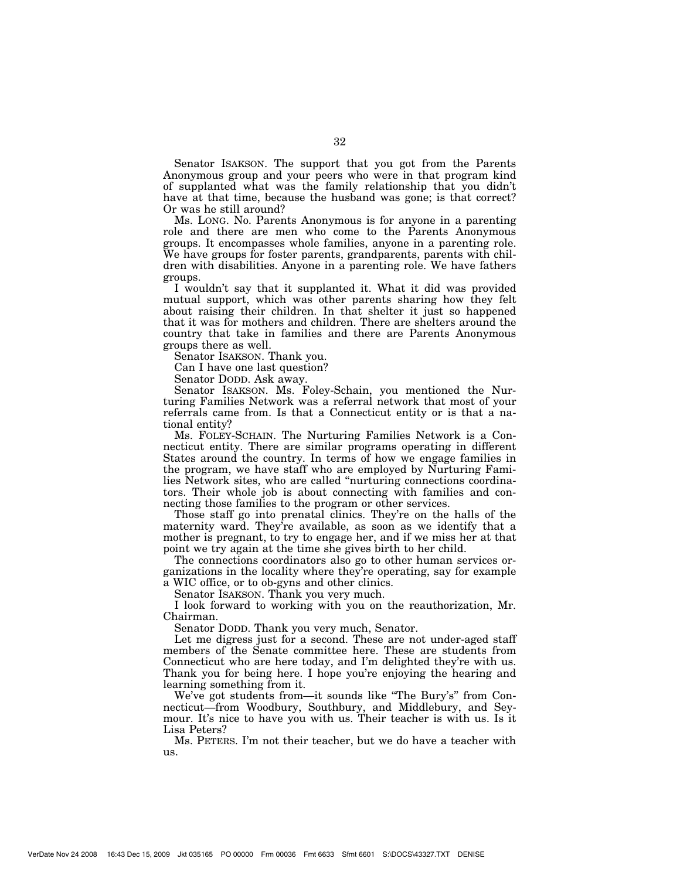Senator ISAKSON. The support that you got from the Parents Anonymous group and your peers who were in that program kind of supplanted what was the family relationship that you didn't have at that time, because the husband was gone; is that correct? Or was he still around?

Ms. LONG. No. Parents Anonymous is for anyone in a parenting role and there are men who come to the Parents Anonymous groups. It encompasses whole families, anyone in a parenting role. We have groups for foster parents, grandparents, parents with children with disabilities. Anyone in a parenting role. We have fathers groups.

I wouldn't say that it supplanted it. What it did was provided mutual support, which was other parents sharing how they felt about raising their children. In that shelter it just so happened that it was for mothers and children. There are shelters around the country that take in families and there are Parents Anonymous groups there as well.

Senator ISAKSON. Thank you.

Can I have one last question?

Senator DODD. Ask away.

Senator ISAKSON. Ms. Foley-Schain, you mentioned the Nurturing Families Network was a referral network that most of your referrals came from. Is that a Connecticut entity or is that a national entity?

Ms. FOLEY-SCHAIN. The Nurturing Families Network is a Connecticut entity. There are similar programs operating in different States around the country. In terms of how we engage families in the program, we have staff who are employed by Nurturing Families Network sites, who are called "nurturing connections coordinators. Their whole job is about connecting with families and connecting those families to the program or other services.

Those staff go into prenatal clinics. They're on the halls of the maternity ward. They're available, as soon as we identify that a mother is pregnant, to try to engage her, and if we miss her at that point we try again at the time she gives birth to her child.

The connections coordinators also go to other human services organizations in the locality where they're operating, say for example a WIC office, or to ob-gyns and other clinics.

Senator ISAKSON. Thank you very much.

I look forward to working with you on the reauthorization, Mr. Chairman.

Senator DODD. Thank you very much, Senator.

Let me digress just for a second. These are not under-aged staff members of the Senate committee here. These are students from Connecticut who are here today, and I'm delighted they're with us. Thank you for being here. I hope you're enjoying the hearing and learning something from it.

We've got students from—it sounds like "The Bury's" from Connecticut—from Woodbury, Southbury, and Middlebury, and Seymour. It's nice to have you with us. Their teacher is with us. Is it Lisa Peters?

Ms. PETERS. I'm not their teacher, but we do have a teacher with us.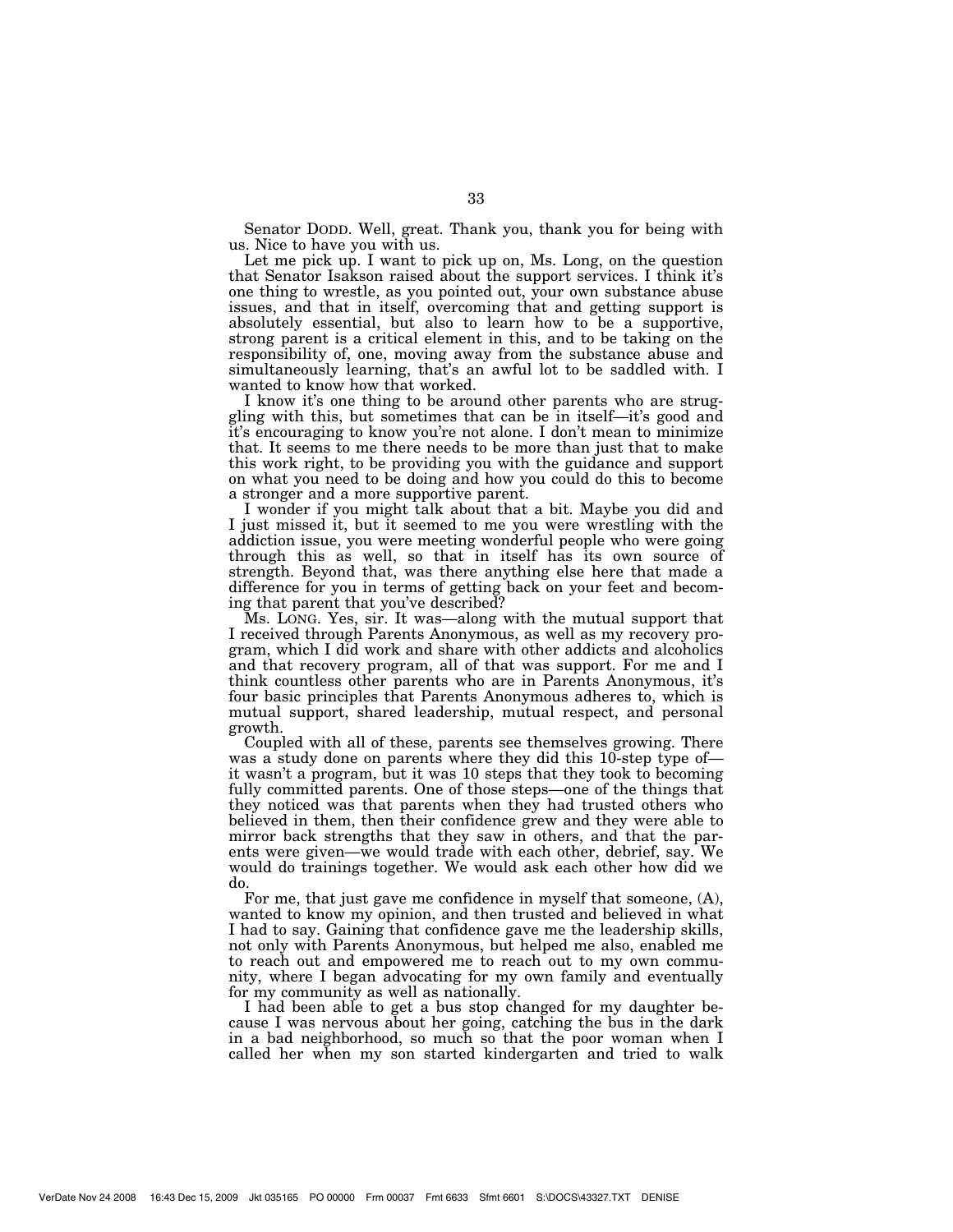Senator DODD. Well, great. Thank you, thank you for being with us. Nice to have you with us.

Let me pick up. I want to pick up on, Ms. Long, on the question that Senator Isakson raised about the support services. I think it's one thing to wrestle, as you pointed out, your own substance abuse issues, and that in itself, overcoming that and getting support is absolutely essential, but also to learn how to be a supportive, strong parent is a critical element in this, and to be taking on the responsibility of, one, moving away from the substance abuse and simultaneously learning, that's an awful lot to be saddled with. I wanted to know how that worked.

I know it's one thing to be around other parents who are struggling with this, but sometimes that can be in itself—it's good and it's encouraging to know you're not alone. I don't mean to minimize that. It seems to me there needs to be more than just that to make this work right, to be providing you with the guidance and support on what you need to be doing and how you could do this to become a stronger and a more supportive parent.

I wonder if you might talk about that a bit. Maybe you did and I just missed it, but it seemed to me you were wrestling with the addiction issue, you were meeting wonderful people who were going through this as well, so that in itself has its own source of strength. Beyond that, was there anything else here that made a difference for you in terms of getting back on your feet and becoming that parent that you've described?

Ms. LONG. Yes, sir. It was—along with the mutual support that I received through Parents Anonymous, as well as my recovery program, which I did work and share with other addicts and alcoholics and that recovery program, all of that was support. For me and I think countless other parents who are in Parents Anonymous, it's four basic principles that Parents Anonymous adheres to, which is mutual support, shared leadership, mutual respect, and personal growth.

Coupled with all of these, parents see themselves growing. There was a study done on parents where they did this 10-step type of—it wasn't a program, but it was 10 steps that they took to becoming fully committed parents. One of those steps—one of the things that they noticed was that parents when they had trusted others who believed in them, then their confidence grew and they were able to mirror back strengths that they saw in others, and that the parents were given—we would trade with each other, debrief, say. We would do trainings together. We would ask each other how did we do.

For me, that just gave me confidence in myself that someone, (A), wanted to know my opinion, and then trusted and believed in what I had to say. Gaining that confidence gave me the leadership skills, not only with Parents Anonymous, but helped me also, enabled me to reach out and empowered me to reach out to my own community, where I began advocating for my own family and eventually for my community as well as nationally.

I had been able to get a bus stop changed for my daughter because I was nervous about her going, catching the bus in the dark in a bad neighborhood, so much so that the poor woman when I called her when my son started kindergarten and tried to walk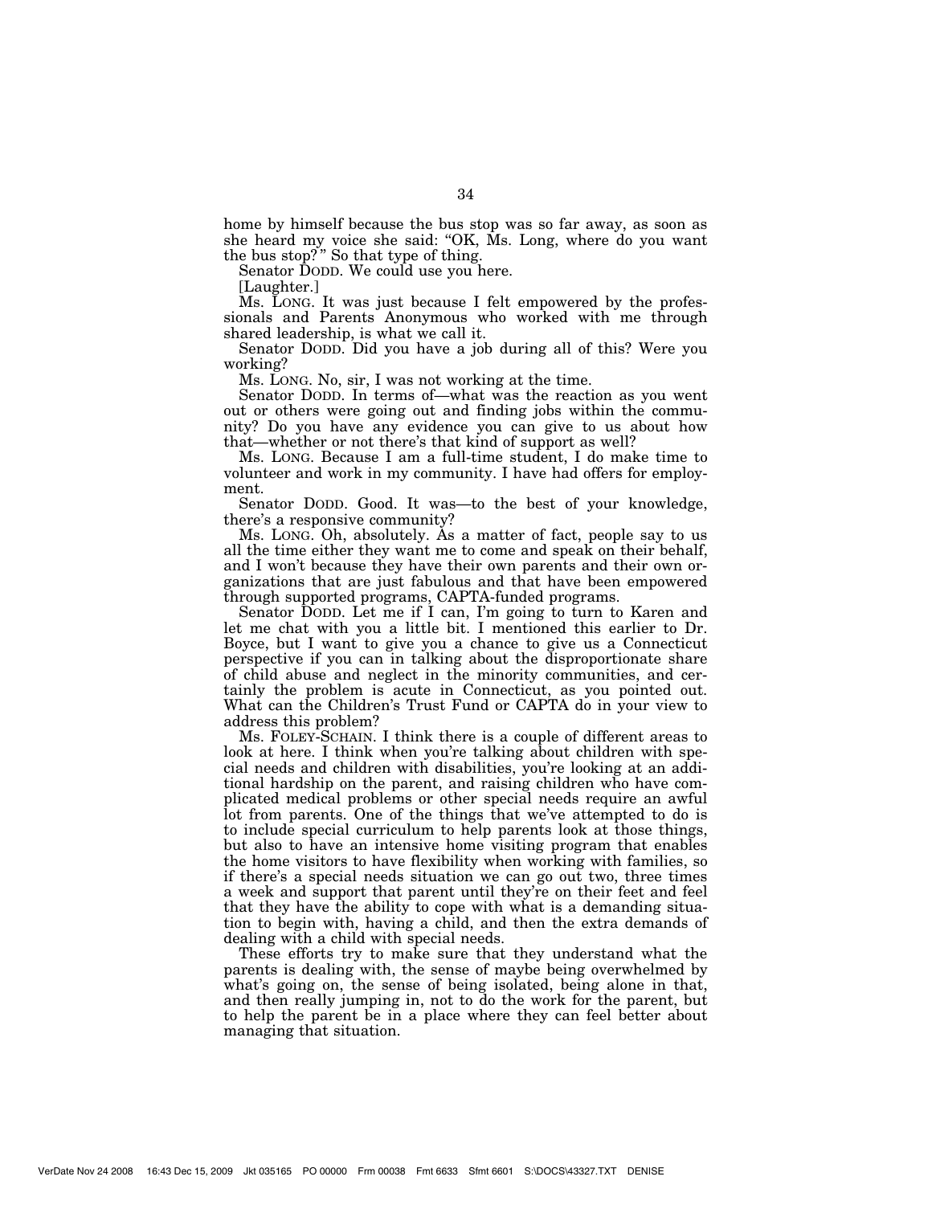home by himself because the bus stop was so far away, as soon as she heard my voice she said: "OK, Ms. Long, where do you want the bus stop?" So that type of thing.

Senator DODD. We could use you here.

[Laughter.]

Ms. LONG. It was just because I felt empowered by the professionals and Parents Anonymous who worked with me through shared leadership, is what we call it.

Senator DODD. Did you have a job during all of this? Were you working?

Ms. LONG. No, sir, I was not working at the time.

Senator DODD. In terms of—what was the reaction as you went out or others were going out and finding jobs within the community? Do you have any evidence you can give to us about how that—whether or not there's that kind of support as well?

Ms. LONG. Because I am a full-time student, I do make time to volunteer and work in my community. I have had offers for employment.

Senator DODD. Good. It was—to the best of your knowledge, there's a responsive community?

Ms. LONG. Oh, absolutely. As a matter of fact, people say to us all the time either they want me to come and speak on their behalf, and I won't because they have their own parents and their own organizations that are just fabulous and that have been empowered through supported programs, CAPTA-funded programs.

Senator DODD. Let me if I can, I'm going to turn to Karen and let me chat with you a little bit. I mentioned this earlier to Dr. Boyce, but I want to give you a chance to give us a Connecticut perspective if you can in talking about the disproportionate share of child abuse and neglect in the minority communities, and certainly the problem is acute in Connecticut, as you pointed out. What can the Children's Trust Fund or CAPTA do in your view to address this problem?

Ms. FOLEY-SCHAIN. I think there is a couple of different areas to look at here. I think when you're talking about children with special needs and children with disabilities, you're looking at an additional hardship on the parent, and raising children who have complicated medical problems or other special needs require an awful lot from parents. One of the things that we've attempted to do is to include special curriculum to help parents look at those things, but also to have an intensive home visiting program that enables the home visitors to have flexibility when working with families, so if there's a special needs situation we can go out two, three times a week and support that parent until they're on their feet and feel that they have the ability to cope with what is a demanding situation to begin with, having a child, and then the extra demands of dealing with a child with special needs.

These efforts try to make sure that they understand what the parents is dealing with, the sense of maybe being overwhelmed by what's going on, the sense of being isolated, being alone in that, and then really jumping in, not to do the work for the parent, but to help the parent be in a place where they can feel better about managing that situation.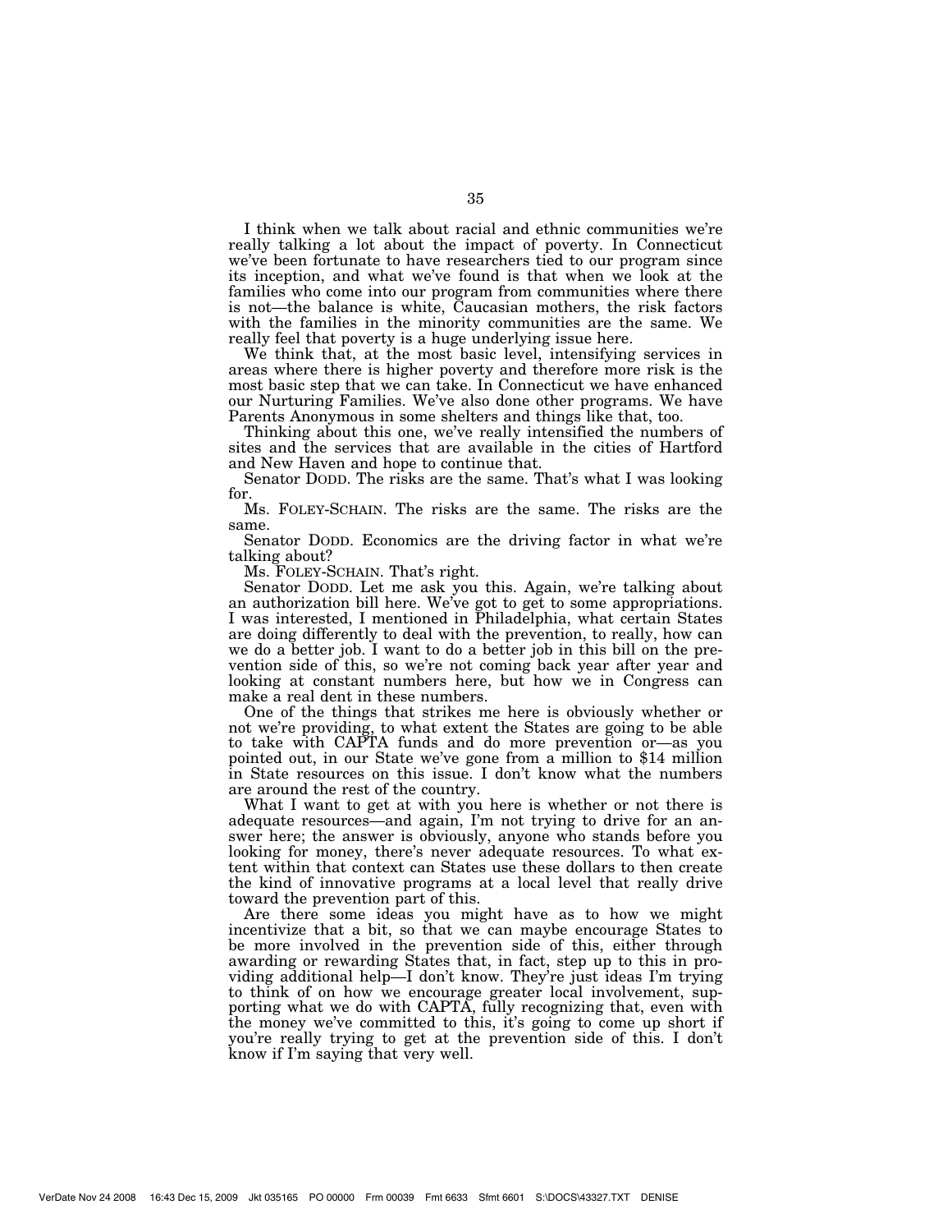I think when we talk about racial and ethnic communities we're really talking a lot about the impact of poverty. In Connecticut we've been fortunate to have researchers tied to our program since its inception, and what we've found is that when we look at the families who come into our program from communities where there is not—the balance is white, Caucasian mothers, the risk factors with the families in the minority communities are the same. We really feel that poverty is a huge underlying issue here.

We think that, at the most basic level, intensifying services in areas where there is higher poverty and therefore more risk is the most basic step that we can take. In Connecticut we have enhanced our Nurturing Families. We've also done other programs. We have Parents Anonymous in some shelters and things like that, too.

Thinking about this one, we've really intensified the numbers of sites and the services that are available in the cities of Hartford and New Haven and hope to continue that.

Senator DODD. The risks are the same. That's what I was looking for.

Ms. FOLEY-SCHAIN. The risks are the same. The risks are the same.

Senator DODD. Economics are the driving factor in what we're talking about?

Ms. FOLEY-SCHAIN. That's right.

Senator DODD. Let me ask you this. Again, we're talking about an authorization bill here. We've got to get to some appropriations. I was interested, I mentioned in Philadelphia, what certain States are doing differently to deal with the prevention, to really, how can we do a better job. I want to do a better job in this bill on the prevention side of this, so we're not coming back year after year and looking at constant numbers here, but how we in Congress can make a real dent in these numbers.

One of the things that strikes me here is obviously whether or not we're providing, to what extent the States are going to be able to take with CAPTA funds and do more prevention or—as you pointed out, in our State we've gone from a million to $14 million in State resources on this issue. I don't know what the numbers are around the rest of the country.

What I want to get at with you here is whether or not there is adequate resources—and again, I'm not trying to drive for an answer here; the answer is obviously, anyone who stands before you looking for money, there's never adequate resources. To what extent within that context can States use these dollars to then create the kind of innovative programs at a local level that really drive toward the prevention part of this.

Are there some ideas you might have as to how we might incentivize that a bit, so that we can maybe encourage States to be more involved in the prevention side of this, either through awarding or rewarding States that, in fact, step up to this in providing additional help—I don't know. They're just ideas I'm trying to think of on how we encourage greater local involvement, supporting what we do with CAPTA, fully recognizing that, even with the money we've committed to this, it's going to come up short if you're really trying to get at the prevention side of this. I don't know if I'm saying that very well.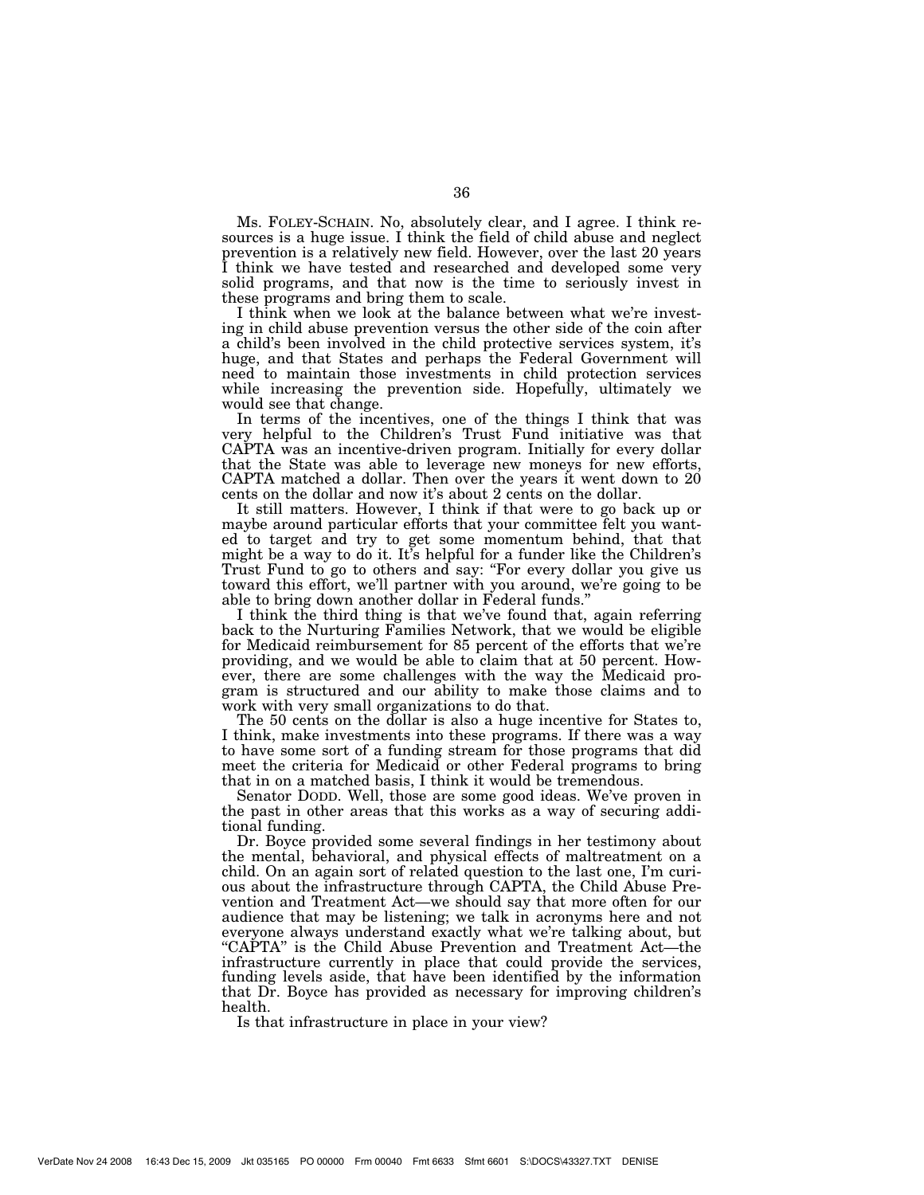Ms. FOLEY-SCHAIN. No, absolutely clear, and I agree. I think resources is a huge issue. I think the field of child abuse and neglect prevention is a relatively new field. However, over the last 20 years I think we have tested and researched and developed some very solid programs, and that now is the time to seriously invest in these programs and bring them to scale.

I think when we look at the balance between what we're investing in child abuse prevention versus the other side of the coin after a child's been involved in the child protective services system, it's huge, and that States and perhaps the Federal Government will need to maintain those investments in child protection services while increasing the prevention side. Hopefully, ultimately we would see that change.

In terms of the incentives, one of the things I think that was very helpful to the Children's Trust Fund initiative was that CAPTA was an incentive-driven program. Initially for every dollar that the State was able to leverage new moneys for new efforts, CAPTA matched a dollar. Then over the years it went down to 20 cents on the dollar and now it's about 2 cents on the dollar.

It still matters. However, I think if that were to go back up or maybe around particular efforts that your committee felt you wanted to target and try to get some momentum behind, that that might be a way to do it. It's helpful for a funder like the Children's Trust Fund to go to others and say: "For every dollar you give us toward this effort, we'll partner with you around, we're going to be able to bring down another dollar in Federal funds."

I think the third thing is that we've found that, again referring back to the Nurturing Families Network, that we would be eligible for Medicaid reimbursement for 85 percent of the efforts that we're providing, and we would be able to claim that at 50 percent. However, there are some challenges with the way the Medicaid program is structured and our ability to make those claims and to work with very small organizations to do that.

The 50 cents on the dollar is also a huge incentive for States to, I think, make investments into these programs. If there was a way to have some sort of a funding stream for those programs that did meet the criteria for Medicaid or other Federal programs to bring that in on a matched basis, I think it would be tremendous.

Senator DODD. Well, those are some good ideas. We've proven in the past in other areas that this works as a way of securing additional funding.

Dr. Boyce provided some several findings in her testimony about the mental, behavioral, and physical effects of maltreatment on a child. On an again sort of related question to the last one, I'm curious about the infrastructure through CAPTA, the Child Abuse Prevention and Treatment Act—we should say that more often for our audience that may be listening; we talk in acronyms here and not everyone always understand exactly what we're talking about, but "CAPTA" is the Child Abuse Prevention and Treatment Act—the infrastructure currently in place that could provide the services, funding levels aside, that have been identified by the information that Dr. Boyce has provided as necessary for improving children's health.

Is that infrastructure in place in your view?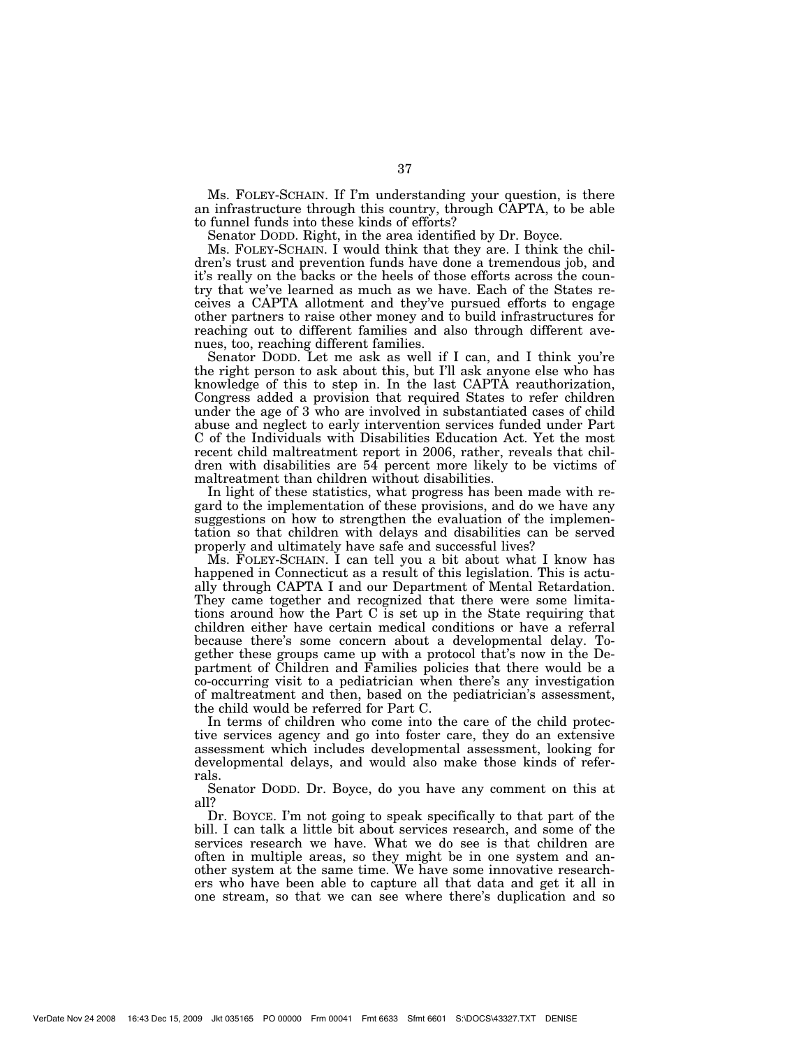Ms. FOLEY-SCHAIN. If I'm understanding your question, is there an infrastructure through this country, through CAPTA, to be able to funnel funds into these kinds of efforts?

Senator DODD. Right, in the area identified by Dr. Boyce.

Ms. FOLEY-SCHAIN. I would think that they are. I think the children's trust and prevention funds have done a tremendous job, and it's really on the backs or the heels of those efforts across the country that we've learned as much as we have. Each of the States receives a CAPTA allotment and they've pursued efforts to engage other partners to raise other money and to build infrastructures for reaching out to different families and also through different avenues, too, reaching different families.

Senator DODD. Let me ask as well if I can, and I think you're the right person to ask about this, but I'll ask anyone else who has knowledge of this to step in. In the last CAPTA reauthorization, Congress added a provision that required States to refer children under the age of 3 who are involved in substantiated cases of child abuse and neglect to early intervention services funded under Part C of the Individuals with Disabilities Education Act. Yet the most recent child maltreatment report in 2006, rather, reveals that children with disabilities are 54 percent more likely to be victims of maltreatment than children without disabilities.

In light of these statistics, what progress has been made with regard to the implementation of these provisions, and do we have any suggestions on how to strengthen the evaluation of the implementation so that children with delays and disabilities can be served properly and ultimately have safe and successful lives?

Ms. FOLEY-SCHAIN. I can tell you a bit about what I know has happened in Connecticut as a result of this legislation. This is actually through CAPTA I and our Department of Mental Retardation. They came together and recognized that there were some limitations around how the Part C is set up in the State requiring that children either have certain medical conditions or have a referral because there's some concern about a developmental delay. Together these groups came up with a protocol that's now in the Department of Children and Families policies that there would be a co-occurring visit to a pediatrician when there's any investigation of maltreatment and then, based on the pediatrician's assessment, the child would be referred for Part C.

In terms of children who come into the care of the child protective services agency and go into foster care, they do an extensive assessment which includes developmental assessment, looking for developmental delays, and would also make those kinds of referrals.

Senator DODD. Dr. Boyce, do you have any comment on this at all?

Dr. BOYCE. I'm not going to speak specifically to that part of the bill. I can talk a little bit about services research, and some of the services research we have. What we do see is that children are often in multiple areas, so they might be in one system and another system at the same time. We have some innovative researchers who have been able to capture all that data and get it all in one stream, so that we can see where there's duplication and so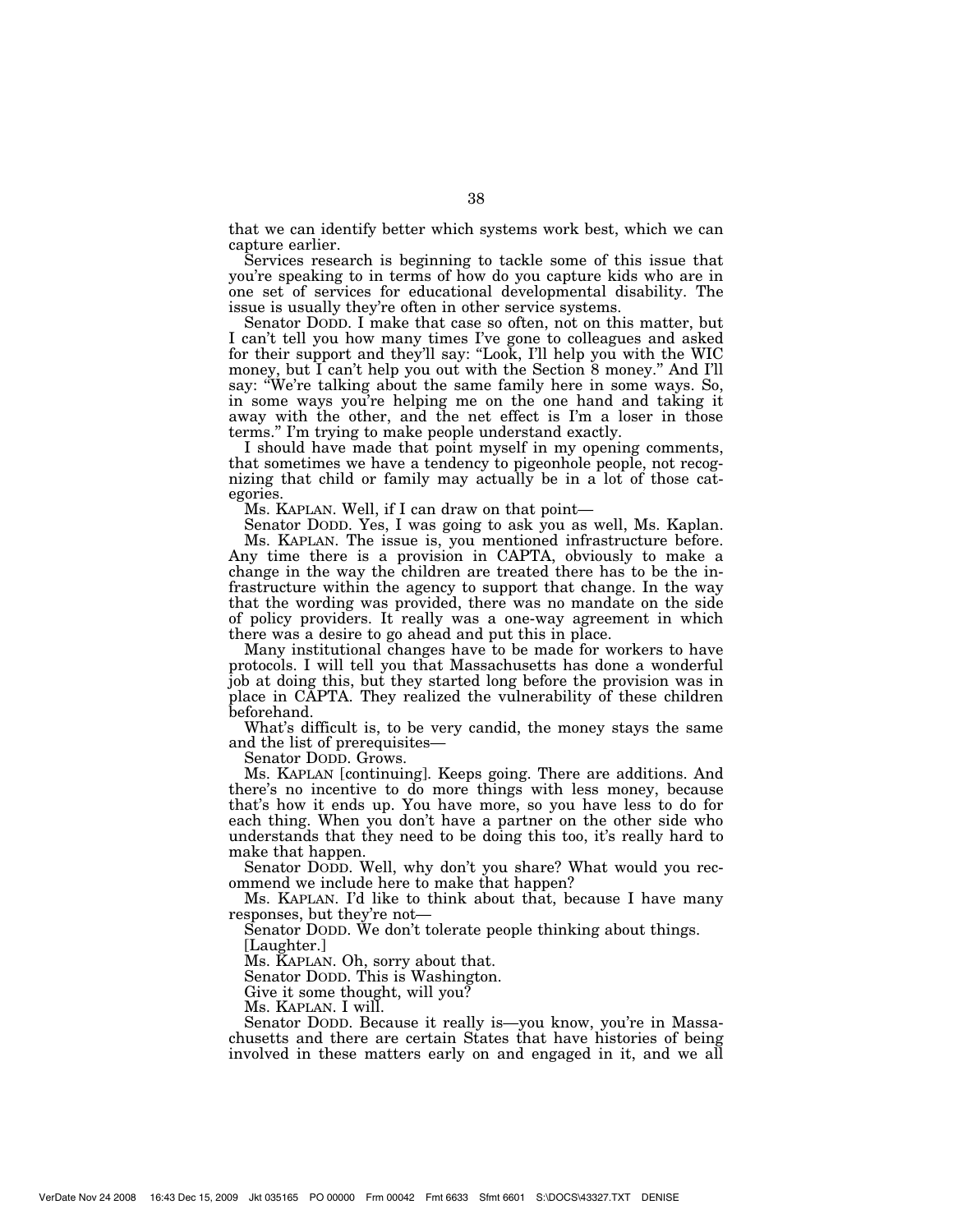that we can identify better which systems work best, which we can capture earlier.

Services research is beginning to tackle some of this issue that you're speaking to in terms of how do you capture kids who are in one set of services for educational developmental disability. The issue is usually they're often in other service systems.

Senator DODD. I make that case so often, not on this matter, but I can't tell you how many times I've gone to colleagues and asked for their support and they'll say: "Look, I'll help you with the WIC money, but I can't help you out with the Section 8 money." And I'll say: "We're talking about the same family here in some ways. So, in some ways you're helping me on the one hand and taking it away with the other, and the net effect is I'm a loser in those terms." I'm trying to make people understand exactly.

I should have made that point myself in my opening comments, that sometimes we have a tendency to pigeonhole people, not recognizing that child or family may actually be in a lot of those categories.

Ms. KAPLAN. Well, if I can draw on that point—

Senator DODD. Yes, I was going to ask you as well, Ms. Kaplan.

Ms. KAPLAN. The issue is, you mentioned infrastructure before. Any time there is a provision in CAPTA, obviously to make a change in the way the children are treated there has to be the infrastructure within the agency to support that change. In the way that the wording was provided, there was no mandate on the side of policy providers. It really was a one-way agreement in which there was a desire to go ahead and put this in place.

Many institutional changes have to be made for workers to have protocols. I will tell you that Massachusetts has done a wonderful job at doing this, but they started long before the provision was in place in CAPTA. They realized the vulnerability of these children beforehand.

What's difficult is, to be very candid, the money stays the same and the list of prerequisites—

Senator DODD. Grows.

Ms. KAPLAN [continuing]. Keeps going. There are additions. And there's no incentive to do more things with less money, because that's how it ends up. You have more, so you have less to do for each thing. When you don't have a partner on the other side who understands that they need to be doing this too, it's really hard to make that happen.

Senator DODD. Well, why don't you share? What would you recommend we include here to make that happen?

Ms. KAPLAN. I'd like to think about that, because I have many responses, but they're not—

Senator DODD. We don't tolerate people thinking about things.

[Laughter.]

Ms. KAPLAN. Oh, sorry about that.

Senator DODD. This is Washington.

Give it some thought, will you?

Ms. KAPLAN. I will.

Senator DODD. Because it really is—you know, you're in Massachusetts and there are certain States that have histories of being involved in these matters early on and engaged in it, and we all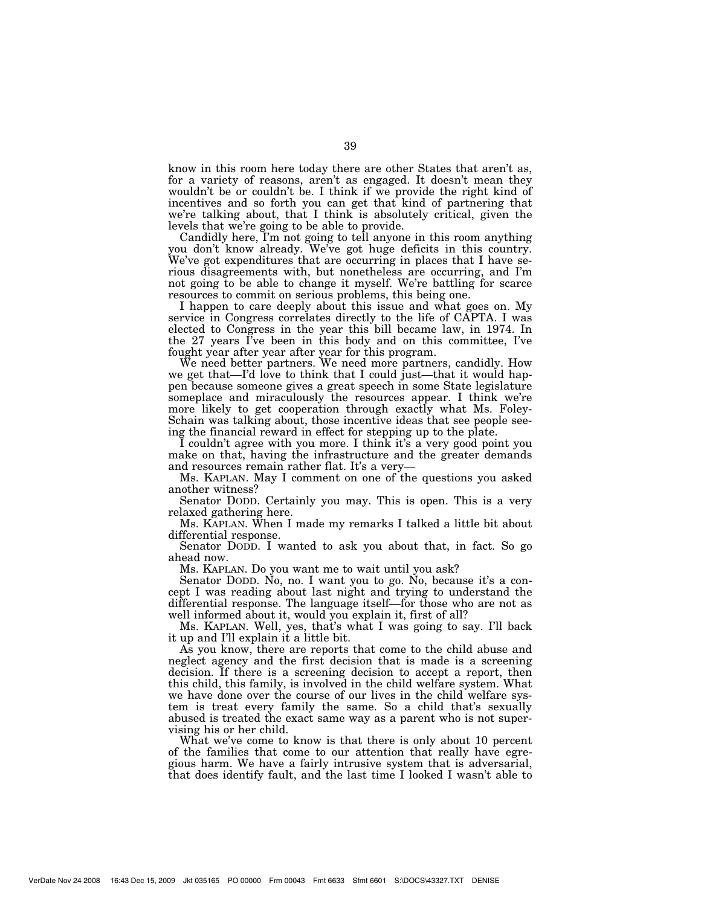know in this room here today there are other States that aren't as, for a variety of reasons, aren't as engaged. It doesn't mean they wouldn't be or couldn't be. I think if we provide the right kind of incentives and so forth you can get that kind of partnering that we're talking about, that I think is absolutely critical, given the levels that we're going to be able to provide.

Candidly here, I'm not going to tell anyone in this room anything you don't know already. We've got huge deficits in this country. We've got expenditures that are occurring in places that I have serious disagreements with, but nonetheless are occurring, and I'm not going to be able to change it myself. We're battling for scarce resources to commit on serious problems, this being one.

I happen to care deeply about this issue and what goes on. My service in Congress correlates directly to the life of CAPTA. I was elected to Congress in the year this bill became law, in 1974. In the 27 years I've been in this body and on this committee, I've fought year after year after year for this program.

We need better partners. We need more partners, candidly. How we get that—I'd love to think that I could just—that it would happen because someone gives a great speech in some State legislature someplace and miraculously the resources appear. I think we're more likely to get cooperation through exactly what Ms. Foley-Schain was talking about, those incentive ideas that see people seeing the financial reward in effect for stepping up to the plate.

I couldn't agree with you more. I think it's a very good point you make on that, having the infrastructure and the greater demands and resources remain rather flat. It's a very—

Ms. KAPLAN. May I comment on one of the questions you asked another witness?

Senator DODD. Certainly you may. This is open. This is a very relaxed gathering here.

Ms. KAPLAN. When I made my remarks I talked a little bit about differential response.

Senator DODD. I wanted to ask you about that, in fact. So go ahead now.

Ms. KAPLAN. Do you want me to wait until you ask?

Senator DODD. No, no. I want you to go. No, because it's a concept I was reading about last night and trying to understand the differential response. The language itself—for those who are not as well informed about it, would you explain it, first of all?

Ms. KAPLAN. Well, yes, that's what I was going to say. I'll back it up and I'll explain it a little bit.

As you know, there are reports that come to the child abuse and neglect agency and the first decision that is made is a screening decision. If there is a screening decision to accept a report, then this child, this family, is involved in the child welfare system. What we have done over the course of our lives in the child welfare system is treat every family the same. So a child that's sexually abused is treated the exact same way as a parent who is not supervising his or her child.

What we've come to know is that there is only about 10 percent of the families that come to our attention that really have egregious harm. We have a fairly intrusive system that is adversarial, that does identify fault, and the last time I looked I wasn't able to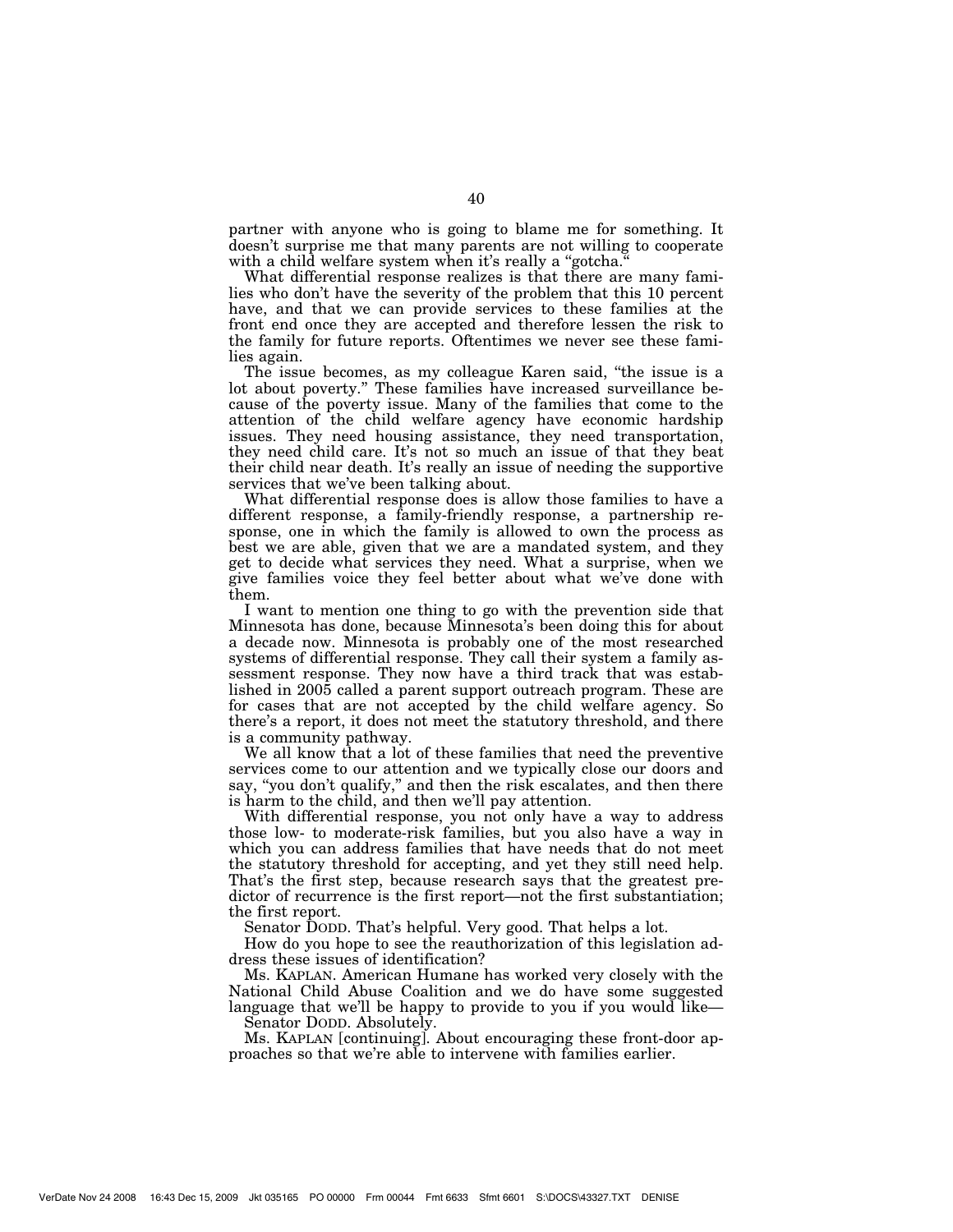partner with anyone who is going to blame me for something. It doesn't surprise me that many parents are not willing to cooperate with a child welfare system when it's really a "gotcha."

What differential response realizes is that there are many families who don't have the severity of the problem that this 10 percent have, and that we can provide services to these families at the front end once they are accepted and therefore lessen the risk to the family for future reports. Oftentimes we never see these families again.

The issue becomes, as my colleague Karen said, "the issue is a lot about poverty." These families have increased surveillance because of the poverty issue. Many of the families that come to the attention of the child welfare agency have economic hardship issues. They need housing assistance, they need transportation, they need child care. It's not so much an issue of that they beat their child near death. It's really an issue of needing the supportive services that we've been talking about.

What differential response does is allow those families to have a different response, a family-friendly response, a partnership response, one in which the family is allowed to own the process as best we are able, given that we are a mandated system, and they get to decide what services they need. What a surprise, when we give families voice they feel better about what we've done with them.

I want to mention one thing to go with the prevention side that Minnesota has done, because Minnesota's been doing this for about a decade now. Minnesota is probably one of the most researched systems of differential response. They call their system a family assessment response. They now have a third track that was established in 2005 called a parent support outreach program. These are for cases that are not accepted by the child welfare agency. So there's a report, it does not meet the statutory threshold, and there is a community pathway.

We all know that a lot of these families that need the preventive services come to our attention and we typically close our doors and say, "you don't qualify," and then the risk escalates, and then there is harm to the child, and then we'll pay attention.

With differential response, you not only have a way to address those low- to moderate-risk families, but you also have a way in which you can address families that have needs that do not meet the statutory threshold for accepting, and yet they still need help. That's the first step, because research says that the greatest predictor of recurrence is the first report—not the first substantiation; the first report.

Senator DODD. That's helpful. Very good. That helps a lot.

How do you hope to see the reauthorization of this legislation address these issues of identification?

Ms. KAPLAN. American Humane has worked very closely with the National Child Abuse Coalition and we do have some suggested language that we'll be happy to provide to you if you would like—

Senator DODD. Absolutely.

Ms. KAPLAN [continuing]. About encouraging these front-door approaches so that we're able to intervene with families earlier.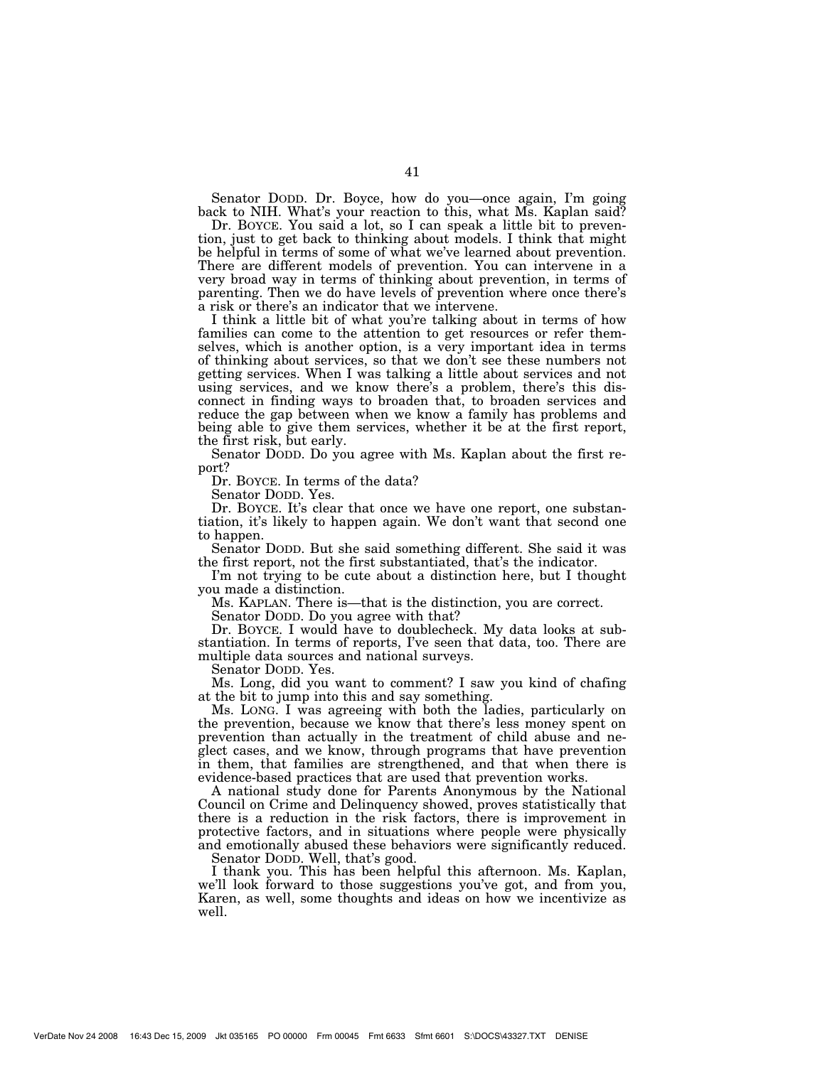Senator DODD. Dr. Boyce, how do you—once again, I'm going back to NIH. What's your reaction to this, what Ms. Kaplan said?

Dr. BOYCE. You said a lot, so I can speak a little bit to prevention, just to get back to thinking about models. I think that might be helpful in terms of some of what we've learned about prevention. There are different models of prevention. You can intervene in a very broad way in terms of thinking about prevention, in terms of parenting. Then we do have levels of prevention where once there's a risk or there's an indicator that we intervene.

I think a little bit of what you're talking about in terms of how families can come to the attention to get resources or refer themselves, which is another option, is a very important idea in terms of thinking about services, so that we don't see these numbers not getting services. When I was talking a little about services and not using services, and we know there's a problem, there's this disconnect in finding ways to broaden that, to broaden services and reduce the gap between when we know a family has problems and being able to give them services, whether it be at the first report, the first risk, but early.

Senator DODD. Do you agree with Ms. Kaplan about the first report?

Dr. BOYCE. In terms of the data?

Senator DODD. Yes.

Dr. BOYCE. It's clear that once we have one report, one substantiation, it's likely to happen again. We don't want that second one to happen.

Senator DODD. But she said something different. She said it was the first report, not the first substantiated, that's the indicator.

I'm not trying to be cute about a distinction here, but I thought you made a distinction.

Ms. KAPLAN. There is—that is the distinction, you are correct.

Senator DODD. Do you agree with that?

Dr. BOYCE. I would have to doublecheck. My data looks at substantiation. In terms of reports, I've seen that data, too. There are multiple data sources and national surveys.

Senator DODD. Yes.

Ms. Long, did you want to comment? I saw you kind of chafing at the bit to jump into this and say something.

Ms. LONG. I was agreeing with both the ladies, particularly on the prevention, because we know that there's less money spent on prevention than actually in the treatment of child abuse and neglect cases, and we know, through programs that have prevention in them, that families are strengthened, and that when there is evidence-based practices that are used that prevention works.

A national study done for Parents Anonymous by the National Council on Crime and Delinquency showed, proves statistically that there is a reduction in the risk factors, there is improvement in protective factors, and in situations where people were physically and emotionally abused these behaviors were significantly reduced.

Senator DODD. Well, that's good.

I thank you. This has been helpful this afternoon. Ms. Kaplan, we'll look forward to those suggestions you've got, and from you, Karen, as well, some thoughts and ideas on how we incentivize as well.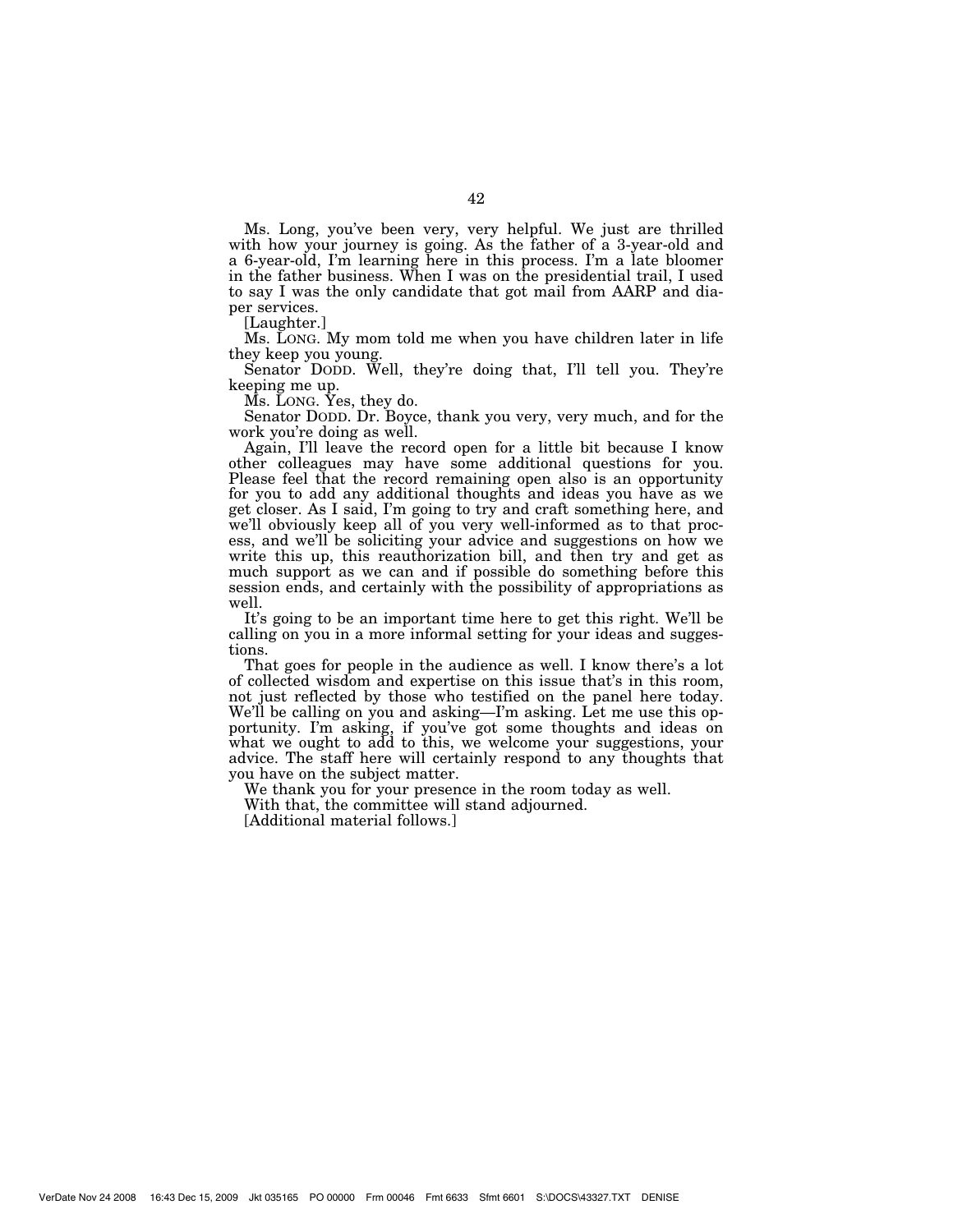Ms. Long, you've been very, very helpful. We just are thrilled with how your journey is going. As the father of a 3-year-old and a 6-year-old, I'm learning here in this process. I'm a late bloomer in the father business. When I was on the presidential trail, I used to say I was the only candidate that got mail from AARP and diaper services.

[Laughter.]

Ms. LONG. My mom told me when you have children later in life they keep you young.

Senator DODD. Well, they're doing that, I'll tell you. They're keeping me up.

Ms. LONG. Yes, they do.

Senator DODD. Dr. Boyce, thank you very, very much, and for the work you're doing as well.

Again, I'll leave the record open for a little bit because I know other colleagues may have some additional questions for you. Please feel that the record remaining open also is an opportunity for you to add any additional thoughts and ideas you have as we get closer. As I said, I'm going to try and craft something here, and we'll obviously keep all of you very well-informed as to that process, and we'll be soliciting your advice and suggestions on how we write this up, this reauthorization bill, and then try and get as much support as we can and if possible do something before this session ends, and certainly with the possibility of appropriations as well.

It's going to be an important time here to get this right. We'll be calling on you in a more informal setting for your ideas and suggestions.

That goes for people in the audience as well. I know there's a lot of collected wisdom and expertise on this issue that's in this room, not just reflected by those who testified on the panel here today. We'll be calling on you and asking—I'm asking. Let me use this opportunity. I'm asking, if you've got some thoughts and ideas on what we ought to add to this, we welcome your suggestions, your advice. The staff here will certainly respond to any thoughts that you have on the subject matter.

We thank you for your presence in the room today as well.

With that, the committee will stand adjourned.

[Additional material follows.]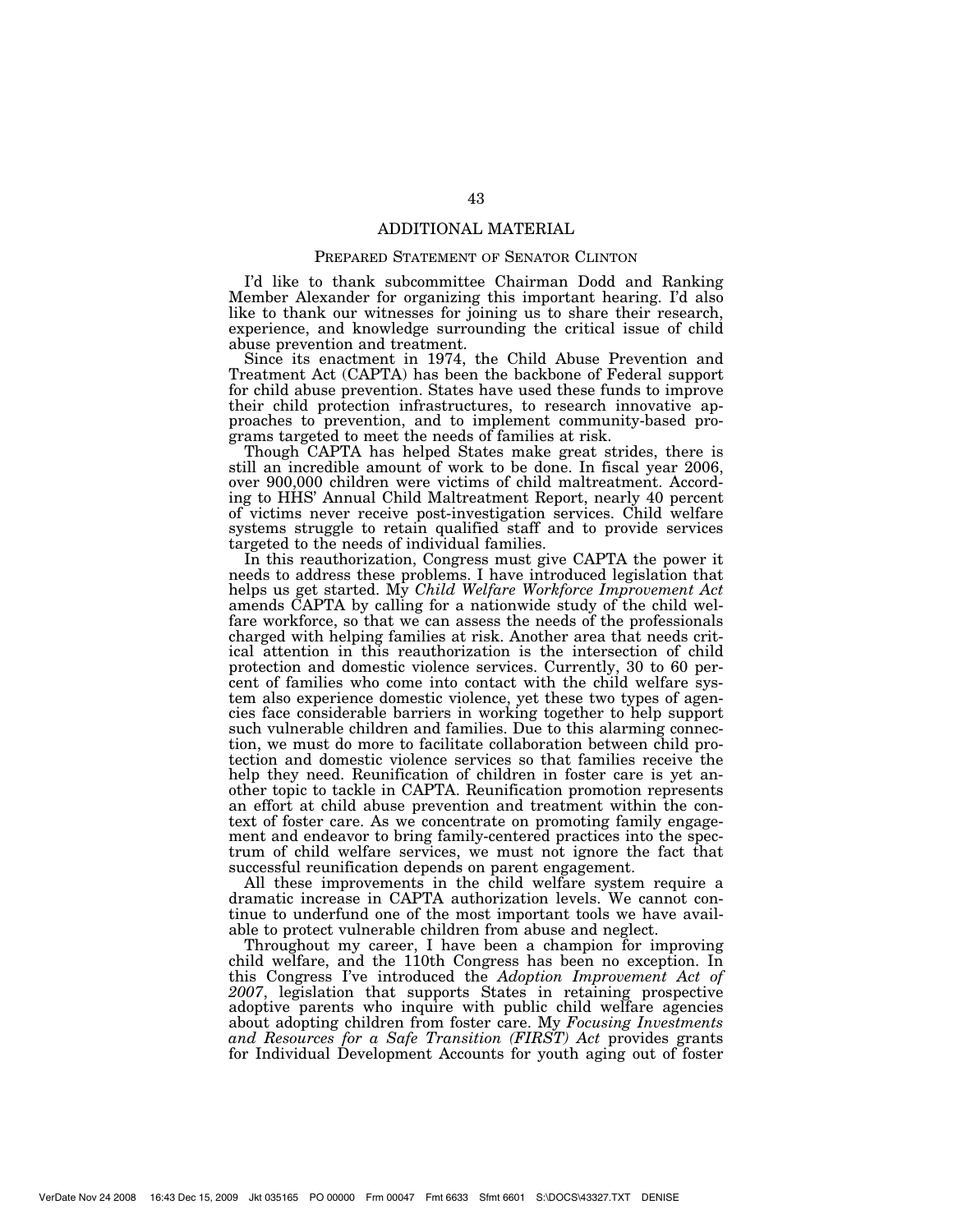## ADDITIONAL MATERIAL

### PREPARED STATEMENT OF SENATOR CLINTON

I'd like to thank subcommittee Chairman Dodd and Ranking Member Alexander for organizing this important hearing. I'd also like to thank our witnesses for joining us to share their research, experience, and knowledge surrounding the critical issue of child abuse prevention and treatment.

Since its enactment in 1974, the Child Abuse Prevention and Treatment Act (CAPTA) has been the backbone of Federal support for child abuse prevention. States have used these funds to improve their child protection infrastructures, to research innovative approaches to prevention, and to implement community-based programs targeted to meet the needs of families at risk.

Though CAPTA has helped States make great strides, there is still an incredible amount of work to be done. In fiscal year 2006, over 900,000 children were victims of child maltreatment. According to HHS' Annual Child Maltreatment Report, nearly 40 percent of victims never receive post-investigation services. Child welfare systems struggle to retain qualified staff and to provide services targeted to the needs of individual families.

In this reauthorization, Congress must give CAPTA the power it needs to address these problems. I have introduced legislation that helps us get started. My *Child Welfare Workforce Improvement Act* amends CAPTA by calling for a nationwide study of the child welfare workforce, so that we can assess the needs of the professionals charged with helping families at risk. Another area that needs critical attention in this reauthorization is the intersection of child protection and domestic violence services. Currently, 30 to 60 percent of families who come into contact with the child welfare system also experience domestic violence, yet these two types of agencies face considerable barriers in working together to help support such vulnerable children and families. Due to this alarming connection, we must do more to facilitate collaboration between child protection and domestic violence services so that families receive the help they need. Reunification of children in foster care is yet another topic to tackle in CAPTA. Reunification promotion represents an effort at child abuse prevention and treatment within the context of foster care. As we concentrate on promoting family engagement and endeavor to bring family-centered practices into the spectrum of child welfare services, we must not ignore the fact that successful reunification depends on parent engagement.

All these improvements in the child welfare system require a dramatic increase in CAPTA authorization levels. We cannot continue to underfund one of the most important tools we have available to protect vulnerable children from abuse and neglect.

Throughout my career, I have been a champion for improving child welfare, and the 110th Congress has been no exception. In this Congress I've introduced the *Adoption Improvement Act of 2007*, legislation that supports States in retaining prospective adoptive parents who inquire with public child welfare agencies about adopting children from foster care. My *Focusing Investments and Resources for a Safe Transition (FIRST) Act* provides grants for Individual Development Accounts for youth aging out of foster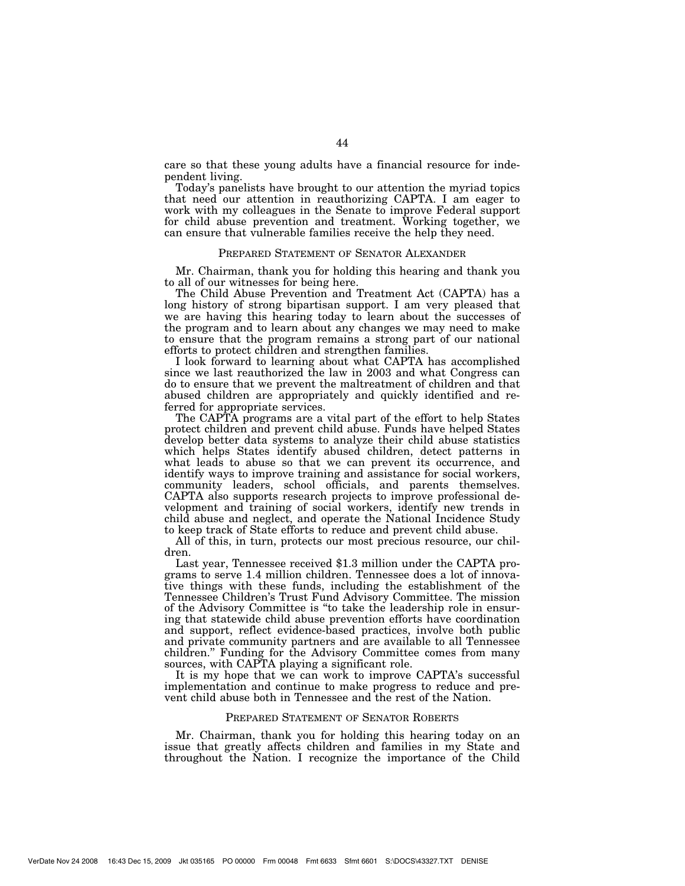care so that these young adults have a financial resource for independent living.

Today's panelists have brought to our attention the myriad topics that need our attention in reauthorizing CAPTA. I am eager to work with my colleagues in the Senate to improve Federal support for child abuse prevention and treatment. Working together, we can ensure that vulnerable families receive the help they need.

## PREPARED STATEMENT OF SENATOR ALEXANDER

Mr. Chairman, thank you for holding this hearing and thank you to all of our witnesses for being here.

The Child Abuse Prevention and Treatment Act (CAPTA) has a long history of strong bipartisan support. I am very pleased that we are having this hearing today to learn about the successes of the program and to learn about any changes we may need to make to ensure that the program remains a strong part of our national efforts to protect children and strengthen families.

I look forward to learning about what CAPTA has accomplished since we last reauthorized the law in 2003 and what Congress can do to ensure that we prevent the maltreatment of children and that abused children are appropriately and quickly identified and referred for appropriate services.

The CAPTA programs are a vital part of the effort to help States protect children and prevent child abuse. Funds have helped States develop better data systems to analyze their child abuse statistics which helps States identify abused children, detect patterns in what leads to abuse so that we can prevent its occurrence, and identify ways to improve training and assistance for social workers, community leaders, school officials, and parents themselves. CAPTA also supports research projects to improve professional development and training of social workers, identify new trends in child abuse and neglect, and operate the National Incidence Study to keep track of State efforts to reduce and prevent child abuse.

All of this, in turn, protects our most precious resource, our children.

Last year, Tennessee received $1.3 million under the CAPTA programs to serve 1.4 million children. Tennessee does a lot of innovative things with these funds, including the establishment of the Tennessee Children's Trust Fund Advisory Committee. The mission of the Advisory Committee is "to take the leadership role in ensuring that statewide child abuse prevention efforts have coordination and support, reflect evidence-based practices, involve both public and private community partners and are available to all Tennessee children." Funding for the Advisory Committee comes from many sources, with CAPTA playing a significant role.

It is my hope that we can work to improve CAPTA's successful implementation and continue to make progress to reduce and prevent child abuse both in Tennessee and the rest of the Nation.

## PREPARED STATEMENT OF SENATOR ROBERTS

Mr. Chairman, thank you for holding this hearing today on an issue that greatly affects children and families in my State and throughout the Nation. I recognize the importance of the Child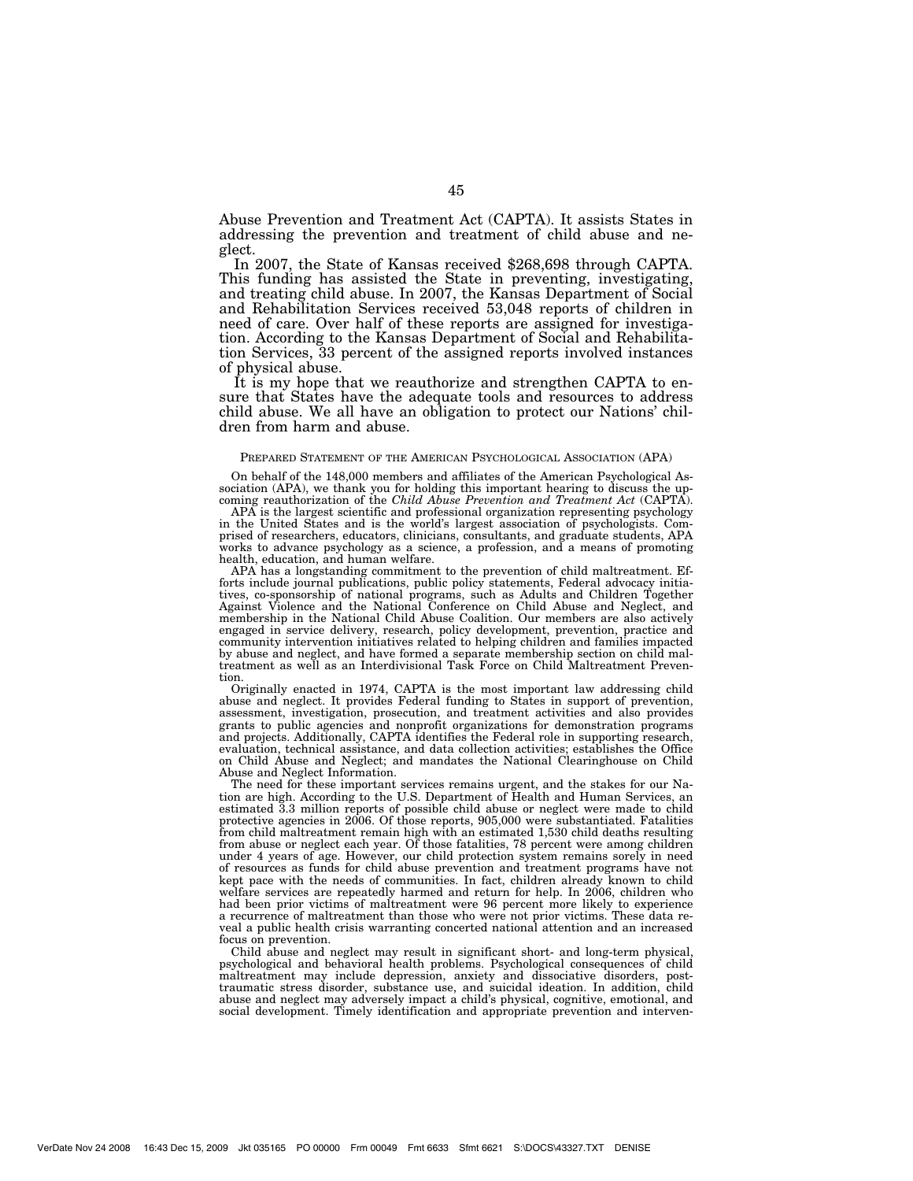Abuse Prevention and Treatment Act (CAPTA). It assists States in addressing the prevention and treatment of child abuse and neglect.

In 2007, the State of Kansas received $268,698 through CAPTA. This funding has assisted the State in preventing, investigating, and treating child abuse. In 2007, the Kansas Department of Social and Rehabilitation Services received 53,048 reports of children in need of care. Over half of these reports are assigned for investigation. According to the Kansas Department of Social and Rehabilitation Services, 33 percent of the assigned reports involved instances of physical abuse.

It is my hope that we reauthorize and strengthen CAPTA to ensure that States have the adequate tools and resources to address child abuse. We all have an obligation to protect our Nations' children from harm and abuse.

PREPARED STATEMENT OF THE AMERICAN PSYCHOLOGICAL ASSOCIATION (APA)

On behalf of the 148,000 members and affiliates of the American Psychological Association (APA), we thank you for holding this important hearing to discuss the upcoming reauthorization of the *Child Abuse Prevention and Treatment Act* (CAPTA).

APA is the largest scientific and professional organization representing psychology in the United States and is the world's largest association of psychologists. Comprised of researchers, educators, clinicians, consultants, and graduate students, APA works to advance psychology as a science, a profession, and a means of promoting health, education, and human welfare.

APA has a longstanding commitment to the prevention of child maltreatment. Efforts include journal publications, public policy statements, Federal advocacy initiatives, co-sponsorship of national programs, such as Adults and Children Together Against Violence and the National Conference on Child Abuse and Neglect, and membership in the National Child Abuse Coalition. Our members are also actively engaged in service delivery, research, policy development, prevention, practice and community intervention initiatives related to helping children and families impacted by abuse and neglect, and have formed a separate membership section on child maltreatment as well as an Interdivisional Task Force on Child Maltreatment Prevention.

Originally enacted in 1974, CAPTA is the most important law addressing child abuse and neglect. It provides Federal funding to States in support of prevention, assessment, investigation, prosecution, and treatment activities and also provides grants to public agencies and nonprofit organizations for demonstration programs and projects. Additionally, CAPTA identifies the Federal role in supporting research, evaluation, technical assistance, and data collection activities; establishes the Office on Child Abuse and Neglect; and mandates the National Clearinghouse on Child Abuse and Neglect Information.

The need for these important services remains urgent, and the stakes for our Nation are high. According to the U.S. Department of Health and Human Services, an estimated 3.3 million reports of possible child abuse or neglect were made to child protective agencies in 2006. Of those reports, 905,000 were substantiated. Fatalities from child maltreatment remain high with an estimated 1,530 child deaths resulting from abuse or neglect each year. Of those fatalities, 78 percent were among children under 4 years of age. However, our child protection system remains sorely in need of resources as funds for child abuse prevention and treatment programs have not kept pace with the needs of communities. In fact, children already known to child welfare services are repeatedly harmed and return for help. In 2006, children who had been prior victims of maltreatment were 96 percent more likely to experience a recurrence of maltreatment than those who were not prior victims. These data reveal a public health crisis warranting concerted national attention and an increased focus on prevention.

Child abuse and neglect may result in significant short- and long-term physical, psychological and behavioral health problems. Psychological consequences of child maltreatment may include depression, anxiety and dissociative disorders, post-traumatic stress disorder, substance use, and suicidal ideation. In addition, child abuse and neglect may adversely impact a child's physical, cognitive, emotional, and social development. Timely identification and appropriate prevention and interven-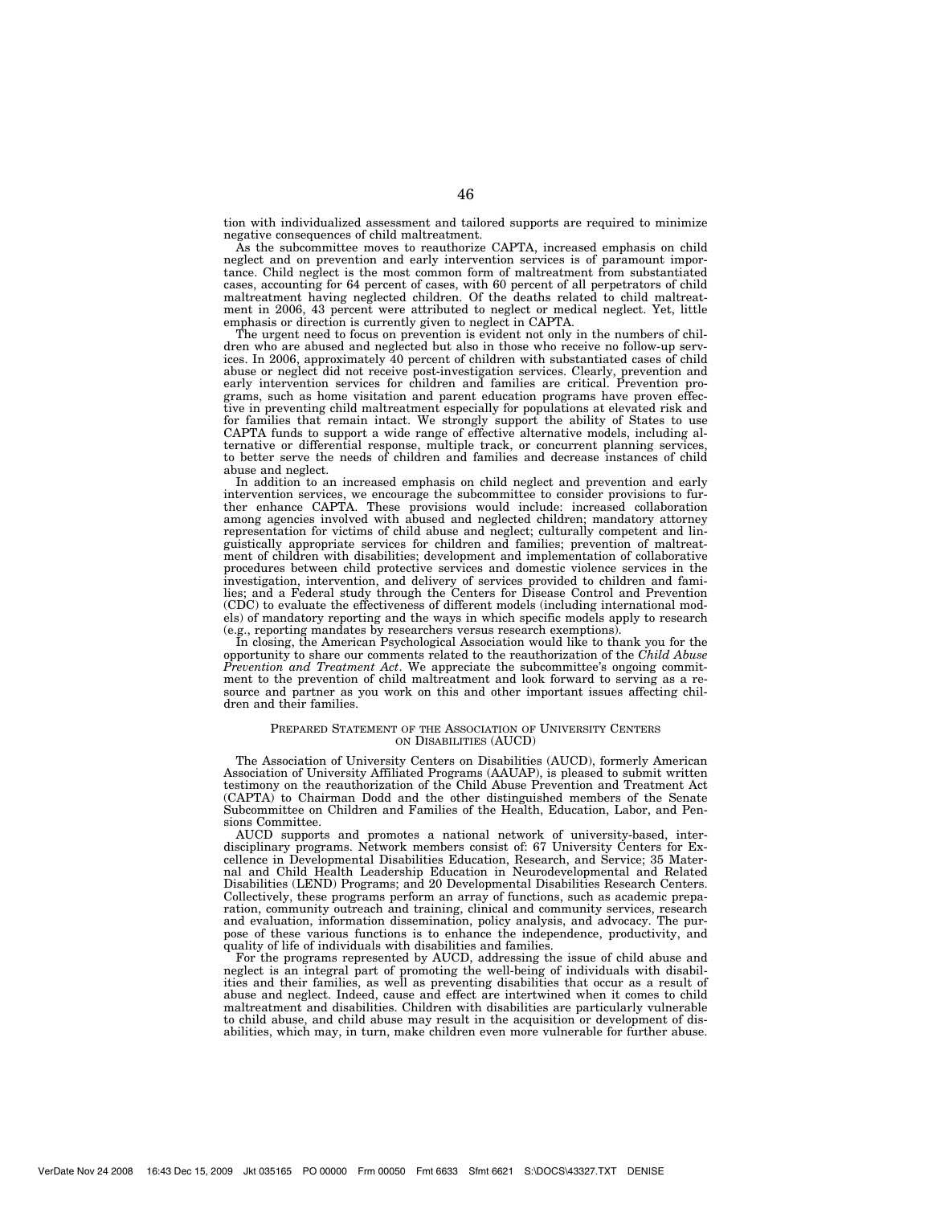tion with individualized assessment and tailored supports are required to minimize negative consequences of child maltreatment.

As the subcommittee moves to reauthorize CAPTA, increased emphasis on child neglect and on prevention and early intervention services is of paramount importance. Child neglect is the most common form of maltreatment from substantiated cases, accounting for 64 percent of cases, with 60 percent of all perpetrators of child maltreatment having neglected children. Of the deaths related to child maltreatment in 2006, 43 percent were attributed to neglect or medical neglect. Yet, little emphasis or direction is currently given to neglect in CAPTA.

The urgent need to focus on prevention is evident not only in the numbers of children who are abused and neglected but also in those who receive no follow-up services. In 2006, approximately 40 percent of children with substantiated cases of child abuse or neglect did not receive post-investigation services. Clearly, prevention and early intervention services for children and families are critical. Prevention programs, such as home visitation and parent education programs have proven effective in preventing child maltreatment especially for populations at elevated risk and for families that remain intact. We strongly support the ability of States to use CAPTA funds to support a wide range of effective alternative models, including alternative or differential response, multiple track, or concurrent planning services, to better serve the needs of children and families and decrease instances of child abuse and neglect.

In addition to an increased emphasis on child neglect and prevention and early intervention services, we encourage the subcommittee to consider provisions to further enhance CAPTA. These provisions would include: increased collaboration among agencies involved with abused and neglected children; mandatory attorney representation for victims of child abuse and neglect; culturally competent and linguistically appropriate services for children and families; prevention of maltreatment of children with disabilities; development and implementation of collaborative procedures between child protective services and domestic violence services in the investigation, intervention, and delivery of services provided to children and families; and a Federal study through the Centers for Disease Control and Prevention (CDC) to evaluate the effectiveness of different models (including international models) of mandatory reporting and the ways in which specific models apply to research (e.g., reporting mandates by researchers versus research exemptions).

In closing, the American Psychological Association would like to thank you for the opportunity to share our comments related to the reauthorization of the *Child Abuse Prevention and Treatment Act*. We appreciate the subcommittee's ongoing commitment to the prevention of child maltreatment and look forward to serving as a resource and partner as you work on this and other important issues affecting children and their families.

## PREPARED STATEMENT OF THE ASSOCIATION OF UNIVERSITY CENTERS ON DISABILITIES (AUCD)

The Association of University Centers on Disabilities (AUCD), formerly American Association of University Affiliated Programs (AAUAP), is pleased to submit written testimony on the reauthorization of the Child Abuse Prevention and Treatment Act (CAPTA) to Chairman Dodd and the other distinguished members of the Senate Subcommittee on Children and Families of the Health, Education, Labor, and Pensions Committee.

AUCD supports and promotes a national network of university-based, interdisciplinary programs. Network members consist of: 67 University Centers for Excellence in Developmental Disabilities Education, Research, and Service; 35 Maternal and Child Health Leadership Education in Neurodevelopmental and Related Disabilities (LEND) Programs; and 20 Developmental Disabilities Research Centers. Collectively, these programs perform an array of functions, such as academic preparation, community outreach and training, clinical and community services, research and evaluation, information dissemination, policy analysis, and advocacy. The purpose of these various functions is to enhance the independence, productivity, and quality of life of individuals with disabilities and families.

For the programs represented by AUCD, addressing the issue of child abuse and neglect is an integral part of promoting the well-being of individuals with disabilities and their families, as well as preventing disabilities that occur as a result of abuse and neglect. Indeed, cause and effect are intertwined when it comes to child maltreatment and disabilities. Children with disabilities are particularly vulnerable to child abuse, and child abuse may result in the acquisition or development of disabilities, which may, in turn, make children even more vulnerable for further abuse.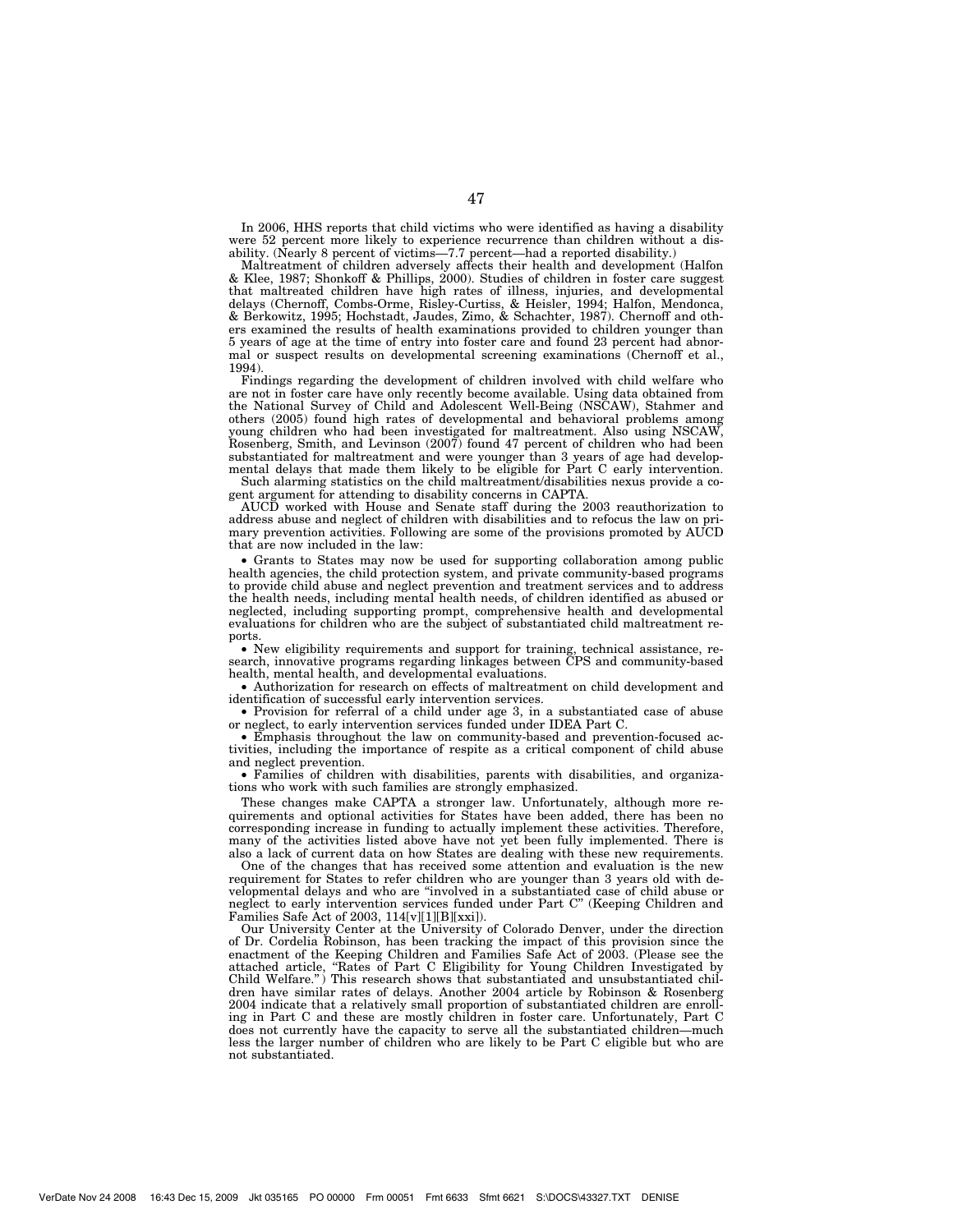In 2006, HHS reports that child victims who were identified as having a disability were 52 percent more likely to experience recurrence than children without a disability. (Nearly 8 percent of victims—7.7 percent—had a reported disability.)

Maltreatment of children adversely affects their health and development (Halfon & Klee, 1987; Shonkoff & Phillips, 2000). Studies of children in foster care suggest that maltreated children have high rates of illness, injuries, and developmental delays (Chernoff, Combs-Orme, Risley-Curtiss, & Heisler, 1994; Halfon, Mendonca, & Berkowitz, 1995; Hochstadt, Jaudes, Zimo, & Schachter, 1987). Chernoff and others examined the results of health examinations provided to children younger than 5 years of age at the time of entry into foster care and found 23 percent had abnormal or suspect results on developmental screening examinations (Chernoff et al., 1994).

Findings regarding the development of children involved with child welfare who are not in foster care have only recently become available. Using data obtained from the National Survey of Child and Adolescent Well-Being (NSCAW), Stahmer and others (2005) found high rates of developmental and behavioral problems among young children who had been investigated for maltreatment. Also using NSCAW, Rosenberg, Smith, and Levinson (2007) found 47 percent of children who had been substantiated for maltreatment and were younger than 3 years of age had developmental delays that made them likely to be eligible for Part C early intervention.

Such alarming statistics on the child maltreatment/disabilities nexus provide a cogent argument for attending to disability concerns in CAPTA.

AUCD worked with House and Senate staff during the 2003 reauthorization to address abuse and neglect of children with disabilities and to refocus the law on primary prevention activities. Following are some of the provisions promoted by AUCD that are now included in the law:

- Grants to States may now be used for supporting collaboration among public health agencies, the child protection system, and private community-based programs to provide child abuse and neglect prevention and treatment services and to address the health needs, including mental health needs, of children identified as abused or neglected, including supporting prompt, comprehensive health and developmental evaluations for children who are the subject of substantiated child maltreatment reports.
- New eligibility requirements and support for training, technical assistance, research, innovative programs regarding linkages between CPS and community-based health, mental health, and developmental evaluations.
- Authorization for research on effects of maltreatment on child development and identification of successful early intervention services.
- Provision for referral of a child under age 3, in a substantiated case of abuse or neglect, to early intervention services funded under IDEA Part C.
- Emphasis throughout the law on community-based and prevention-focused activities, including the importance of respite as a critical component of child abuse and neglect prevention.
- Families of children with disabilities, parents with disabilities, and organizations who work with such families are strongly emphasized.

These changes make CAPTA a stronger law. Unfortunately, although more requirements and optional activities for States have been added, there has been no corresponding increase in funding to actually implement these activities. Therefore, many of the activities listed above have not yet been fully implemented. There is also a lack of current data on how States are dealing with these new requirements.

One of the changes that has received some attention and evaluation is the new requirement for States to refer children who are younger than 3 years old with developmental delays and who are "involved in a substantiated case of child abuse or neglect to early intervention services funded under Part C" (Keeping Children and Families Safe Act of 2003, 114[v][1][B][xxi]).

Our University Center at the University of Colorado Denver, under the direction of Dr. Cordelia Robinson, has been tracking the impact of this provision since the enactment of the Keeping Children and Families Safe Act of 2003. (Please see the attached article, "Rates of Part C Eligibility for Young Children Investigated by Child Welfare.") This research shows that substantiated and unsubstantiated children have similar rates of delays. Another 2004 article by Robinson & Rosenberg 2004 indicate that a relatively small proportion of substantiated children are enrolling in Part C and these are mostly children in foster care. Unfortunately, Part C does not currently have the capacity to serve all the substantiated children—much less the larger number of children who are likely to be Part C eligible but who are not substantiated.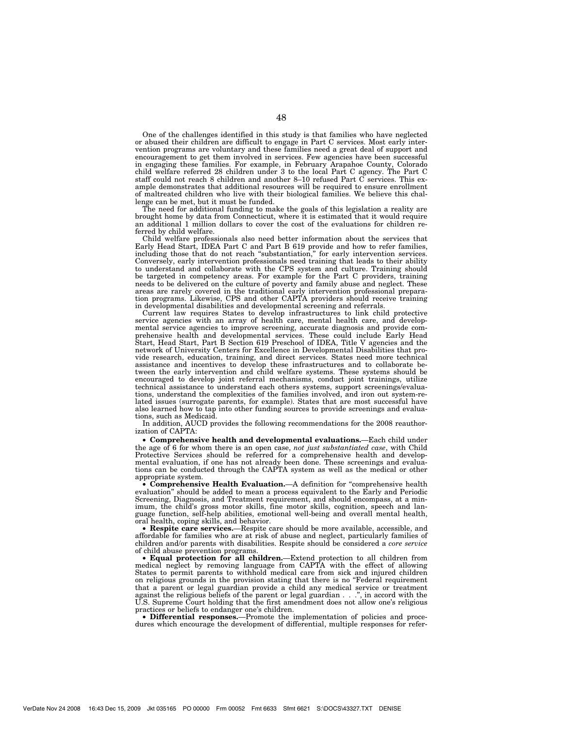One of the challenges identified in this study is that families who have neglected or abused their children are difficult to engage in Part C services. Most early intervention programs are voluntary and these families need a great deal of support and encouragement to get them involved in services. Few agencies have been successful in engaging these families. For example, in February Arapahoe County, Colorado child welfare referred 28 children under 3 to the local Part C agency. The Part C staff could not reach 8 children and another 8–10 refused Part C services. This example demonstrates that additional resources will be required to ensure enrollment of maltreated children who live with their biological families. We believe this challenge can be met, but it must be funded.

The need for additional funding to make the goals of this legislation a reality are brought home by data from Connecticut, where it is estimated that it would require an additional 1 million dollars to cover the cost of the evaluations for children referred by child welfare.

Child welfare professionals also need better information about the services that Early Head Start, IDEA Part C and Part B 619 provide and how to refer families, including those that do not reach "substantiation," for early intervention services. Conversely, early intervention professionals need training that leads to their ability to understand and collaborate with the CPS system and culture. Training should be targeted in competency areas. For example for the Part C providers, training needs to be delivered on the culture of poverty and family abuse and neglect. These areas are rarely covered in the traditional early intervention professional preparation programs. Likewise, CPS and other CAPTA providers should receive training in developmental disabilities and developmental screening and referrals.

Current law requires States to develop infrastructures to link child protective service agencies with an array of health care, mental health care, and developmental service agencies to improve screening, accurate diagnosis and provide comprehensive health and developmental services. These could include Early Head Start, Head Start, Part B Section 619 Preschool of IDEA, Title V agencies and the network of University Centers for Excellence in Developmental Disabilities that provide research, education, training, and direct services. States need more technical assistance and incentives to develop these infrastructures and to collaborate between the early intervention and child welfare systems. These systems should be encouraged to develop joint referral mechanisms, conduct joint trainings, utilize technical assistance to understand each others systems, support screenings/evaluations, understand the complexities of the families involved, and iron out system-related issues (surrogate parents, for example). States that are most successful have also learned how to tap into other funding sources to provide screenings and evaluations, such as Medicaid.

In addition, AUCD provides the following recommendations for the 2008 reauthorization of CAPTA:

- **Comprehensive health and developmental evaluations.**—Each child under the age of 6 for whom there is an open case, *not just substantiated case*, with Child Protective Services should be referred for a comprehensive health and developmental evaluation, if one has not already been done. These screenings and evaluations can be conducted through the CAPTA system as well as the medical or other appropriate system.
- **Comprehensive Health Evaluation.**—A definition for "comprehensive health evaluation" should be added to mean a process equivalent to the Early and Periodic Screening, Diagnosis, and Treatment requirement, and should encompass, at a minimum, the child's gross motor skills, fine motor skills, cognition, speech and language function, self-help abilities, emotional well-being and overall mental health, oral health, coping skills, and behavior.
- **Respite care services.**—Respite care should be more available, accessible, and affordable for families who are at risk of abuse and neglect, particularly families of children and/or parents with disabilities. Respite should be considered a *core service* of child abuse prevention programs.
- **Equal protection for all children.**—Extend protection to all children from medical neglect by removing language from CAPTA with the effect of allowing States to permit parents to withhold medical care from sick and injured children on religious grounds in the provision stating that there is no "Federal requirement that a parent or legal guardian provide a child any medical service or treatment against the religious beliefs of the parent or legal guardian . . .", in accord with the U.S. Supreme Court holding that the first amendment does not allow one's religious practices or beliefs to endanger one's children.
- **Differential responses.**—Promote the implementation of policies and procedures which encourage the development of differential, multiple responses for refer-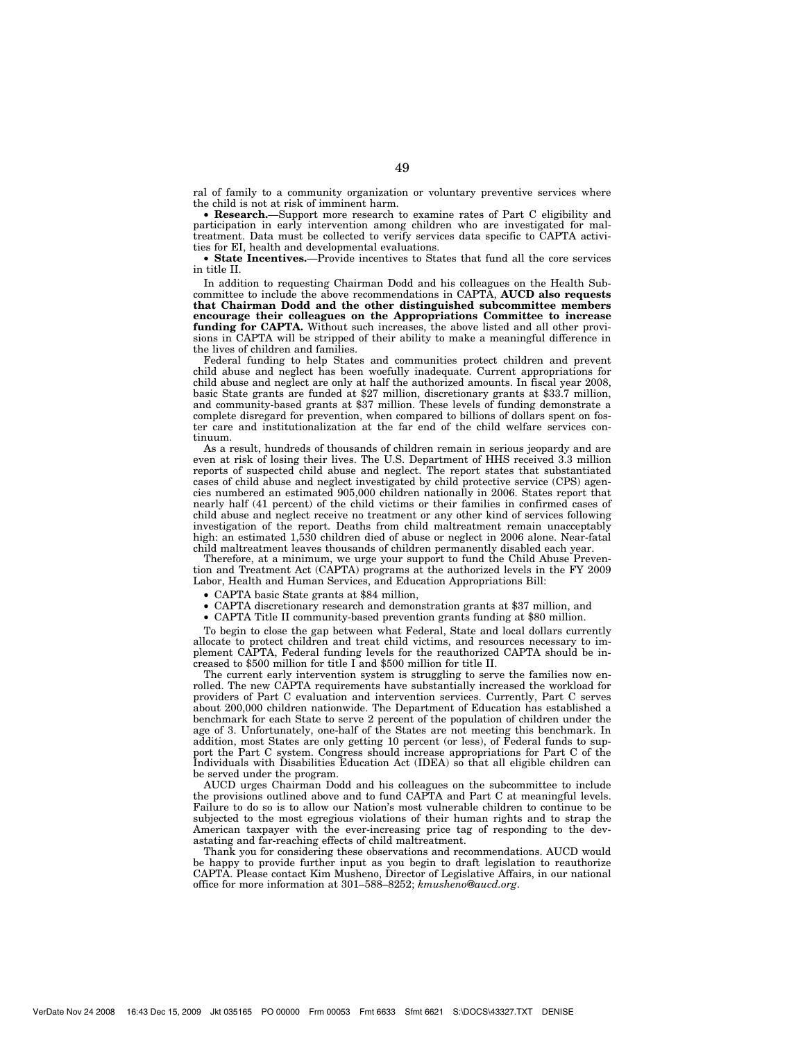ral of family to a community organization or voluntary preventive services where the child is not at risk of imminent harm.

- **Research.**—Support more research to examine rates of Part C eligibility and participation in early intervention among children who are investigated for maltreatment. Data must be collected to verify services data specific to CAPTA activities for EI, health and developmental evaluations.
- **State Incentives.**—Provide incentives to States that fund all the core services in title II.

In addition to requesting Chairman Dodd and his colleagues on the Health Subcommittee to include the above recommendations in CAPTA, **AUCD also requests that Chairman Dodd and the other distinguished subcommittee members encourage their colleagues on the Appropriations Committee to increase funding for CAPTA.** Without such increases, the above listed and all other provisions in CAPTA will be stripped of their ability to make a meaningful difference in the lives of children and families.

Federal funding to help States and communities protect children and prevent child abuse and neglect has been woefully inadequate. Current appropriations for child abuse and neglect are only at half the authorized amounts. In fiscal year 2008, basic State grants are funded at $27 million, discretionary grants at $33.7 million, and community-based grants at $37 million. These levels of funding demonstrate a complete disregard for prevention, when compared to billions of dollars spent on foster care and institutionalization at the far end of the child welfare services continuum.

As a result, hundreds of thousands of children remain in serious jeopardy and are even at risk of losing their lives. The U.S. Department of HHS received 3.3 million reports of suspected child abuse and neglect. The report states that substantiated cases of child abuse and neglect investigated by child protective service (CPS) agencies numbered an estimated 905,000 children nationally in 2006. States report that nearly half (41 percent) of the child victims or their families in confirmed cases of child abuse and neglect receive no treatment or any other kind of services following investigation of the report. Deaths from child maltreatment remain unacceptably high: an estimated 1,530 children died of abuse or neglect in 2006 alone. Near-fatal child maltreatment leaves thousands of children permanently disabled each year.

Therefore, at a minimum, we urge your support to fund the Child Abuse Prevention and Treatment Act (CAPTA) programs at the authorized levels in the FY 2009 Labor, Health and Human Services, and Education Appropriations Bill:

- CAPTA basic State grants at $84 million,
- CAPTA discretionary research and demonstration grants at $37 million, and
- CAPTA Title II community-based prevention grants funding at $80 million.

To begin to close the gap between what Federal, State and local dollars currently allocate to protect children and treat child victims, and resources necessary to implement CAPTA, Federal funding levels for the reauthorized CAPTA should be increased to $500 million for title I and $500 million for title II.

The current early intervention system is struggling to serve the families now enrolled. The new CAPTA requirements have substantially increased the workload for providers of Part C evaluation and intervention services. Currently, Part C serves about 200,000 children nationwide. The Department of Education has established a benchmark for each State to serve 2 percent of the population of children under the age of 3. Unfortunately, one-half of the States are not meeting this benchmark. In addition, most States are only getting 10 percent (or less), of Federal funds to support the Part C system. Congress should increase appropriations for Part C of the Individuals with Disabilities Education Act (IDEA) so that all eligible children can be served under the program.

AUCD urges Chairman Dodd and his colleagues on the subcommittee to include the provisions outlined above and to fund CAPTA and Part C at meaningful levels. Failure to do so is to allow our Nation's most vulnerable children to continue to be subjected to the most egregious violations of their human rights and to strap the American taxpayer with the ever-increasing price tag of responding to the devastating and far-reaching effects of child maltreatment.

Thank you for considering these observations and recommendations. AUCD would be happy to provide further input as you begin to draft legislation to reauthorize CAPTA. Please contact Kim Musheno, Director of Legislative Affairs, in our national office for more information at 301–588–8252; *kmusheno@aucd.org*.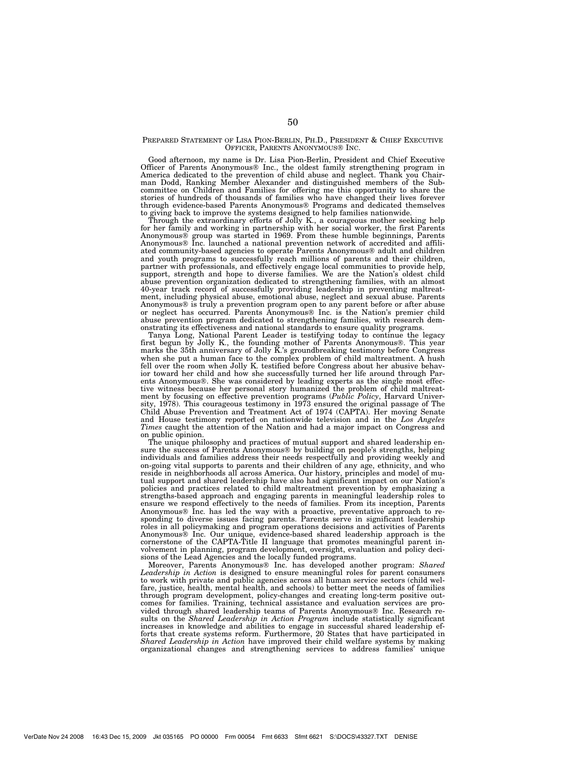PREPARED STATEMENT OF LISA PION-BERLIN, PH.D., PRESIDENT & CHIEF EXECUTIVE OFFICER, PARENTS ANONYMOUS® INC.

Good afternoon, my name is Dr. Lisa Pion-Berlin, President and Chief Executive Officer of Parents Anonymous® Inc., the oldest family strengthening program in America dedicated to the prevention of child abuse and neglect. Thank you Chairman Dodd, Ranking Member Alexander and distinguished members of the Subcommittee on Children and Families for offering me this opportunity to share the stories of hundreds of thousands of families who have changed their lives forever through evidence-based Parents Anonymous® Programs and dedicated themselves to giving back to improve the systems designed to help families nationwide.

Through the extraordinary efforts of Jolly K., a courageous mother seeking help for her family and working in partnership with her social worker, the first Parents Anonymous® group was started in 1969. From these humble beginnings, Parents Anonymous® Inc. launched a national prevention network of accredited and affiliated community-based agencies to operate Parents Anonymous® adult and children and youth programs to successfully reach millions of parents and their children, partner with professionals, and effectively engage local communities to provide help, support, strength and hope to diverse families. We are the Nation's oldest child abuse prevention organization dedicated to strengthening families, with an almost 40-year track record of successfully providing leadership in preventing maltreatment, including physical abuse, emotional abuse, neglect and sexual abuse. Parents Anonymous® is truly a prevention program open to any parent before or after abuse or neglect has occurred. Parents Anonymous® Inc. is the Nation's premier child abuse prevention program dedicated to strengthening families, with research demonstrating its effectiveness and national standards to ensure quality programs.

Tanya Long, National Parent Leader is testifying today to continue the legacy first begun by Jolly K., the founding mother of Parents Anonymous®. This year marks the 35th anniversary of Jolly K.'s groundbreaking testimony before Congress when she put a human face to the complex problem of child maltreatment. A hush fell over the room when Jolly K. testified before Congress about her abusive behavior toward her child and how she successfully turned her life around through Parents Anonymous®. She was considered by leading experts as the single most effective witness because her personal story humanized the problem of child maltreatment by focusing on effective prevention programs (*Public Policy*, Harvard University, 1978). This courageous testimony in 1973 ensured the original passage of The Child Abuse Prevention and Treatment Act of 1974 (CAPTA). Her moving Senate and House testimony reported on nationwide television and in the *Los Angeles Times* caught the attention of the Nation and had a major impact on Congress and on public opinion.

The unique philosophy and practices of mutual support and shared leadership ensure the success of Parents Anonymous® by building on people's strengths, helping individuals and families address their needs respectfully and providing weekly and on-going vital supports to parents and their children of any age, ethnicity, and who reside in neighborhoods all across America. Our history, principles and model of mutual support and shared leadership have also had significant impact on our Nation's policies and practices related to child maltreatment prevention by emphasizing a strengths-based approach and engaging parents in meaningful leadership roles to ensure we respond effectively to the needs of families. From its inception, Parents Anonymous® Inc. has led the way with a proactive, preventative approach to responding to diverse issues facing parents. Parents serve in significant leadership roles in all policymaking and program operations decisions and activities of Parents Anonymous® Inc. Our unique, evidence-based shared leadership approach is the cornerstone of the CAPTA-Title II language that promotes meaningful parent involvement in planning, program development, oversight, evaluation and policy decisions of the Lead Agencies and the locally funded programs.

Moreover, Parents Anonymous® Inc. has developed another program: *Shared Leadership in Action* is designed to ensure meaningful roles for parent consumers to work with private and public agencies across all human service sectors (child welfare, justice, health, mental health, and schools) to better meet the needs of families through program development, policy-changes and creating long-term positive outcomes for families. Training, technical assistance and evaluation services are provided through shared leadership teams of Parents Anonymous® Inc. Research results on the *Shared Leadership in Action Program* include statistically significant increases in knowledge and abilities to engage in successful shared leadership efforts that create systems reform. Furthermore, 20 States that have participated in *Shared Leadership in Action* have improved their child welfare systems by making organizational changes and strengthening services to address families' unique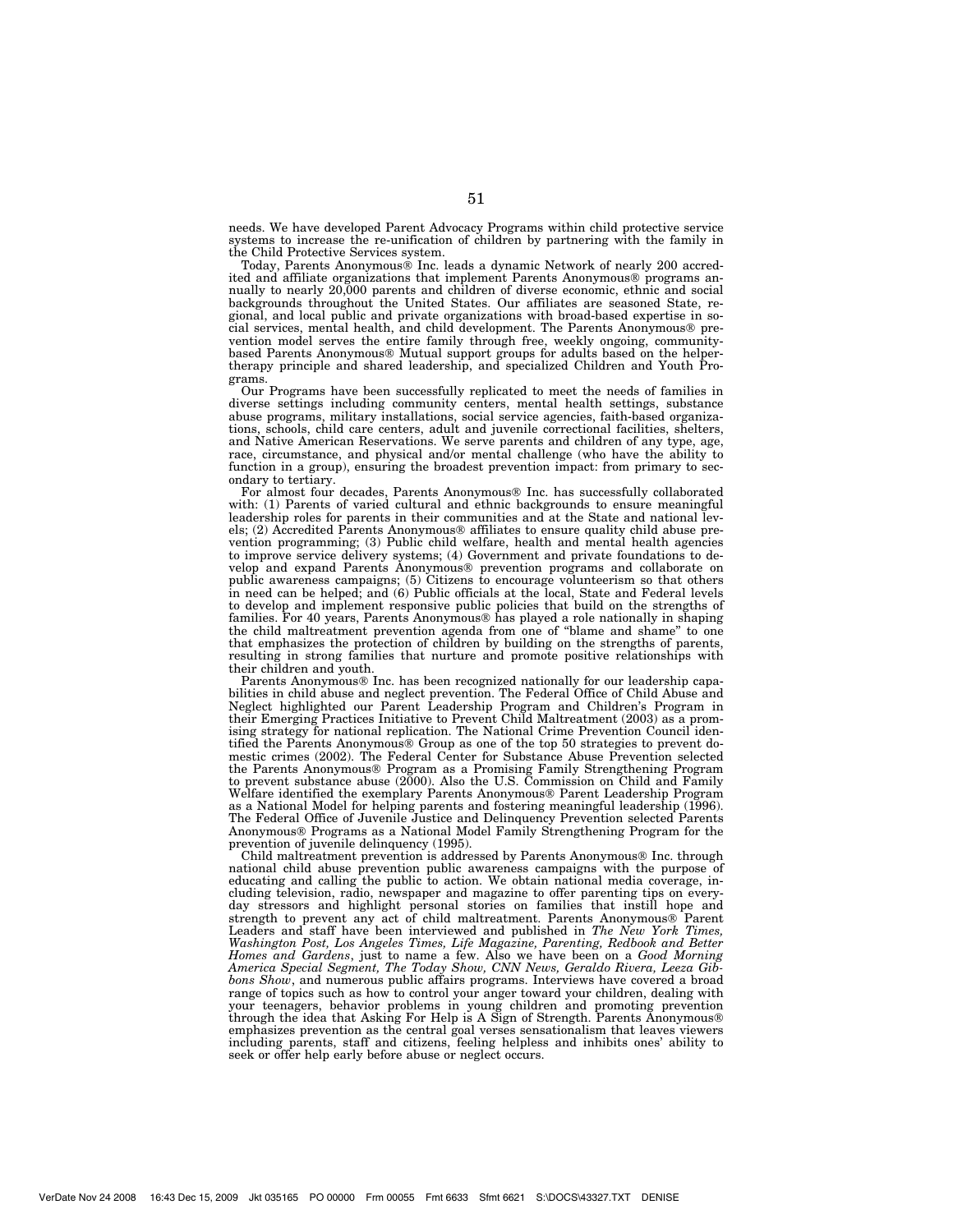needs. We have developed Parent Advocacy Programs within child protective service systems to increase the re-unification of children by partnering with the family in the Child Protective Services system.

Today, Parents Anonymous® Inc. leads a dynamic Network of nearly 200 accredited and affiliate organizations that implement Parents Anonymous® programs annually to nearly 20,000 parents and children of diverse economic, ethnic and social backgrounds throughout the United States. Our affiliates are seasoned State, regional, and local public and private organizations with broad-based expertise in social services, mental health, and child development. The Parents Anonymous® prevention model serves the entire family through free, weekly ongoing, community-based Parents Anonymous® Mutual support groups for adults based on the helper-therapy principle and shared leadership, and specialized Children and Youth Programs.

Our Programs have been successfully replicated to meet the needs of families in diverse settings including community centers, mental health settings, substance abuse programs, military installations, social service agencies, faith-based organizations, schools, child care centers, adult and juvenile correctional facilities, shelters, and Native American Reservations. We serve parents and children of any type, age, race, circumstance, and physical and/or mental challenge (who have the ability to function in a group), ensuring the broadest prevention impact: from primary to secondary to tertiary.

For almost four decades, Parents Anonymous® Inc. has successfully collaborated with: (1) Parents of varied cultural and ethnic backgrounds to ensure meaningful leadership roles for parents in their communities and at the State and national levels; (2) Accredited Parents Anonymous® affiliates to ensure quality child abuse prevention programming; (3) Public child welfare, health and mental health agencies to improve service delivery systems; (4) Government and private foundations to develop and expand Parents Anonymous® prevention programs and collaborate on public awareness campaigns; (5) Citizens to encourage volunteerism so that others in need can be helped; and (6) Public officials at the local, State and Federal levels to develop and implement responsive public policies that build on the strengths of families. For 40 years, Parents Anonymous® has played a role nationally in shaping the child maltreatment prevention agenda from one of "blame and shame" to one that emphasizes the protection of children by building on the strengths of parents, resulting in strong families that nurture and promote positive relationships with their children and youth.

Parents Anonymous® Inc. has been recognized nationally for our leadership capabilities in child abuse and neglect prevention. The Federal Office of Child Abuse and Neglect highlighted our Parent Leadership Program and Children's Program in their Emerging Practices Initiative to Prevent Child Maltreatment (2003) as a promising strategy for national replication. The National Crime Prevention Council identified the Parents Anonymous® Group as one of the top 50 strategies to prevent domestic crimes (2002). The Federal Center for Substance Abuse Prevention selected the Parents Anonymous® Program as a Promising Family Strengthening Program to prevent substance abuse (2000). Also the U.S. Commission on Child and Family Welfare identified the exemplary Parents Anonymous® Parent Leadership Program as a National Model for helping parents and fostering meaningful leadership (1996). The Federal Office of Juvenile Justice and Delinquency Prevention selected Parents Anonymous® Programs as a National Model Family Strengthening Program for the prevention of juvenile delinquency (1995).

Child maltreatment prevention is addressed by Parents Anonymous® Inc. through national child abuse prevention public awareness campaigns with the purpose of educating and calling the public to action. We obtain national media coverage, including television, radio, newspaper and magazine to offer parenting tips on everyday stressors and highlight personal stories on families that instill hope and strength to prevent any act of child maltreatment. Parents Anonymous® Parent Leaders and staff have been interviewed and published in *The New York Times, Washington Post, Los Angeles Times, Life Magazine, Parenting, Redbook and Better Homes and Gardens*, just to name a few. Also we have been on a *Good Morning America Special Segment, The Today Show, CNN News, Geraldo Rivera, Leeza Gibbons Show*, and numerous public affairs programs. Interviews have covered a broad range of topics such as how to control your anger toward your children, dealing with your teenagers, behavior problems in young children and promoting prevention through the idea that Asking For Help is A Sign of Strength. Parents Anonymous® emphasizes prevention as the central goal verses sensationalism that leaves viewers including parents, staff and citizens, feeling helpless and inhibits ones' ability to seek or offer help early before abuse or neglect occurs.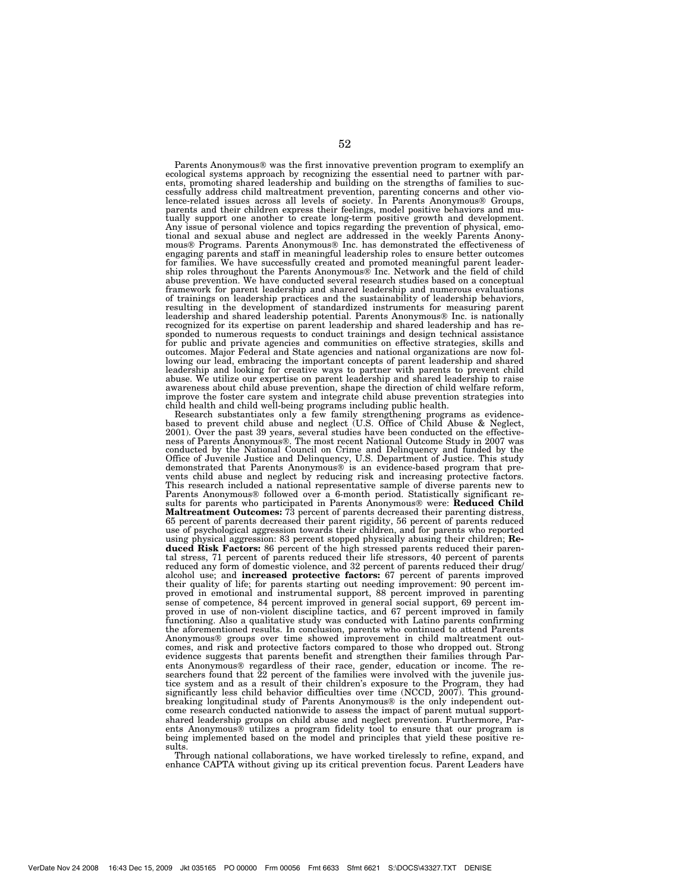Parents Anonymous® was the first innovative prevention program to exemplify an ecological systems approach by recognizing the essential need to partner with parents, promoting shared leadership and building on the strengths of families to successfully address child maltreatment prevention, parenting concerns and other violence-related issues across all levels of society. In Parents Anonymous® Groups, parents and their children express their feelings, model positive behaviors and mutually support one another to create long-term positive growth and development. Any issue of personal violence and topics regarding the prevention of physical, emotional and sexual abuse and neglect are addressed in the weekly Parents Anonymous® Programs. Parents Anonymous® Inc. has demonstrated the effectiveness of engaging parents and staff in meaningful leadership roles to ensure better outcomes for families. We have successfully created and promoted meaningful parent leadership roles throughout the Parents Anonymous® Inc. Network and the field of child abuse prevention. We have conducted several research studies based on a conceptual framework for parent leadership and shared leadership and numerous evaluations of trainings on leadership practices and the sustainability of leadership behaviors, resulting in the development of standardized instruments for measuring parent leadership and shared leadership potential. Parents Anonymous® Inc. is nationally recognized for its expertise on parent leadership and shared leadership and has responded to numerous requests to conduct trainings and design technical assistance for public and private agencies and communities on effective strategies, skills and outcomes. Major Federal and State agencies and national organizations are now following our lead, embracing the important concepts of parent leadership and shared leadership and looking for creative ways to partner with parents to prevent child abuse. We utilize our expertise on parent leadership and shared leadership to raise awareness about child abuse prevention, shape the direction of child welfare reform, improve the foster care system and integrate child abuse prevention strategies into child health and child well-being programs including public health.

Research substantiates only a few family strengthening programs as evidence-based to prevent child abuse and neglect (U.S. Office of Child Abuse & Neglect, 2001). Over the past 39 years, several studies have been conducted on the effectiveness of Parents Anonymous®. The most recent National Outcome Study in 2007 was conducted by the National Council on Crime and Delinquency and funded by the Office of Juvenile Justice and Delinquency, U.S. Department of Justice. This study demonstrated that Parents Anonymous® is an evidence-based program that prevents child abuse and neglect by reducing risk and increasing protective factors. This research included a national representative sample of diverse parents new to Parents Anonymous® followed over a 6-month period. Statistically significant results for parents who participated in Parents Anonymous® were: **Reduced Child Maltreatment Outcomes:** 73 percent of parents decreased their parenting distress, 65 percent of parents decreased their parent rigidity, 56 percent of parents reduced use of psychological aggression towards their children, and for parents who reported using physical aggression: 83 percent stopped physically abusing their children; **Reduced Risk Factors:** 86 percent of the high stressed parents reduced their parental stress, 71 percent of parents reduced their life stressors, 40 percent of parents reduced any form of domestic violence, and 32 percent of parents reduced their drug/alcohol use; and **increased protective factors:** 67 percent of parents improved their quality of life; for parents starting out needing improvement: 90 percent improved in emotional and instrumental support, 88 percent improved in parenting sense of competence, 84 percent improved in general social support, 69 percent improved in use of non-violent discipline tactics, and 67 percent improved in family functioning. Also a qualitative study was conducted with Latino parents confirming the aforementioned results. In conclusion, parents who continued to attend Parents Anonymous® groups over time showed improvement in child maltreatment outcomes, and risk and protective factors compared to those who dropped out. Strong evidence suggests that parents benefit and strengthen their families through Parents Anonymous® regardless of their race, gender, education or income. The researchers found that 22 percent of the families were involved with the juvenile justice system and as a result of their children's exposure to the Program, they had significantly less child behavior difficulties over time (NCCD, 2007). This groundbreaking longitudinal study of Parents Anonymous® is the only independent outcome research conducted nationwide to assess the impact of parent mutual support-shared leadership groups on child abuse and neglect prevention. Furthermore, Parents Anonymous® utilizes a program fidelity tool to ensure that our program is being implemented based on the model and principles that yield these positive results.

Through national collaborations, we have worked tirelessly to refine, expand, and enhance CAPTA without giving up its critical prevention focus. Parent Leaders have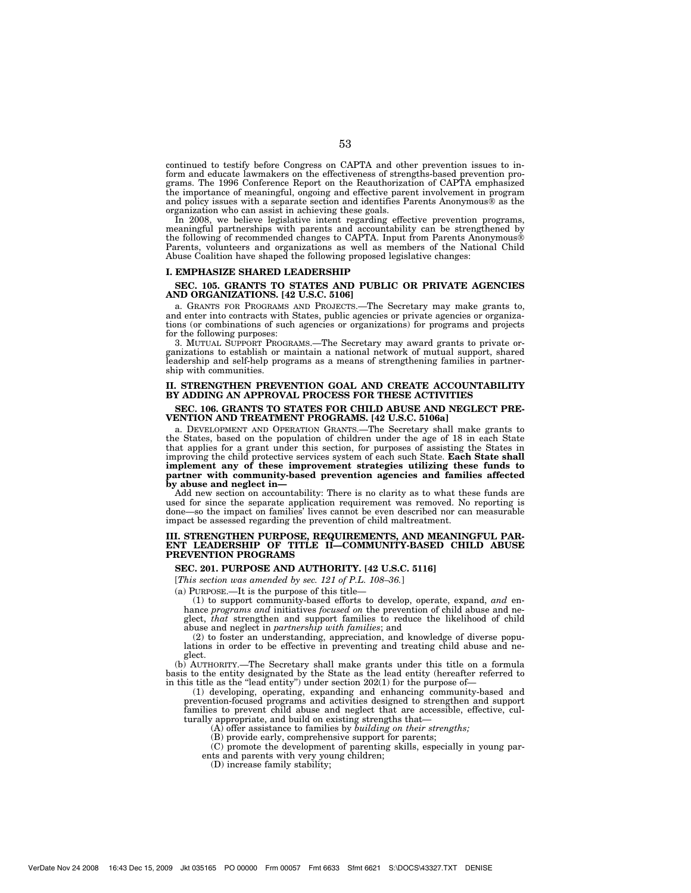continued to testify before Congress on CAPTA and other prevention issues to inform and educate lawmakers on the effectiveness of strengths-based prevention programs. The 1996 Conference Report on the Reauthorization of CAPTA emphasized the importance of meaningful, ongoing and effective parent involvement in program and policy issues with a separate section and identifies Parents Anonymous® as the organization who can assist in achieving these goals.

In 2008, we believe legislative intent regarding effective prevention programs, meaningful partnerships with parents and accountability can be strengthened by the following of recommended changes to CAPTA. Input from Parents Anonymous® Parents, volunteers and organizations as well as members of the National Child Abuse Coalition have shaped the following proposed legislative changes:

### I. EMPHASIZE SHARED LEADERSHIP

#### SEC. 105. GRANTS TO STATES AND PUBLIC OR PRIVATE AGENCIES AND ORGANIZATIONS. [42 U.S.C. 5106]

a. GRANTS FOR PROGRAMS AND PROJECTS.—The Secretary may make grants to, and enter into contracts with States, public agencies or private agencies or organizations (or combinations of such agencies or organizations) for programs and projects for the following purposes:

3. MUTUAL SUPPORT PROGRAMS.—The Secretary may award grants to private organizations to establish or maintain a national network of mutual support, shared leadership and self-help programs as a means of strengthening families in partnership with communities.

### II. STRENGTHEN PREVENTION GOAL AND CREATE ACCOUNTABILITY BY ADDING AN APPROVAL PROCESS FOR THESE ACTIVITIES

#### SEC. 106. GRANTS TO STATES FOR CHILD ABUSE AND NEGLECT PREVENTION AND TREATMENT PROGRAMS. [42 U.S.C. 5106a]

a. DEVELOPMENT AND OPERATION GRANTS.—The Secretary shall make grants to the States, based on the population of children under the age of 18 in each State that applies for a grant under this section, for purposes of assisting the States in improving the child protective services system of each such State. **Each State shall implement any of these improvement strategies utilizing these funds to partner with community-based prevention agencies and families affected by abuse and neglect in—**

Add new section on accountability: There is no clarity as to what these funds are used for since the separate application requirement was removed. No reporting is done—so the impact on families' lives cannot be even described nor can measurable impact be assessed regarding the prevention of child maltreatment.

### III. STRENGTHEN PURPOSE, REQUIREMENTS, AND MEANINGFUL PARENT LEADERSHIP OF TITLE II—COMMUNITY-BASED CHILD ABUSE PREVENTION PROGRAMS

#### SEC. 201. PURPOSE AND AUTHORITY. [42 U.S.C. 5116]

[*This section was amended by sec. 121 of P.L. 108–36.*]

(a) PURPOSE.—It is the purpose of this title—

(1) to support community-based efforts to develop, operate, expand, *and* enhance *programs and* initiatives *focused on* the prevention of child abuse and neglect, *that* strengthen and support families to reduce the likelihood of child abuse and neglect in *partnership with families*; and

(2) to foster an understanding, appreciation, and knowledge of diverse populations in order to be effective in preventing and treating child abuse and neglect.

(b) AUTHORITY.—The Secretary shall make grants under this title on a formula basis to the entity designated by the State as the lead entity (hereafter referred to in this title as the "lead entity") under section 202(1) for the purpose of—

(1) developing, operating, expanding and enhancing community-based and prevention-focused programs and activities designed to strengthen and support families to prevent child abuse and neglect that are accessible, effective, culturally appropriate, and build on existing strengths that—

(A) offer assistance to families by *building on their strengths;*

(B) provide early, comprehensive support for parents;

(C) promote the development of parenting skills, especially in young parents and parents with very young children;

(D) increase family stability;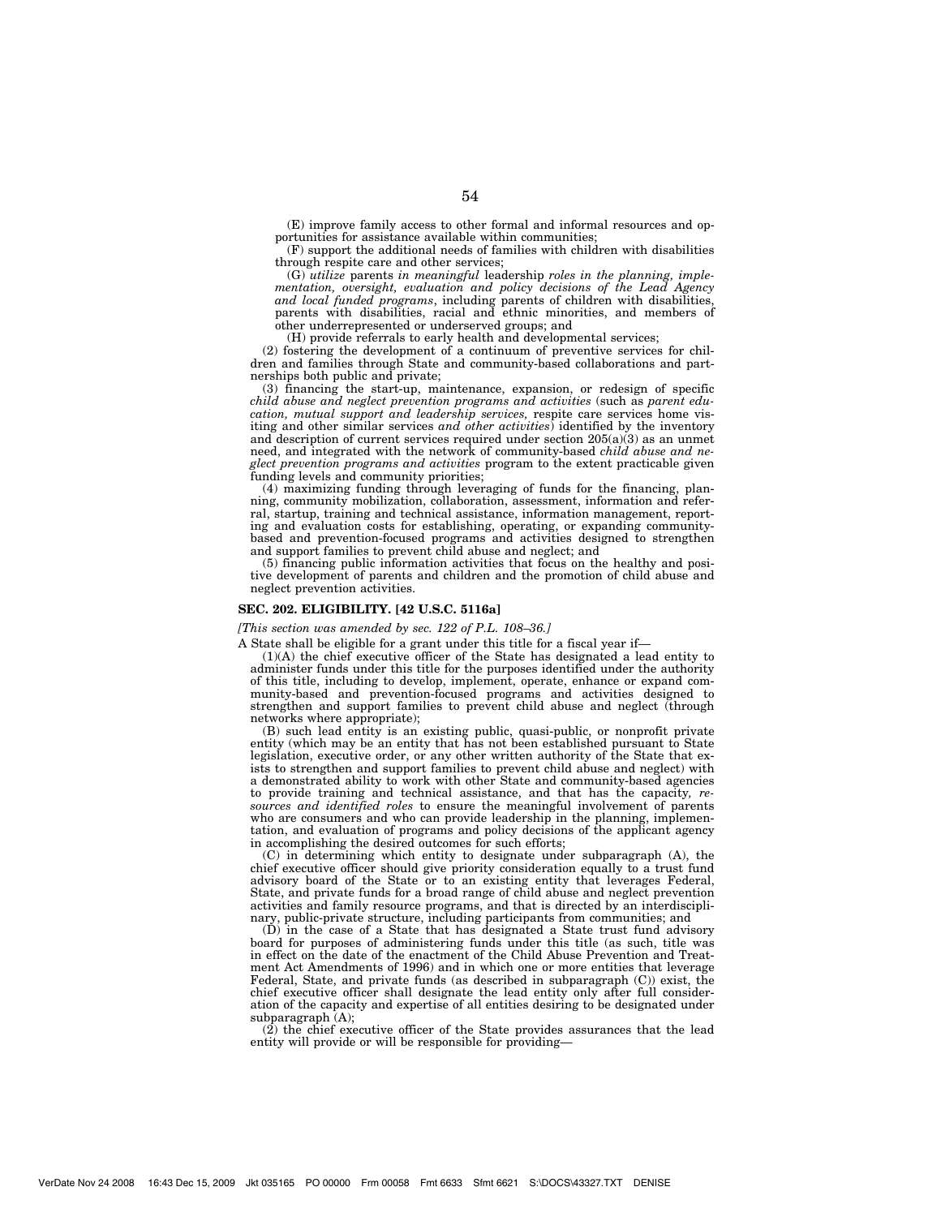(E) improve family access to other formal and informal resources and opportunities for assistance available within communities;

(F) support the additional needs of families with children with disabilities through respite care and other services;

(G) *utilize* parents *in meaningful* leadership *roles in the planning, implementation, oversight, evaluation and policy decisions of the Lead Agency and local funded programs*, including parents of children with disabilities, parents with disabilities, racial and ethnic minorities, and members of other underrepresented or underserved groups; and

(H) provide referrals to early health and developmental services;

(2) fostering the development of a continuum of preventive services for children and families through State and community-based collaborations and partnerships both public and private;

(3) financing the start-up, maintenance, expansion, or redesign of specific *child abuse and neglect prevention programs and activities* (such as *parent education, mutual support and leadership services,* respite care services home visiting and other similar services *and other activities*) identified by the inventory and description of current services required under section 205(a)(3) as an unmet need, and integrated with the network of community-based *child abuse and neglect prevention programs and activities* program to the extent practicable given funding levels and community priorities;

(4) maximizing funding through leveraging of funds for the financing, planning, community mobilization, collaboration, assessment, information and referral, startup, training and technical assistance, information management, reporting and evaluation costs for establishing, operating, or expanding community-based and prevention-focused programs and activities designed to strengthen and support families to prevent child abuse and neglect; and

(5) financing public information activities that focus on the healthy and positive development of parents and children and the promotion of child abuse and neglect prevention activities.

### SEC. 202. ELIGIBILITY. [42 U.S.C. 5116a]

*[This section was amended by sec. 122 of P.L. 108–36.]*

A State shall be eligible for a grant under this title for a fiscal year if—

(1)(A) the chief executive officer of the State has designated a lead entity to administer funds under this title for the purposes identified under the authority of this title, including to develop, implement, operate, enhance or expand community-based and prevention-focused programs and activities designed to strengthen and support families to prevent child abuse and neglect (through networks where appropriate);

(B) such lead entity is an existing public, quasi-public, or nonprofit private entity (which may be an entity that has not been established pursuant to State legislation, executive order, or any other written authority of the State that exists to strengthen and support families to prevent child abuse and neglect) with a demonstrated ability to work with other State and community-based agencies to provide training and technical assistance, and that has the capacity*, resources and identified roles* to ensure the meaningful involvement of parents who are consumers and who can provide leadership in the planning, implementation, and evaluation of programs and policy decisions of the applicant agency in accomplishing the desired outcomes for such efforts;

(C) in determining which entity to designate under subparagraph (A), the chief executive officer should give priority consideration equally to a trust fund advisory board of the State or to an existing entity that leverages Federal, State, and private funds for a broad range of child abuse and neglect prevention activities and family resource programs, and that is directed by an interdisciplinary, public-private structure, including participants from communities; and

(D) in the case of a State that has designated a State trust fund advisory board for purposes of administering funds under this title (as such, title was in effect on the date of the enactment of the Child Abuse Prevention and Treatment Act Amendments of 1996) and in which one or more entities that leverage Federal, State, and private funds (as described in subparagraph (C)) exist, the chief executive officer shall designate the lead entity only after full consideration of the capacity and expertise of all entities desiring to be designated under subparagraph (A);

(2) the chief executive officer of the State provides assurances that the lead entity will provide or will be responsible for providing—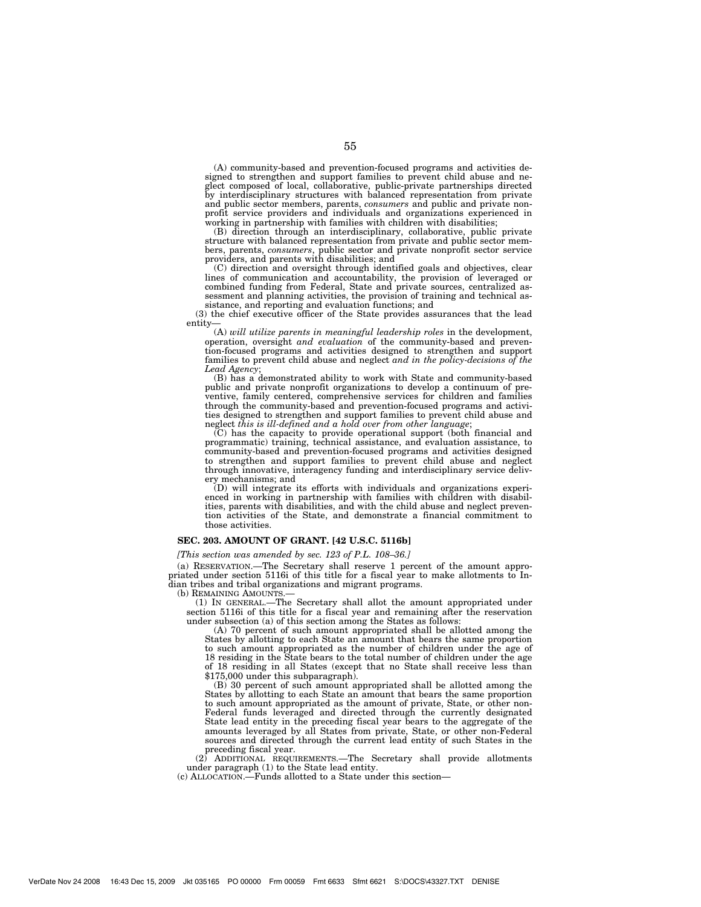(A) community-based and prevention-focused programs and activities designed to strengthen and support families to prevent child abuse and neglect composed of local, collaborative, public-private partnerships directed by interdisciplinary structures with balanced representation from private and public sector members, parents, *consumers* and public and private nonprofit service providers and individuals and organizations experienced in working in partnership with families with children with disabilities;

(B) direction through an interdisciplinary, collaborative, public private structure with balanced representation from private and public sector members, parents, *consumers*, public sector and private nonprofit sector service providers, and parents with disabilities; and

(C) direction and oversight through identified goals and objectives, clear lines of communication and accountability, the provision of leveraged or combined funding from Federal, State and private sources, centralized assessment and planning activities, the provision of training and technical assistance, and reporting and evaluation functions; and

(3) the chief executive officer of the State provides assurances that the lead entity—

(A) *will utilize parents in meaningful leadership roles* in the development, operation, oversight *and evaluation* of the community-based and prevention-focused programs and activities designed to strengthen and support families to prevent child abuse and neglect *and in the policy-decisions of the Lead Agency*;

(B) has a demonstrated ability to work with State and community-based public and private nonprofit organizations to develop a continuum of preventive, family centered, comprehensive services for children and families through the community-based and prevention-focused programs and activities designed to strengthen and support families to prevent child abuse and neglect *this is ill-defined and a hold over from other language*;

(C) has the capacity to provide operational support (both financial and programmatic) training, technical assistance, and evaluation assistance, to community-based and prevention-focused programs and activities designed to strengthen and support families to prevent child abuse and neglect through innovative, interagency funding and interdisciplinary service delivery mechanisms; and

(D) will integrate its efforts with individuals and organizations experienced in working in partnership with families with children with disabilities, parents with disabilities, and with the child abuse and neglect prevention activities of the State, and demonstrate a financial commitment to those activities.

### SEC. 203. AMOUNT OF GRANT. [42 U.S.C. 5116b]

*[This section was amended by sec. 123 of P.L. 108–36.]*

(a) RESERVATION.—The Secretary shall reserve 1 percent of the amount appropriated under section 5116i of this title for a fiscal year to make allotments to Indian tribes and tribal organizations and migrant programs.

(b) REMAINING AMOUNTS.—

(1) IN GENERAL.—The Secretary shall allot the amount appropriated under section 5116i of this title for a fiscal year and remaining after the reservation under subsection (a) of this section among the States as follows:

(A) 70 percent of such amount appropriated shall be allotted among the States by allotting to each State an amount that bears the same proportion to such amount appropriated as the number of children under the age of 18 residing in the State bears to the total number of children under the age of 18 residing in all States (except that no State shall receive less than $175,000 under this subparagraph).

(B) 30 percent of such amount appropriated shall be allotted among the States by allotting to each State an amount that bears the same proportion to such amount appropriated as the amount of private, State, or other non-Federal funds leveraged and directed through the currently designated State lead entity in the preceding fiscal year bears to the aggregate of the amounts leveraged by all States from private, State, or other non-Federal sources and directed through the current lead entity of such States in the preceding fiscal year.

(2) ADDITIONAL REQUIREMENTS.—The Secretary shall provide allotments under paragraph (1) to the State lead entity.

(c) ALLOCATION.—Funds allotted to a State under this section—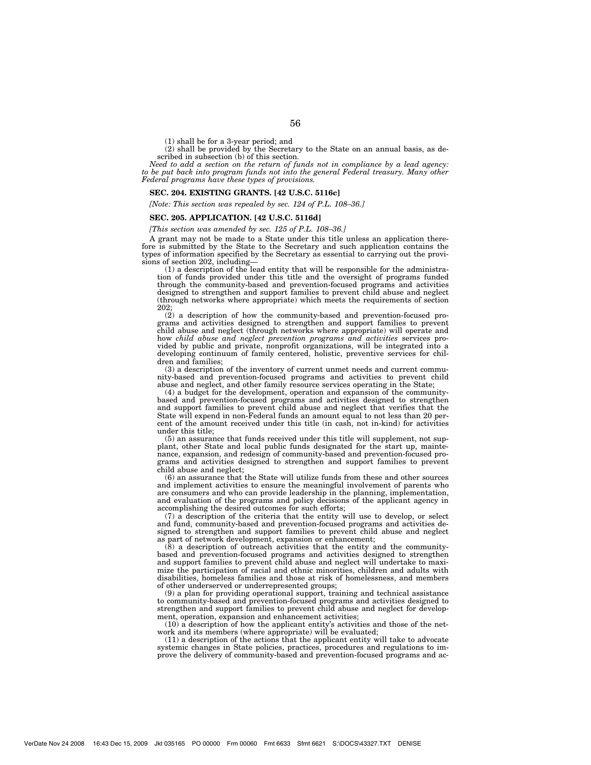(1) shall be for a 3-year period; and

(2) shall be provided by the Secretary to the State on an annual basis, as described in subsection (b) of this section.

*Need to add a section on the return of funds not in compliance by a lead agency: to be put back into program funds not into the general Federal treasury. Many other Federal programs have these types of provisions.*

### SEC. 204. EXISTING GRANTS. [42 U.S.C. 5116c]

*[Note: This section was repealed by sec. 124 of P.L. 108–36.]*

### SEC. 205. APPLICATION. [42 U.S.C. 5116d]

*[This section was amended by sec. 125 of P.L. 108–36.]*

A grant may not be made to a State under this title unless an application therefore is submitted by the State to the Secretary and such application contains the types of information specified by the Secretary as essential to carrying out the provisions of section 202, including—

(1) a description of the lead entity that will be responsible for the administration of funds provided under this title and the oversight of programs funded through the community-based and prevention-focused programs and activities designed to strengthen and support families to prevent child abuse and neglect (through networks where appropriate) which meets the requirements of section 202;

(2) a description of how the community-based and prevention-focused programs and activities designed to strengthen and support families to prevent child abuse and neglect (through networks where appropriate) will operate and how *child abuse and neglect prevention programs and activities* services provided by public and private, nonprofit organizations, will be integrated into a developing continuum of family centered, holistic, preventive services for children and families;

(3) a description of the inventory of current unmet needs and current community-based and prevention-focused programs and activities to prevent child abuse and neglect, and other family resource services operating in the State;

(4) a budget for the development, operation and expansion of the community-based and prevention-focused programs and activities designed to strengthen and support families to prevent child abuse and neglect that verifies that the State will expend in non-Federal funds an amount equal to not less than 20 percent of the amount received under this title (in cash, not in-kind) for activities under this title;

(5) an assurance that funds received under this title will supplement, not supplant, other State and local public funds designated for the start up, maintenance, expansion, and redesign of community-based and prevention-focused programs and activities designed to strengthen and support families to prevent child abuse and neglect;

(6) an assurance that the State will utilize funds from these and other sources and implement activities to ensure the meaningful involvement of parents who are consumers and who can provide leadership in the planning, implementation, and evaluation of the programs and policy decisions of the applicant agency in accomplishing the desired outcomes for such efforts;

(7) a description of the criteria that the entity will use to develop, or select and fund, community-based and prevention-focused programs and activities designed to strengthen and support families to prevent child abuse and neglect as part of network development, expansion or enhancement;

(8) a description of outreach activities that the entity and the community-based and prevention-focused programs and activities designed to strengthen and support families to prevent child abuse and neglect will undertake to maximize the participation of racial and ethnic minorities, children and adults with disabilities, homeless families and those at risk of homelessness, and members of other underserved or underrepresented groups;

(9) a plan for providing operational support, training and technical assistance to community-based and prevention-focused programs and activities designed to strengthen and support families to prevent child abuse and neglect for development, operation, expansion and enhancement activities;

(10) a description of how the applicant entity's activities and those of the network and its members (where appropriate) will be evaluated;

(11) a description of the actions that the applicant entity will take to advocate systemic changes in State policies, practices, procedures and regulations to improve the delivery of community-based and prevention-focused programs and ac-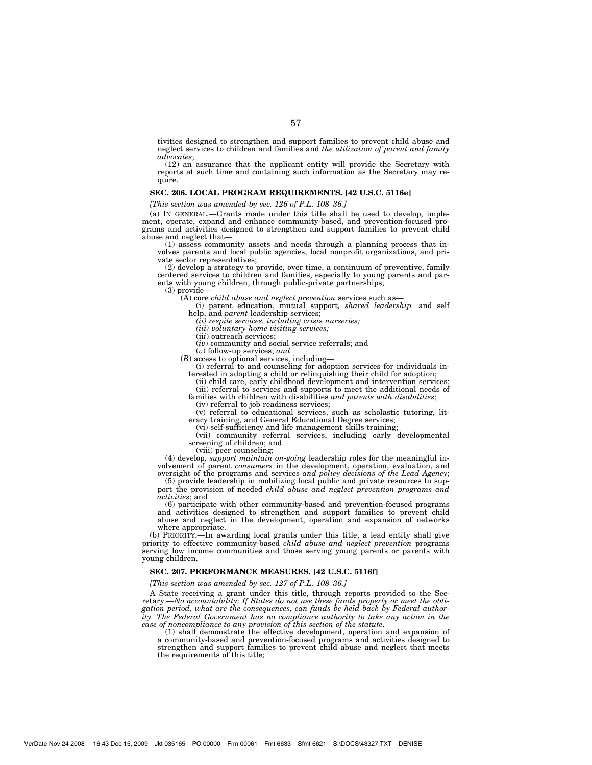tivities designed to strengthen and support families to prevent child abuse and neglect services to children and families and *the utilization of parent and family advocates*;

(12) an assurance that the applicant entity will provide the Secretary with reports at such time and containing such information as the Secretary may require.

### SEC. 206. LOCAL PROGRAM REQUIREMENTS. [42 U.S.C. 5116e]

*[This section was amended by sec. 126 of P.L. 108–36.]*

(a) IN GENERAL.—Grants made under this title shall be used to develop, implement, operate, expand and enhance community-based, and prevention-focused programs and activities designed to strengthen and support families to prevent child abuse and neglect that—

(1) assess community assets and needs through a planning process that involves parents and local public agencies, local nonprofit organizations, and private sector representatives;

(2) develop a strategy to provide, over time, a continuum of preventive, family centered services to children and families, especially to young parents and parents with young children, through public-private partnerships;

(3) provide—

(A) core *child abuse and neglect prevention* services such as—

(i) parent education, mutual support*, shared leadership,* and self help, and *parent* leadership services;

*(ii) respite services, including crisis nurseries;*

*(iii) voluntary home visiting services;*

(ii*i*) outreach services;

(*iv*) community and social service referrals; and

(*v*) follow-up services; *and*

(*B*) access to optional services, including—

(i) referral to and counseling for adoption services for individuals interested in adopting a child or relinquishing their child for adoption;

(ii) child care, early childhood development and intervention services;

(iii) referral to services and supports to meet the additional needs of families with children with disabilities *and parents with disabilities*;

(iv) referral to job readiness services;

(v) referral to educational services, such as scholastic tutoring, literacy training, and General Educational Degree services;

(vi) self-sufficiency and life management skills training;

(vii) community referral services, including early developmental screening of children; and

(viii) peer counseling;

(4) develop*, support maintain on-going* leadership roles for the meaningful involvement of parent *consumers* in the development, operation, evaluation, and oversight of the programs and services *and policy decisions of the Lead Agency*;

(5) provide leadership in mobilizing local public and private resources to support the provision of needed *child abuse and neglect prevention programs and activities*; and

(6) participate with other community-based and prevention-focused programs and activities designed to strengthen and support families to prevent child abuse and neglect in the development, operation and expansion of networks where appropriate.

(b) PRIORITY.—In awarding local grants under this title, a lead entity shall give priority to effective community-based *child abuse and neglect prevention* programs serving low income communities and those serving young parents or parents with young children.

### SEC. 207. PERFORMANCE MEASURES. [42 U.S.C. 5116f]

*[This section was amended by sec. 127 of P.L. 108–36.]*

A State receiving a grant under this title, through reports provided to the Secretary.—*No accountability: If States do not use these funds properly or meet the obligation period, what are the consequences, can funds be held back by Federal authority. The Federal Government has no compliance authority to take any action in the case of noncompliance to any provision of this section of the statute.*

(1) shall demonstrate the effective development, operation and expansion of a community-based and prevention-focused programs and activities designed to strengthen and support families to prevent child abuse and neglect that meets the requirements of this title;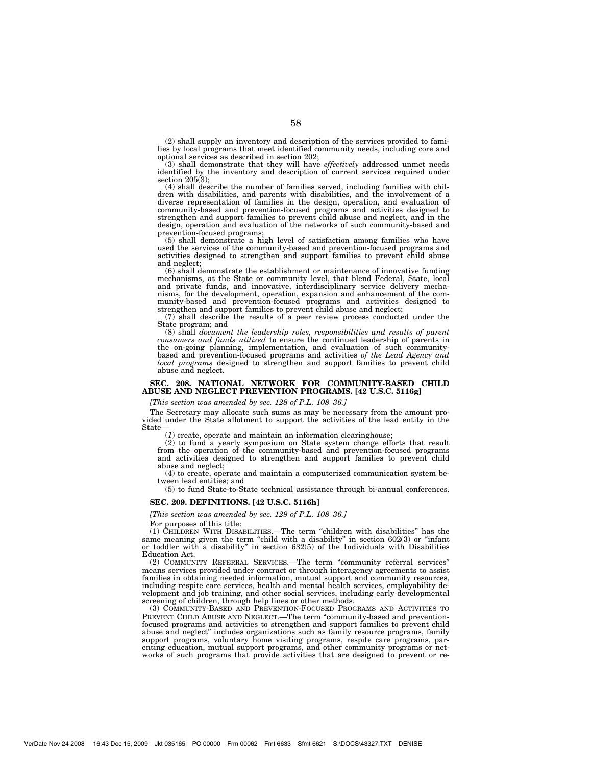(2) shall supply an inventory and description of the services provided to families by local programs that meet identified community needs, including core and optional services as described in section 202;

(3) shall demonstrate that they will have *effectively* addressed unmet needs identified by the inventory and description of current services required under section 205(3);

(4) shall describe the number of families served, including families with children with disabilities, and parents with disabilities, and the involvement of a diverse representation of families in the design, operation, and evaluation of community-based and prevention-focused programs and activities designed to strengthen and support families to prevent child abuse and neglect, and in the design, operation and evaluation of the networks of such community-based and prevention-focused programs;

(5) shall demonstrate a high level of satisfaction among families who have used the services of the community-based and prevention-focused programs and activities designed to strengthen and support families to prevent child abuse and neglect;

(6) shall demonstrate the establishment or maintenance of innovative funding mechanisms, at the State or community level, that blend Federal, State, local and private funds, and innovative, interdisciplinary service delivery mechanisms, for the development, operation, expansion and enhancement of the community-based and prevention-focused programs and activities designed to strengthen and support families to prevent child abuse and neglect;

(7) shall describe the results of a peer review process conducted under the State program; and

(8) shall *document the leadership roles, responsibilities and results of parent consumers and funds utilized* to ensure the continued leadership of parents in the on-going planning, implementation, and evaluation of such community-based and prevention-focused programs and activities *of the Lead Agency and local programs* designed to strengthen and support families to prevent child abuse and neglect.

### SEC. 208. NATIONAL NETWORK FOR COMMUNITY-BASED CHILD ABUSE AND NEGLECT PREVENTION PROGRAMS. [42 U.S.C. 5116g]

*[This section was amended by sec. 128 of P.L. 108–36.]*

The Secretary may allocate such sums as may be necessary from the amount provided under the State allotment to support the activities of the lead entity in the State—

(*1*) create, operate and maintain an information clearinghouse;

(*2*) to fund a yearly symposium on State system change efforts that result from the operation of the community-based and prevention-focused programs and activities designed to strengthen and support families to prevent child abuse and neglect;

(4) to create, operate and maintain a computerized communication system between lead entities; and

(5) to fund State-to-State technical assistance through bi-annual conferences.

### SEC. 209. DEFINITIONS. [42 U.S.C. 5116h]

*[This section was amended by sec. 129 of P.L. 108–36.]*

For purposes of this title:

(1) CHILDREN WITH DISABILITIES.—The term "children with disabilities" has the same meaning given the term "child with a disability" in section 602(3) or "infant or toddler with a disability" in section 632(5) of the Individuals with Disabilities Education Act.

(2) COMMUNITY REFERRAL SERVICES.—The term "community referral services" means services provided under contract or through interagency agreements to assist families in obtaining needed information, mutual support and community resources, including respite care services, health and mental health services, employability development and job training, and other social services, including early developmental screening of children, through help lines or other methods.

(3) COMMUNITY-BASED AND PREVENTION-FOCUSED PROGRAMS AND ACTIVITIES TO PREVENT CHILD ABUSE AND NEGLECT.—The term "community-based and prevention-focused programs and activities to strengthen and support families to prevent child abuse and neglect" includes organizations such as family resource programs, family support programs, voluntary home visiting programs, respite care programs, parenting education, mutual support programs, and other community programs or networks of such programs that provide activities that are designed to prevent or re-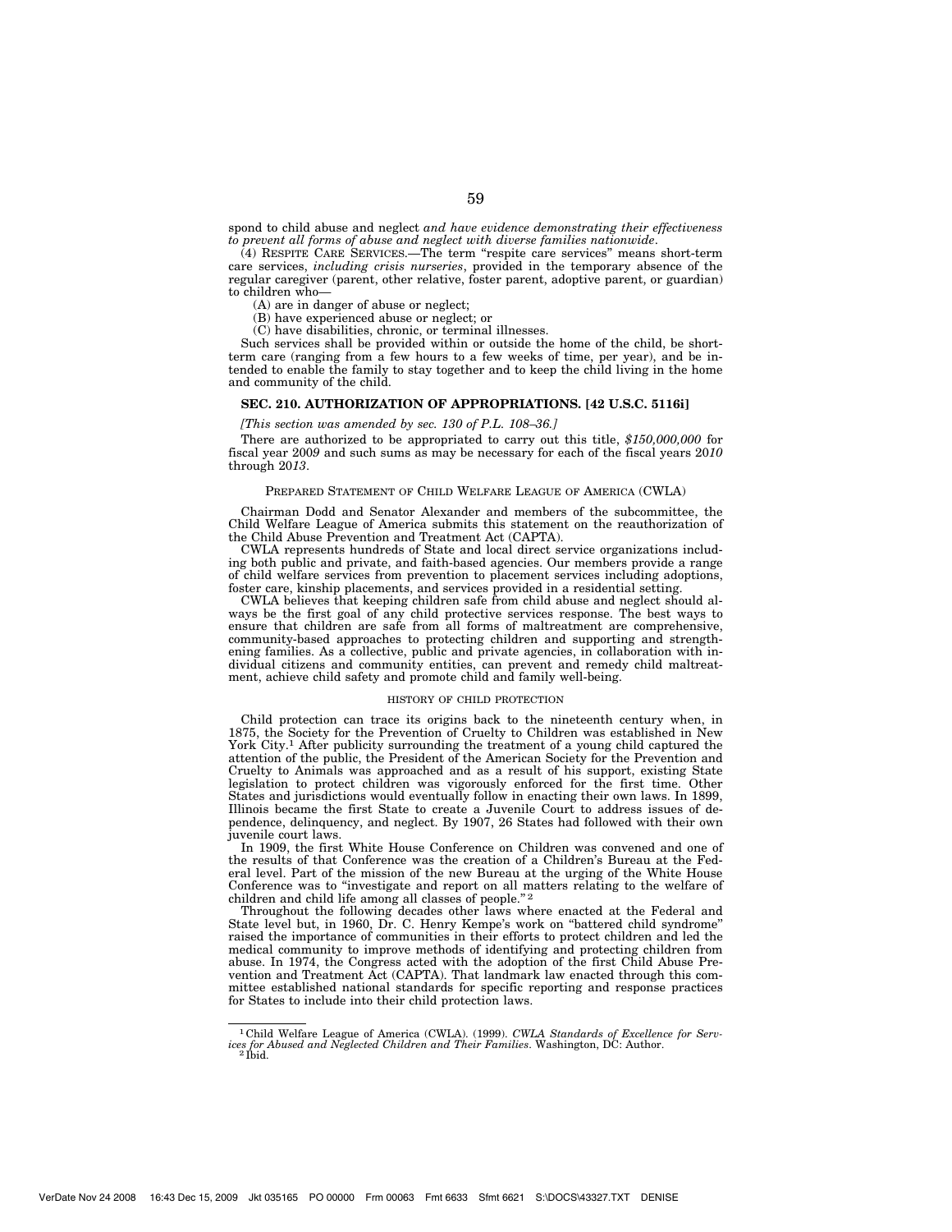spond to child abuse and neglect *and have evidence demonstrating their effectiveness to prevent all forms of abuse and neglect with diverse families nationwide*.

(4) RESPITE CARE SERVICES.—The term "respite care services" means short-term care services, *including crisis nurseries*, provided in the temporary absence of the regular caregiver (parent, other relative, foster parent, adoptive parent, or guardian) to children who—

(A) are in danger of abuse or neglect;

(B) have experienced abuse or neglect; or

(C) have disabilities, chronic, or terminal illnesses.

Such services shall be provided within or outside the home of the child, be short-term care (ranging from a few hours to a few weeks of time, per year), and be intended to enable the family to stay together and to keep the child living in the home and community of the child.

### SEC. 210. AUTHORIZATION OF APPROPRIATIONS. [42 U.S.C. 5116i]

*[This section was amended by sec. 130 of P.L. 108–36.]*

There are authorized to be appropriated to carry out this title, *$150,000,000* for fiscal year 20*09* and such sums as may be necessary for each of the fiscal years 20*10* through 20*13*.

## PREPARED STATEMENT OF CHILD WELFARE LEAGUE OF AMERICA (CWLA)

Chairman Dodd and Senator Alexander and members of the subcommittee, the Child Welfare League of America submits this statement on the reauthorization of the Child Abuse Prevention and Treatment Act (CAPTA).

CWLA represents hundreds of State and local direct service organizations including both public and private, and faith-based agencies. Our members provide a range of child welfare services from prevention to placement services including adoptions, foster care, kinship placements, and services provided in a residential setting.

CWLA believes that keeping children safe from child abuse and neglect should always be the first goal of any child protective services response. The best ways to ensure that children are safe from all forms of maltreatment are comprehensive, community-based approaches to protecting children and supporting and strengthening families. As a collective, public and private agencies, in collaboration with individual citizens and community entities, can prevent and remedy child maltreatment, achieve child safety and promote child and family well-being.

### HISTORY OF CHILD PROTECTION

Child protection can trace its origins back to the nineteenth century when, in 1875, the Society for the Prevention of Cruelty to Children was established in New York City.[1] After publicity surrounding the treatment of a young child captured the attention of the public, the President of the American Society for the Prevention and Cruelty to Animals was approached and as a result of his support, existing State legislation to protect children was vigorously enforced for the first time. Other States and jurisdictions would eventually follow in enacting their own laws. In 1899, Illinois became the first State to create a Juvenile Court to address issues of dependence, delinquency, and neglect. By 1907, 26 States had followed with their own juvenile court laws.

In 1909, the first White House Conference on Children was convened and one of the results of that Conference was the creation of a Children's Bureau at the Federal level. Part of the mission of the new Bureau at the urging of the White House Conference was to "investigate and report on all matters relating to the welfare of children and child life among all classes of people."[2]

Throughout the following decades other laws where enacted at the Federal and State level but, in 1960, Dr. C. Henry Kempe's work on "battered child syndrome" raised the importance of communities in their efforts to protect children and led the medical community to improve methods of identifying and protecting children from abuse. In 1974, the Congress acted with the adoption of the first Child Abuse Prevention and Treatment Act (CAPTA). That landmark law enacted through this committee established national standards for specific reporting and response practices for States to include into their child protection laws.

---

[1] Child Welfare League of America (CWLA). (1999). *CWLA Standards of Excellence for Services for Abused and Neglected Children and Their Families*. Washington, DC: Author.

[2] Ibid.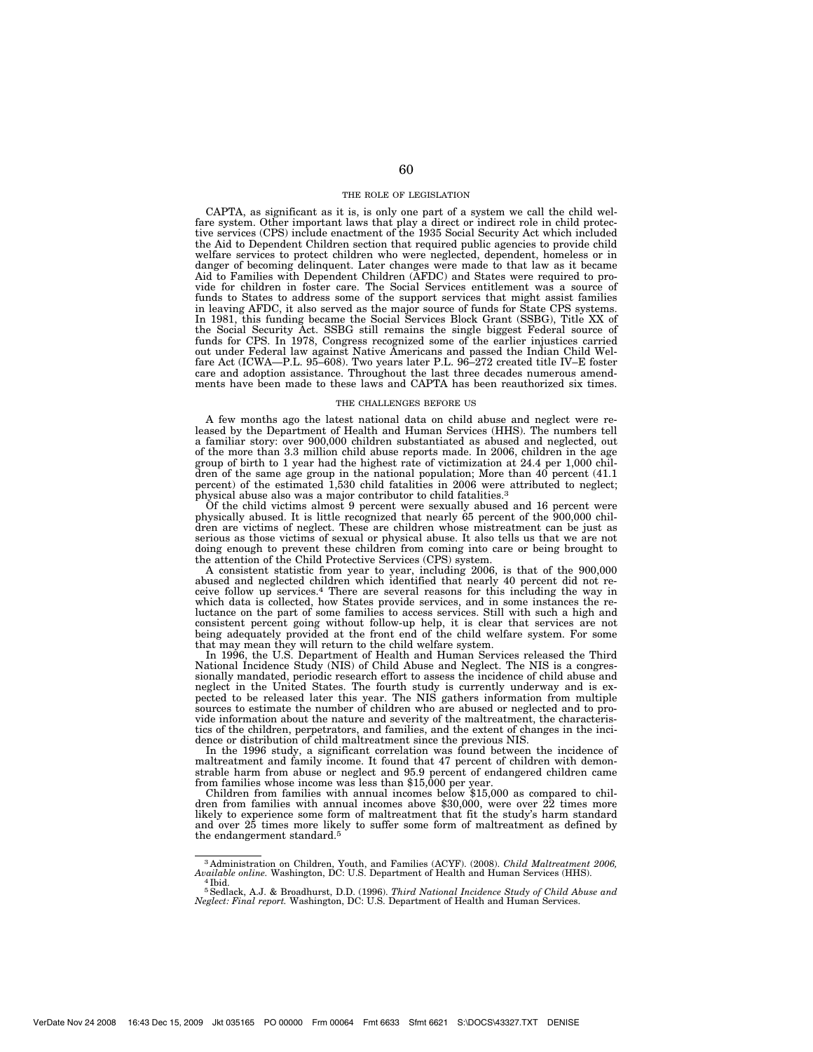### THE ROLE OF LEGISLATION

CAPTA, as significant as it is, is only one part of a system we call the child welfare system. Other important laws that play a direct or indirect role in child protective services (CPS) include enactment of the 1935 Social Security Act which included the Aid to Dependent Children section that required public agencies to provide child welfare services to protect children who were neglected, dependent, homeless or in danger of becoming delinquent. Later changes were made to that law as it became Aid to Families with Dependent Children (AFDC) and States were required to provide for children in foster care. The Social Services entitlement was a source of funds to States to address some of the support services that might assist families in leaving AFDC, it also served as the major source of funds for State CPS systems. In 1981, this funding became the Social Services Block Grant (SSBG), Title XX of the Social Security Act. SSBG still remains the single biggest Federal source of funds for CPS. In 1978, Congress recognized some of the earlier injustices carried out under Federal law against Native Americans and passed the Indian Child Welfare Act (ICWA—P.L. 95–608). Two years later P.L. 96–272 created title IV–E foster care and adoption assistance. Throughout the last three decades numerous amendments have been made to these laws and CAPTA has been reauthorized six times.

### THE CHALLENGES BEFORE US

A few months ago the latest national data on child abuse and neglect were released by the Department of Health and Human Services (HHS). The numbers tell a familiar story: over 900,000 children substantiated as abused and neglected, out of the more than 3.3 million child abuse reports made. In 2006, children in the age group of birth to 1 year had the highest rate of victimization at 24.4 per 1,000 children of the same age group in the national population; More than 40 percent (41.1 percent) of the estimated 1,530 child fatalities in 2006 were attributed to neglect; physical abuse also was a major contributor to child fatalities.[3]

Of the child victims almost 9 percent were sexually abused and 16 percent were physically abused. It is little recognized that nearly 65 percent of the 900,000 children are victims of neglect. These are children whose mistreatment can be just as serious as those victims of sexual or physical abuse. It also tells us that we are not doing enough to prevent these children from coming into care or being brought to the attention of the Child Protective Services (CPS) system.

A consistent statistic from year to year, including 2006, is that of the 900,000 abused and neglected children which identified that nearly 40 percent did not receive follow up services.[4] There are several reasons for this including the way in which data is collected, how States provide services, and in some instances the reluctance on the part of some families to access services. Still with such a high and consistent percent going without follow-up help, it is clear that services are not being adequately provided at the front end of the child welfare system. For some that may mean they will return to the child welfare system.

In 1996, the U.S. Department of Health and Human Services released the Third National Incidence Study (NIS) of Child Abuse and Neglect. The NIS is a congressionally mandated, periodic research effort to assess the incidence of child abuse and neglect in the United States. The fourth study is currently underway and is expected to be released later this year. The NIS gathers information from multiple sources to estimate the number of children who are abused or neglected and to provide information about the nature and severity of the maltreatment, the characteristics of the children, perpetrators, and families, and the extent of changes in the incidence or distribution of child maltreatment since the previous NIS.

In the 1996 study, a significant correlation was found between the incidence of maltreatment and family income. It found that 47 percent of children with demonstrable harm from abuse or neglect and 95.9 percent of endangered children came from families whose income was less than $15,000 per year.

Children from families with annual incomes below $15,000 as compared to children from families with annual incomes above $30,000, were over 22 times more likely to experience some form of maltreatment that fit the study's harm standard and over 25 times more likely to suffer some form of maltreatment as defined by the endangerment standard.[5]

---

[3] Administration on Children, Youth, and Families (ACYF). (2008). *Child Maltreatment 2006, Available online.* Washington, DC: U.S. Department of Health and Human Services (HHS).

[4] Ibid.

[5] Sedlack, A.J. & Broadhurst, D.D. (1996). *Third National Incidence Study of Child Abuse and Neglect: Final report.* Washington, DC: U.S. Department of Health and Human Services.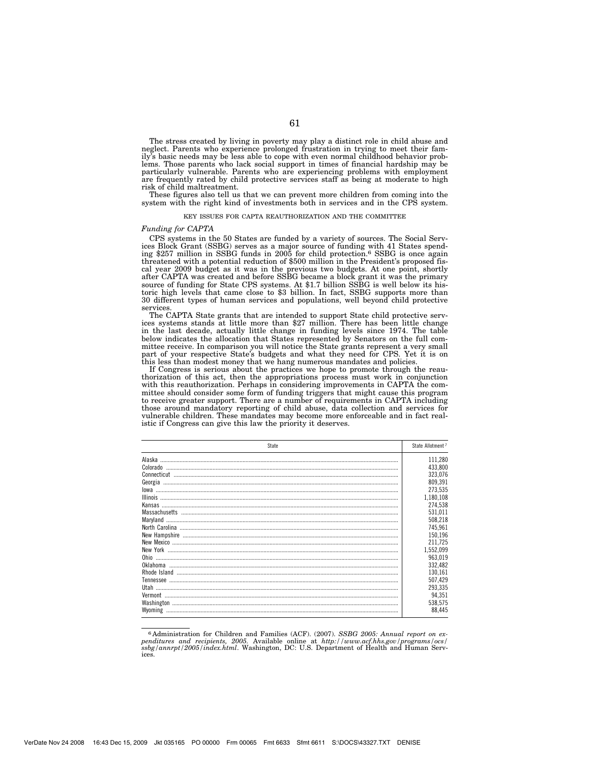The stress created by living in poverty may play a distinct role in child abuse and neglect. Parents who experience prolonged frustration in trying to meet their family's basic needs may be less able to cope with even normal childhood behavior problems. Those parents who lack social support in times of financial hardship may be particularly vulnerable. Parents who are experiencing problems with employment are frequently rated by child protective services staff as being at moderate to high risk of child maltreatment.

These figures also tell us that we can prevent more children from coming into the system with the right kind of investments both in services and in the CPS system.

## KEY ISSUES FOR CAPTA REAUTHORIZATION AND THE COMMITTEE

### *Funding for CAPTA*

CPS systems in the 50 States are funded by a variety of sources. The Social Services Block Grant (SSBG) serves as a major source of funding with 41 States spending $257 million in SSBG funds in 2005 for child protection.[6] SSBG is once again threatened with a potential reduction of $500 million in the President's proposed fiscal year 2009 budget as it was in the previous two budgets. At one point, shortly after CAPTA was created and before SSBG became a block grant it was the primary source of funding for State CPS systems. At $1.7 billion SSBG is well below its historic high levels that came close to $3 billion. In fact, SSBG supports more than 30 different types of human services and populations, well beyond child protective services.

The CAPTA State grants that are intended to support State child protective services systems stands at little more than $27 million. There has been little change in the last decade, actually little change in funding levels since 1974. The table below indicates the allocation that States represented by Senators on the full committee receive. In comparison you will notice the State grants represent a very small part of your respective State's budgets and what they need for CPS. Yet it is on this less than modest money that we hang numerous mandates and policies.

If Congress is serious about the practices we hope to promote through the reauthorization of this act, then the appropriations process must work in conjunction with this reauthorization. Perhaps in considering improvements in CAPTA the committee should consider some form of funding triggers that might cause this program to receive greater support. There are a number of requirements in CAPTA including those around mandatory reporting of child abuse, data collection and services for vulnerable children. These mandates may become more enforceable and in fact realistic if Congress can give this law the priority it deserves.

| State | State Allotment [7] |
|---|---|
| Alaska | 111,280 |
| Colorado | 433,800 |
| Connecticut | 323,076 |
| Georgia | 809,391 |
| Iowa | 273,535 |
| Illinois | 1,180,108 |
| Kansas | 274,538 |
| Massachusetts | 531,011 |
| Maryland | 508,218 |
| North Carolina | 745,961 |
| New Hampshire | 150,196 |
| New Mexico | 211,725 |
| New York | 1,552,099 |
| Ohio | 963,019 |
| Oklahoma | 332,482 |
| Rhode Island | 130,161 |
| Tennessee | 507,429 |
| Utah | 293,335 |
| Vermont | 94,351 |
| Washington | 538,575 |
| Wyoming | 88,445 |

[6] Administration for Children and Families (ACF). (2007). *SSBG 2005: Annual report on expenditures and recipients, 2005.* Available online at *http://www.acf.hhs.gov/programs/ocs/ssbg/annrpt/2005/index.html*. Washington, DC: U.S. Department of Health and Human Services.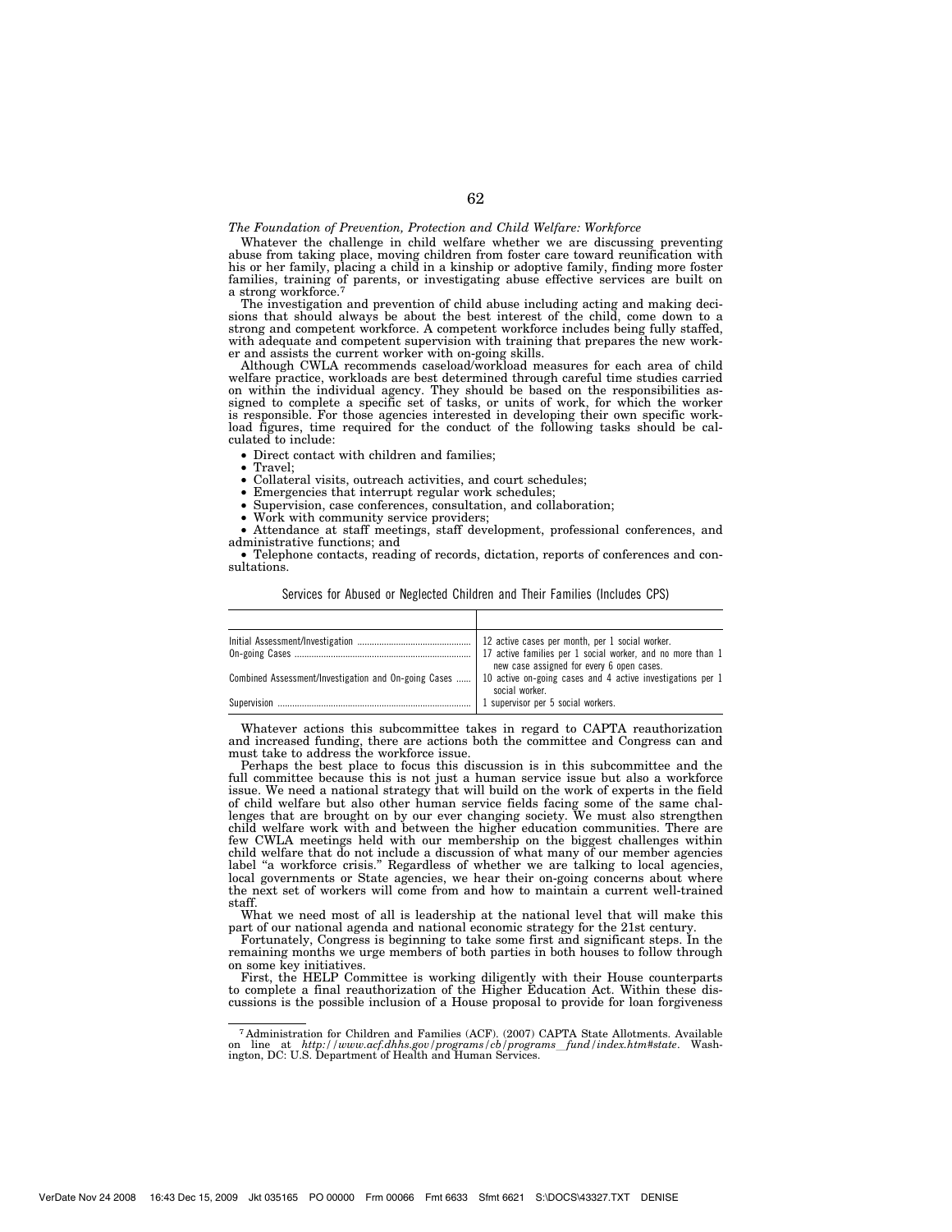*The Foundation of Prevention, Protection and Child Welfare: Workforce*

Whatever the challenge in child welfare whether we are discussing preventing abuse from taking place, moving children from foster care toward reunification with his or her family, placing a child in a kinship or adoptive family, finding more foster families, training of parents, or investigating abuse effective services are built on a strong workforce.[7]

The investigation and prevention of child abuse including acting and making decisions that should always be about the best interest of the child, come down to a strong and competent workforce. A competent workforce includes being fully staffed, with adequate and competent supervision with training that prepares the new worker and assists the current worker with on-going skills.

Although CWLA recommends caseload/workload measures for each area of child welfare practice, workloads are best determined through careful time studies carried on within the individual agency. They should be based on the responsibilities assigned to complete a specific set of tasks, or units of work, for which the worker is responsible. For those agencies interested in developing their own specific workload figures, time required for the conduct of the following tasks should be calculated to include:

- Direct contact with children and families;
- Travel;
- Collateral visits, outreach activities, and court schedules;
- Emergencies that interrupt regular work schedules;
- Supervision, case conferences, consultation, and collaboration;
- Work with community service providers;
- Attendance at staff meetings, staff development, professional conferences, and administrative functions; and
- Telephone contacts, reading of records, dictation, reports of conferences and consultations.

Services for Abused or Neglected Children and Their Families (Includes CPS)

| | |
|---|---|
| Initial Assessment/Investigation | 12 active cases per month, per 1 social worker. |
| On-going Cases | 17 active families per 1 social worker, and no more than 1 new case assigned for every 6 open cases. |
| Combined Assessment/Investigation and On-going Cases | 10 active on-going cases and 4 active investigations per 1 social worker. |
| Supervision | 1 supervisor per 5 social workers. |

Whatever actions this subcommittee takes in regard to CAPTA reauthorization and increased funding, there are actions both the committee and Congress can and must take to address the workforce issue.

Perhaps the best place to focus this discussion is in this subcommittee and the full committee because this is not just a human service issue but also a workforce issue. We need a national strategy that will build on the work of experts in the field of child welfare but also other human service fields facing some of the same challenges that are brought on by our ever changing society. We must also strengthen child welfare work with and between the higher education communities. There are few CWLA meetings held with our membership on the biggest challenges within child welfare that do not include a discussion of what many of our member agencies label "a workforce crisis." Regardless of whether we are talking to local agencies, local governments or State agencies, we hear their on-going concerns about where the next set of workers will come from and how to maintain a current well-trained staff.

What we need most of all is leadership at the national level that will make this part of our national agenda and national economic strategy for the 21st century.

Fortunately, Congress is beginning to take some first and significant steps. In the remaining months we urge members of both parties in both houses to follow through on some key initiatives.

First, the HELP Committee is working diligently with their House counterparts to complete a final reauthorization of the Higher Education Act. Within these discussions is the possible inclusion of a House proposal to provide for loan forgiveness

[7] Administration for Children and Families (ACF). (2007) CAPTA State Allotments. Available on line at *http://www.acf.dhhs.gov/programs/cb/programs_fund/index.htm#state*. Washington, DC: U.S. Department of Health and Human Services.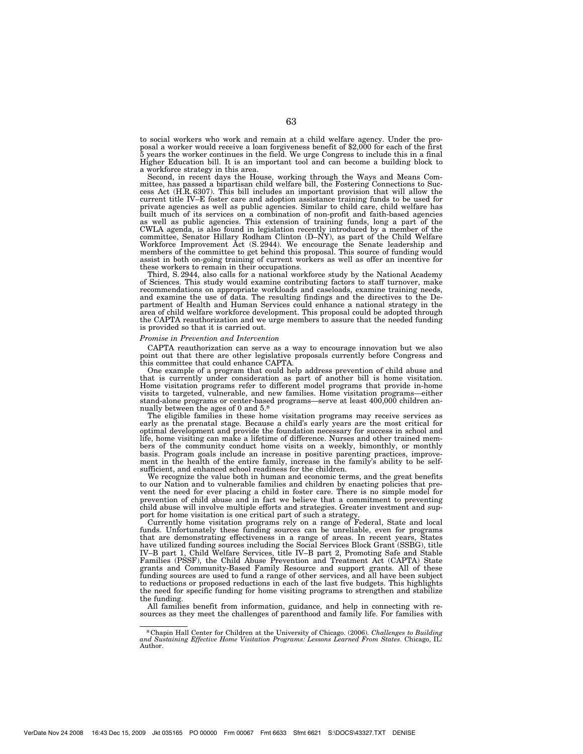to social workers who work and remain at a child welfare agency. Under the proposal a worker would receive a loan forgiveness benefit of $2,000 for each of the first 5 years the worker continues in the field. We urge Congress to include this in a final Higher Education bill. It is an important tool and can become a building block to a workforce strategy in this area.

Second, in recent days the House, working through the Ways and Means Committee, has passed a bipartisan child welfare bill, the Fostering Connections to Success Act (H.R. 6307). This bill includes an important provision that will allow the current title IV–E foster care and adoption assistance training funds to be used for private agencies as well as public agencies. Similar to child care, child welfare has built much of its services on a combination of non-profit and faith-based agencies as well as public agencies. This extension of training funds, long a part of the CWLA agenda, is also found in legislation recently introduced by a member of the committee, Senator Hillary Rodham Clinton (D–NY), as part of the Child Welfare Workforce Improvement Act (S. 2944). We encourage the Senate leadership and members of the committee to get behind this proposal. This source of funding would assist in both on-going training of current workers as well as offer an incentive for these workers to remain in their occupations.

Third, S. 2944, also calls for a national workforce study by the National Academy of Sciences. This study would examine contributing factors to staff turnover, make recommendations on appropriate workloads and caseloads, examine training needs, and examine the use of data. The resulting findings and the directives to the Department of Health and Human Services could enhance a national strategy in the area of child welfare workforce development. This proposal could be adopted through the CAPTA reauthorization and we urge members to assure that the needed funding is provided so that it is carried out.

*Promise in Prevention and Intervention*

CAPTA reauthorization can serve as a way to encourage innovation but we also point out that there are other legislative proposals currently before Congress and this committee that could enhance CAPTA.

One example of a program that could help address prevention of child abuse and that is currently under consideration as part of another bill is home visitation. Home visitation programs refer to different model programs that provide in-home visits to targeted, vulnerable, and new families. Home visitation programs—either stand-alone programs or center-based programs—serve at least 400,000 children annually between the ages of 0 and 5.[8]

The eligible families in these home visitation programs may receive services as early as the prenatal stage. Because a child's early years are the most critical for optimal development and provide the foundation necessary for success in school and life, home visiting can make a lifetime of difference. Nurses and other trained members of the community conduct home visits on a weekly, bimonthly, or monthly basis. Program goals include an increase in positive parenting practices, improvement in the health of the entire family, increase in the family's ability to be self-sufficient, and enhanced school readiness for the children.

We recognize the value both in human and economic terms, and the great benefits to our Nation and to vulnerable families and children by enacting policies that prevent the need for ever placing a child in foster care. There is no simple model for prevention of child abuse and in fact we believe that a commitment to preventing child abuse will involve multiple efforts and strategies. Greater investment and support for home visitation is one critical part of such a strategy.

Currently home visitation programs rely on a range of Federal, State and local funds. Unfortunately these funding sources can be unreliable, even for programs that are demonstrating effectiveness in a range of areas. In recent years, States have utilized funding sources including the Social Services Block Grant (SSBG), title IV–B part 1, Child Welfare Services, title IV–B part 2, Promoting Safe and Stable Families (PSSF), the Child Abuse Prevention and Treatment Act (CAPTA) State grants and Community-Based Family Resource and support grants. All of these funding sources are used to fund a range of other services, and all have been subject to reductions or proposed reductions in each of the last five budgets. This highlights the need for specific funding for home visiting programs to strengthen and stabilize the funding.

All families benefit from information, guidance, and help in connecting with resources as they meet the challenges of parenthood and family life. For families with

---

[8] Chapin Hall Center for Children at the University of Chicago. (2006). *Challenges to Building and Sustaining Effective Home Visitation Programs: Lessons Learned From States*. Chicago, IL: Author.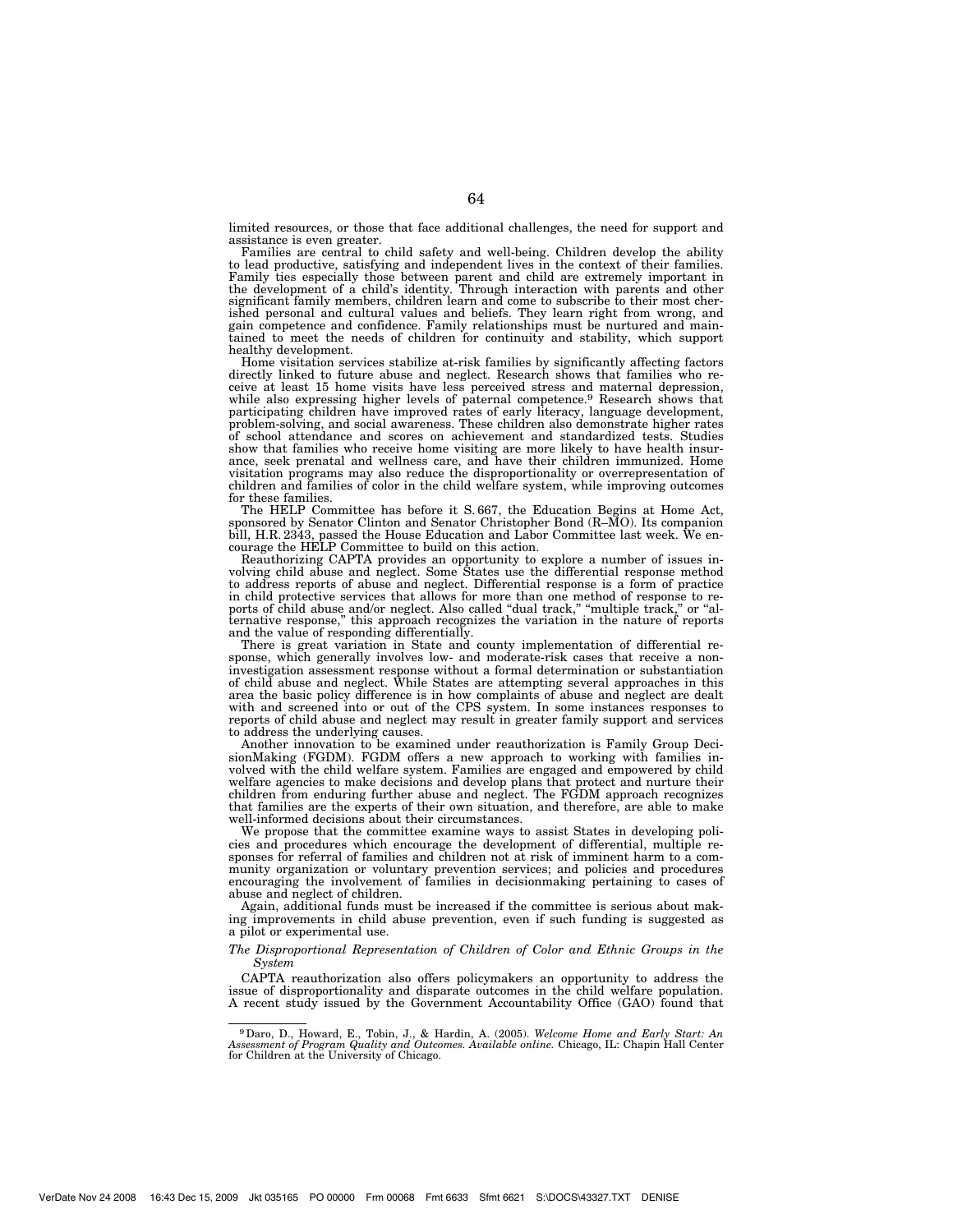limited resources, or those that face additional challenges, the need for support and assistance is even greater.

Families are central to child safety and well-being. Children develop the ability to lead productive, satisfying and independent lives in the context of their families. Family ties especially those between parent and child are extremely important in the development of a child's identity. Through interaction with parents and other significant family members, children learn and come to subscribe to their most cherished personal and cultural values and beliefs. They learn right from wrong, and gain competence and confidence. Family relationships must be nurtured and maintained to meet the needs of children for continuity and stability, which support healthy development.

Home visitation services stabilize at-risk families by significantly affecting factors directly linked to future abuse and neglect. Research shows that families who receive at least 15 home visits have less perceived stress and maternal depression, while also expressing higher levels of paternal competence.[9] Research shows that participating children have improved rates of early literacy, language development, problem-solving, and social awareness. These children also demonstrate higher rates of school attendance and scores on achievement and standardized tests. Studies show that families who receive home visiting are more likely to have health insurance, seek prenatal and wellness care, and have their children immunized. Home visitation programs may also reduce the disproportionality or overrepresentation of children and families of color in the child welfare system, while improving outcomes for these families.

The HELP Committee has before it S. 667, the Education Begins at Home Act, sponsored by Senator Clinton and Senator Christopher Bond (R–MO). Its companion bill, H.R. 2343, passed the House Education and Labor Committee last week. We encourage the HELP Committee to build on this action.

Reauthorizing CAPTA provides an opportunity to explore a number of issues involving child abuse and neglect. Some States use the differential response method to address reports of abuse and neglect. Differential response is a form of practice in child protective services that allows for more than one method of response to reports of child abuse and/or neglect. Also called "dual track," "multiple track," or "alternative response," this approach recognizes the variation in the nature of reports and the value of responding differentially.

There is great variation in State and county implementation of differential response, which generally involves low- and moderate-risk cases that receive a non-investigation assessment response without a formal determination or substantiation of child abuse and neglect. While States are attempting several approaches in this area the basic policy difference is in how complaints of abuse and neglect are dealt with and screened into or out of the CPS system. In some instances responses to reports of child abuse and neglect may result in greater family support and services to address the underlying causes.

Another innovation to be examined under reauthorization is Family Group DecisionMaking (FGDM). FGDM offers a new approach to working with families involved with the child welfare system. Families are engaged and empowered by child welfare agencies to make decisions and develop plans that protect and nurture their children from enduring further abuse and neglect. The FGDM approach recognizes that families are the experts of their own situation, and therefore, are able to make well-informed decisions about their circumstances.

We propose that the committee examine ways to assist States in developing policies and procedures which encourage the development of differential, multiple responses for referral of families and children not at risk of imminent harm to a community organization or voluntary prevention services; and policies and procedures encouraging the involvement of families in decisionmaking pertaining to cases of abuse and neglect of children.

Again, additional funds must be increased if the committee is serious about making improvements in child abuse prevention, even if such funding is suggested as a pilot or experimental use.

*The Disproportional Representation of Children of Color and Ethnic Groups in the System*

CAPTA reauthorization also offers policymakers an opportunity to address the issue of disproportionality and disparate outcomes in the child welfare population. A recent study issued by the Government Accountability Office (GAO) found that

---

[9] Daro, D., Howard, E., Tobin, J., & Hardin, A. (2005). *Welcome Home and Early Start: An Assessment of Program Quality and Outcomes. Available online.* Chicago, IL: Chapin Hall Center for Children at the University of Chicago.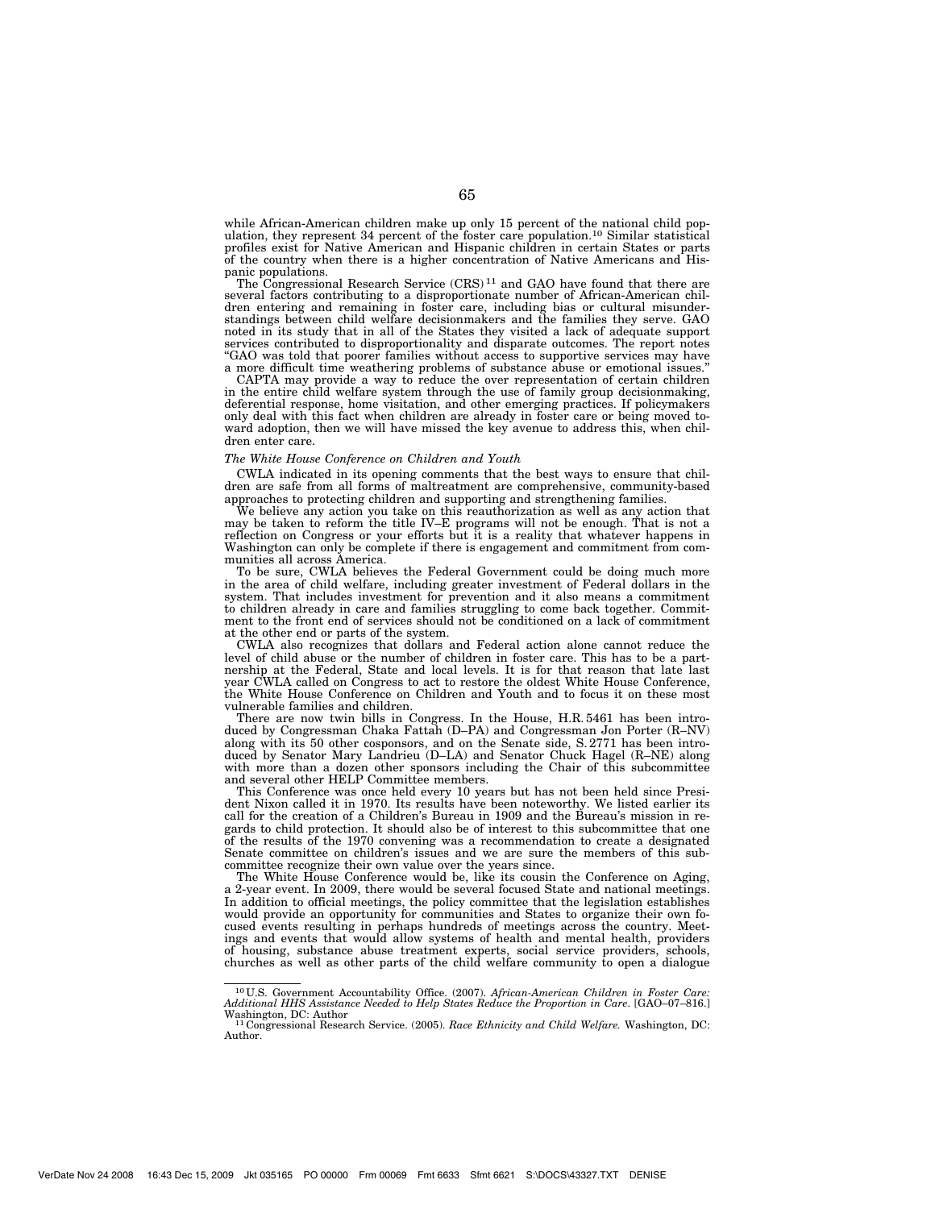while African-American children make up only 15 percent of the national child population, they represent 34 percent of the foster care population.[10] Similar statistical profiles exist for Native American and Hispanic children in certain States or parts of the country when there is a higher concentration of Native Americans and Hispanic populations.

The Congressional Research Service (CRS)[11] and GAO have found that there are several factors contributing to a disproportionate number of African-American children entering and remaining in foster care, including bias or cultural misunderstandings between child welfare decisionmakers and the families they serve. GAO noted in its study that in all of the States they visited a lack of adequate support services contributed to disproportionality and disparate outcomes. The report notes "GAO was told that poorer families without access to supportive services may have a more difficult time weathering problems of substance abuse or emotional issues."

CAPTA may provide a way to reduce the over representation of certain children in the entire child welfare system through the use of family group decisionmaking, deferential response, home visitation, and other emerging practices. If policymakers only deal with this fact when children are already in foster care or being moved toward adoption, then we will have missed the key avenue to address this, when children enter care.

*The White House Conference on Children and Youth*

CWLA indicated in its opening comments that the best ways to ensure that children are safe from all forms of maltreatment are comprehensive, community-based approaches to protecting children and supporting and strengthening families.

We believe any action you take on this reauthorization as well as any action that may be taken to reform the title IV–E programs will not be enough. That is not a reflection on Congress or your efforts but it is a reality that whatever happens in Washington can only be complete if there is engagement and commitment from communities all across America.

To be sure, CWLA believes the Federal Government could be doing much more in the area of child welfare, including greater investment of Federal dollars in the system. That includes investment for prevention and it also means a commitment to children already in care and families struggling to come back together. Commitment to the front end of services should not be conditioned on a lack of commitment at the other end or parts of the system.

CWLA also recognizes that dollars and Federal action alone cannot reduce the level of child abuse or the number of children in foster care. This has to be a partnership at the Federal, State and local levels. It is for that reason that late last year CWLA called on Congress to act to restore the oldest White House Conference, the White House Conference on Children and Youth and to focus it on these most vulnerable families and children.

There are now twin bills in Congress. In the House, H.R. 5461 has been introduced by Congressman Chaka Fattah (D–PA) and Congressman Jon Porter (R–NV) along with its 50 other cosponsors, and on the Senate side, S. 2771 has been introduced by Senator Mary Landrieu (D–LA) and Senator Chuck Hagel (R–NE) along with more than a dozen other sponsors including the Chair of this subcommittee and several other HELP Committee members.

This Conference was once held every 10 years but has not been held since President Nixon called it in 1970. Its results have been noteworthy. We listed earlier its call for the creation of a Children's Bureau in 1909 and the Bureau's mission in regards to child protection. It should also be of interest to this subcommittee that one of the results of the 1970 convening was a recommendation to create a designated Senate committee on children's issues and we are sure the members of this subcommittee recognize their own value over the years since.

The White House Conference would be, like its cousin the Conference on Aging, a 2-year event. In 2009, there would be several focused State and national meetings. In addition to official meetings, the policy committee that the legislation establishes would provide an opportunity for communities and States to organize their own focused events resulting in perhaps hundreds of meetings across the country. Meetings and events that would allow systems of health and mental health, providers of housing, substance abuse treatment experts, social service providers, schools, churches as well as other parts of the child welfare community to open a dialogue

---

[10] U.S. Government Accountability Office. (2007). *African-American Children in Foster Care: Additional HHS Assistance Needed to Help States Reduce the Proportion in Care*. [GAO–07–816.] Washington, DC: Author

[11] Congressional Research Service. (2005). *Race Ethnicity and Child Welfare.* Washington, DC: Author.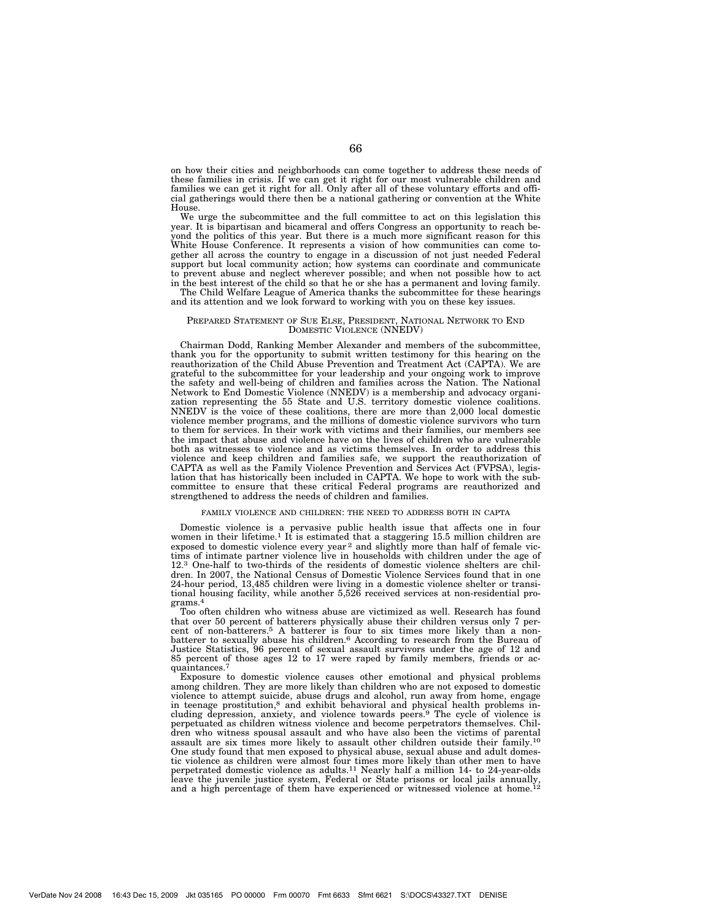on how their cities and neighborhoods can come together to address these needs of these families in crisis. If we can get it right for our most vulnerable children and families we can get it right for all. Only after all of these voluntary efforts and official gatherings would there then be a national gathering or convention at the White House.

We urge the subcommittee and the full committee to act on this legislation this year. It is bipartisan and bicameral and offers Congress an opportunity to reach beyond the politics of this year. But there is a much more significant reason for this White House Conference. It represents a vision of how communities can come together all across the country to engage in a discussion of not just needed Federal support but local community action; how systems can coordinate and communicate to prevent abuse and neglect wherever possible; and when not possible how to act in the best interest of the child so that he or she has a permanent and loving family.

The Child Welfare League of America thanks the subcommittee for these hearings and its attention and we look forward to working with you on these key issues.

## Prepared Statement of Sue Else, President, National Network to End Domestic Violence (NNEDV)

Chairman Dodd, Ranking Member Alexander and members of the subcommittee, thank you for the opportunity to submit written testimony for this hearing on the reauthorization of the Child Abuse Prevention and Treatment Act (CAPTA). We are grateful to the subcommittee for your leadership and your ongoing work to improve the safety and well-being of children and families across the Nation. The National Network to End Domestic Violence (NNEDV) is a membership and advocacy organization representing the 55 State and U.S. territory domestic violence coalitions. NNEDV is the voice of these coalitions, there are more than 2,000 local domestic violence member programs, and the millions of domestic violence survivors who turn to them for services. In their work with victims and their families, our members see the impact that abuse and violence have on the lives of children who are vulnerable both as witnesses to violence and as victims themselves. In order to address this violence and keep children and families safe, we support the reauthorization of CAPTA as well as the Family Violence Prevention and Services Act (FVPSA), legislation that has historically been included in CAPTA. We hope to work with the subcommittee to ensure that these critical Federal programs are reauthorized and strengthened to address the needs of children and families.

### Family Violence and Children: The Need to Address Both in CAPTA

Domestic violence is a pervasive public health issue that affects one in four women in their lifetime.[1] It is estimated that a staggering 15.5 million children are exposed to domestic violence every year[2] and slightly more than half of female victims of intimate partner violence live in households with children under the age of 12.[3] One-half to two-thirds of the residents of domestic violence shelters are children. In 2007, the National Census of Domestic Violence Services found that in one 24-hour period, 13,485 children were living in a domestic violence shelter or transitional housing facility, while another 5,526 received services at non-residential programs.[4]

Too often children who witness abuse are victimized as well. Research has found that over 50 percent of batterers physically abuse their children versus only 7 percent of non-batterers.[5] A batterer is four to six times more likely than a non-batterer to sexually abuse his children.[6] According to research from the Bureau of Justice Statistics, 96 percent of sexual assault survivors under the age of 12 and 85 percent of those ages 12 to 17 were raped by family members, friends or acquaintances.[7]

Exposure to domestic violence causes other emotional and physical problems among children. They are more likely than children who are not exposed to domestic violence to attempt suicide, abuse drugs and alcohol, run away from home, engage in teenage prostitution,[8] and exhibit behavioral and physical health problems including depression, anxiety, and violence towards peers.[9] The cycle of violence is perpetuated as children witness violence and become perpetrators themselves. Children who witness spousal assault and who have also been the victims of parental assault are six times more likely to assault other children outside their family.[10] One study found that men exposed to physical abuse, sexual abuse and adult domestic violence as children were almost four times more likely than other men to have perpetrated domestic violence as adults.[11] Nearly half a million 14- to 24-year-olds leave the juvenile justice system, Federal or State prisons or local jails annually, and a high percentage of them have experienced or witnessed violence at home.[12]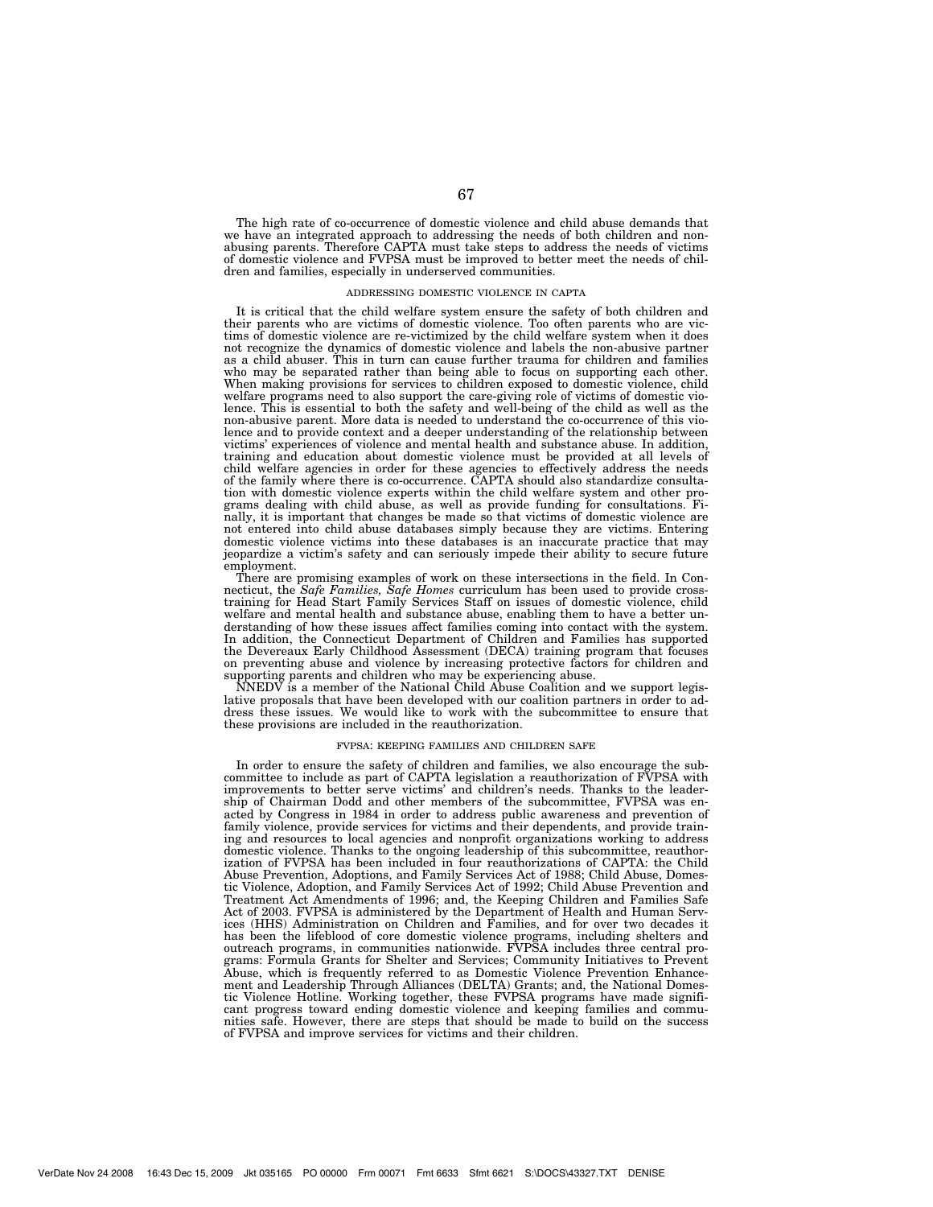The high rate of co-occurrence of domestic violence and child abuse demands that we have an integrated approach to addressing the needs of both children and non-abusing parents. Therefore CAPTA must take steps to address the needs of victims of domestic violence and FVPSA must be improved to better meet the needs of children and families, especially in underserved communities.

### ADDRESSING DOMESTIC VIOLENCE IN CAPTA

It is critical that the child welfare system ensure the safety of both children and their parents who are victims of domestic violence. Too often parents who are victims of domestic violence are re-victimized by the child welfare system when it does not recognize the dynamics of domestic violence and labels the non-abusive partner as a child abuser. This in turn can cause further trauma for children and families who may be separated rather than being able to focus on supporting each other. When making provisions for services to children exposed to domestic violence, child welfare programs need to also support the care-giving role of victims of domestic violence. This is essential to both the safety and well-being of the child as well as the non-abusive parent. More data is needed to understand the co-occurrence of this violence and to provide context and a deeper understanding of the relationship between victims' experiences of violence and mental health and substance abuse. In addition, training and education about domestic violence must be provided at all levels of child welfare agencies in order for these agencies to effectively address the needs of the family where there is co-occurrence. CAPTA should also standardize consultation with domestic violence experts within the child welfare system and other programs dealing with child abuse, as well as provide funding for consultations. Finally, it is important that changes be made so that victims of domestic violence are not entered into child abuse databases simply because they are victims. Entering domestic violence victims into these databases is an inaccurate practice that may jeopardize a victim's safety and can seriously impede their ability to secure future employment.

There are promising examples of work on these intersections in the field. In Connecticut, the *Safe Families, Safe Homes* curriculum has been used to provide cross-training for Head Start Family Services Staff on issues of domestic violence, child welfare and mental health and substance abuse, enabling them to have a better understanding of how these issues affect families coming into contact with the system. In addition, the Connecticut Department of Children and Families has supported the Devereaux Early Childhood Assessment (DECA) training program that focuses on preventing abuse and violence by increasing protective factors for children and supporting parents and children who may be experiencing abuse.

NNEDV is a member of the National Child Abuse Coalition and we support legislative proposals that have been developed with our coalition partners in order to address these issues. We would like to work with the subcommittee to ensure that these provisions are included in the reauthorization.

### FVPSA: KEEPING FAMILIES AND CHILDREN SAFE

In order to ensure the safety of children and families, we also encourage the subcommittee to include as part of CAPTA legislation a reauthorization of FVPSA with improvements to better serve victims' and children's needs. Thanks to the leadership of Chairman Dodd and other members of the subcommittee, FVPSA was enacted by Congress in 1984 in order to address public awareness and prevention of family violence, provide services for victims and their dependents, and provide training and resources to local agencies and nonprofit organizations working to address domestic violence. Thanks to the ongoing leadership of this subcommittee, reauthorization of FVPSA has been included in four reauthorizations of CAPTA: the Child Abuse Prevention, Adoptions, and Family Services Act of 1988; Child Abuse, Domestic Violence, Adoption, and Family Services Act of 1992; Child Abuse Prevention and Treatment Act Amendments of 1996; and, the Keeping Children and Families Safe Act of 2003. FVPSA is administered by the Department of Health and Human Services (HHS) Administration on Children and Families, and for over two decades it has been the lifeblood of core domestic violence programs, including shelters and outreach programs, in communities nationwide. FVPSA includes three central programs: Formula Grants for Shelter and Services; Community Initiatives to Prevent Abuse, which is frequently referred to as Domestic Violence Prevention Enhancement and Leadership Through Alliances (DELTA) Grants; and, the National Domestic Violence Hotline. Working together, these FVPSA programs have made significant progress toward ending domestic violence and keeping families and communities safe. However, there are steps that should be made to build on the success of FVPSA and improve services for victims and their children.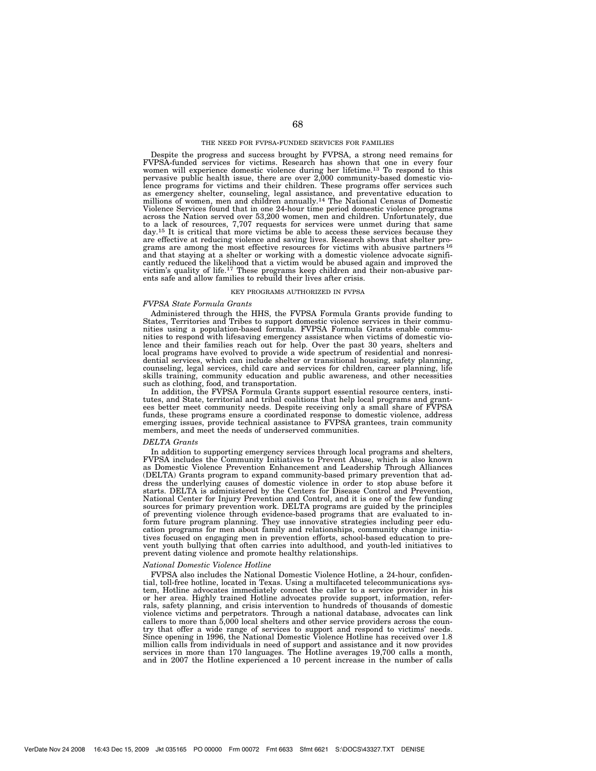## THE NEED FOR FVPSA-FUNDED SERVICES FOR FAMILIES

Despite the progress and success brought by FVPSA, a strong need remains for FVPSA-funded services for victims. Research has shown that one in every four women will experience domestic violence during her lifetime.[13] To respond to this pervasive public health issue, there are over 2,000 community-based domestic violence programs for victims and their children. These programs offer services such as emergency shelter, counseling, legal assistance, and preventative education to millions of women, men and children annually.[14] The National Census of Domestic Violence Services found that in one 24-hour time period domestic violence programs across the Nation served over 53,200 women, men and children. Unfortunately, due to a lack of resources, 7,707 requests for services were unmet during that same day.[15] It is critical that more victims be able to access these services because they are effective at reducing violence and saving lives. Research shows that shelter programs are among the most effective resources for victims with abusive partners[16] and that staying at a shelter or working with a domestic violence advocate significantly reduced the likelihood that a victim would be abused again and improved the victim's quality of life.[17] These programs keep children and their non-abusive parents safe and allow families to rebuild their lives after crisis.

## KEY PROGRAMS AUTHORIZED IN FVPSA

### *FVPSA State Formula Grants*

Administered through the HHS, the FVPSA Formula Grants provide funding to States, Territories and Tribes to support domestic violence services in their communities using a population-based formula. FVPSA Formula Grants enable communities to respond with lifesaving emergency assistance when victims of domestic violence and their families reach out for help. Over the past 30 years, shelters and local programs have evolved to provide a wide spectrum of residential and nonresidential services, which can include shelter or transitional housing, safety planning, counseling, legal services, child care and services for children, career planning, life skills training, community education and public awareness, and other necessities such as clothing, food, and transportation.

In addition, the FVPSA Formula Grants support essential resource centers, institutes, and State, territorial and tribal coalitions that help local programs and grantees better meet community needs. Despite receiving only a small share of FVPSA funds, these programs ensure a coordinated response to domestic violence, address emerging issues, provide technical assistance to FVPSA grantees, train community members, and meet the needs of underserved communities.

### *DELTA Grants*

In addition to supporting emergency services through local programs and shelters, FVPSA includes the Community Initiatives to Prevent Abuse, which is also known as Domestic Violence Prevention Enhancement and Leadership Through Alliances (DELTA) Grants program to expand community-based primary prevention that address the underlying causes of domestic violence in order to stop abuse before it starts. DELTA is administered by the Centers for Disease Control and Prevention, National Center for Injury Prevention and Control, and it is one of the few funding sources for primary prevention work. DELTA programs are guided by the principles of preventing violence through evidence-based programs that are evaluated to inform future program planning. They use innovative strategies including peer education programs for men about family and relationships, community change initiatives focused on engaging men in prevention efforts, school-based education to prevent youth bullying that often carries into adulthood, and youth-led initiatives to prevent dating violence and promote healthy relationships.

### *National Domestic Violence Hotline*

FVPSA also includes the National Domestic Violence Hotline, a 24-hour, confidential, toll-free hotline, located in Texas. Using a multifaceted telecommunications system, Hotline advocates immediately connect the caller to a service provider in his or her area. Highly trained Hotline advocates provide support, information, referrals, safety planning, and crisis intervention to hundreds of thousands of domestic violence victims and perpetrators. Through a national database, advocates can link callers to more than 5,000 local shelters and other service providers across the country that offer a wide range of services to support and respond to victims' needs. Since opening in 1996, the National Domestic Violence Hotline has received over 1.8 million calls from individuals in need of support and assistance and it now provides services in more than 170 languages. The Hotline averages 19,700 calls a month, and in 2007 the Hotline experienced a 10 percent increase in the number of calls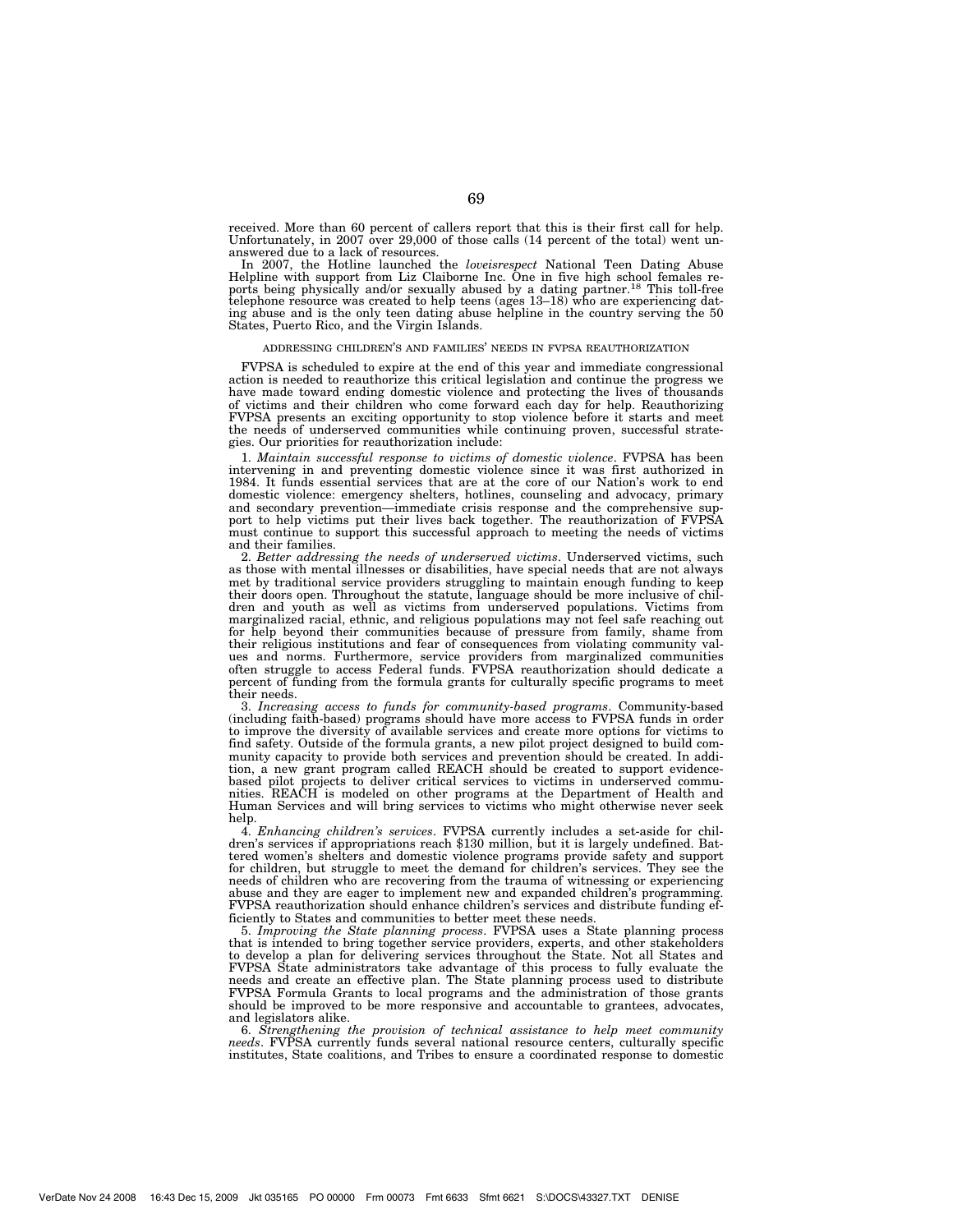received. More than 60 percent of callers report that this is their first call for help. Unfortunately, in 2007 over 29,000 of those calls (14 percent of the total) went unanswered due to a lack of resources.

In 2007, the Hotline launched the *loveisrespect* National Teen Dating Abuse Helpline with support from Liz Claiborne Inc. One in five high school females reports being physically and/or sexually abused by a dating partner.[18] This toll-free telephone resource was created to help teens (ages 13–18) who are experiencing dating abuse and is the only teen dating abuse helpline in the country serving the 50 States, Puerto Rico, and the Virgin Islands.

ADDRESSING CHILDREN'S AND FAMILIES' NEEDS IN FVPSA REAUTHORIZATION

FVPSA is scheduled to expire at the end of this year and immediate congressional action is needed to reauthorize this critical legislation and continue the progress we have made toward ending domestic violence and protecting the lives of thousands of victims and their children who come forward each day for help. Reauthorizing FVPSA presents an exciting opportunity to stop violence before it starts and meet the needs of underserved communities while continuing proven, successful strategies. Our priorities for reauthorization include:

1. *Maintain successful response to victims of domestic violence*. FVPSA has been intervening in and preventing domestic violence since it was first authorized in 1984. It funds essential services that are at the core of our Nation's work to end domestic violence: emergency shelters, hotlines, counseling and advocacy, primary and secondary prevention—immediate crisis response and the comprehensive support to help victims put their lives back together. The reauthorization of FVPSA must continue to support this successful approach to meeting the needs of victims and their families.

2. *Better addressing the needs of underserved victims*. Underserved victims, such as those with mental illnesses or disabilities, have special needs that are not always met by traditional service providers struggling to maintain enough funding to keep their doors open. Throughout the statute, language should be more inclusive of children and youth as well as victims from underserved populations. Victims from marginalized racial, ethnic, and religious populations may not feel safe reaching out for help beyond their communities because of pressure from family, shame from their religious institutions and fear of consequences from violating community values and norms. Furthermore, service providers from marginalized communities often struggle to access Federal funds. FVPSA reauthorization should dedicate a percent of funding from the formula grants for culturally specific programs to meet their needs.

3. *Increasing access to funds for community-based programs*. Community-based (including faith-based) programs should have more access to FVPSA funds in order to improve the diversity of available services and create more options for victims to find safety. Outside of the formula grants, a new pilot project designed to build community capacity to provide both services and prevention should be created. In addition, a new grant program called REACH should be created to support evidence-based pilot projects to deliver critical services to victims in underserved communities. REACH is modeled on other programs at the Department of Health and Human Services and will bring services to victims who might otherwise never seek help.

4. *Enhancing children's services*. FVPSA currently includes a set-aside for children's services if appropriations reach $130 million, but it is largely undefined. Battered women's shelters and domestic violence programs provide safety and support for children, but struggle to meet the demand for children's services. They see the needs of children who are recovering from the trauma of witnessing or experiencing abuse and they are eager to implement new and expanded children's programming. FVPSA reauthorization should enhance children's services and distribute funding efficiently to States and communities to better meet these needs.

5. *Improving the State planning process*. FVPSA uses a State planning process that is intended to bring together service providers, experts, and other stakeholders to develop a plan for delivering services throughout the State. Not all States and FVPSA State administrators take advantage of this process to fully evaluate the needs and create an effective plan. The State planning process used to distribute FVPSA Formula Grants to local programs and the administration of those grants should be improved to be more responsive and accountable to grantees, advocates, and legislators alike.

6. *Strengthening the provision of technical assistance to help meet community needs*. FVPSA currently funds several national resource centers, culturally specific institutes, State coalitions, and Tribes to ensure a coordinated response to domestic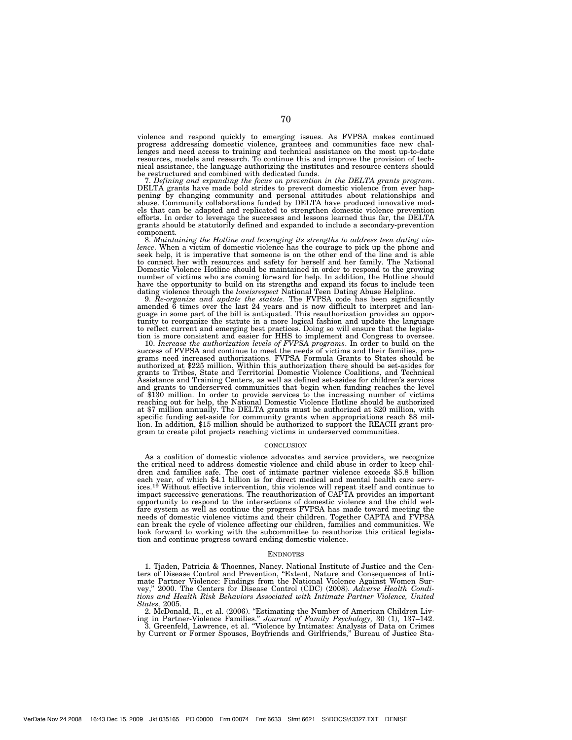violence and respond quickly to emerging issues. As FVPSA makes continued progress addressing domestic violence, grantees and communities face new challenges and need access to training and technical assistance on the most up-to-date resources, models and research. To continue this and improve the provision of technical assistance, the language authorizing the institutes and resource centers should be restructured and combined with dedicated funds.

7. *Defining and expanding the focus on prevention in the DELTA grants program*. DELTA grants have made bold strides to prevent domestic violence from ever happening by changing community and personal attitudes about relationships and abuse. Community collaborations funded by DELTA have produced innovative models that can be adapted and replicated to strengthen domestic violence prevention efforts. In order to leverage the successes and lessons learned thus far, the DELTA grants should be statutorily defined and expanded to include a secondary-prevention component.

8. *Maintaining the Hotline and leveraging its strengths to address teen dating violence*. When a victim of domestic violence has the courage to pick up the phone and seek help, it is imperative that someone is on the other end of the line and is able to connect her with resources and safety for herself and her family. The National Domestic Violence Hotline should be maintained in order to respond to the growing number of victims who are coming forward for help. In addition, the Hotline should have the opportunity to build on its strengths and expand its focus to include teen dating violence through the *loveisrespect* National Teen Dating Abuse Helpline.

9. *Re-organize and update the statute*. The FVPSA code has been significantly amended 6 times over the last 24 years and is now difficult to interpret and language in some part of the bill is antiquated. This reauthorization provides an opportunity to reorganize the statute in a more logical fashion and update the language to reflect current and emerging best practices. Doing so will ensure that the legislation is more consistent and easier for HHS to implement and Congress to oversee.

10. *Increase the authorization levels of FVPSA programs*. In order to build on the success of FVPSA and continue to meet the needs of victims and their families, programs need increased authorizations. FVPSA Formula Grants to States should be authorized at $225 million. Within this authorization there should be set-asides for grants to Tribes, State and Territorial Domestic Violence Coalitions, and Technical Assistance and Training Centers, as well as defined set-asides for children's services and grants to underserved communities that begin when funding reaches the level of $130 million. In order to provide services to the increasing number of victims reaching out for help, the National Domestic Violence Hotline should be authorized at $7 million annually. The DELTA grants must be authorized at $20 million, with specific funding set-aside for community grants when appropriations reach $8 million. In addition, $15 million should be authorized to support the REACH grant program to create pilot projects reaching victims in underserved communities.

## CONCLUSION

As a coalition of domestic violence advocates and service providers, we recognize the critical need to address domestic violence and child abuse in order to keep children and families safe. The cost of intimate partner violence exceeds $5.8 billion each year, of which $4.1 billion is for direct medical and mental health care services.[19] Without effective intervention, this violence will repeat itself and continue to impact successive generations. The reauthorization of CAPTA provides an important opportunity to respond to the intersections of domestic violence and the child welfare system as well as continue the progress FVPSA has made toward meeting the needs of domestic violence victims and their children. Together CAPTA and FVPSA can break the cycle of violence affecting our children, families and communities. We look forward to working with the subcommittee to reauthorize this critical legislation and continue progress toward ending domestic violence.

## ENDNOTES

1. Tjaden, Patricia & Thoennes, Nancy. National Institute of Justice and the Centers of Disease Control and Prevention, "Extent, Nature and Consequences of Intimate Partner Violence: Findings from the National Violence Against Women Survey," 2000. The Centers for Disease Control (CDC) (2008). *Adverse Health Conditions and Health Risk Behaviors Associated with Intimate Partner Violence, United States,* 2005.

2. McDonald, R., et al. (2006). "Estimating the Number of American Children Living in Partner-Violence Families." *Journal of Family Psychology,* 30 (1), 137–142.

3. Greenfeld, Lawrence, et al. "Violence by Intimates: Analysis of Data on Crimes by Current or Former Spouses, Boyfriends and Girlfriends," Bureau of Justice Sta-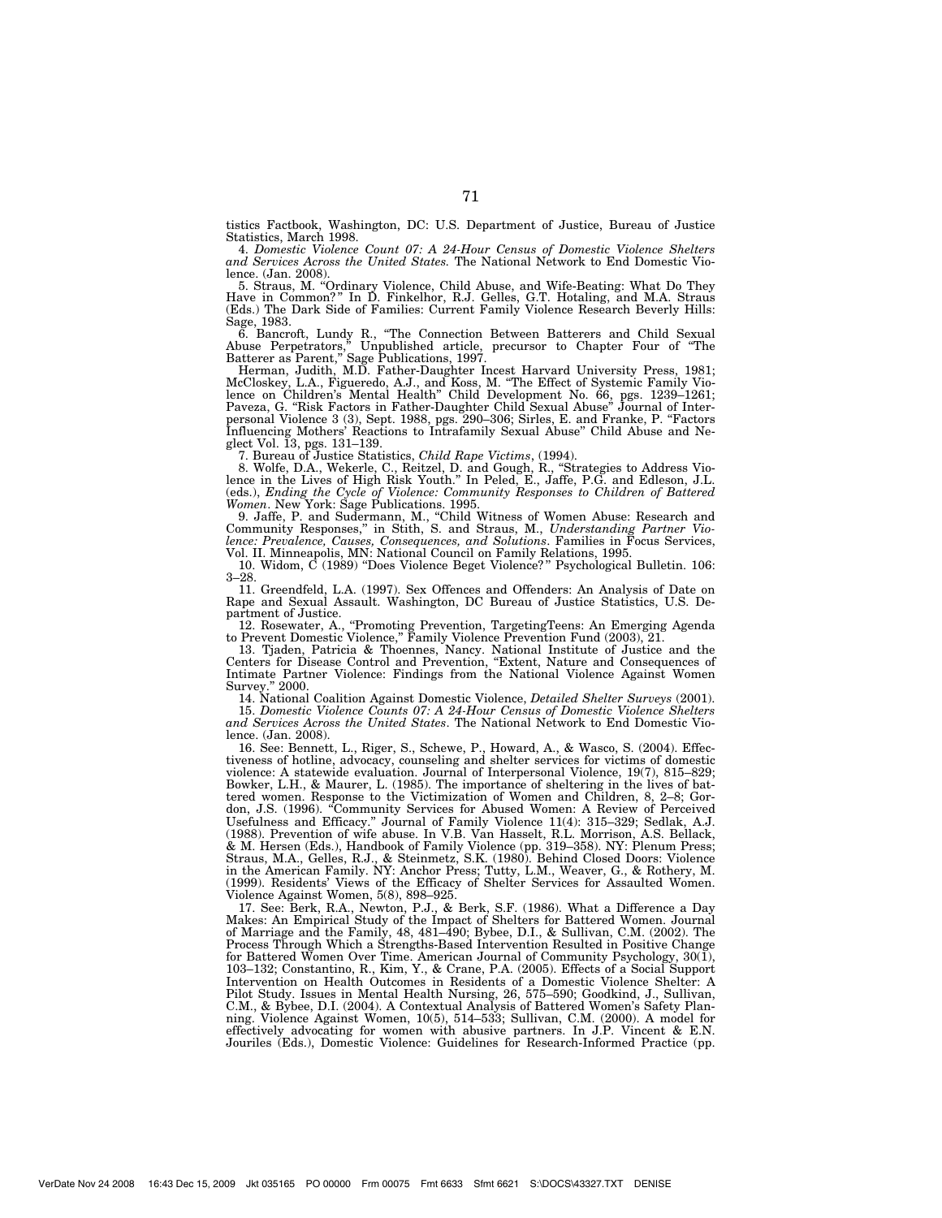tistics Factbook, Washington, DC: U.S. Department of Justice, Bureau of Justice Statistics, March 1998.

4. *Domestic Violence Count 07: A 24-Hour Census of Domestic Violence Shelters and Services Across the United States.* The National Network to End Domestic Violence. (Jan. 2008).

5. Straus, M. "Ordinary Violence, Child Abuse, and Wife-Beating: What Do They Have in Common?" In D. Finkelhor, R.J. Gelles, G.T. Hotaling, and M.A. Straus (Eds.) The Dark Side of Families: Current Family Violence Research Beverly Hills: Sage, 1983.

6. Bancroft, Lundy R., "The Connection Between Batterers and Child Sexual Abuse Perpetrators," Unpublished article, precursor to Chapter Four of "The Batterer as Parent," Sage Publications, 1997.

Herman, Judith, M.D. Father-Daughter Incest Harvard University Press, 1981; McCloskey, L.A., Figueredo, A.J., and Koss, M. "The Effect of Systemic Family Violence on Children's Mental Health" Child Development No. 66, pgs. 1239–1261; Paveza, G. "Risk Factors in Father-Daughter Child Sexual Abuse" Journal of Interpersonal Violence 3 (3), Sept. 1988, pgs. 290–306; Sirles, E. and Franke, P. "Factors Influencing Mothers' Reactions to Intrafamily Sexual Abuse" Child Abuse and Neglect Vol. 13, pgs. 131–139.

7. Bureau of Justice Statistics, *Child Rape Victims*, (1994).

8. Wolfe, D.A., Wekerle, C., Reitzel, D. and Gough, R., "Strategies to Address Violence in the Lives of High Risk Youth." In Peled, E., Jaffe, P.G. and Edleson, J.L. (eds.), *Ending the Cycle of Violence: Community Responses to Children of Battered Women*. New York: Sage Publications. 1995.

9. Jaffe, P. and Sudermann, M., "Child Witness of Women Abuse: Research and Community Responses," in Stith, S. and Straus, M., *Understanding Partner Violence: Prevalence, Causes, Consequences, and Solutions*. Families in Focus Services, Vol. II. Minneapolis, MN: National Council on Family Relations, 1995.

10. Widom, C (1989) "Does Violence Beget Violence?" Psychological Bulletin. 106: 3–28.

11. Greendfeld, L.A. (1997). Sex Offences and Offenders: An Analysis of Date on Rape and Sexual Assault. Washington, DC Bureau of Justice Statistics, U.S. Department of Justice.

12. Rosewater, A., "Promoting Prevention, TargetingTeens: An Emerging Agenda to Prevent Domestic Violence," Family Violence Prevention Fund (2003), 21.

13. Tjaden, Patricia & Thoennes, Nancy. National Institute of Justice and the Centers for Disease Control and Prevention, "Extent, Nature and Consequences of Intimate Partner Violence: Findings from the National Violence Against Women Survey." 2000.

14. National Coalition Against Domestic Violence, *Detailed Shelter Surveys* (2001).

15. *Domestic Violence Counts 07: A 24-Hour Census of Domestic Violence Shelters and Services Across the United States*. The National Network to End Domestic Violence. (Jan. 2008).

16. See: Bennett, L., Riger, S., Schewe, P., Howard, A., & Wasco, S. (2004). Effectiveness of hotline, advocacy, counseling and shelter services for victims of domestic violence: A statewide evaluation. Journal of Interpersonal Violence, 19(7), 815–829; Bowker, L.H., & Maurer, L. (1985). The importance of sheltering in the lives of battered women. Response to the Victimization of Women and Children, 8, 2–8; Gordon, J.S. (1996). "Community Services for Abused Women: A Review of Perceived Usefulness and Efficacy." Journal of Family Violence 11(4): 315–329; Sedlak, A.J. (1988). Prevention of wife abuse. In V.B. Van Hasselt, R.L. Morrison, A.S. Bellack, & M. Hersen (Eds.), Handbook of Family Violence (pp. 319–358). NY: Plenum Press; Straus, M.A., Gelles, R.J., & Steinmetz, S.K. (1980). Behind Closed Doors: Violence in the American Family. NY: Anchor Press; Tutty, L.M., Weaver, G., & Rothery, M. (1999). Residents' Views of the Efficacy of Shelter Services for Assaulted Women. Violence Against Women, 5(8), 898–925.

17. See: Berk, R.A., Newton, P.J., & Berk, S.F. (1986). What a Difference a Day Makes: An Empirical Study of the Impact of Shelters for Battered Women. Journal of Marriage and the Family, 48, 481–490; Bybee, D.I., & Sullivan, C.M. (2002). The Process Through Which a Strengths-Based Intervention Resulted in Positive Change for Battered Women Over Time. American Journal of Community Psychology, 30(1), 103–132; Constantino, R., Kim, Y., & Crane, P.A. (2005). Effects of a Social Support Intervention on Health Outcomes in Residents of a Domestic Violence Shelter: A Pilot Study. Issues in Mental Health Nursing, 26, 575–590; Goodkind, J., Sullivan, C.M., & Bybee, D.I. (2004). A Contextual Analysis of Battered Women's Safety Planning. Violence Against Women, 10(5), 514–533; Sullivan, C.M. (2000). A model for effectively advocating for women with abusive partners. In J.P. Vincent & E.N. Jouriles (Eds.), Domestic Violence: Guidelines for Research-Informed Practice (pp.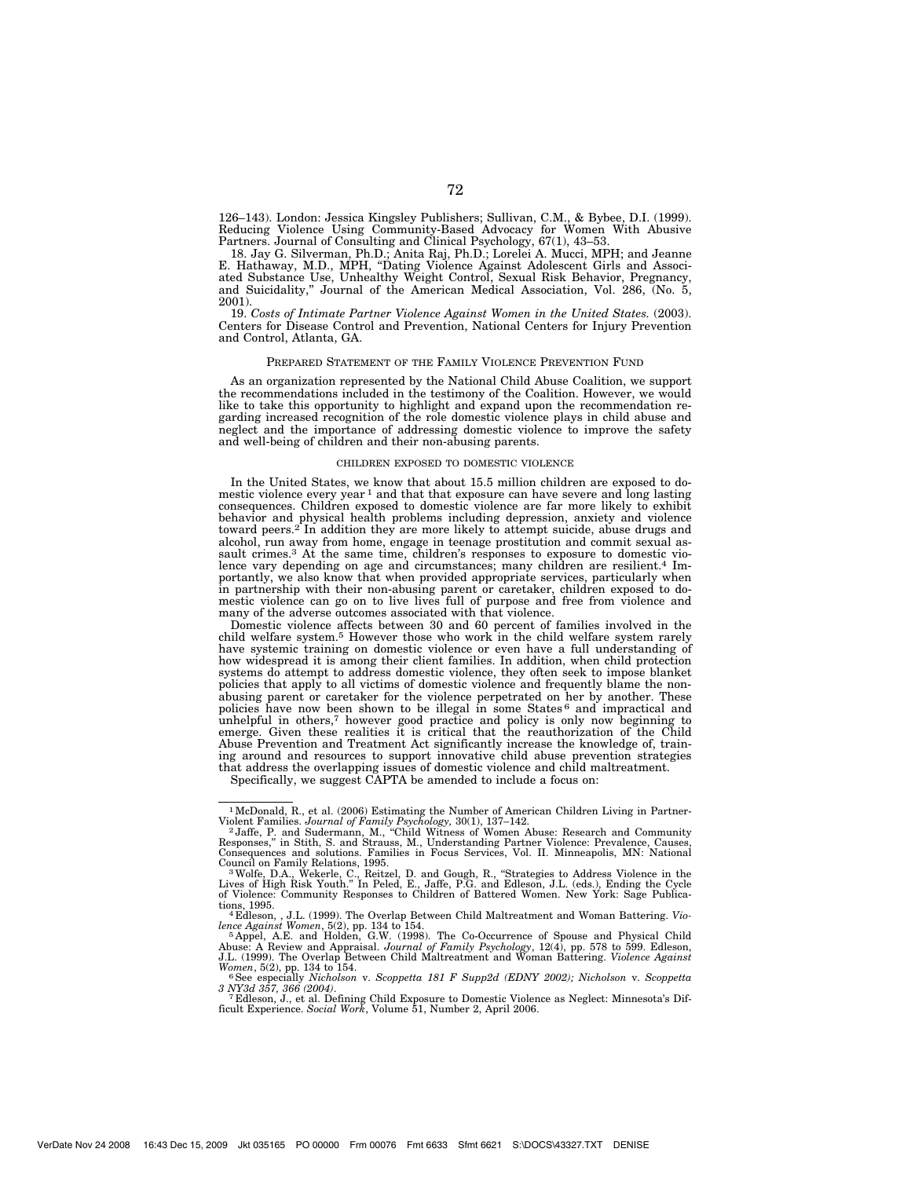126–143). London: Jessica Kingsley Publishers; Sullivan, C.M., & Bybee, D.I. (1999). Reducing Violence Using Community-Based Advocacy for Women With Abusive Partners. Journal of Consulting and Clinical Psychology, 67(1), 43–53.

18. Jay G. Silverman, Ph.D.; Anita Raj, Ph.D.; Lorelei A. Mucci, MPH; and Jeanne E. Hathaway, M.D., MPH, "Dating Violence Against Adolescent Girls and Associated Substance Use, Unhealthy Weight Control, Sexual Risk Behavior, Pregnancy, and Suicidality," Journal of the American Medical Association, Vol. 286, (No. 5, 2001).

19. *Costs of Intimate Partner Violence Against Women in the United States.* (2003). Centers for Disease Control and Prevention, National Centers for Injury Prevention and Control, Atlanta, GA.

## PREPARED STATEMENT OF THE FAMILY VIOLENCE PREVENTION FUND

As an organization represented by the National Child Abuse Coalition, we support the recommendations included in the testimony of the Coalition. However, we would like to take this opportunity to highlight and expand upon the recommendation regarding increased recognition of the role domestic violence plays in child abuse and neglect and the importance of addressing domestic violence to improve the safety and well-being of children and their non-abusing parents.

### CHILDREN EXPOSED TO DOMESTIC VIOLENCE

In the United States, we know that about 15.5 million children are exposed to domestic violence every year [1] and that that exposure can have severe and long lasting consequences. Children exposed to domestic violence are far more likely to exhibit behavior and physical health problems including depression, anxiety and violence toward peers.[2] In addition they are more likely to attempt suicide, abuse drugs and alcohol, run away from home, engage in teenage prostitution and commit sexual assault crimes.[3] At the same time, children's responses to exposure to domestic violence vary depending on age and circumstances; many children are resilient.[4] Importantly, we also know that when provided appropriate services, particularly when in partnership with their non-abusing parent or caretaker, children exposed to domestic violence can go on to live lives full of purpose and free from violence and many of the adverse outcomes associated with that violence.

Domestic violence affects between 30 and 60 percent of families involved in the child welfare system.[5] However those who work in the child welfare system rarely have systemic training on domestic violence or even have a full understanding of how widespread it is among their client families. In addition, when child protection systems do attempt to address domestic violence, they often seek to impose blanket policies that apply to all victims of domestic violence and frequently blame the non-abusing parent or caretaker for the violence perpetrated on her by another. These policies have now been shown to be illegal in some States [6] and impractical and unhelpful in others,[7] however good practice and policy is only now beginning to emerge. Given these realities it is critical that the reauthorization of the Child Abuse Prevention and Treatment Act significantly increase the knowledge of, training around and resources to support innovative child abuse prevention strategies that address the overlapping issues of domestic violence and child maltreatment.

Specifically, we suggest CAPTA be amended to include a focus on:

---

[1] McDonald, R., et al. (2006) Estimating the Number of American Children Living in Partner-Violent Families. *Journal of Family Psychology,* 30(1), 137–142.

[2] Jaffe, P. and Sudermann, M., "Child Witness of Women Abuse: Research and Community Responses," in Stith, S. and Strauss, M., Understanding Partner Violence: Prevalence, Causes, Consequences and solutions. Families in Focus Services, Vol. II. Minneapolis, MN: National Council on Family Relations, 1995.

[3] Wolfe, D.A., Wekerle, C., Reitzel, D. and Gough, R., "Strategies to Address Violence in the Lives of High Risk Youth." In Peled, E., Jaffe, P.G. and Edleson, J.L. (eds.), Ending the Cycle of Violence: Community Responses to Children of Battered Women. New York: Sage Publications, 1995.

[4] Edleson, , J.L. (1999). The Overlap Between Child Maltreatment and Woman Battering. *Violence Against Women*, 5(2), pp. 134 to 154.

[5] Appel, A.E. and Holden, G.W. (1998). The Co-Occurrence of Spouse and Physical Child Abuse: A Review and Appraisal. *Journal of Family Psychology*, 12(4), pp. 578 to 599. Edleson, J.L. (1999). The Overlap Between Child Maltreatment and Woman Battering. *Violence Against Women*, 5(2), pp. 134 to 154.

[6] See especially *Nicholson* v. *Scoppetta 181 F Supp2d (EDNY 2002); Nicholson* v. *Scoppetta 3 NY3d 357, 366 (2004).*

[7] Edleson, J., et al. Defining Child Exposure to Domestic Violence as Neglect: Minnesota's Difficult Experience. *Social Work*, Volume 51, Number 2, April 2006.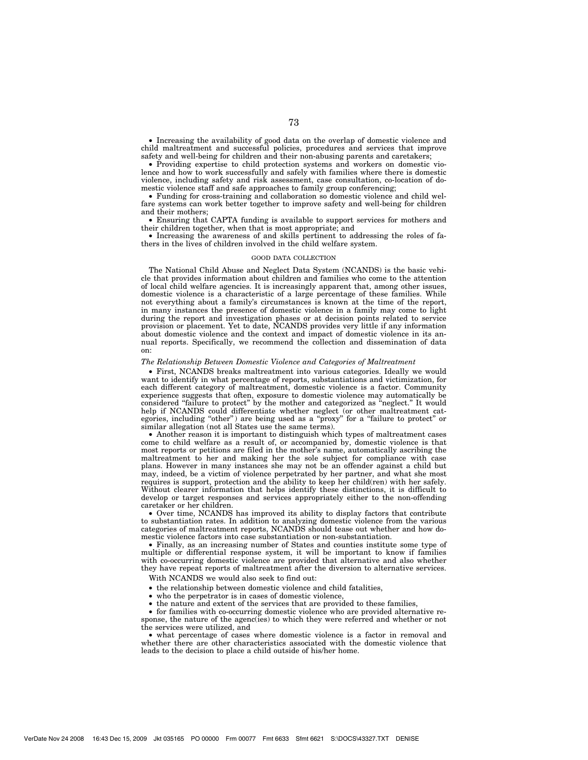- Increasing the availability of good data on the overlap of domestic violence and child maltreatment and successful policies, procedures and services that improve safety and well-being for children and their non-abusing parents and caretakers;
- Providing expertise to child protection systems and workers on domestic violence and how to work successfully and safely with families where there is domestic violence, including safety and risk assessment, case consultation, co-location of domestic violence staff and safe approaches to family group conferencing;
- Funding for cross-training and collaboration so domestic violence and child welfare systems can work better together to improve safety and well-being for children and their mothers;
- Ensuring that CAPTA funding is available to support services for mothers and their children together, when that is most appropriate; and
- Increasing the awareness of and skills pertinent to addressing the roles of fathers in the lives of children involved in the child welfare system.

## GOOD DATA COLLECTION

The National Child Abuse and Neglect Data System (NCANDS) is the basic vehicle that provides information about children and families who come to the attention of local child welfare agencies. It is increasingly apparent that, among other issues, domestic violence is a characteristic of a large percentage of these families. While not everything about a family's circumstances is known at the time of the report, in many instances the presence of domestic violence in a family may come to light during the report and investigation phases or at decision points related to service provision or placement. Yet to date, NCANDS provides very little if any information about domestic violence and the context and impact of domestic violence in its annual reports. Specifically, we recommend the collection and dissemination of data on:

*The Relationship Between Domestic Violence and Categories of Maltreatment*

- First, NCANDS breaks maltreatment into various categories. Ideally we would want to identify in what percentage of reports, substantiations and victimization, for each different category of maltreatment, domestic violence is a factor. Community experience suggests that often, exposure to domestic violence may automatically be considered "failure to protect" by the mother and categorized as "neglect." It would help if NCANDS could differentiate whether neglect (or other maltreatment categories, including "other") are being used as a "proxy" for a "failure to protect" or similar allegation (not all States use the same terms).
- Another reason it is important to distinguish which types of maltreatment cases come to child welfare as a result of, or accompanied by, domestic violence is that most reports or petitions are filed in the mother's name, automatically ascribing the maltreatment to her and making her the sole subject for compliance with case plans. However in many instances she may not be an offender against a child but may, indeed, be a victim of violence perpetrated by her partner, and what she most requires is support, protection and the ability to keep her child(ren) with her safely. Without clearer information that helps identify these distinctions, it is difficult to develop or target responses and services appropriately either to the non-offending caretaker or her children.
- Over time, NCANDS has improved its ability to display factors that contribute to substantiation rates. In addition to analyzing domestic violence from the various categories of maltreatment reports, NCANDS should tease out whether and how domestic violence factors into case substantiation or non-substantiation.
- Finally, as an increasing number of States and counties institute some type of multiple or differential response system, it will be important to know if families with co-occurring domestic violence are provided that alternative and also whether they have repeat reports of maltreatment after the diversion to alternative services.

With NCANDS we would also seek to find out:

- the relationship between domestic violence and child fatalities,
- who the perpetrator is in cases of domestic violence,
- the nature and extent of the services that are provided to these families,
- for families with co-occurring domestic violence who are provided alternative response, the nature of the agenc(ies) to which they were referred and whether or not the services were utilized, and
- what percentage of cases where domestic violence is a factor in removal and whether there are other characteristics associated with the domestic violence that leads to the decision to place a child outside of his/her home.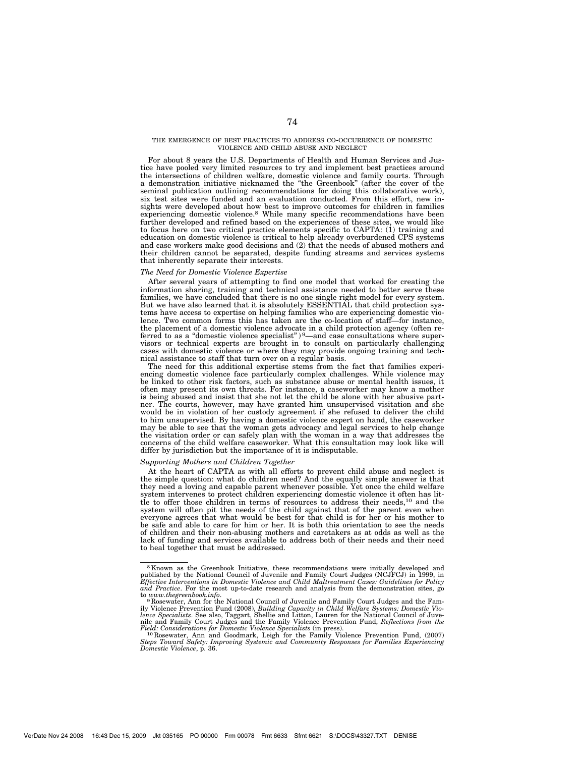### THE EMERGENCE OF BEST PRACTICES TO ADDRESS CO-OCCURRENCE OF DOMESTIC VIOLENCE AND CHILD ABUSE AND NEGLECT

For about 8 years the U.S. Departments of Health and Human Services and Justice have pooled very limited resources to try and implement best practices around the intersections of children welfare, domestic violence and family courts. Through a demonstration initiative nicknamed the "the Greenbook" (after the cover of the seminal publication outlining recommendations for doing this collaborative work), six test sites were funded and an evaluation conducted. From this effort, new insights were developed about how best to improve outcomes for children in families experiencing domestic violence.[8] While many specific recommendations have been further developed and refined based on the experiences of these sites, we would like to focus here on two critical practice elements specific to CAPTA: (1) training and education on domestic violence is critical to help already overburdened CPS systems and case workers make good decisions and (2) that the needs of abused mothers and their children cannot be separated, despite funding streams and services systems that inherently separate their interests.

*The Need for Domestic Violence Expertise*

After several years of attempting to find one model that worked for creating the information sharing, training and technical assistance needed to better serve these families, we have concluded that there is no one single right model for every system. But we have also learned that it is absolutely ESSENTIAL that child protection systems have access to expertise on helping families who are experiencing domestic violence. Two common forms this has taken are the co-location of staff—for instance, the placement of a domestic violence advocate in a child protection agency (often referred to as a "domestic violence specialist")[9]—and case consultations where supervisors or technical experts are brought in to consult on particularly challenging cases with domestic violence or where they may provide ongoing training and technical assistance to staff that turn over on a regular basis.

The need for this additional expertise stems from the fact that families experiencing domestic violence face particularly complex challenges. While violence may be linked to other risk factors, such as substance abuse or mental health issues, it often may present its own threats. For instance, a caseworker may know a mother is being abused and insist that she not let the child be alone with her abusive partner. The courts, however, may have granted him unsupervised visitation and she would be in violation of her custody agreement if she refused to deliver the child to him unsupervised. By having a domestic violence expert on hand, the caseworker may be able to see that the woman gets advocacy and legal services to help change the visitation order or can safely plan with the woman in a way that addresses the concerns of the child welfare caseworker. What this consultation may look like will differ by jurisdiction but the importance of it is indisputable.

*Supporting Mothers and Children Together*

At the heart of CAPTA as with all efforts to prevent child abuse and neglect is the simple question: what do children need? And the equally simple answer is that they need a loving and capable parent whenever possible. Yet once the child welfare system intervenes to protect children experiencing domestic violence it often has little to offer those children in terms of resources to address their needs,[10] and the system will often pit the needs of the child against that of the parent even when everyone agrees that what would be best for that child is for her or his mother to be safe and able to care for him or her. It is both this orientation to see the needs of children and their non-abusing mothers and caretakers as at odds as well as the lack of funding and services available to address both of their needs and their need to heal together that must be addressed.

---

[8] Known as the Greenbook Initiative, these recommendations were initially developed and published by the National Council of Juvenile and Family Court Judges (NCJFCJ) in 1999, in *Effective Interventions in Domestic Violence and Child Maltreatment Cases: Guidelines for Policy and Practice*. For the most up-to-date research and analysis from the demonstration sites, go to *www.thegreenbook.info*.

[9] Rosewater, Ann for the National Council of Juvenile and Family Court Judges and the Family Violence Prevention Fund (2008), *Building Capacity in Child Welfare Systems: Domestic Violence Specialists*. See also, Taggart, Shellie and Litton, Lauren for the National Council of Juvenile and Family Court Judges and the Family Violence Prevention Fund, *Reflections from the Field: Considerations for Domestic Violence Specialists* (in press).

[10] Rosewater, Ann and Goodmark, Leigh for the Family Violence Prevention Fund, (2007) *Steps Toward Safety: Improving Systemic and Community Responses for Families Experiencing Domestic Violence*, p. 36.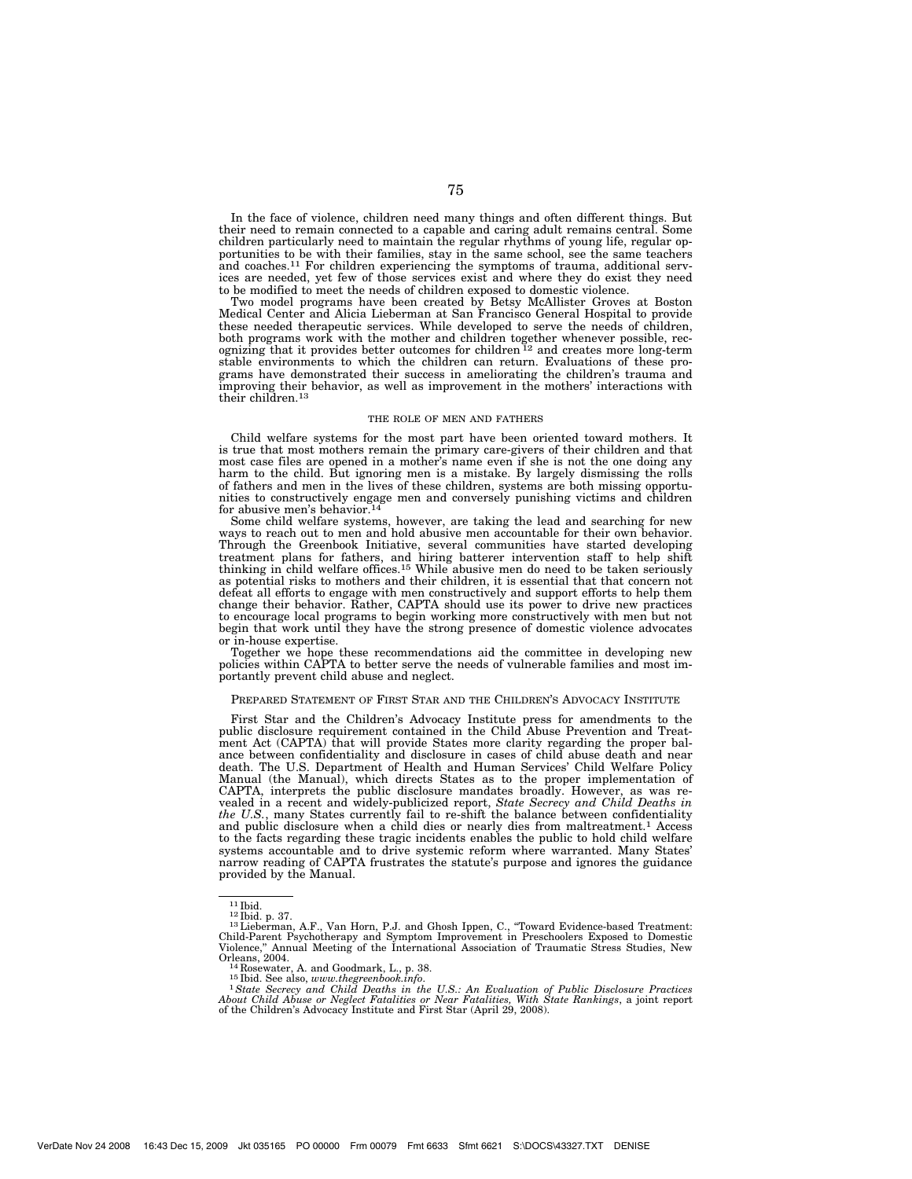In the face of violence, children need many things and often different things. But their need to remain connected to a capable and caring adult remains central. Some children particularly need to maintain the regular rhythms of young life, regular opportunities to be with their families, stay in the same school, see the same teachers and coaches.[11] For children experiencing the symptoms of trauma, additional services are needed, yet few of those services exist and where they do exist they need to be modified to meet the needs of children exposed to domestic violence.

Two model programs have been created by Betsy McAllister Groves at Boston Medical Center and Alicia Lieberman at San Francisco General Hospital to provide these needed therapeutic services. While developed to serve the needs of children, both programs work with the mother and children together whenever possible, recognizing that it provides better outcomes for children[12] and creates more long-term stable environments to which the children can return. Evaluations of these programs have demonstrated their success in ameliorating the children's trauma and improving their behavior, as well as improvement in the mothers' interactions with their children.[13]

THE ROLE OF MEN AND FATHERS

Child welfare systems for the most part have been oriented toward mothers. It is true that most mothers remain the primary care-givers of their children and that most case files are opened in a mother's name even if she is not the one doing any harm to the child. But ignoring men is a mistake. By largely dismissing the rolls of fathers and men in the lives of these children, systems are both missing opportunities to constructively engage men and conversely punishing victims and children for abusive men's behavior.[14]

Some child welfare systems, however, are taking the lead and searching for new ways to reach out to men and hold abusive men accountable for their own behavior. Through the Greenbook Initiative, several communities have started developing treatment plans for fathers, and hiring batterer intervention staff to help shift thinking in child welfare offices.[15] While abusive men do need to be taken seriously as potential risks to mothers and their children, it is essential that that concern not defeat all efforts to engage with men constructively and support efforts to help them change their behavior. Rather, CAPTA should use its power to drive new practices to encourage local programs to begin working more constructively with men but not begin that work until they have the strong presence of domestic violence advocates or in-house expertise.

Together we hope these recommendations aid the committee in developing new policies within CAPTA to better serve the needs of vulnerable families and most importantly prevent child abuse and neglect.

PREPARED STATEMENT OF FIRST STAR AND THE CHILDREN'S ADVOCACY INSTITUTE

First Star and the Children's Advocacy Institute press for amendments to the public disclosure requirement contained in the Child Abuse Prevention and Treatment Act (CAPTA) that will provide States more clarity regarding the proper balance between confidentiality and disclosure in cases of child abuse death and near death. The U.S. Department of Health and Human Services' Child Welfare Policy Manual (the Manual), which directs States as to the proper implementation of CAPTA, interprets the public disclosure mandates broadly. However, as was revealed in a recent and widely-publicized report, *State Secrecy and Child Deaths in the U.S.*, many States currently fail to re-shift the balance between confidentiality and public disclosure when a child dies or nearly dies from maltreatment.[1] Access to the facts regarding these tragic incidents enables the public to hold child welfare systems accountable and to drive systemic reform where warranted. Many States' narrow reading of CAPTA frustrates the statute's purpose and ignores the guidance provided by the Manual.

---

[11] Ibid.

[12] Ibid. p. 37.

[13] Lieberman, A.F., Van Horn, P.J. and Ghosh Ippen, C., "Toward Evidence-based Treatment: Child-Parent Psychotherapy and Symptom Improvement in Preschoolers Exposed to Domestic Violence," Annual Meeting of the International Association of Traumatic Stress Studies, New Orleans, 2004.

[14] Rosewater, A. and Goodmark, L., p. 38.

[15] Ibid. See also, *www.thegreenbook.info*.

[1] *State Secrecy and Child Deaths in the U.S.: An Evaluation of Public Disclosure Practices About Child Abuse or Neglect Fatalities or Near Fatalities, With State Rankings*, a joint report of the Children's Advocacy Institute and First Star (April 29, 2008).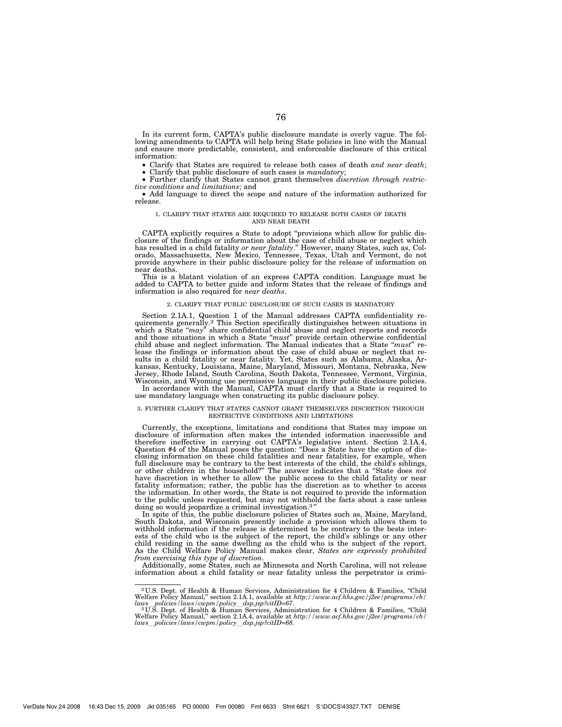In its current form, CAPTA's public disclosure mandate is overly vague. The following amendments to CAPTA will help bring State policies in line with the Manual and ensure more predictable, consistent, and enforceable disclosure of this critical information:

- Clarify that States are required to release both cases of death *and near death*;
- Clarify that public disclosure of such cases is *mandatory*;
- Further clarify that States cannot grant themselves *discretion through restrictive conditions and limitations*; and
- Add language to direct the scope and nature of the information authorized for release.

### 1. CLARIFY THAT STATES ARE REQUIRED TO RELEASE BOTH CASES OF DEATH AND NEAR DEATH

CAPTA explicitly requires a State to adopt "provisions which allow for public disclosure of the findings or information about the case of child abuse or neglect which has resulted in a child fatality *or near fatality*." However, many States, such as, Colorado, Massachusetts, New Mexico, Tennessee, Texas, Utah and Vermont, do not provide anywhere in their public disclosure policy for the release of information on near deaths.

This is a blatant violation of an express CAPTA condition. Language must be added to CAPTA to better guide and inform States that the release of findings and information is also required for *near deaths*.

### 2. CLARIFY THAT PUBLIC DISCLOSURE OF SUCH CASES IS MANDATORY

Section 2.1A.1, Question 1 of the Manual addresses CAPTA confidentiality requirements generally.[2] This Section specifically distinguishes between situations in which a State "*may*" share confidential child abuse and neglect reports and records and those situations in which a State "*must*" provide certain otherwise confidential child abuse and neglect information. The Manual indicates that a State "*must*" release the findings or information about the case of child abuse or neglect that results in a child fatality or near fatality. Yet, States such as Alabama, Alaska, Arkansas, Kentucky, Louisiana, Maine, Maryland, Missouri, Montana, Nebraska, New Jersey, Rhode Island, South Carolina, South Dakota, Tennessee, Vermont, Virginia, Wisconsin, and Wyoming use permissive language in their public disclosure policies.

In accordance with the Manual, CAPTA must clarify that a State is required to use mandatory language when constructing its public disclosure policy.

### 3. FURTHER CLARIFY THAT STATES CANNOT GRANT THEMSELVES DISCRETION THROUGH RESTRICTIVE CONDITIONS AND LIMITATIONS

Currently, the exceptions, limitations and conditions that States may impose on disclosure of information often makes the intended information inaccessible and therefore ineffective in carrying out CAPTA's legislative intent. Section 2.1A.4, Question #4 of the Manual poses the question: "Does a State have the option of disclosing information on these child fatalities and near fatalities, for example, when full disclosure may be contrary to the best interests of the child, the child's siblings, or other children in the household?" The answer indicates that a "State does *not* have discretion in whether to allow the public access to the child fatality or near fatality information; rather, the public has the discretion as to whether to access the information. In other words, the State is not required to provide the information to the public unless requested, but may not withhold the facts about a case unless doing so would jeopardize a criminal investigation.[3]"

In spite of this, the public disclosure policies of States such as, Maine, Maryland, South Dakota, and Wisconsin presently include a provision which allows them to withhold information if the release is determined to be contrary to the bests interests of the child who is the subject of the report, the child's siblings or any other child residing in the same dwelling as the child who is the subject of the report. As the Child Welfare Policy Manual makes clear, *States are expressly prohibited from exercising this type of discretion*.

Additionally, some States, such as Minnesota and North Carolina, will not release information about a child fatality or near fatality unless the perpetrator is crimi-

---

[2] U.S. Dept. of Health & Human Services, Administration for 4 Children & Families, "Child Welfare Policy Manual," section 2.1A.1, available at *http://www.acf.hhs.gov/j2ee/programs/cb/laws_policies/laws/cwpm/policy_dsp.jsp?citID=67*.

[3] U.S. Dept. of Health & Human Services, Administration for 4 Children & Families, "Child Welfare Policy Manual," section 2.1A.4, available at *http://www.acf.hhs.gov/j2ee/programs/cb/laws_policies/laws/cwpm/policy_dsp.jsp?citID=68*.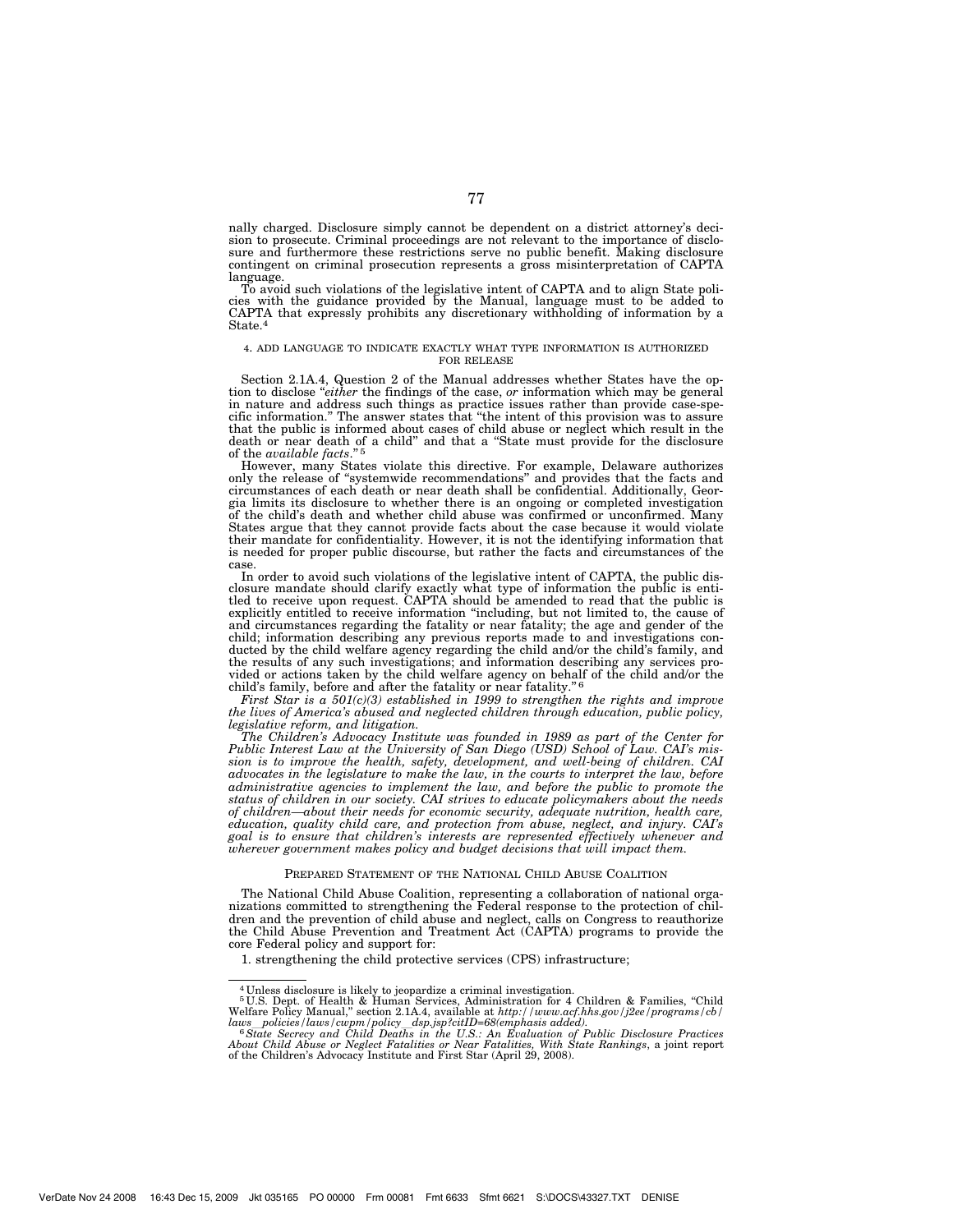nally charged. Disclosure simply cannot be dependent on a district attorney's decision to prosecute. Criminal proceedings are not relevant to the importance of disclosure and furthermore these restrictions serve no public benefit. Making disclosure contingent on criminal prosecution represents a gross misinterpretation of CAPTA language.

To avoid such violations of the legislative intent of CAPTA and to align State policies with the guidance provided by the Manual, language must to be added to CAPTA that expressly prohibits any discretionary withholding of information by a State.[4]

#### 4. ADD LANGUAGE TO INDICATE EXACTLY WHAT TYPE INFORMATION IS AUTHORIZED FOR RELEASE

Section 2.1A.4, Question 2 of the Manual addresses whether States have the option to disclose "*either* the findings of the case, *or* information which may be general in nature and address such things as practice issues rather than provide case-specific information." The answer states that "the intent of this provision was to assure that the public is informed about cases of child abuse or neglect which result in the death or near death of a child" and that a "State must provide for the disclosure of the *available facts*."[5]

However, many States violate this directive. For example, Delaware authorizes only the release of "systemwide recommendations" and provides that the facts and circumstances of each death or near death shall be confidential. Additionally, Georgia limits its disclosure to whether there is an ongoing or completed investigation of the child's death and whether child abuse was confirmed or unconfirmed. Many States argue that they cannot provide facts about the case because it would violate their mandate for confidentiality. However, it is not the identifying information that is needed for proper public discourse, but rather the facts and circumstances of the case.

In order to avoid such violations of the legislative intent of CAPTA, the public disclosure mandate should clarify exactly what type of information the public is entitled to receive upon request. CAPTA should be amended to read that the public is explicitly entitled to receive information "including, but not limited to, the cause of and circumstances regarding the fatality or near fatality; the age and gender of the child; information describing any previous reports made to and investigations conducted by the child welfare agency regarding the child and/or the child's family, and the results of any such investigations; and information describing any services provided or actions taken by the child welfare agency on behalf of the child and/or the child's family, before and after the fatality or near fatality."[6]

*First Star is a 501(c)(3) established in 1999 to strengthen the rights and improve the lives of America's abused and neglected children through education, public policy, legislative reform, and litigation.*

*The Children's Advocacy Institute was founded in 1989 as part of the Center for Public Interest Law at the University of San Diego (USD) School of Law. CAI's mission is to improve the health, safety, development, and well-being of children. CAI advocates in the legislature to make the law, in the courts to interpret the law, before administrative agencies to implement the law, and before the public to promote the status of children in our society. CAI strives to educate policymakers about the needs of children—about their needs for economic security, adequate nutrition, health care, education, quality child care, and protection from abuse, neglect, and injury. CAI's goal is to ensure that children's interests are represented effectively whenever and wherever government makes policy and budget decisions that will impact them.*

### PREPARED STATEMENT OF THE NATIONAL CHILD ABUSE COALITION

The National Child Abuse Coalition, representing a collaboration of national organizations committed to strengthening the Federal response to the protection of children and the prevention of child abuse and neglect, calls on Congress to reauthorize the Child Abuse Prevention and Treatment Act (CAPTA) programs to provide the core Federal policy and support for:

1. strengthening the child protective services (CPS) infrastructure;

---

[4] Unless disclosure is likely to jeopardize a criminal investigation.

[5] U.S. Dept. of Health & Human Services, Administration for 4 Children & Families, "Child Welfare Policy Manual," section 2.1A.4, available at *http://www.acf.hhs.gov/j2ee/programs/cb/laws_policies/laws/cwpm/policy_dsp.jsp?citID=68(emphasis added).*

[6] *State Secrecy and Child Deaths in the U.S.: An Evaluation of Public Disclosure Practices About Child Abuse or Neglect Fatalities or Near Fatalities, With State Rankings*, a joint report of the Children's Advocacy Institute and First Star (April 29, 2008).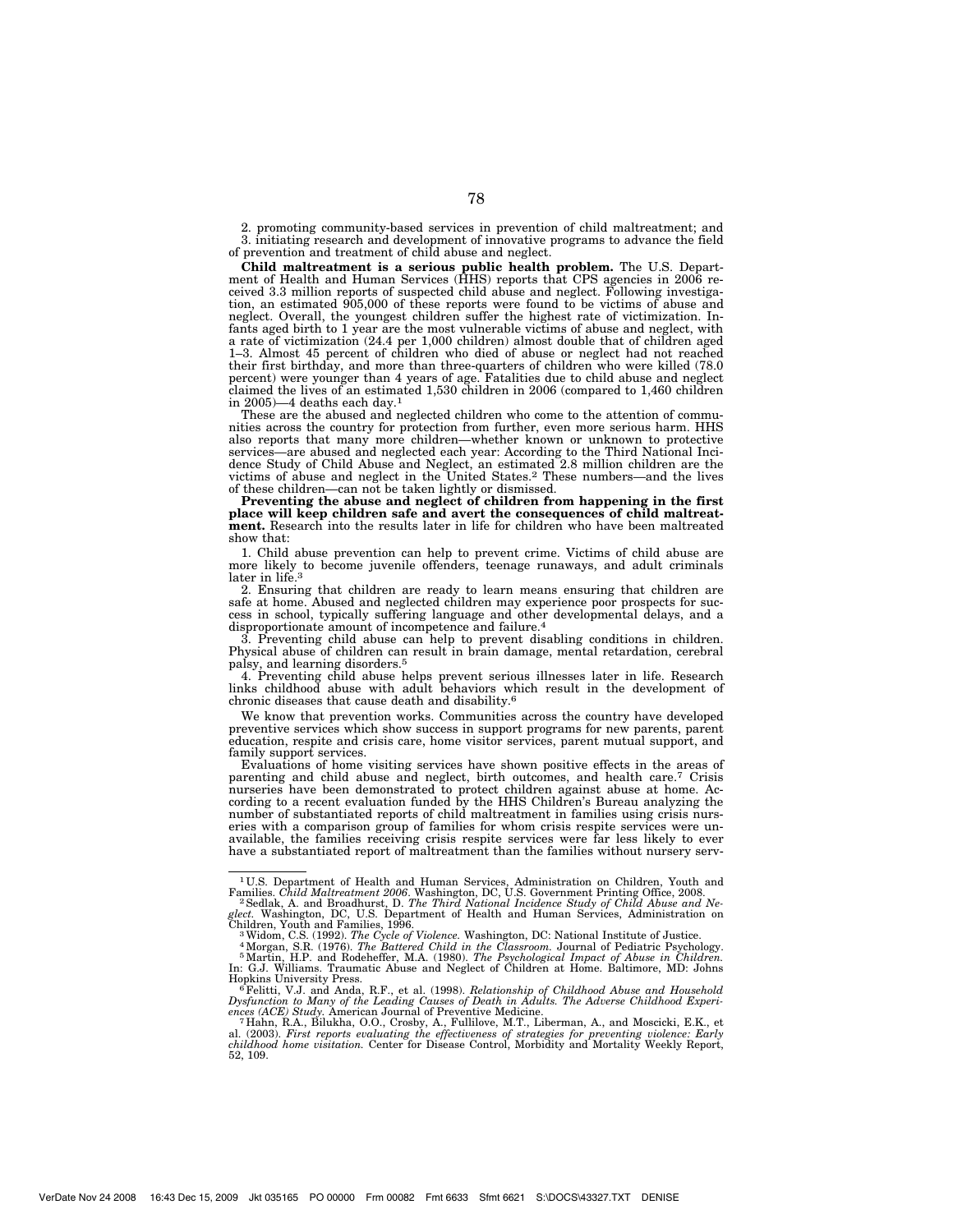2. promoting community-based services in prevention of child maltreatment; and

3. initiating research and development of innovative programs to advance the field of prevention and treatment of child abuse and neglect.

**Child maltreatment is a serious public health problem.** The U.S. Department of Health and Human Services (HHS) reports that CPS agencies in 2006 received 3.3 million reports of suspected child abuse and neglect. Following investigation, an estimated 905,000 of these reports were found to be victims of abuse and neglect. Overall, the youngest children suffer the highest rate of victimization. Infants aged birth to 1 year are the most vulnerable victims of abuse and neglect, with a rate of victimization (24.4 per 1,000 children) almost double that of children aged 1–3. Almost 45 percent of children who died of abuse or neglect had not reached their first birthday, and more than three-quarters of children who were killed (78.0 percent) were younger than 4 years of age. Fatalities due to child abuse and neglect claimed the lives of an estimated 1,530 children in 2006 (compared to 1,460 children in 2005)—4 deaths each day.[1]

These are the abused and neglected children who come to the attention of communities across the country for protection from further, even more serious harm. HHS also reports that many more children—whether known or unknown to protective services—are abused and neglected each year: According to the Third National Incidence Study of Child Abuse and Neglect, an estimated 2.8 million children are the victims of abuse and neglect in the United States.[2] These numbers—and the lives of these children—can not be taken lightly or dismissed.

**Preventing the abuse and neglect of children from happening in the first place will keep children safe and avert the consequences of child maltreatment.** Research into the results later in life for children who have been maltreated show that:

1. Child abuse prevention can help to prevent crime. Victims of child abuse are more likely to become juvenile offenders, teenage runaways, and adult criminals later in life.[3]

2. Ensuring that children are ready to learn means ensuring that children are safe at home. Abused and neglected children may experience poor prospects for success in school, typically suffering language and other developmental delays, and a disproportionate amount of incompetence and failure.[4]

3. Preventing child abuse can help to prevent disabling conditions in children. Physical abuse of children can result in brain damage, mental retardation, cerebral palsy, and learning disorders.[5]

4. Preventing child abuse helps prevent serious illnesses later in life. Research links childhood abuse with adult behaviors which result in the development of chronic diseases that cause death and disability.[6]

We know that prevention works. Communities across the country have developed preventive services which show success in support programs for new parents, parent education, respite and crisis care, home visitor services, parent mutual support, and family support services.

Evaluations of home visiting services have shown positive effects in the areas of parenting and child abuse and neglect, birth outcomes, and health care.[7] Crisis nurseries have been demonstrated to protect children against abuse at home. According to a recent evaluation funded by the HHS Children's Bureau analyzing the number of substantiated reports of child maltreatment in families using crisis nurseries with a comparison group of families for whom crisis respite services were unavailable, the families receiving crisis respite services were far less likely to ever have a substantiated report of maltreatment than the families without nursery serv-

---

[1] U.S. Department of Health and Human Services, Administration on Children, Youth and Families. *Child Maltreatment 2006*. Washington, DC, U.S. Government Printing Office, 2008.

[2] Sedlak, A. and Broadhurst, D. *The Third National Incidence Study of Child Abuse and Neglect.* Washington, DC, U.S. Department of Health and Human Services, Administration on Children, Youth and Families, 1996.

[3] Widom, C.S. (1992). *The Cycle of Violence.* Washington, DC: National Institute of Justice.

[4] Morgan, S.R. (1976). *The Battered Child in the Classroom.* Journal of Pediatric Psychology.

[5] Martin, H.P. and Rodeheffer, M.A. (1980). *The Psychological Impact of Abuse in Children.* In: G.J. Williams. Traumatic Abuse and Neglect of Children at Home. Baltimore, MD: Johns Hopkins University Press.

[6] Felitti, V.J. and Anda, R.F., et al. (1998). *Relationship of Childhood Abuse and Household Dysfunction to Many of the Leading Causes of Death in Adults. The Adverse Childhood Experiences (ACE) Study.* American Journal of Preventive Medicine.

[7] Hahn, R.A., Bilukha, O.O., Crosby, A., Fullilove, M.T., Liberman, A., and Moscicki, E.K., et al. (2003). *First reports evaluating the effectiveness of strategies for preventing violence: Early childhood home visitation.* Center for Disease Control, Morbidity and Mortality Weekly Report, 52, 109.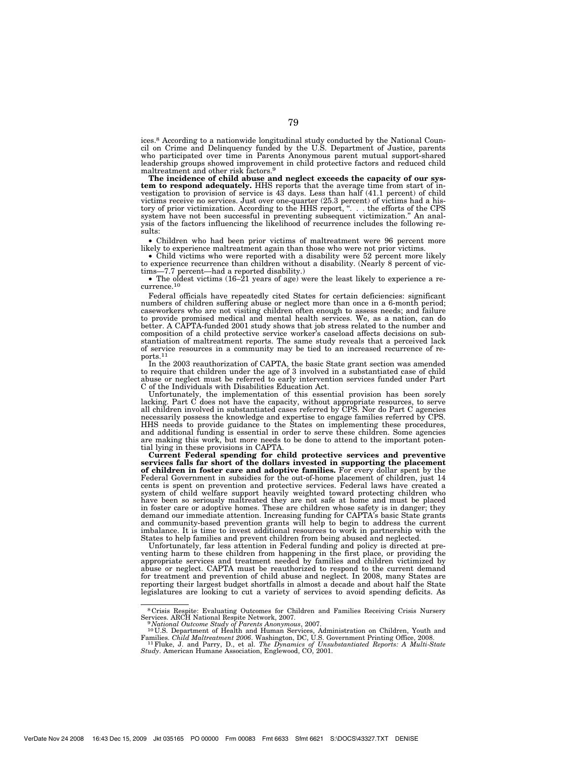ices.[8] According to a nationwide longitudinal study conducted by the National Council on Crime and Delinquency funded by the U.S. Department of Justice, parents who participated over time in Parents Anonymous parent mutual support-shared leadership groups showed improvement in child protective factors and reduced child maltreatment and other risk factors.[9]

**The incidence of child abuse and neglect exceeds the capacity of our system to respond adequately.** HHS reports that the average time from start of investigation to provision of service is 43 days. Less than half (41.1 percent) of child victims receive no services. Just over one-quarter (25.3 percent) of victims had a history of prior victimization. According to the HHS report, ". . . the efforts of the CPS system have not been successful in preventing subsequent victimization." An analysis of the factors influencing the likelihood of recurrence includes the following results:

- Children who had been prior victims of maltreatment were 96 percent more likely to experience maltreatment again than those who were not prior victims.
- Child victims who were reported with a disability were 52 percent more likely to experience recurrence than children without a disability. (Nearly 8 percent of victims—7.7 percent—had a reported disability.)
- The oldest victims (16–21 years of age) were the least likely to experience a recurrence.[10]

Federal officials have repeatedly cited States for certain deficiencies: significant numbers of children suffering abuse or neglect more than once in a 6-month period; caseworkers who are not visiting children often enough to assess needs; and failure to provide promised medical and mental health services. We, as a nation, can do better. A CAPTA-funded 2001 study shows that job stress related to the number and composition of a child protective service worker's caseload affects decisions on substantiation of maltreatment reports. The same study reveals that a perceived lack of service resources in a community may be tied to an increased recurrence of reports.[11]

In the 2003 reauthorization of CAPTA, the basic State grant section was amended to require that children under the age of 3 involved in a substantiated case of child abuse or neglect must be referred to early intervention services funded under Part C of the Individuals with Disabilities Education Act.

Unfortunately, the implementation of this essential provision has been sorely lacking. Part C does not have the capacity, without appropriate resources, to serve all children involved in substantiated cases referred by CPS. Nor do Part C agencies necessarily possess the knowledge and expertise to engage families referred by CPS. HHS needs to provide guidance to the States on implementing these procedures, and additional funding is essential in order to serve these children. Some agencies are making this work, but more needs to be done to attend to the important potential lying in these provisions in CAPTA.

**Current Federal spending for child protective services and preventive services falls far short of the dollars invested in supporting the placement of children in foster care and adoptive families.** For every dollar spent by the Federal Government in subsidies for the out-of-home placement of children, just 14 cents is spent on prevention and protective services. Federal laws have created a system of child welfare support heavily weighted toward protecting children who have been so seriously maltreated they are not safe at home and must be placed in foster care or adoptive homes. These are children whose safety is in danger; they demand our immediate attention. Increasing funding for CAPTA's basic State grants and community-based prevention grants will help to begin to address the current imbalance. It is time to invest additional resources to work in partnership with the States to help families and prevent children from being abused and neglected.

Unfortunately, far less attention in Federal funding and policy is directed at preventing harm to these children from happening in the first place, or providing the appropriate services and treatment needed by families and children victimized by abuse or neglect. CAPTA must be reauthorized to respond to the current demand for treatment and prevention of child abuse and neglect. In 2008, many States are reporting their largest budget shortfalls in almost a decade and about half the State legislatures are looking to cut a variety of services to avoid spending deficits. As

---

[8] Crisis Respite: Evaluating Outcomes for Children and Families Receiving Crisis Nursery Services. ARCH National Respite Network, 2007.

[9] *National Outcome Study of Parents Anonymous*, 2007.

[10] U.S. Department of Health and Human Services, Administration on Children, Youth and Families. *Child Maltreatment 2006*. Washington, DC, U.S. Government Printing Office, 2008.

[11] Fluke, J. and Parry, D., et al. *The Dynamics of Unsubstantiated Reports: A Multi-State Study*. American Humane Association, Englewood, CO, 2001.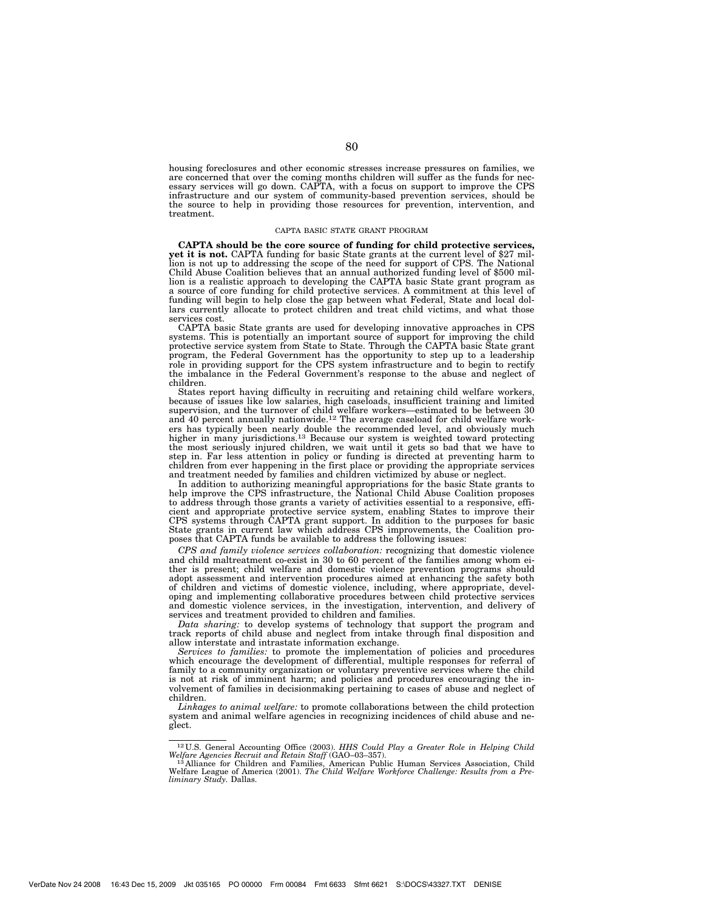housing foreclosures and other economic stresses increase pressures on families, we are concerned that over the coming months children will suffer as the funds for necessary services will go down. CAPTA, with a focus on support to improve the CPS infrastructure and our system of community-based prevention services, should be the source to help in providing those resources for prevention, intervention, and treatment.

## CAPTA BASIC STATE GRANT PROGRAM

**CAPTA should be the core source of funding for child protective services, yet it is not.** CAPTA funding for basic State grants at the current level of $27 million is not up to addressing the scope of the need for support of CPS. The National Child Abuse Coalition believes that an annual authorized funding level of $500 million is a realistic approach to developing the CAPTA basic State grant program as a source of core funding for child protective services. A commitment at this level of funding will begin to help close the gap between what Federal, State and local dollars currently allocate to protect children and treat child victims, and what those services cost.

CAPTA basic State grants are used for developing innovative approaches in CPS systems. This is potentially an important source of support for improving the child protective service system from State to State. Through the CAPTA basic State grant program, the Federal Government has the opportunity to step up to a leadership role in providing support for the CPS system infrastructure and to begin to rectify the imbalance in the Federal Government's response to the abuse and neglect of children.

States report having difficulty in recruiting and retaining child welfare workers, because of issues like low salaries, high caseloads, insufficient training and limited supervision, and the turnover of child welfare workers—estimated to be between 30 and 40 percent annually nationwide.[12] The average caseload for child welfare workers has typically been nearly double the recommended level, and obviously much higher in many jurisdictions.[13] Because our system is weighted toward protecting the most seriously injured children, we wait until it gets so bad that we have to step in. Far less attention in policy or funding is directed at preventing harm to children from ever happening in the first place or providing the appropriate services and treatment needed by families and children victimized by abuse or neglect.

In addition to authorizing meaningful appropriations for the basic State grants to help improve the CPS infrastructure, the National Child Abuse Coalition proposes to address through those grants a variety of activities essential to a responsive, efficient and appropriate protective service system, enabling States to improve their CPS systems through CAPTA grant support. In addition to the purposes for basic State grants in current law which address CPS improvements, the Coalition proposes that CAPTA funds be available to address the following issues:

*CPS and family violence services collaboration:* recognizing that domestic violence and child maltreatment co-exist in 30 to 60 percent of the families among whom either is present; child welfare and domestic violence prevention programs should adopt assessment and intervention procedures aimed at enhancing the safety both of children and victims of domestic violence, including, where appropriate, developing and implementing collaborative procedures between child protective services and domestic violence services, in the investigation, intervention, and delivery of services and treatment provided to children and families.

*Data sharing:* to develop systems of technology that support the program and track reports of child abuse and neglect from intake through final disposition and allow interstate and intrastate information exchange.

*Services to families:* to promote the implementation of policies and procedures which encourage the development of differential, multiple responses for referral of family to a community organization or voluntary preventive services where the child is not at risk of imminent harm; and policies and procedures encouraging the involvement of families in decisionmaking pertaining to cases of abuse and neglect of children.

*Linkages to animal welfare:* to promote collaborations between the child protection system and animal welfare agencies in recognizing incidences of child abuse and neglect.

---

[12] U.S. General Accounting Office (2003). *HHS Could Play a Greater Role in Helping Child Welfare Agencies Recruit and Retain Staff* (GAO–03–357).

[13] Alliance for Children and Families, American Public Human Services Association, Child Welfare League of America (2001). *The Child Welfare Workforce Challenge: Results from a Preliminary Study.* Dallas.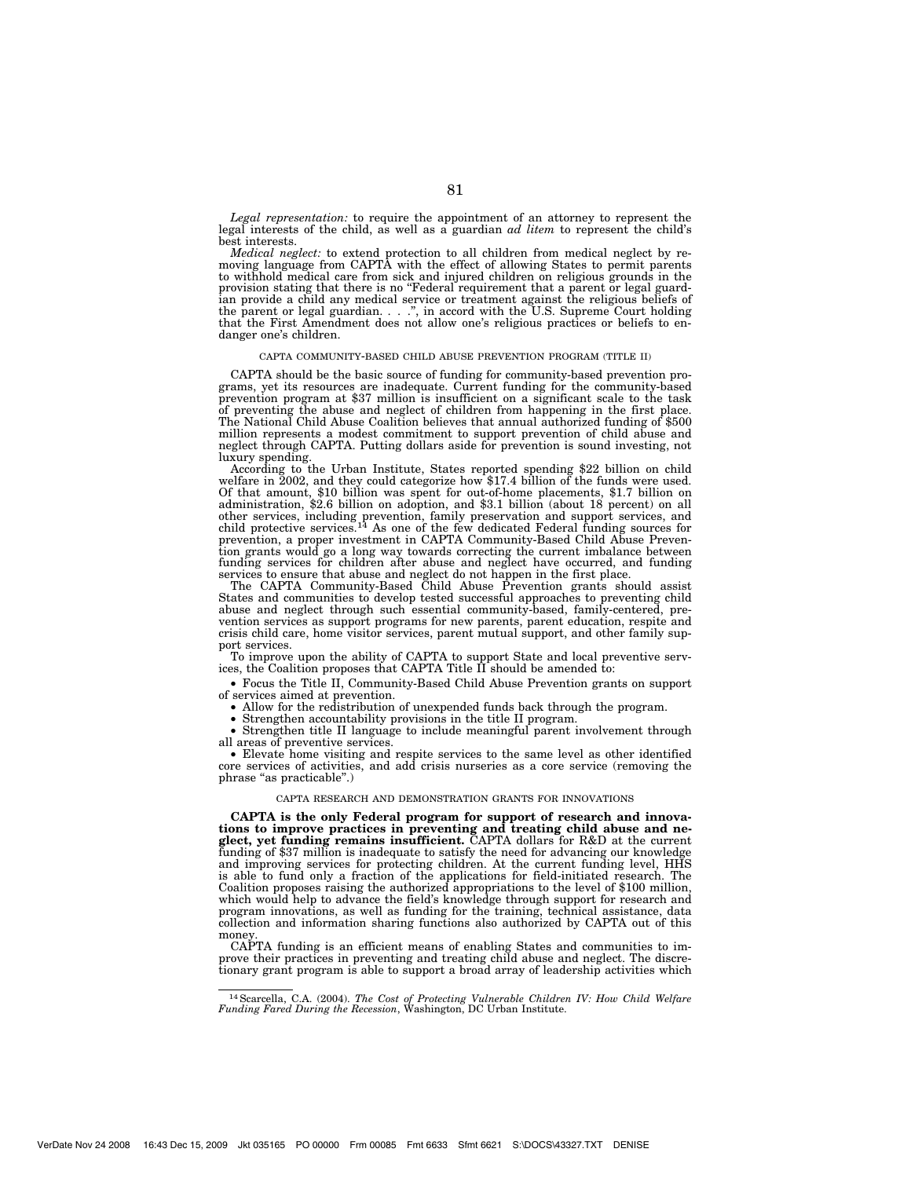*Legal representation:* to require the appointment of an attorney to represent the legal interests of the child, as well as a guardian *ad litem* to represent the child's best interests.

*Medical neglect:* to extend protection to all children from medical neglect by removing language from CAPTA with the effect of allowing States to permit parents to withhold medical care from sick and injured children on religious grounds in the provision stating that there is no "Federal requirement that a parent or legal guardian provide a child any medical service or treatment against the religious beliefs of the parent or legal guardian. . . .", in accord with the U.S. Supreme Court holding that the First Amendment does not allow one's religious practices or beliefs to endanger one's children.

CAPTA COMMUNITY-BASED CHILD ABUSE PREVENTION PROGRAM (TITLE II)

CAPTA should be the basic source of funding for community-based prevention programs, yet its resources are inadequate. Current funding for the community-based prevention program at $37 million is insufficient on a significant scale to the task of preventing the abuse and neglect of children from happening in the first place. The National Child Abuse Coalition believes that annual authorized funding of $500 million represents a modest commitment to support prevention of child abuse and neglect through CAPTA. Putting dollars aside for prevention is sound investing, not luxury spending.

According to the Urban Institute, States reported spending $22 billion on child welfare in 2002, and they could categorize how $17.4 billion of the funds were used. Of that amount, $10 billion was spent for out-of-home placements, $1.7 billion on administration, $2.6 billion on adoption, and $3.1 billion (about 18 percent) on all other services, including prevention, family preservation and support services, and child protective services.[14] As one of the few dedicated Federal funding sources for prevention, a proper investment in CAPTA Community-Based Child Abuse Prevention grants would go a long way towards correcting the current imbalance between funding services for children after abuse and neglect have occurred, and funding services to ensure that abuse and neglect do not happen in the first place.

The CAPTA Community-Based Child Abuse Prevention grants should assist States and communities to develop tested successful approaches to preventing child abuse and neglect through such essential community-based, family-centered, prevention services as support programs for new parents, parent education, respite and crisis child care, home visitor services, parent mutual support, and other family support services.

To improve upon the ability of CAPTA to support State and local preventive services, the Coalition proposes that CAPTA Title II should be amended to:

- Focus the Title II, Community-Based Child Abuse Prevention grants on support of services aimed at prevention.
- Allow for the redistribution of unexpended funds back through the program.
- Strengthen accountability provisions in the title II program.
- Strengthen title II language to include meaningful parent involvement through all areas of preventive services.
- Elevate home visiting and respite services to the same level as other identified core services of activities, and add crisis nurseries as a core service (removing the phrase "as practicable".)

CAPTA RESEARCH AND DEMONSTRATION GRANTS FOR INNOVATIONS

**CAPTA is the only Federal program for support of research and innovations to improve practices in preventing and treating child abuse and neglect, yet funding remains insufficient.** CAPTA dollars for R&D at the current funding of $37 million is inadequate to satisfy the need for advancing our knowledge and improving services for protecting children. At the current funding level, HHS is able to fund only a fraction of the applications for field-initiated research. The Coalition proposes raising the authorized appropriations to the level of $100 million, which would help to advance the field's knowledge through support for research and program innovations, as well as funding for the training, technical assistance, data collection and information sharing functions also authorized by CAPTA out of this money.

CAPTA funding is an efficient means of enabling States and communities to improve their practices in preventing and treating child abuse and neglect. The discretionary grant program is able to support a broad array of leadership activities which

[14] Scarcella, C.A. (2004). *The Cost of Protecting Vulnerable Children IV: How Child Welfare Funding Fared During the Recession*, Washington, DC Urban Institute.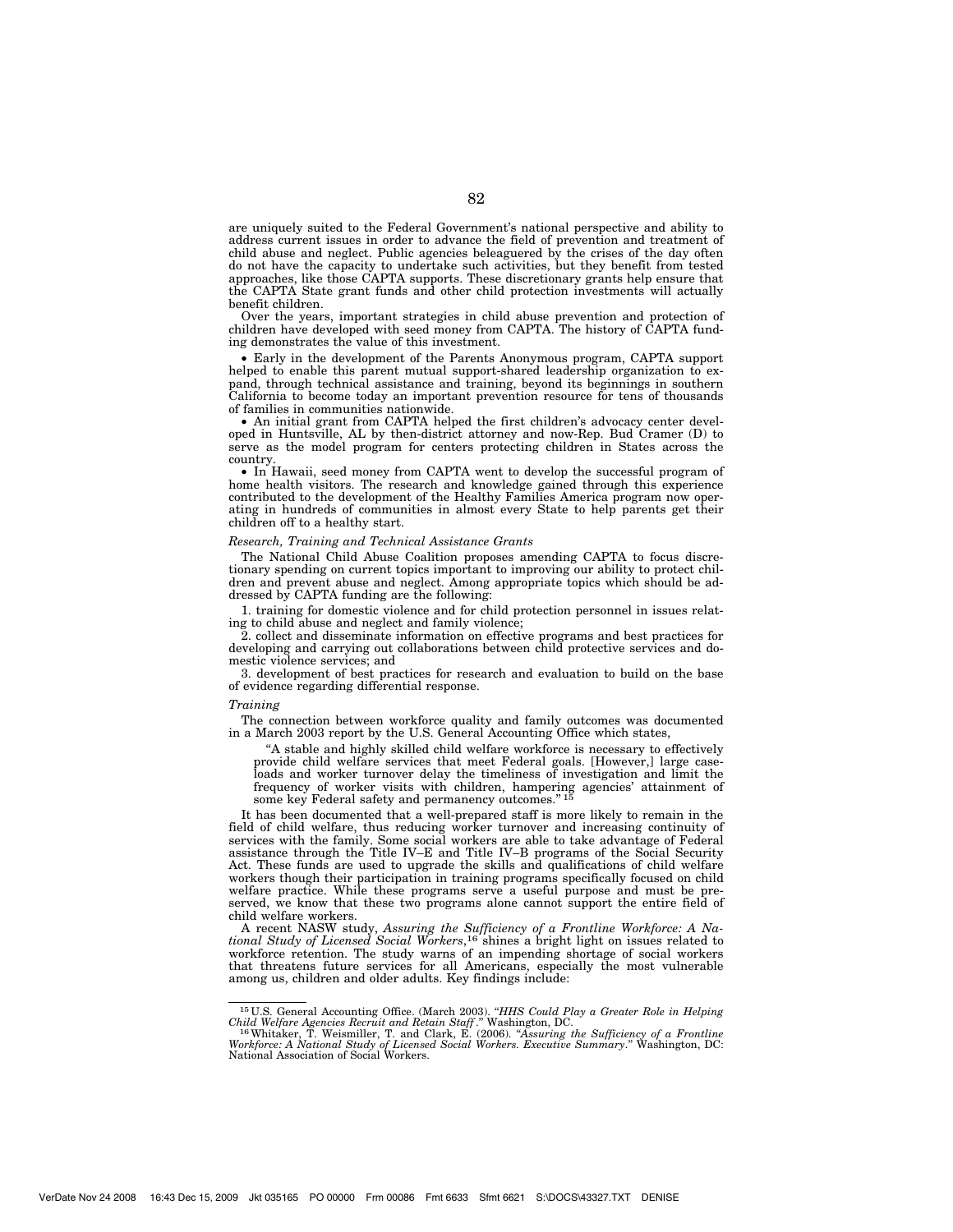are uniquely suited to the Federal Government's national perspective and ability to address current issues in order to advance the field of prevention and treatment of child abuse and neglect. Public agencies beleaguered by the crises of the day often do not have the capacity to undertake such activities, but they benefit from tested approaches, like those CAPTA supports. These discretionary grants help ensure that the CAPTA State grant funds and other child protection investments will actually benefit children.

Over the years, important strategies in child abuse prevention and protection of children have developed with seed money from CAPTA. The history of CAPTA funding demonstrates the value of this investment.

- Early in the development of the Parents Anonymous program, CAPTA support helped to enable this parent mutual support-shared leadership organization to expand, through technical assistance and training, beyond its beginnings in southern California to become today an important prevention resource for tens of thousands of families in communities nationwide.
- An initial grant from CAPTA helped the first children's advocacy center developed in Huntsville, AL by then-district attorney and now-Rep. Bud Cramer (D) to serve as the model program for centers protecting children in States across the country.
- In Hawaii, seed money from CAPTA went to develop the successful program of home health visitors. The research and knowledge gained through this experience contributed to the development of the Healthy Families America program now operating in hundreds of communities in almost every State to help parents get their children off to a healthy start.

*Research, Training and Technical Assistance Grants*

The National Child Abuse Coalition proposes amending CAPTA to focus discretionary spending on current topics important to improving our ability to protect children and prevent abuse and neglect. Among appropriate topics which should be addressed by CAPTA funding are the following:

1. training for domestic violence and for child protection personnel in issues relating to child abuse and neglect and family violence;
2. collect and disseminate information on effective programs and best practices for developing and carrying out collaborations between child protective services and domestic violence services; and
3. development of best practices for research and evaluation to build on the base of evidence regarding differential response.

*Training*

The connection between workforce quality and family outcomes was documented in a March 2003 report by the U.S. General Accounting Office which states,

> "A stable and highly skilled child welfare workforce is necessary to effectively provide child welfare services that meet Federal goals. [However,] large caseloads and worker turnover delay the timeliness of investigation and limit the frequency of worker visits with children, hampering agencies' attainment of some key Federal safety and permanency outcomes." [15]

It has been documented that a well-prepared staff is more likely to remain in the field of child welfare, thus reducing worker turnover and increasing continuity of services with the family. Some social workers are able to take advantage of Federal assistance through the Title IV–E and Title IV–B programs of the Social Security Act. These funds are used to upgrade the skills and qualifications of child welfare workers though their participation in training programs specifically focused on child welfare practice. While these programs serve a useful purpose and must be preserved, we know that these two programs alone cannot support the entire field of child welfare workers.

A recent NASW study, *Assuring the Sufficiency of a Frontline Workforce: A National Study of Licensed Social Workers*,[16] shines a bright light on issues related to workforce retention. The study warns of an impending shortage of social workers that threatens future services for all Americans, especially the most vulnerable among us, children and older adults. Key findings include:

---

[15] U.S. General Accounting Office. (March 2003). "*HHS Could Play a Greater Role in Helping Child Welfare Agencies Recruit and Retain Staff*." Washington, DC.

[16] Whitaker, T. Weismiller, T. and Clark, E. (2006). "*Assuring the Sufficiency of a Frontline Workforce: A National Study of Licensed Social Workers. Executive Summary*." Washington, DC: National Association of Social Workers.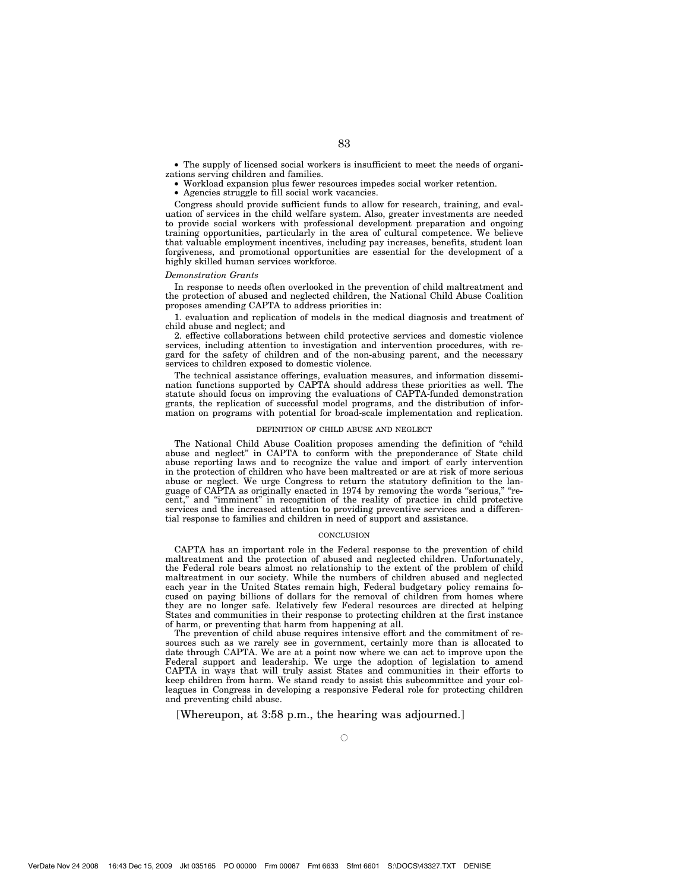- The supply of licensed social workers is insufficient to meet the needs of organizations serving children and families.
- Workload expansion plus fewer resources impedes social worker retention.
- Agencies struggle to fill social work vacancies.

Congress should provide sufficient funds to allow for research, training, and evaluation of services in the child welfare system. Also, greater investments are needed to provide social workers with professional development preparation and ongoing training opportunities, particularly in the area of cultural competence. We believe that valuable employment incentives, including pay increases, benefits, student loan forgiveness, and promotional opportunities are essential for the development of a highly skilled human services workforce.

*Demonstration Grants*

In response to needs often overlooked in the prevention of child maltreatment and the protection of abused and neglected children, the National Child Abuse Coalition proposes amending CAPTA to address priorities in:

1. evaluation and replication of models in the medical diagnosis and treatment of child abuse and neglect; and

2. effective collaborations between child protective services and domestic violence services, including attention to investigation and intervention procedures, with regard for the safety of children and of the non-abusing parent, and the necessary services to children exposed to domestic violence.

The technical assistance offerings, evaluation measures, and information dissemination functions supported by CAPTA should address these priorities as well. The statute should focus on improving the evaluations of CAPTA-funded demonstration grants, the replication of successful model programs, and the distribution of information on programs with potential for broad-scale implementation and replication.

## DEFINITION OF CHILD ABUSE AND NEGLECT

The National Child Abuse Coalition proposes amending the definition of "child abuse and neglect" in CAPTA to conform with the preponderance of State child abuse reporting laws and to recognize the value and import of early intervention in the protection of children who have been maltreated or are at risk of more serious abuse or neglect. We urge Congress to return the statutory definition to the language of CAPTA as originally enacted in 1974 by removing the words "serious," "recent," and "imminent" in recognition of the reality of practice in child protective services and the increased attention to providing preventive services and a differential response to families and children in need of support and assistance.

## CONCLUSION

CAPTA has an important role in the Federal response to the prevention of child maltreatment and the protection of abused and neglected children. Unfortunately, the Federal role bears almost no relationship to the extent of the problem of child maltreatment in our society. While the numbers of children abused and neglected each year in the United States remain high, Federal budgetary policy remains focused on paying billions of dollars for the removal of children from homes where they are no longer safe. Relatively few Federal resources are directed at helping States and communities in their response to protecting children at the first instance of harm, or preventing that harm from happening at all.

The prevention of child abuse requires intensive effort and the commitment of resources such as we rarely see in government, certainly more than is allocated to date through CAPTA. We are at a point now where we can act to improve upon the Federal support and leadership. We urge the adoption of legislation to amend CAPTA in ways that will truly assist States and communities in their efforts to keep children from harm. We stand ready to assist this subcommittee and your colleagues in Congress in developing a responsive Federal role for protecting children and preventing child abuse.

[Whereupon, at 3:58 p.m., the hearing was adjourned.]